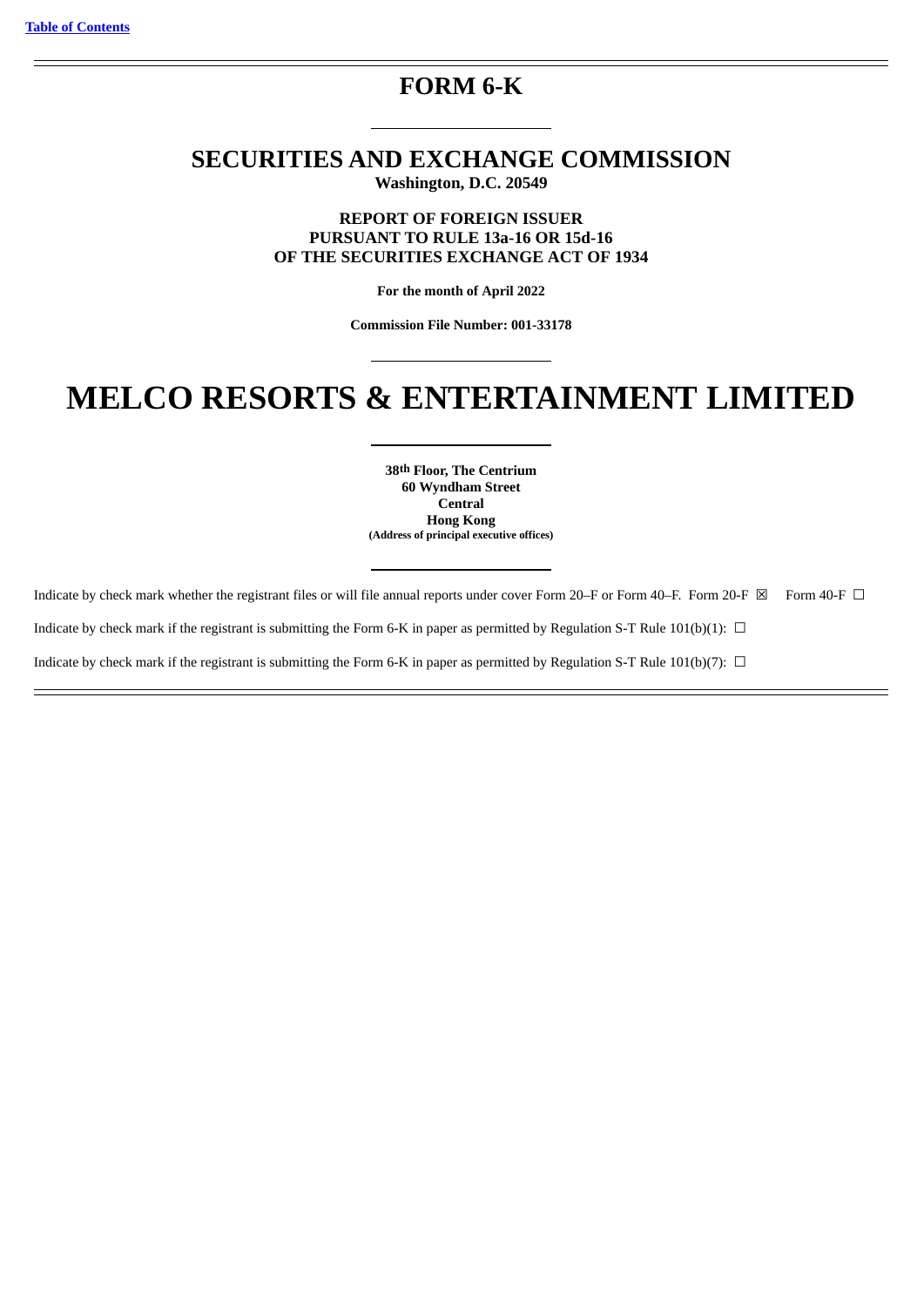[Table of Contents](#)

# FORM 6-K

## SECURITIES AND EXCHANGE COMMISSION

**Washington, D.C. 20549**

**REPORT OF FOREIGN ISSUER**
**PURSUANT TO RULE 13a-16 OR 15d-16**
**OF THE SECURITIES EXCHANGE ACT OF 1934**

**For the month of April 2022**

**Commission File Number: 001-33178**

# MELCO RESORTS & ENTERTAINMENT LIMITED

**38th Floor, The Centrium**
**60 Wyndham Street**
**Central**
**Hong Kong**
**(Address of principal executive offices)**

Indicate by check mark whether the registrant files or will file annual reports under cover Form 20–F or Form 40–F. Form 20-F ☒ Form 40-F ☐

Indicate by check mark if the registrant is submitting the Form 6-K in paper as permitted by Regulation S-T Rule 101(b)(1): ☐

Indicate by check mark if the registrant is submitting the Form 6-K in paper as permitted by Regulation S-T Rule 101(b)(7): ☐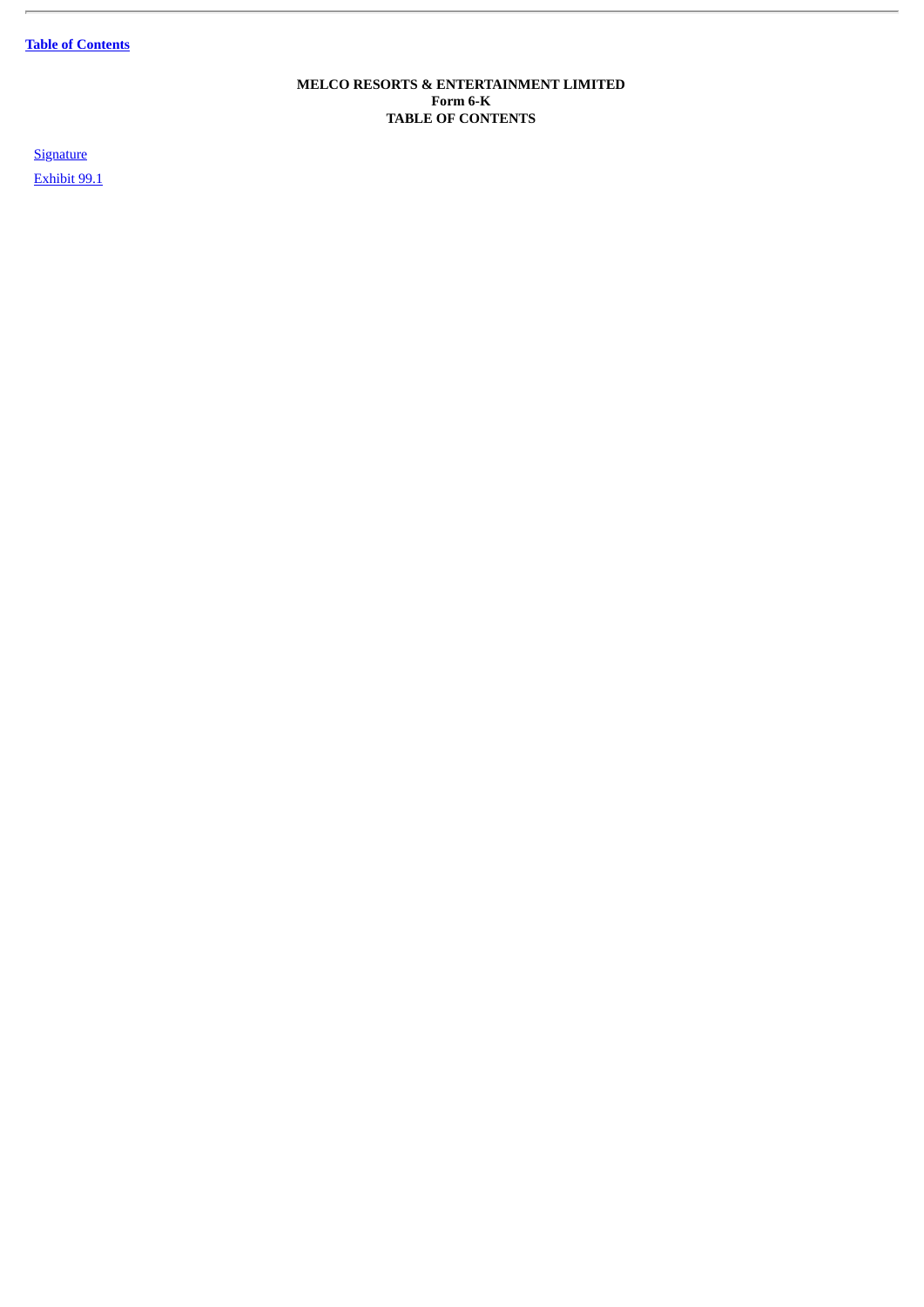**MELCO RESORTS & ENTERTAINMENT LIMITED**
**Form 6-K**
**TABLE OF CONTENTS**

Signature

Exhibit 99.1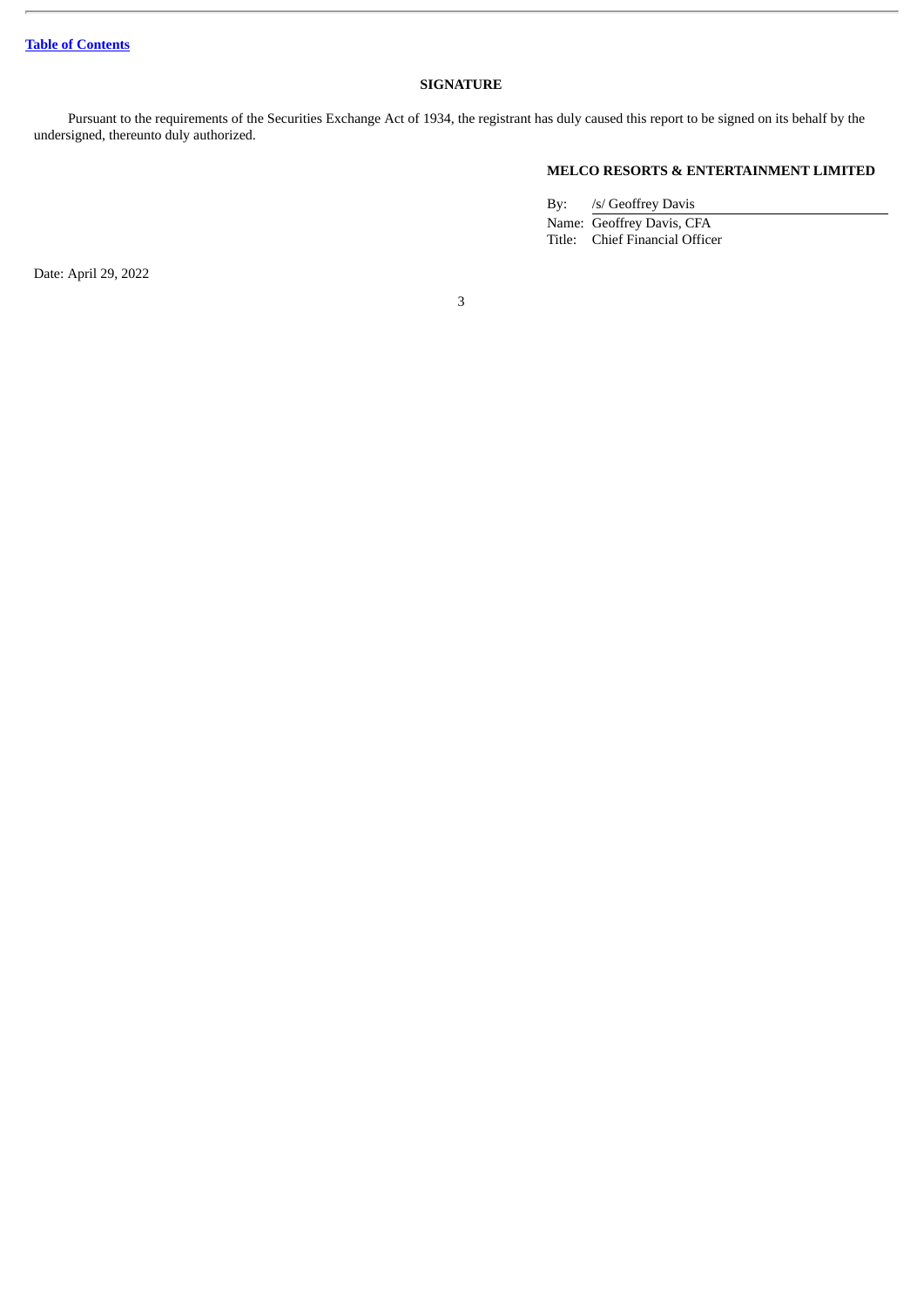[Table of Contents]

## SIGNATURE

Pursuant to the requirements of the Securities Exchange Act of 1934, the registrant has duly caused this report to be signed on its behalf by the undersigned, thereunto duly authorized.

**MELCO RESORTS & ENTERTAINMENT LIMITED**

By: /s/ Geoffrey Davis

Name: Geoffrey Davis, CFA

Title: Chief Financial Officer

Date: April 29, 2022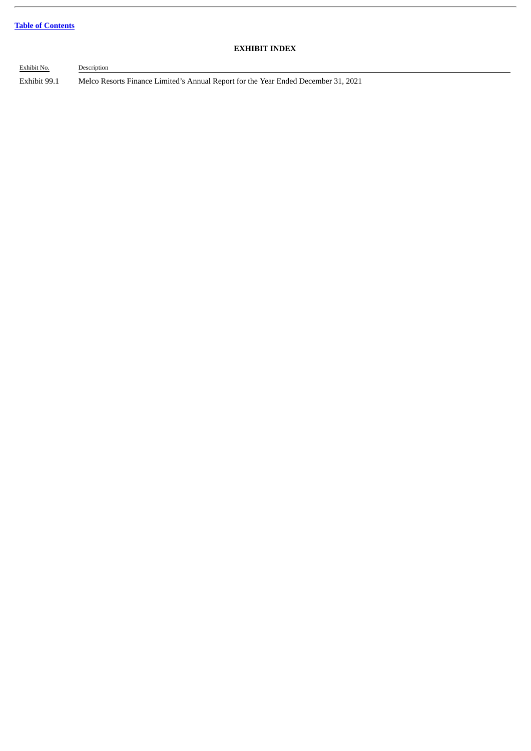[Table of Contents](#)

## EXHIBIT INDEX

| Exhibit No. | Description |
| --- | --- |
| Exhibit 99.1 | Melco Resorts Finance Limited's Annual Report for the Year Ended December 31, 2021 |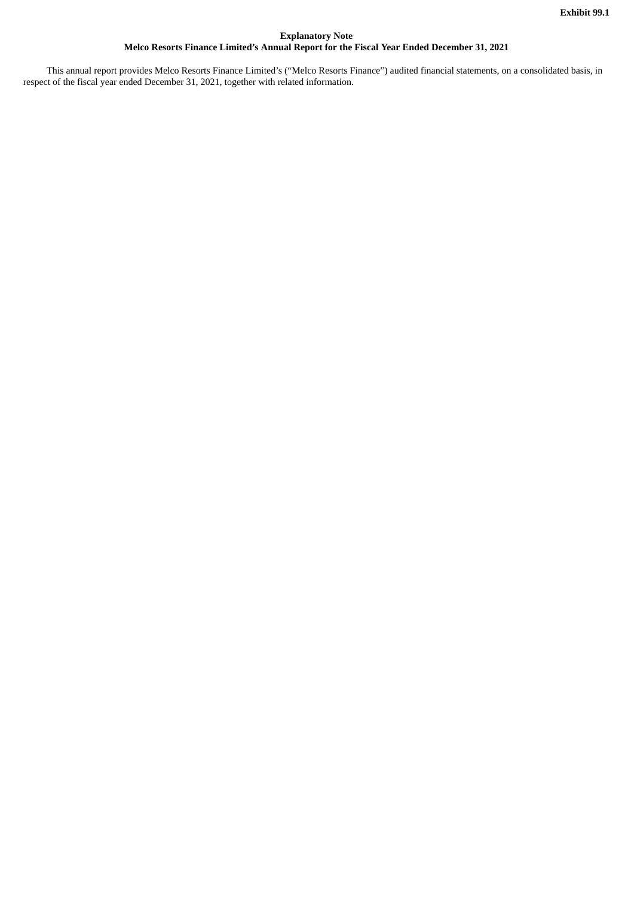**Exhibit 99.1**

**Explanatory Note**

**Melco Resorts Finance Limited's Annual Report for the Fiscal Year Ended December 31, 2021**

This annual report provides Melco Resorts Finance Limited's ("Melco Resorts Finance") audited financial statements, on a consolidated basis, in respect of the fiscal year ended December 31, 2021, together with related information.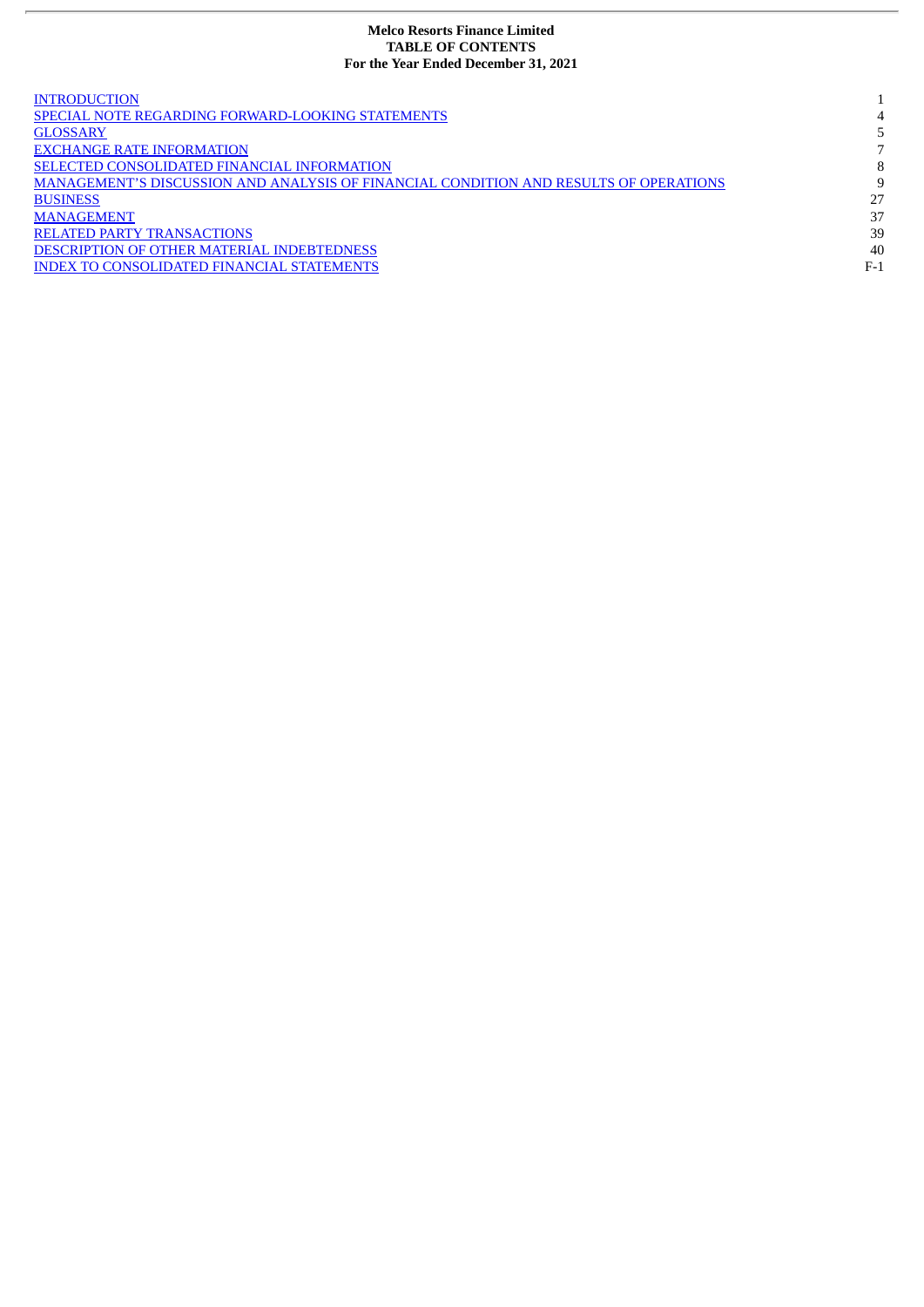**Melco Resorts Finance Limited**
**TABLE OF CONTENTS**
**For the Year Ended December 31, 2021**

| | |
|---|---|
| INTRODUCTION | 1 |
| SPECIAL NOTE REGARDING FORWARD-LOOKING STATEMENTS | 4 |
| GLOSSARY | 5 |
| EXCHANGE RATE INFORMATION | 7 |
| SELECTED CONSOLIDATED FINANCIAL INFORMATION | 8 |
| MANAGEMENT'S DISCUSSION AND ANALYSIS OF FINANCIAL CONDITION AND RESULTS OF OPERATIONS | 9 |
| BUSINESS | 27 |
| MANAGEMENT | 37 |
| RELATED PARTY TRANSACTIONS | 39 |
| DESCRIPTION OF OTHER MATERIAL INDEBTEDNESS | 40 |
| INDEX TO CONSOLIDATED FINANCIAL STATEMENTS | F-1 |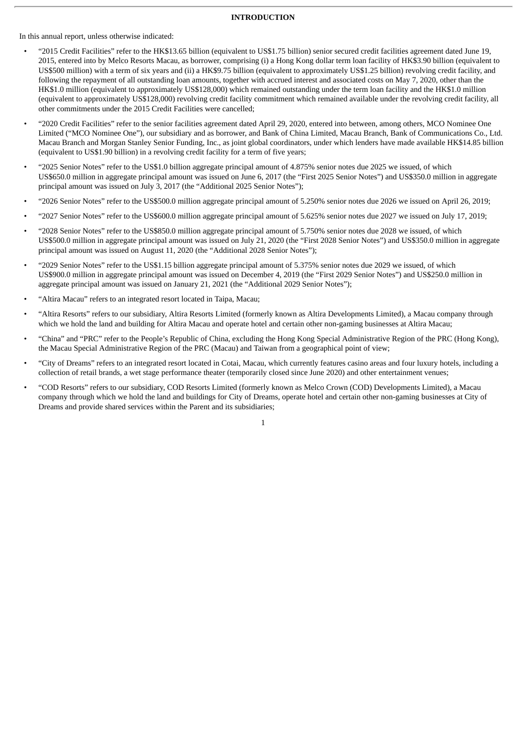## INTRODUCTION

In this annual report, unless otherwise indicated:

- "2015 Credit Facilities" refer to the HK$13.65 billion (equivalent to US$1.75 billion) senior secured credit facilities agreement dated June 19, 2015, entered into by Melco Resorts Macau, as borrower, comprising (i) a Hong Kong dollar term loan facility of HK$3.90 billion (equivalent to US$500 million) with a term of six years and (ii) a HK$9.75 billion (equivalent to approximately US$1.25 billion) revolving credit facility, and following the repayment of all outstanding loan amounts, together with accrued interest and associated costs on May 7, 2020, other than the HK$1.0 million (equivalent to approximately US$128,000) which remained outstanding under the term loan facility and the HK$1.0 million (equivalent to approximately US$128,000) revolving credit facility commitment which remained available under the revolving credit facility, all other commitments under the 2015 Credit Facilities were cancelled;
- "2020 Credit Facilities" refer to the senior facilities agreement dated April 29, 2020, entered into between, among others, MCO Nominee One Limited ("MCO Nominee One"), our subsidiary and as borrower, and Bank of China Limited, Macau Branch, Bank of Communications Co., Ltd. Macau Branch and Morgan Stanley Senior Funding, Inc., as joint global coordinators, under which lenders have made available HK$14.85 billion (equivalent to US$1.90 billion) in a revolving credit facility for a term of five years;
- "2025 Senior Notes" refer to the US$1.0 billion aggregate principal amount of 4.875% senior notes due 2025 we issued, of which US$650.0 million in aggregate principal amount was issued on June 6, 2017 (the "First 2025 Senior Notes") and US$350.0 million in aggregate principal amount was issued on July 3, 2017 (the "Additional 2025 Senior Notes");
- "2026 Senior Notes" refer to the US$500.0 million aggregate principal amount of 5.250% senior notes due 2026 we issued on April 26, 2019;
- "2027 Senior Notes" refer to the US$600.0 million aggregate principal amount of 5.625% senior notes due 2027 we issued on July 17, 2019;
- "2028 Senior Notes" refer to the US$850.0 million aggregate principal amount of 5.750% senior notes due 2028 we issued, of which US$500.0 million in aggregate principal amount was issued on July 21, 2020 (the "First 2028 Senior Notes") and US$350.0 million in aggregate principal amount was issued on August 11, 2020 (the "Additional 2028 Senior Notes");
- "2029 Senior Notes" refer to the US$1.15 billion aggregate principal amount of 5.375% senior notes due 2029 we issued, of which US$900.0 million in aggregate principal amount was issued on December 4, 2019 (the "First 2029 Senior Notes") and US$250.0 million in aggregate principal amount was issued on January 21, 2021 (the "Additional 2029 Senior Notes");
- "Altira Macau" refers to an integrated resort located in Taipa, Macau;
- "Altira Resorts" refers to our subsidiary, Altira Resorts Limited (formerly known as Altira Developments Limited), a Macau company through which we hold the land and building for Altira Macau and operate hotel and certain other non-gaming businesses at Altira Macau;
- "China" and "PRC" refer to the People's Republic of China, excluding the Hong Kong Special Administrative Region of the PRC (Hong Kong), the Macau Special Administrative Region of the PRC (Macau) and Taiwan from a geographical point of view;
- "City of Dreams" refers to an integrated resort located in Cotai, Macau, which currently features casino areas and four luxury hotels, including a collection of retail brands, a wet stage performance theater (temporarily closed since June 2020) and other entertainment venues;
- "COD Resorts" refers to our subsidiary, COD Resorts Limited (formerly known as Melco Crown (COD) Developments Limited), a Macau company through which we hold the land and buildings for City of Dreams, operate hotel and certain other non-gaming businesses at City of Dreams and provide shared services within the Parent and its subsidiaries;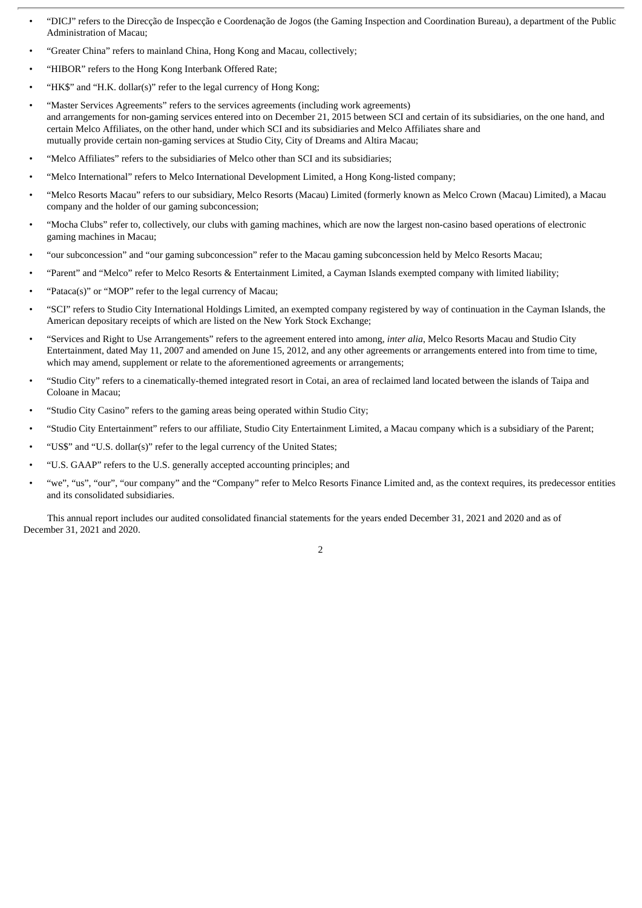- "DICJ" refers to the Direcção de Inspecção e Coordenação de Jogos (the Gaming Inspection and Coordination Bureau), a department of the Public Administration of Macau;
- "Greater China" refers to mainland China, Hong Kong and Macau, collectively;
- "HIBOR" refers to the Hong Kong Interbank Offered Rate;
- "HK$" and "H.K. dollar(s)" refer to the legal currency of Hong Kong;
- "Master Services Agreements" refers to the services agreements (including work agreements) and arrangements for non-gaming services entered into on December 21, 2015 between SCI and certain of its subsidiaries, on the one hand, and certain Melco Affiliates, on the other hand, under which SCI and its subsidiaries and Melco Affiliates share and mutually provide certain non-gaming services at Studio City, City of Dreams and Altira Macau;
- "Melco Affiliates" refers to the subsidiaries of Melco other than SCI and its subsidiaries;
- "Melco International" refers to Melco International Development Limited, a Hong Kong-listed company;
- "Melco Resorts Macau" refers to our subsidiary, Melco Resorts (Macau) Limited (formerly known as Melco Crown (Macau) Limited), a Macau company and the holder of our gaming subconcession;
- "Mocha Clubs" refer to, collectively, our clubs with gaming machines, which are now the largest non-casino based operations of electronic gaming machines in Macau;
- "our subconcession" and "our gaming subconcession" refer to the Macau gaming subconcession held by Melco Resorts Macau;
- "Parent" and "Melco" refer to Melco Resorts & Entertainment Limited, a Cayman Islands exempted company with limited liability;
- "Pataca(s)" or "MOP" refer to the legal currency of Macau;
- "SCI" refers to Studio City International Holdings Limited, an exempted company registered by way of continuation in the Cayman Islands, the American depositary receipts of which are listed on the New York Stock Exchange;
- "Services and Right to Use Arrangements" refers to the agreement entered into among, *inter alia*, Melco Resorts Macau and Studio City Entertainment, dated May 11, 2007 and amended on June 15, 2012, and any other agreements or arrangements entered into from time to time, which may amend, supplement or relate to the aforementioned agreements or arrangements;
- "Studio City" refers to a cinematically-themed integrated resort in Cotai, an area of reclaimed land located between the islands of Taipa and Coloane in Macau;
- "Studio City Casino" refers to the gaming areas being operated within Studio City;
- "Studio City Entertainment" refers to our affiliate, Studio City Entertainment Limited, a Macau company which is a subsidiary of the Parent;
- "US$" and "U.S. dollar(s)" refer to the legal currency of the United States;
- "U.S. GAAP" refers to the U.S. generally accepted accounting principles; and
- "we", "us", "our", "our company" and the "Company" refer to Melco Resorts Finance Limited and, as the context requires, its predecessor entities and its consolidated subsidiaries.

This annual report includes our audited consolidated financial statements for the years ended December 31, 2021 and 2020 and as of December 31, 2021 and 2020.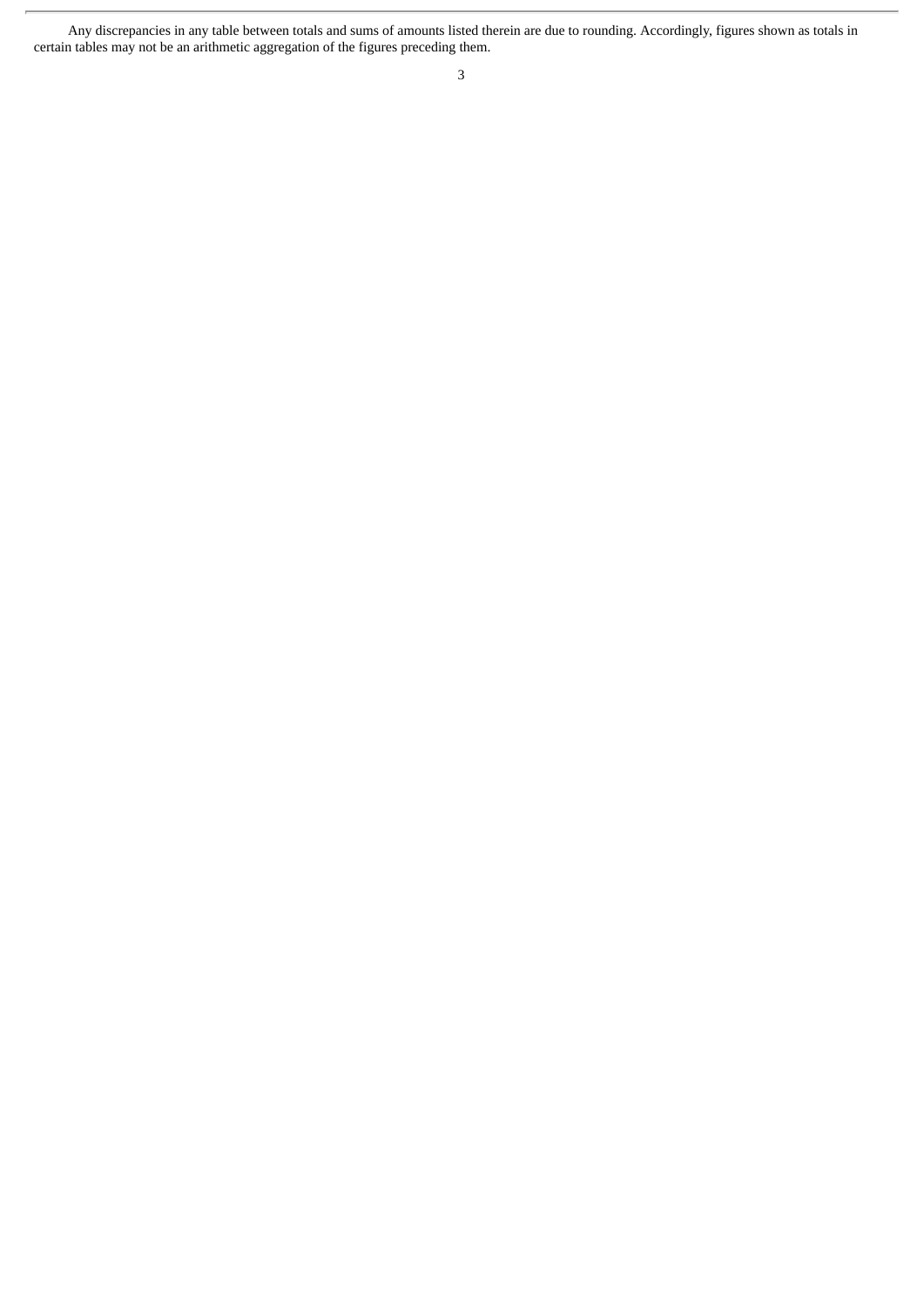Any discrepancies in any table between totals and sums of amounts listed therein are due to rounding. Accordingly, figures shown as totals in certain tables may not be an arithmetic aggregation of the figures preceding them.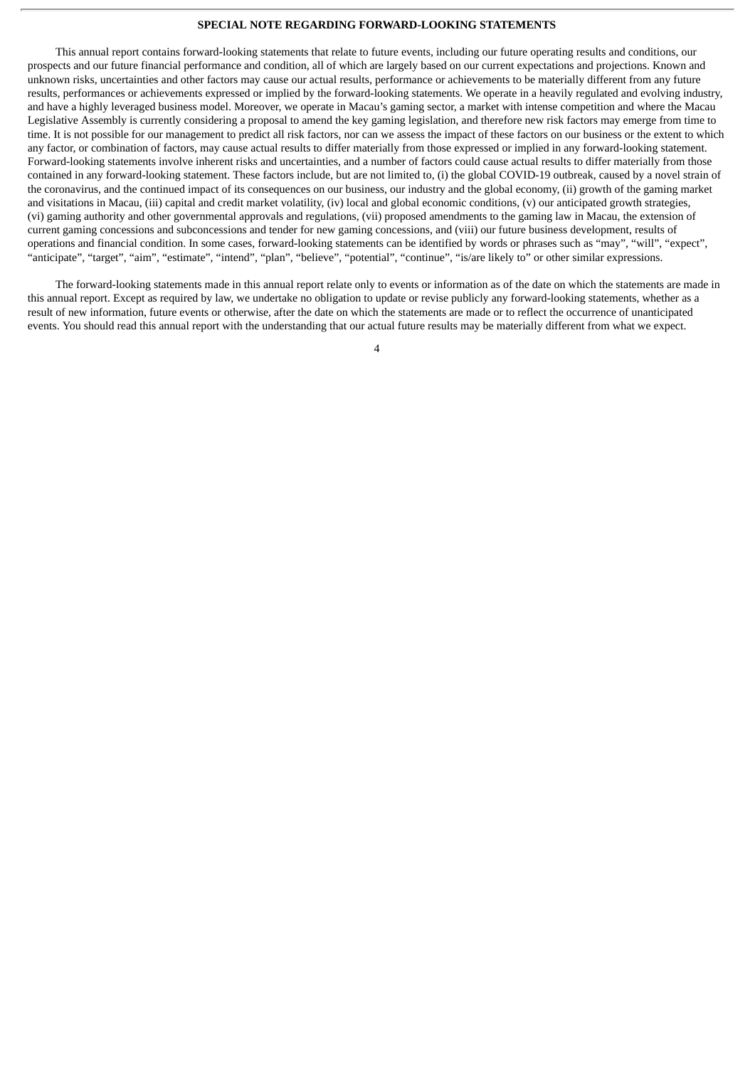## SPECIAL NOTE REGARDING FORWARD-LOOKING STATEMENTS

This annual report contains forward-looking statements that relate to future events, including our future operating results and conditions, our prospects and our future financial performance and condition, all of which are largely based on our current expectations and projections. Known and unknown risks, uncertainties and other factors may cause our actual results, performance or achievements to be materially different from any future results, performances or achievements expressed or implied by the forward-looking statements. We operate in a heavily regulated and evolving industry, and have a highly leveraged business model. Moreover, we operate in Macau's gaming sector, a market with intense competition and where the Macau Legislative Assembly is currently considering a proposal to amend the key gaming legislation, and therefore new risk factors may emerge from time to time. It is not possible for our management to predict all risk factors, nor can we assess the impact of these factors on our business or the extent to which any factor, or combination of factors, may cause actual results to differ materially from those expressed or implied in any forward-looking statement. Forward-looking statements involve inherent risks and uncertainties, and a number of factors could cause actual results to differ materially from those contained in any forward-looking statement. These factors include, but are not limited to, (i) the global COVID-19 outbreak, caused by a novel strain of the coronavirus, and the continued impact of its consequences on our business, our industry and the global economy, (ii) growth of the gaming market and visitations in Macau, (iii) capital and credit market volatility, (iv) local and global economic conditions, (v) our anticipated growth strategies, (vi) gaming authority and other governmental approvals and regulations, (vii) proposed amendments to the gaming law in Macau, the extension of current gaming concessions and subconcessions and tender for new gaming concessions, and (viii) our future business development, results of operations and financial condition. In some cases, forward-looking statements can be identified by words or phrases such as "may", "will", "expect", "anticipate", "target", "aim", "estimate", "intend", "plan", "believe", "potential", "continue", "is/are likely to" or other similar expressions.

The forward-looking statements made in this annual report relate only to events or information as of the date on which the statements are made in this annual report. Except as required by law, we undertake no obligation to update or revise publicly any forward-looking statements, whether as a result of new information, future events or otherwise, after the date on which the statements are made or to reflect the occurrence of unanticipated events. You should read this annual report with the understanding that our actual future results may be materially different from what we expect.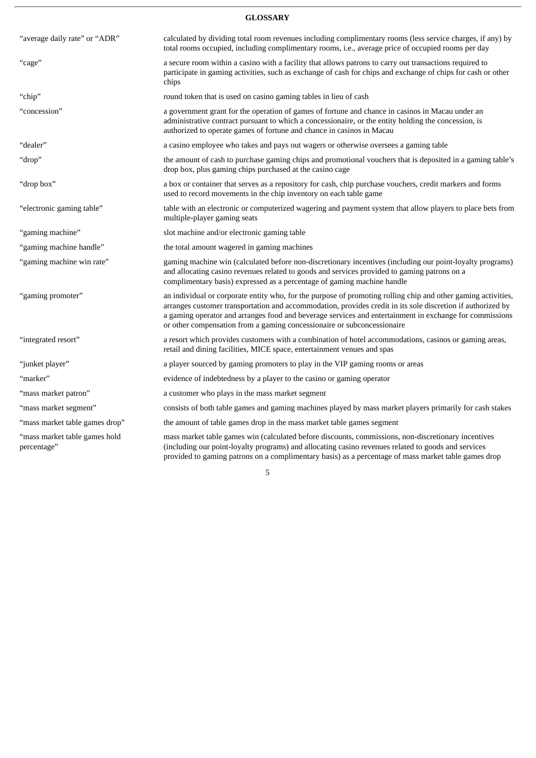## GLOSSARY

| | |
|---|---|
| "average daily rate" or "ADR" | calculated by dividing total room revenues including complimentary rooms (less service charges, if any) by total rooms occupied, including complimentary rooms, i.e., average price of occupied rooms per day |
| "cage" | a secure room within a casino with a facility that allows patrons to carry out transactions required to participate in gaming activities, such as exchange of cash for chips and exchange of chips for cash or other chips |
| "chip" | round token that is used on casino gaming tables in lieu of cash |
| "concession" | a government grant for the operation of games of fortune and chance in casinos in Macau under an administrative contract pursuant to which a concessionaire, or the entity holding the concession, is authorized to operate games of fortune and chance in casinos in Macau |
| "dealer" | a casino employee who takes and pays out wagers or otherwise oversees a gaming table |
| "drop" | the amount of cash to purchase gaming chips and promotional vouchers that is deposited in a gaming table's drop box, plus gaming chips purchased at the casino cage |
| "drop box" | a box or container that serves as a repository for cash, chip purchase vouchers, credit markers and forms used to record movements in the chip inventory on each table game |
| "electronic gaming table" | table with an electronic or computerized wagering and payment system that allow players to place bets from multiple-player gaming seats |
| "gaming machine" | slot machine and/or electronic gaming table |
| "gaming machine handle" | the total amount wagered in gaming machines |
| "gaming machine win rate" | gaming machine win (calculated before non-discretionary incentives (including our point-loyalty programs) and allocating casino revenues related to goods and services provided to gaming patrons on a complimentary basis) expressed as a percentage of gaming machine handle |
| "gaming promoter" | an individual or corporate entity who, for the purpose of promoting rolling chip and other gaming activities, arranges customer transportation and accommodation, provides credit in its sole discretion if authorized by a gaming operator and arranges food and beverage services and entertainment in exchange for commissions or other compensation from a gaming concessionaire or subconcessionaire |
| "integrated resort" | a resort which provides customers with a combination of hotel accommodations, casinos or gaming areas, retail and dining facilities, MICE space, entertainment venues and spas |
| "junket player" | a player sourced by gaming promoters to play in the VIP gaming rooms or areas |
| "marker" | evidence of indebtedness by a player to the casino or gaming operator |
| "mass market patron" | a customer who plays in the mass market segment |
| "mass market segment" | consists of both table games and gaming machines played by mass market players primarily for cash stakes |
| "mass market table games drop" | the amount of table games drop in the mass market table games segment |
| "mass market table games hold percentage" | mass market table games win (calculated before discounts, commissions, non-discretionary incentives (including our point-loyalty programs) and allocating casino revenues related to goods and services provided to gaming patrons on a complimentary basis) as a percentage of mass market table games drop |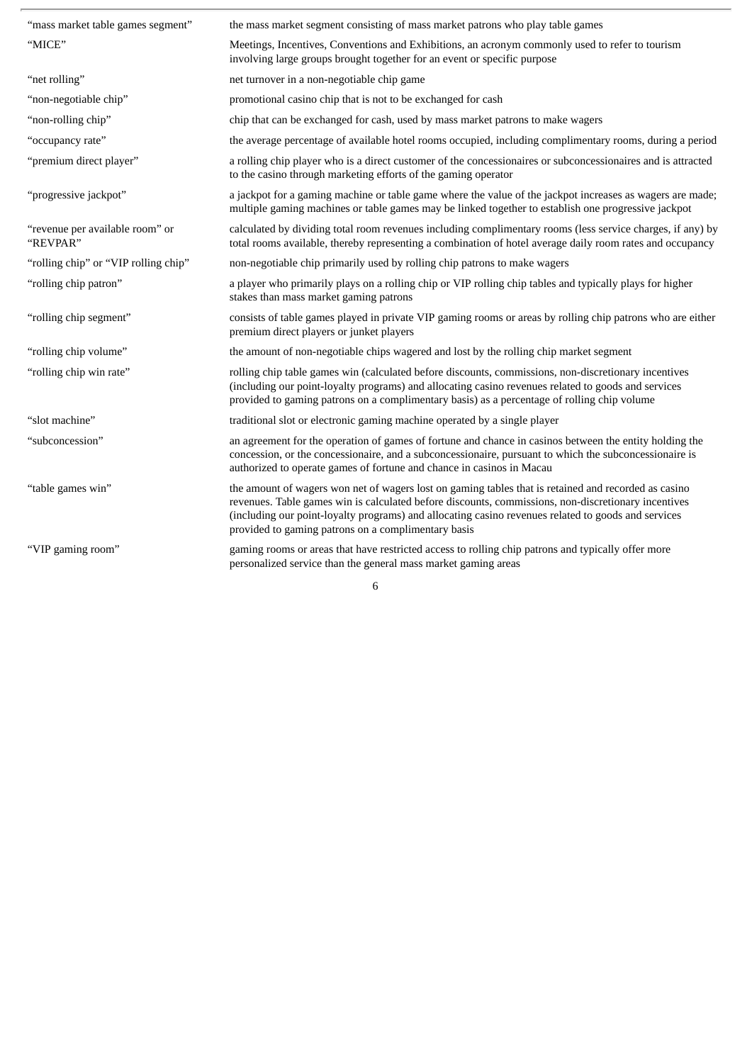| | |
|---|---|
| "mass market table games segment" | the mass market segment consisting of mass market patrons who play table games |
| "MICE" | Meetings, Incentives, Conventions and Exhibitions, an acronym commonly used to refer to tourism involving large groups brought together for an event or specific purpose |
| "net rolling" | net turnover in a non-negotiable chip game |
| "non-negotiable chip" | promotional casino chip that is not to be exchanged for cash |
| "non-rolling chip" | chip that can be exchanged for cash, used by mass market patrons to make wagers |
| "occupancy rate" | the average percentage of available hotel rooms occupied, including complimentary rooms, during a period |
| "premium direct player" | a rolling chip player who is a direct customer of the concessionaires or subconcessionaires and is attracted to the casino through marketing efforts of the gaming operator |
| "progressive jackpot" | a jackpot for a gaming machine or table game where the value of the jackpot increases as wagers are made; multiple gaming machines or table games may be linked together to establish one progressive jackpot |
| "revenue per available room" or "REVPAR" | calculated by dividing total room revenues including complimentary rooms (less service charges, if any) by total rooms available, thereby representing a combination of hotel average daily room rates and occupancy |
| "rolling chip" or "VIP rolling chip" | non-negotiable chip primarily used by rolling chip patrons to make wagers |
| "rolling chip patron" | a player who primarily plays on a rolling chip or VIP rolling chip tables and typically plays for higher stakes than mass market gaming patrons |
| "rolling chip segment" | consists of table games played in private VIP gaming rooms or areas by rolling chip patrons who are either premium direct players or junket players |
| "rolling chip volume" | the amount of non-negotiable chips wagered and lost by the rolling chip market segment |
| "rolling chip win rate" | rolling chip table games win (calculated before discounts, commissions, non-discretionary incentives (including our point-loyalty programs) and allocating casino revenues related to goods and services provided to gaming patrons on a complimentary basis) as a percentage of rolling chip volume |
| "slot machine" | traditional slot or electronic gaming machine operated by a single player |
| "subconcession" | an agreement for the operation of games of fortune and chance in casinos between the entity holding the concession, or the concessionaire, and a subconcessionaire, pursuant to which the subconcessionaire is authorized to operate games of fortune and chance in casinos in Macau |
| "table games win" | the amount of wagers won net of wagers lost on gaming tables that is retained and recorded as casino revenues. Table games win is calculated before discounts, commissions, non-discretionary incentives (including our point-loyalty programs) and allocating casino revenues related to goods and services provided to gaming patrons on a complimentary basis |
| "VIP gaming room" | gaming rooms or areas that have restricted access to rolling chip patrons and typically offer more personalized service than the general mass market gaming areas |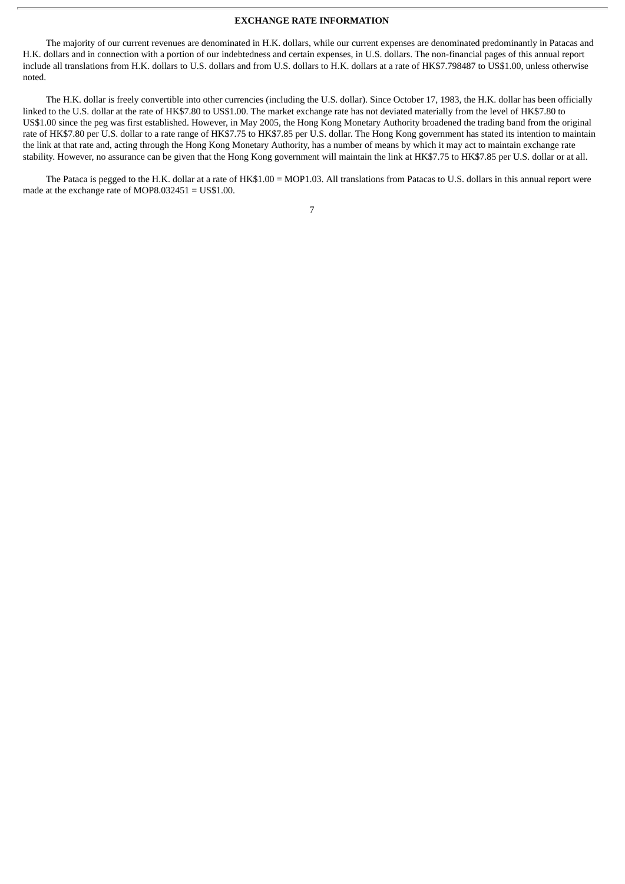## EXCHANGE RATE INFORMATION

The majority of our current revenues are denominated in H.K. dollars, while our current expenses are denominated predominantly in Patacas and H.K. dollars and in connection with a portion of our indebtedness and certain expenses, in U.S. dollars. The non-financial pages of this annual report include all translations from H.K. dollars to U.S. dollars and from U.S. dollars to H.K. dollars at a rate of HK$7.798487 to US$1.00, unless otherwise noted.

The H.K. dollar is freely convertible into other currencies (including the U.S. dollar). Since October 17, 1983, the H.K. dollar has been officially linked to the U.S. dollar at the rate of HK$7.80 to US$1.00. The market exchange rate has not deviated materially from the level of HK$7.80 to US$1.00 since the peg was first established. However, in May 2005, the Hong Kong Monetary Authority broadened the trading band from the original rate of HK$7.80 per U.S. dollar to a rate range of HK$7.75 to HK$7.85 per U.S. dollar. The Hong Kong government has stated its intention to maintain the link at that rate and, acting through the Hong Kong Monetary Authority, has a number of means by which it may act to maintain exchange rate stability. However, no assurance can be given that the Hong Kong government will maintain the link at HK$7.75 to HK$7.85 per U.S. dollar or at all.

The Pataca is pegged to the H.K. dollar at a rate of HK$1.00 = MOP1.03. All translations from Patacas to U.S. dollars in this annual report were made at the exchange rate of MOP8.032451 = US$1.00.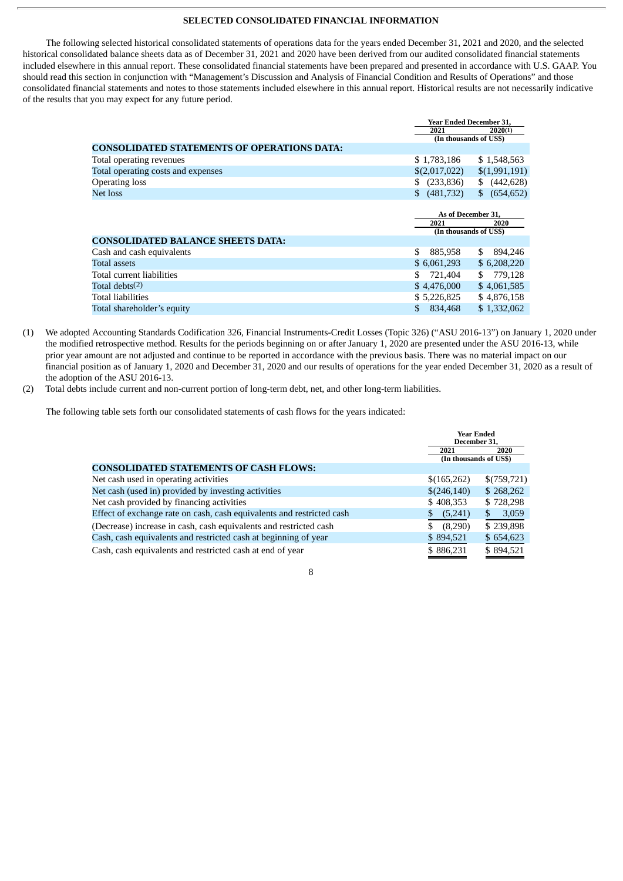## SELECTED CONSOLIDATED FINANCIAL INFORMATION

The following selected historical consolidated statements of operations data for the years ended December 31, 2021 and 2020, and the selected historical consolidated balance sheets data as of December 31, 2021 and 2020 have been derived from our audited consolidated financial statements included elsewhere in this annual report. These consolidated financial statements have been prepared and presented in accordance with U.S. GAAP. You should read this section in conjunction with "Management's Discussion and Analysis of Financial Condition and Results of Operations" and those consolidated financial statements and notes to those statements included elsewhere in this annual report. Historical results are not necessarily indicative of the results that you may expect for any future period.

| | Year Ended December 31, | |
|---|---|---|
| | 2021 | 2020(1) |
| | (In thousands of US$) | |
| **CONSOLIDATED STATEMENTS OF OPERATIONS DATA:** | | |
| Total operating revenues | $ 1,783,186 | $ 1,548,563 |
| Total operating costs and expenses | $(2,017,022) | $(1,991,191) |
| Operating loss | $ (233,836) | $ (442,628) |
| Net loss | $ (481,732) | $ (654,652) |

| | As of December 31, | |
|---|---|---|
| | 2021 | 2020 |
| | (In thousands of US$) | |
| **CONSOLIDATED BALANCE SHEETS DATA:** | | |
| Cash and cash equivalents | $ 885,958 | $ 894,246 |
| Total assets | $ 6,061,293 | $ 6,208,220 |
| Total current liabilities | $ 721,404 | $ 779,128 |
| Total debts(2) | $ 4,476,000 | $ 4,061,585 |
| Total liabilities | $ 5,226,825 | $ 4,876,158 |
| Total shareholder's equity | $ 834,468 | $ 1,332,062 |

(1) We adopted Accounting Standards Codification 326, Financial Instruments-Credit Losses (Topic 326) ("ASU 2016-13") on January 1, 2020 under the modified retrospective method. Results for the periods beginning on or after January 1, 2020 are presented under the ASU 2016-13, while prior year amount are not adjusted and continue to be reported in accordance with the previous basis. There was no material impact on our financial position as of January 1, 2020 and December 31, 2020 and our results of operations for the year ended December 31, 2020 as a result of the adoption of the ASU 2016-13.

(2) Total debts include current and non-current portion of long-term debt, net, and other long-term liabilities.

The following table sets forth our consolidated statements of cash flows for the years indicated:

| | Year Ended December 31, | |
|---|---|---|
| | 2021 | 2020 |
| | (In thousands of US$) | |
| **CONSOLIDATED STATEMENTS OF CASH FLOWS:** | | |
| Net cash used in operating activities | $(165,262) | $(759,721) |
| Net cash (used in) provided by investing activities | $(246,140) | $ 268,262 |
| Net cash provided by financing activities | $ 408,353 | $ 728,298 |
| Effect of exchange rate on cash, cash equivalents and restricted cash | $ (5,241) | $ 3,059 |
| (Decrease) increase in cash, cash equivalents and restricted cash | $ (8,290) | $ 239,898 |
| Cash, cash equivalents and restricted cash at beginning of year | $ 894,521 | $ 654,623 |
| Cash, cash equivalents and restricted cash at end of year | $ 886,231 | $ 894,521 |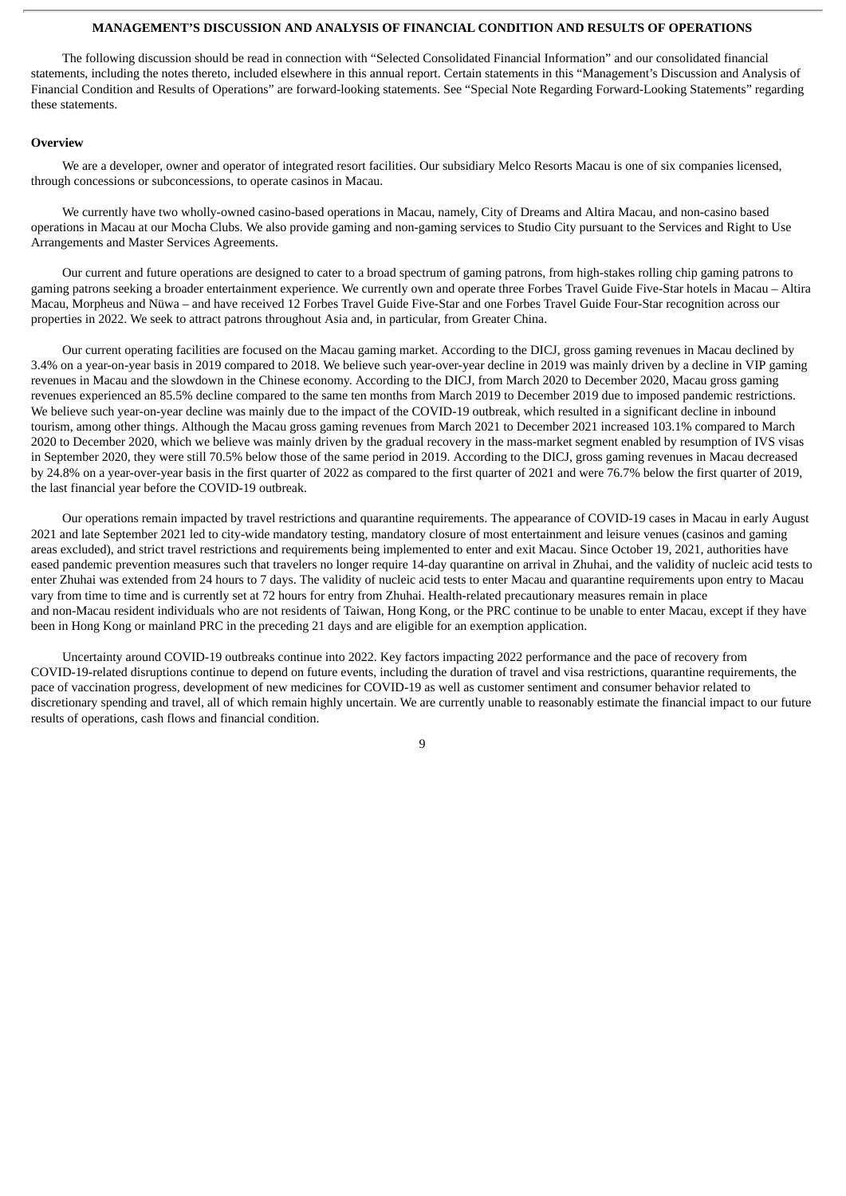## MANAGEMENT'S DISCUSSION AND ANALYSIS OF FINANCIAL CONDITION AND RESULTS OF OPERATIONS

The following discussion should be read in connection with "Selected Consolidated Financial Information" and our consolidated financial statements, including the notes thereto, included elsewhere in this annual report. Certain statements in this "Management's Discussion and Analysis of Financial Condition and Results of Operations" are forward-looking statements. See "Special Note Regarding Forward-Looking Statements" regarding these statements.

### Overview

We are a developer, owner and operator of integrated resort facilities. Our subsidiary Melco Resorts Macau is one of six companies licensed, through concessions or subconcessions, to operate casinos in Macau.

We currently have two wholly-owned casino-based operations in Macau, namely, City of Dreams and Altira Macau, and non-casino based operations in Macau at our Mocha Clubs. We also provide gaming and non-gaming services to Studio City pursuant to the Services and Right to Use Arrangements and Master Services Agreements.

Our current and future operations are designed to cater to a broad spectrum of gaming patrons, from high-stakes rolling chip gaming patrons to gaming patrons seeking a broader entertainment experience. We currently own and operate three Forbes Travel Guide Five-Star hotels in Macau – Altira Macau, Morpheus and Nüwa – and have received 12 Forbes Travel Guide Five-Star and one Forbes Travel Guide Four-Star recognition across our properties in 2022. We seek to attract patrons throughout Asia and, in particular, from Greater China.

Our current operating facilities are focused on the Macau gaming market. According to the DICJ, gross gaming revenues in Macau declined by 3.4% on a year-on-year basis in 2019 compared to 2018. We believe such year-over-year decline in 2019 was mainly driven by a decline in VIP gaming revenues in Macau and the slowdown in the Chinese economy. According to the DICJ, from March 2020 to December 2020, Macau gross gaming revenues experienced an 85.5% decline compared to the same ten months from March 2019 to December 2019 due to imposed pandemic restrictions. We believe such year-on-year decline was mainly due to the impact of the COVID-19 outbreak, which resulted in a significant decline in inbound tourism, among other things. Although the Macau gross gaming revenues from March 2021 to December 2021 increased 103.1% compared to March 2020 to December 2020, which we believe was mainly driven by the gradual recovery in the mass-market segment enabled by resumption of IVS visas in September 2020, they were still 70.5% below those of the same period in 2019. According to the DICJ, gross gaming revenues in Macau decreased by 24.8% on a year-over-year basis in the first quarter of 2022 as compared to the first quarter of 2021 and were 76.7% below the first quarter of 2019, the last financial year before the COVID-19 outbreak.

Our operations remain impacted by travel restrictions and quarantine requirements. The appearance of COVID-19 cases in Macau in early August 2021 and late September 2021 led to city-wide mandatory testing, mandatory closure of most entertainment and leisure venues (casinos and gaming areas excluded), and strict travel restrictions and requirements being implemented to enter and exit Macau. Since October 19, 2021, authorities have eased pandemic prevention measures such that travelers no longer require 14-day quarantine on arrival in Zhuhai, and the validity of nucleic acid tests to enter Zhuhai was extended from 24 hours to 7 days. The validity of nucleic acid tests to enter Macau and quarantine requirements upon entry to Macau vary from time to time and is currently set at 72 hours for entry from Zhuhai. Health-related precautionary measures remain in place and non-Macau resident individuals who are not residents of Taiwan, Hong Kong, or the PRC continue to be unable to enter Macau, except if they have been in Hong Kong or mainland PRC in the preceding 21 days and are eligible for an exemption application.

Uncertainty around COVID-19 outbreaks continue into 2022. Key factors impacting 2022 performance and the pace of recovery from COVID-19-related disruptions continue to depend on future events, including the duration of travel and visa restrictions, quarantine requirements, the pace of vaccination progress, development of new medicines for COVID-19 as well as customer sentiment and consumer behavior related to discretionary spending and travel, all of which remain highly uncertain. We are currently unable to reasonably estimate the financial impact to our future results of operations, cash flows and financial condition.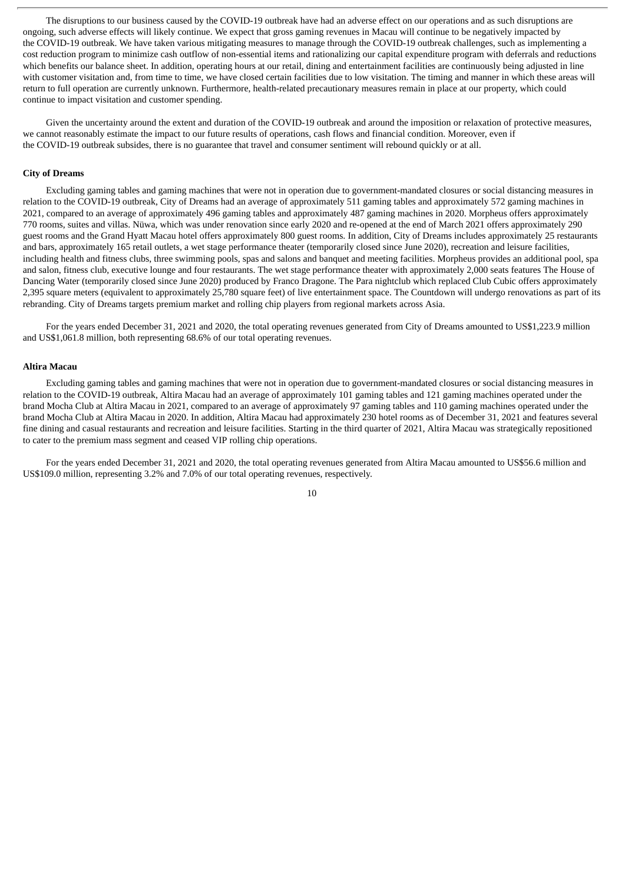The disruptions to our business caused by the COVID-19 outbreak have had an adverse effect on our operations and as such disruptions are ongoing, such adverse effects will likely continue. We expect that gross gaming revenues in Macau will continue to be negatively impacted by the COVID-19 outbreak. We have taken various mitigating measures to manage through the COVID-19 outbreak challenges, such as implementing a cost reduction program to minimize cash outflow of non-essential items and rationalizing our capital expenditure program with deferrals and reductions which benefits our balance sheet. In addition, operating hours at our retail, dining and entertainment facilities are continuously being adjusted in line with customer visitation and, from time to time, we have closed certain facilities due to low visitation. The timing and manner in which these areas will return to full operation are currently unknown. Furthermore, health-related precautionary measures remain in place at our property, which could continue to impact visitation and customer spending.

Given the uncertainty around the extent and duration of the COVID-19 outbreak and around the imposition or relaxation of protective measures, we cannot reasonably estimate the impact to our future results of operations, cash flows and financial condition. Moreover, even if the COVID-19 outbreak subsides, there is no guarantee that travel and consumer sentiment will rebound quickly or at all.

**City of Dreams**

Excluding gaming tables and gaming machines that were not in operation due to government-mandated closures or social distancing measures in relation to the COVID-19 outbreak, City of Dreams had an average of approximately 511 gaming tables and approximately 572 gaming machines in 2021, compared to an average of approximately 496 gaming tables and approximately 487 gaming machines in 2020. Morpheus offers approximately 770 rooms, suites and villas. Nüwa, which was under renovation since early 2020 and re-opened at the end of March 2021 offers approximately 290 guest rooms and the Grand Hyatt Macau hotel offers approximately 800 guest rooms. In addition, City of Dreams includes approximately 25 restaurants and bars, approximately 165 retail outlets, a wet stage performance theater (temporarily closed since June 2020), recreation and leisure facilities, including health and fitness clubs, three swimming pools, spas and salons and banquet and meeting facilities. Morpheus provides an additional pool, spa and salon, fitness club, executive lounge and four restaurants. The wet stage performance theater with approximately 2,000 seats features The House of Dancing Water (temporarily closed since June 2020) produced by Franco Dragone. The Para nightclub which replaced Club Cubic offers approximately 2,395 square meters (equivalent to approximately 25,780 square feet) of live entertainment space. The Countdown will undergo renovations as part of its rebranding. City of Dreams targets premium market and rolling chip players from regional markets across Asia.

For the years ended December 31, 2021 and 2020, the total operating revenues generated from City of Dreams amounted to US$1,223.9 million and US$1,061.8 million, both representing 68.6% of our total operating revenues.

**Altira Macau**

Excluding gaming tables and gaming machines that were not in operation due to government-mandated closures or social distancing measures in relation to the COVID-19 outbreak, Altira Macau had an average of approximately 101 gaming tables and 121 gaming machines operated under the brand Mocha Club at Altira Macau in 2021, compared to an average of approximately 97 gaming tables and 110 gaming machines operated under the brand Mocha Club at Altira Macau in 2020. In addition, Altira Macau had approximately 230 hotel rooms as of December 31, 2021 and features several fine dining and casual restaurants and recreation and leisure facilities. Starting in the third quarter of 2021, Altira Macau was strategically repositioned to cater to the premium mass segment and ceased VIP rolling chip operations.

For the years ended December 31, 2021 and 2020, the total operating revenues generated from Altira Macau amounted to US$56.6 million and US$109.0 million, representing 3.2% and 7.0% of our total operating revenues, respectively.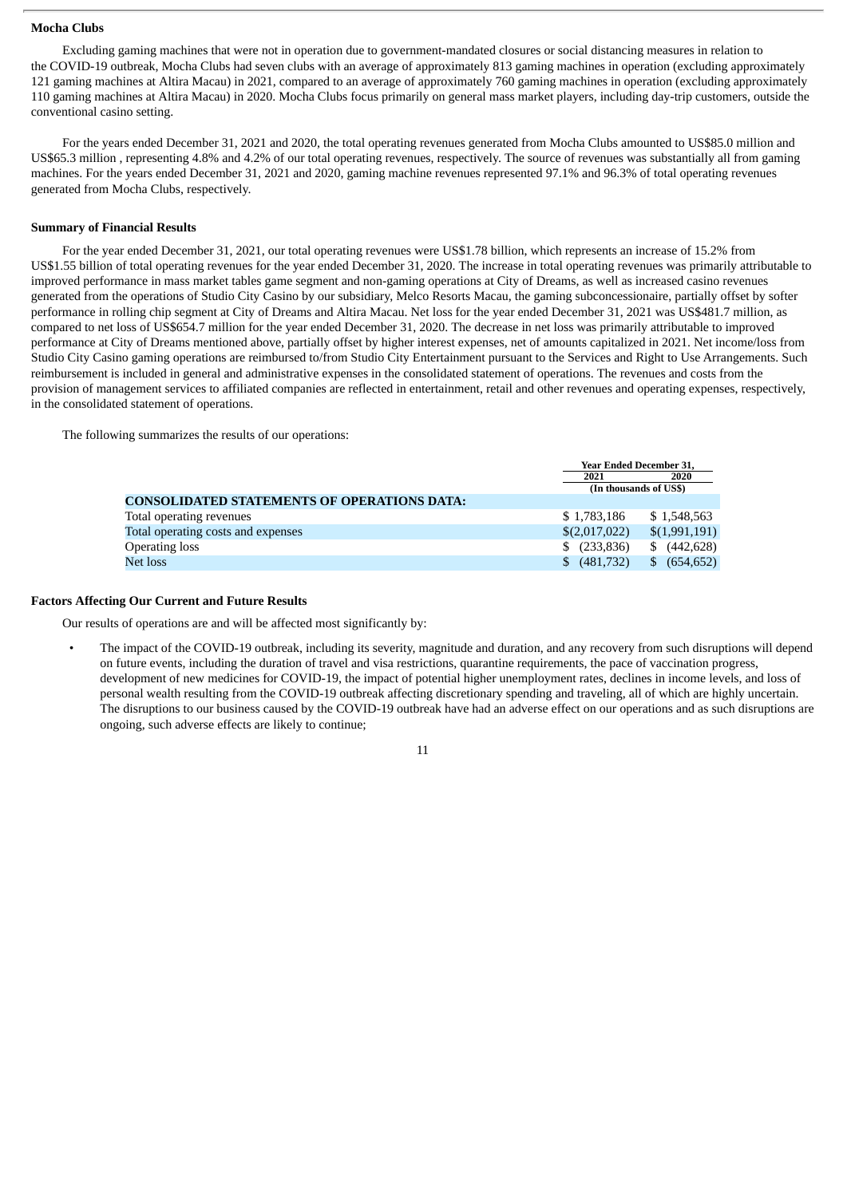**Mocha Clubs**

Excluding gaming machines that were not in operation due to government-mandated closures or social distancing measures in relation to the COVID-19 outbreak, Mocha Clubs had seven clubs with an average of approximately 813 gaming machines in operation (excluding approximately 121 gaming machines at Altira Macau) in 2021, compared to an average of approximately 760 gaming machines in operation (excluding approximately 110 gaming machines at Altira Macau) in 2020. Mocha Clubs focus primarily on general mass market players, including day-trip customers, outside the conventional casino setting.

For the years ended December 31, 2021 and 2020, the total operating revenues generated from Mocha Clubs amounted to US$85.0 million and US$65.3 million , representing 4.8% and 4.2% of our total operating revenues, respectively. The source of revenues was substantially all from gaming machines. For the years ended December 31, 2021 and 2020, gaming machine revenues represented 97.1% and 96.3% of total operating revenues generated from Mocha Clubs, respectively.

**Summary of Financial Results**

For the year ended December 31, 2021, our total operating revenues were US$1.78 billion, which represents an increase of 15.2% from US$1.55 billion of total operating revenues for the year ended December 31, 2020. The increase in total operating revenues was primarily attributable to improved performance in mass market tables game segment and non-gaming operations at City of Dreams, as well as increased casino revenues generated from the operations of Studio City Casino by our subsidiary, Melco Resorts Macau, the gaming subconcessionaire, partially offset by softer performance in rolling chip segment at City of Dreams and Altira Macau. Net loss for the year ended December 31, 2021 was US$481.7 million, as compared to net loss of US$654.7 million for the year ended December 31, 2020. The decrease in net loss was primarily attributable to improved performance at City of Dreams mentioned above, partially offset by higher interest expenses, net of amounts capitalized in 2021. Net income/loss from Studio City Casino gaming operations are reimbursed to/from Studio City Entertainment pursuant to the Services and Right to Use Arrangements. Such reimbursement is included in general and administrative expenses in the consolidated statement of operations. The revenues and costs from the provision of management services to affiliated companies are reflected in entertainment, retail and other revenues and operating expenses, respectively, in the consolidated statement of operations.

The following summarizes the results of our operations:

| | Year Ended December 31, | |
|---|---|---|
| | 2021 | 2020 |
| | (In thousands of US$) | |
| **CONSOLIDATED STATEMENTS OF OPERATIONS DATA:** | | |
| Total operating revenues | $ 1,783,186 | $ 1,548,563 |
| Total operating costs and expenses | $(2,017,022) | $(1,991,191) |
| Operating loss | $ (233,836) | $ (442,628) |
| Net loss | $ (481,732) | $ (654,652) |

**Factors Affecting Our Current and Future Results**

Our results of operations are and will be affected most significantly by:

- The impact of the COVID-19 outbreak, including its severity, magnitude and duration, and any recovery from such disruptions will depend on future events, including the duration of travel and visa restrictions, quarantine requirements, the pace of vaccination progress, development of new medicines for COVID-19, the impact of potential higher unemployment rates, declines in income levels, and loss of personal wealth resulting from the COVID-19 outbreak affecting discretionary spending and traveling, all of which are highly uncertain. The disruptions to our business caused by the COVID-19 outbreak have had an adverse effect on our operations and as such disruptions are ongoing, such adverse effects are likely to continue;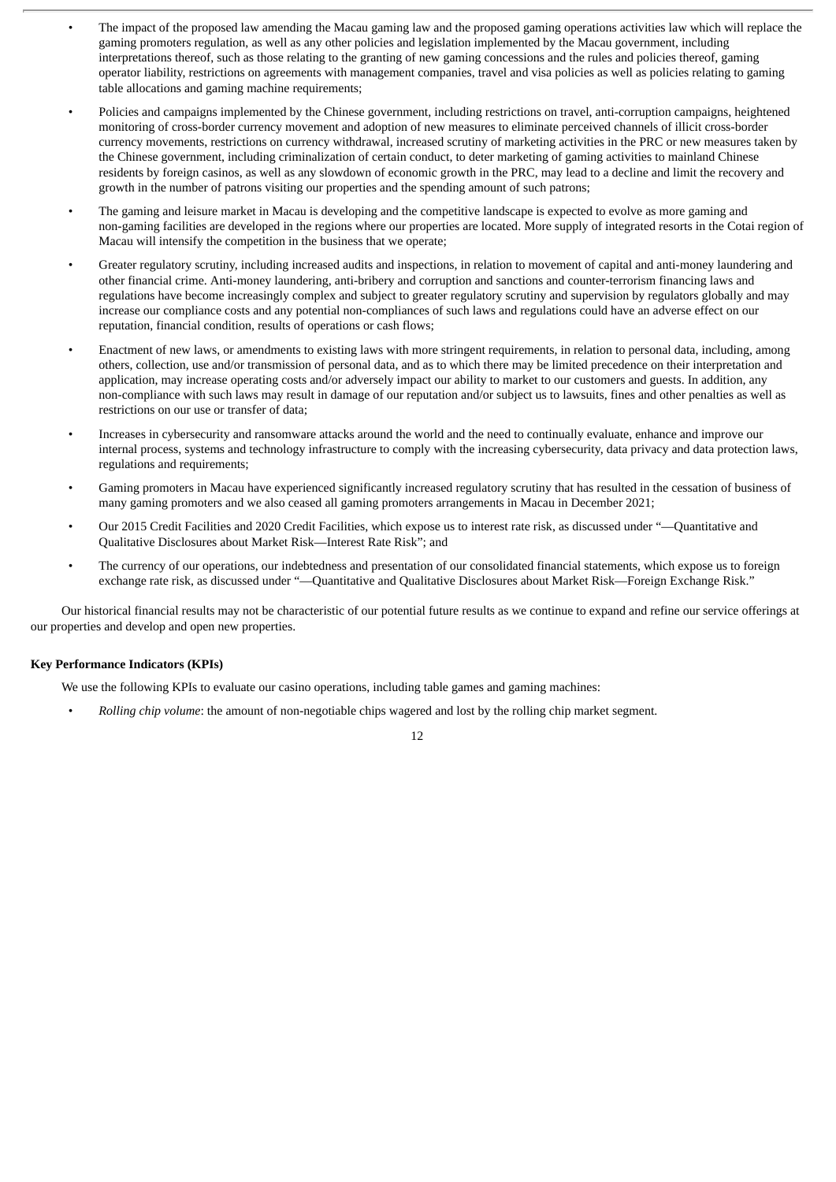- The impact of the proposed law amending the Macau gaming law and the proposed gaming operations activities law which will replace the gaming promoters regulation, as well as any other policies and legislation implemented by the Macau government, including interpretations thereof, such as those relating to the granting of new gaming concessions and the rules and policies thereof, gaming operator liability, restrictions on agreements with management companies, travel and visa policies as well as policies relating to gaming table allocations and gaming machine requirements;
- Policies and campaigns implemented by the Chinese government, including restrictions on travel, anti-corruption campaigns, heightened monitoring of cross-border currency movement and adoption of new measures to eliminate perceived channels of illicit cross-border currency movements, restrictions on currency withdrawal, increased scrutiny of marketing activities in the PRC or new measures taken by the Chinese government, including criminalization of certain conduct, to deter marketing of gaming activities to mainland Chinese residents by foreign casinos, as well as any slowdown of economic growth in the PRC, may lead to a decline and limit the recovery and growth in the number of patrons visiting our properties and the spending amount of such patrons;
- The gaming and leisure market in Macau is developing and the competitive landscape is expected to evolve as more gaming and non-gaming facilities are developed in the regions where our properties are located. More supply of integrated resorts in the Cotai region of Macau will intensify the competition in the business that we operate;
- Greater regulatory scrutiny, including increased audits and inspections, in relation to movement of capital and anti-money laundering and other financial crime. Anti-money laundering, anti-bribery and corruption and sanctions and counter-terrorism financing laws and regulations have become increasingly complex and subject to greater regulatory scrutiny and supervision by regulators globally and may increase our compliance costs and any potential non-compliances of such laws and regulations could have an adverse effect on our reputation, financial condition, results of operations or cash flows;
- Enactment of new laws, or amendments to existing laws with more stringent requirements, in relation to personal data, including, among others, collection, use and/or transmission of personal data, and as to which there may be limited precedence on their interpretation and application, may increase operating costs and/or adversely impact our ability to market to our customers and guests. In addition, any non-compliance with such laws may result in damage of our reputation and/or subject us to lawsuits, fines and other penalties as well as restrictions on our use or transfer of data;
- Increases in cybersecurity and ransomware attacks around the world and the need to continually evaluate, enhance and improve our internal process, systems and technology infrastructure to comply with the increasing cybersecurity, data privacy and data protection laws, regulations and requirements;
- Gaming promoters in Macau have experienced significantly increased regulatory scrutiny that has resulted in the cessation of business of many gaming promoters and we also ceased all gaming promoters arrangements in Macau in December 2021;
- Our 2015 Credit Facilities and 2020 Credit Facilities, which expose us to interest rate risk, as discussed under "—Quantitative and Qualitative Disclosures about Market Risk—Interest Rate Risk"; and
- The currency of our operations, our indebtedness and presentation of our consolidated financial statements, which expose us to foreign exchange rate risk, as discussed under "—Quantitative and Qualitative Disclosures about Market Risk—Foreign Exchange Risk."

Our historical financial results may not be characteristic of our potential future results as we continue to expand and refine our service offerings at our properties and develop and open new properties.

**Key Performance Indicators (KPIs)**

We use the following KPIs to evaluate our casino operations, including table games and gaming machines:

- *Rolling chip volume*: the amount of non-negotiable chips wagered and lost by the rolling chip market segment.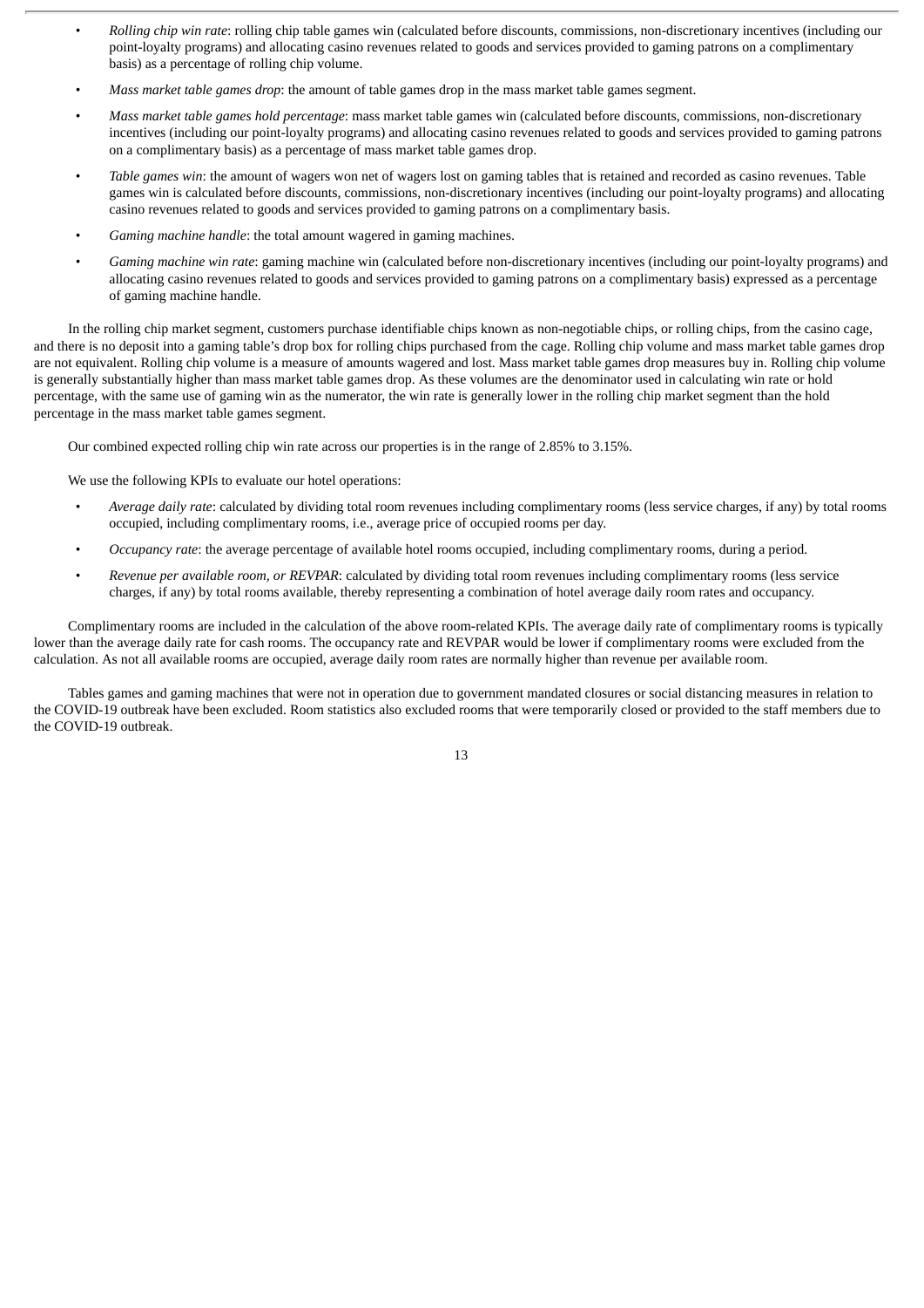- *Rolling chip win rate*: rolling chip table games win (calculated before discounts, commissions, non-discretionary incentives (including our point-loyalty programs) and allocating casino revenues related to goods and services provided to gaming patrons on a complimentary basis) as a percentage of rolling chip volume.
- *Mass market table games drop*: the amount of table games drop in the mass market table games segment.
- *Mass market table games hold percentage*: mass market table games win (calculated before discounts, commissions, non-discretionary incentives (including our point-loyalty programs) and allocating casino revenues related to goods and services provided to gaming patrons on a complimentary basis) as a percentage of mass market table games drop.
- *Table games win*: the amount of wagers won net of wagers lost on gaming tables that is retained and recorded as casino revenues. Table games win is calculated before discounts, commissions, non-discretionary incentives (including our point-loyalty programs) and allocating casino revenues related to goods and services provided to gaming patrons on a complimentary basis.
- *Gaming machine handle*: the total amount wagered in gaming machines.
- *Gaming machine win rate*: gaming machine win (calculated before non-discretionary incentives (including our point-loyalty programs) and allocating casino revenues related to goods and services provided to gaming patrons on a complimentary basis) expressed as a percentage of gaming machine handle.

In the rolling chip market segment, customers purchase identifiable chips known as non-negotiable chips, or rolling chips, from the casino cage, and there is no deposit into a gaming table's drop box for rolling chips purchased from the cage. Rolling chip volume and mass market table games drop are not equivalent. Rolling chip volume is a measure of amounts wagered and lost. Mass market table games drop measures buy in. Rolling chip volume is generally substantially higher than mass market table games drop. As these volumes are the denominator used in calculating win rate or hold percentage, with the same use of gaming win as the numerator, the win rate is generally lower in the rolling chip market segment than the hold percentage in the mass market table games segment.

Our combined expected rolling chip win rate across our properties is in the range of 2.85% to 3.15%.

We use the following KPIs to evaluate our hotel operations:

- *Average daily rate*: calculated by dividing total room revenues including complimentary rooms (less service charges, if any) by total rooms occupied, including complimentary rooms, i.e., average price of occupied rooms per day.
- *Occupancy rate*: the average percentage of available hotel rooms occupied, including complimentary rooms, during a period.
- *Revenue per available room, or REVPAR*: calculated by dividing total room revenues including complimentary rooms (less service charges, if any) by total rooms available, thereby representing a combination of hotel average daily room rates and occupancy.

Complimentary rooms are included in the calculation of the above room-related KPIs. The average daily rate of complimentary rooms is typically lower than the average daily rate for cash rooms. The occupancy rate and REVPAR would be lower if complimentary rooms were excluded from the calculation. As not all available rooms are occupied, average daily room rates are normally higher than revenue per available room.

Tables games and gaming machines that were not in operation due to government mandated closures or social distancing measures in relation to the COVID-19 outbreak have been excluded. Room statistics also excluded rooms that were temporarily closed or provided to the staff members due to the COVID-19 outbreak.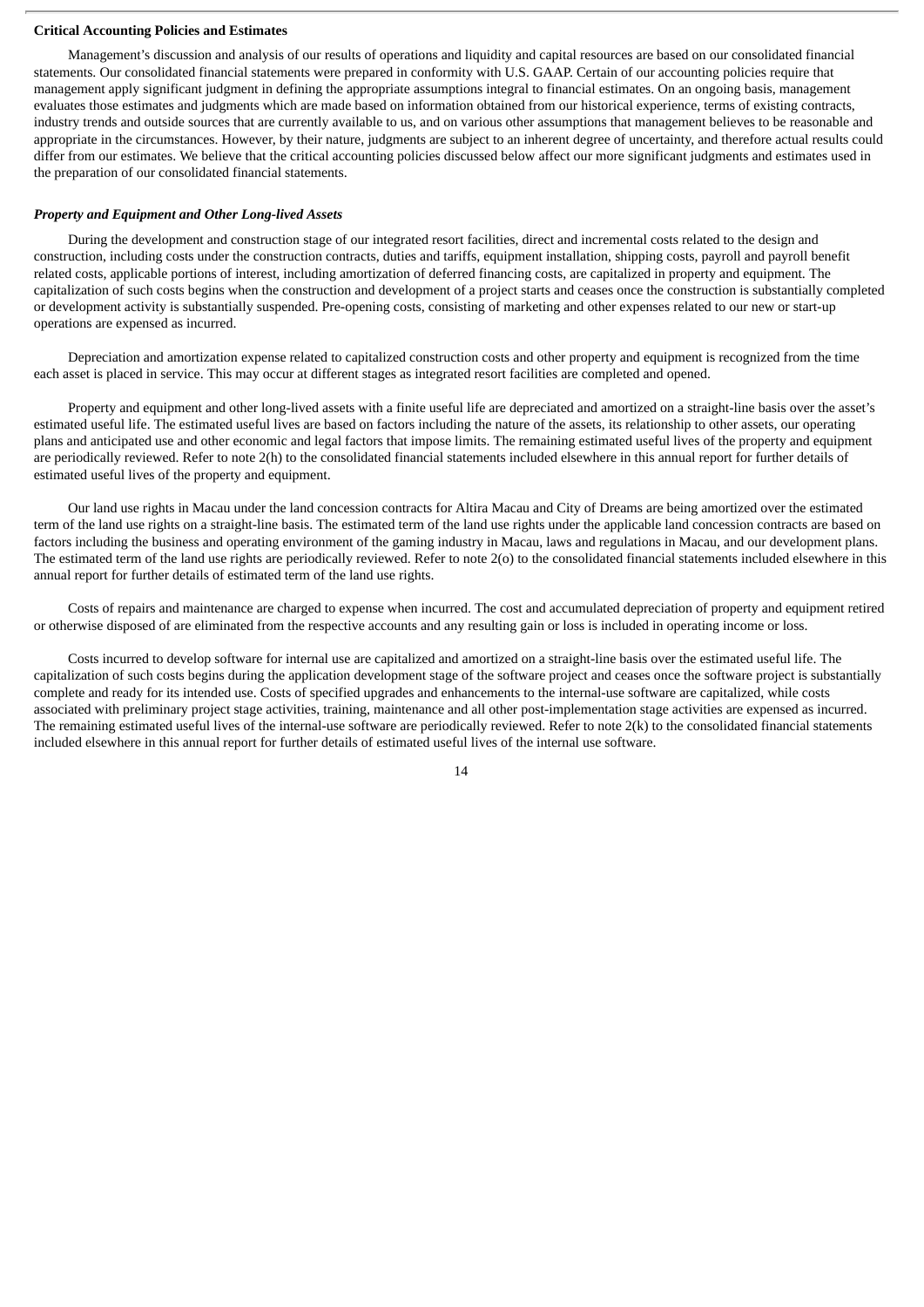**Critical Accounting Policies and Estimates**

Management's discussion and analysis of our results of operations and liquidity and capital resources are based on our consolidated financial statements. Our consolidated financial statements were prepared in conformity with U.S. GAAP. Certain of our accounting policies require that management apply significant judgment in defining the appropriate assumptions integral to financial estimates. On an ongoing basis, management evaluates those estimates and judgments which are made based on information obtained from our historical experience, terms of existing contracts, industry trends and outside sources that are currently available to us, and on various other assumptions that management believes to be reasonable and appropriate in the circumstances. However, by their nature, judgments are subject to an inherent degree of uncertainty, and therefore actual results could differ from our estimates. We believe that the critical accounting policies discussed below affect our more significant judgments and estimates used in the preparation of our consolidated financial statements.

***Property and Equipment and Other Long-lived Assets***

During the development and construction stage of our integrated resort facilities, direct and incremental costs related to the design and construction, including costs under the construction contracts, duties and tariffs, equipment installation, shipping costs, payroll and payroll benefit related costs, applicable portions of interest, including amortization of deferred financing costs, are capitalized in property and equipment. The capitalization of such costs begins when the construction and development of a project starts and ceases once the construction is substantially completed or development activity is substantially suspended. Pre-opening costs, consisting of marketing and other expenses related to our new or start-up operations are expensed as incurred.

Depreciation and amortization expense related to capitalized construction costs and other property and equipment is recognized from the time each asset is placed in service. This may occur at different stages as integrated resort facilities are completed and opened.

Property and equipment and other long-lived assets with a finite useful life are depreciated and amortized on a straight-line basis over the asset's estimated useful life. The estimated useful lives are based on factors including the nature of the assets, its relationship to other assets, our operating plans and anticipated use and other economic and legal factors that impose limits. The remaining estimated useful lives of the property and equipment are periodically reviewed. Refer to note 2(h) to the consolidated financial statements included elsewhere in this annual report for further details of estimated useful lives of the property and equipment.

Our land use rights in Macau under the land concession contracts for Altira Macau and City of Dreams are being amortized over the estimated term of the land use rights on a straight-line basis. The estimated term of the land use rights under the applicable land concession contracts are based on factors including the business and operating environment of the gaming industry in Macau, laws and regulations in Macau, and our development plans. The estimated term of the land use rights are periodically reviewed. Refer to note 2(o) to the consolidated financial statements included elsewhere in this annual report for further details of estimated term of the land use rights.

Costs of repairs and maintenance are charged to expense when incurred. The cost and accumulated depreciation of property and equipment retired or otherwise disposed of are eliminated from the respective accounts and any resulting gain or loss is included in operating income or loss.

Costs incurred to develop software for internal use are capitalized and amortized on a straight-line basis over the estimated useful life. The capitalization of such costs begins during the application development stage of the software project and ceases once the software project is substantially complete and ready for its intended use. Costs of specified upgrades and enhancements to the internal-use software are capitalized, while costs associated with preliminary project stage activities, training, maintenance and all other post-implementation stage activities are expensed as incurred. The remaining estimated useful lives of the internal-use software are periodically reviewed. Refer to note 2(k) to the consolidated financial statements included elsewhere in this annual report for further details of estimated useful lives of the internal use software.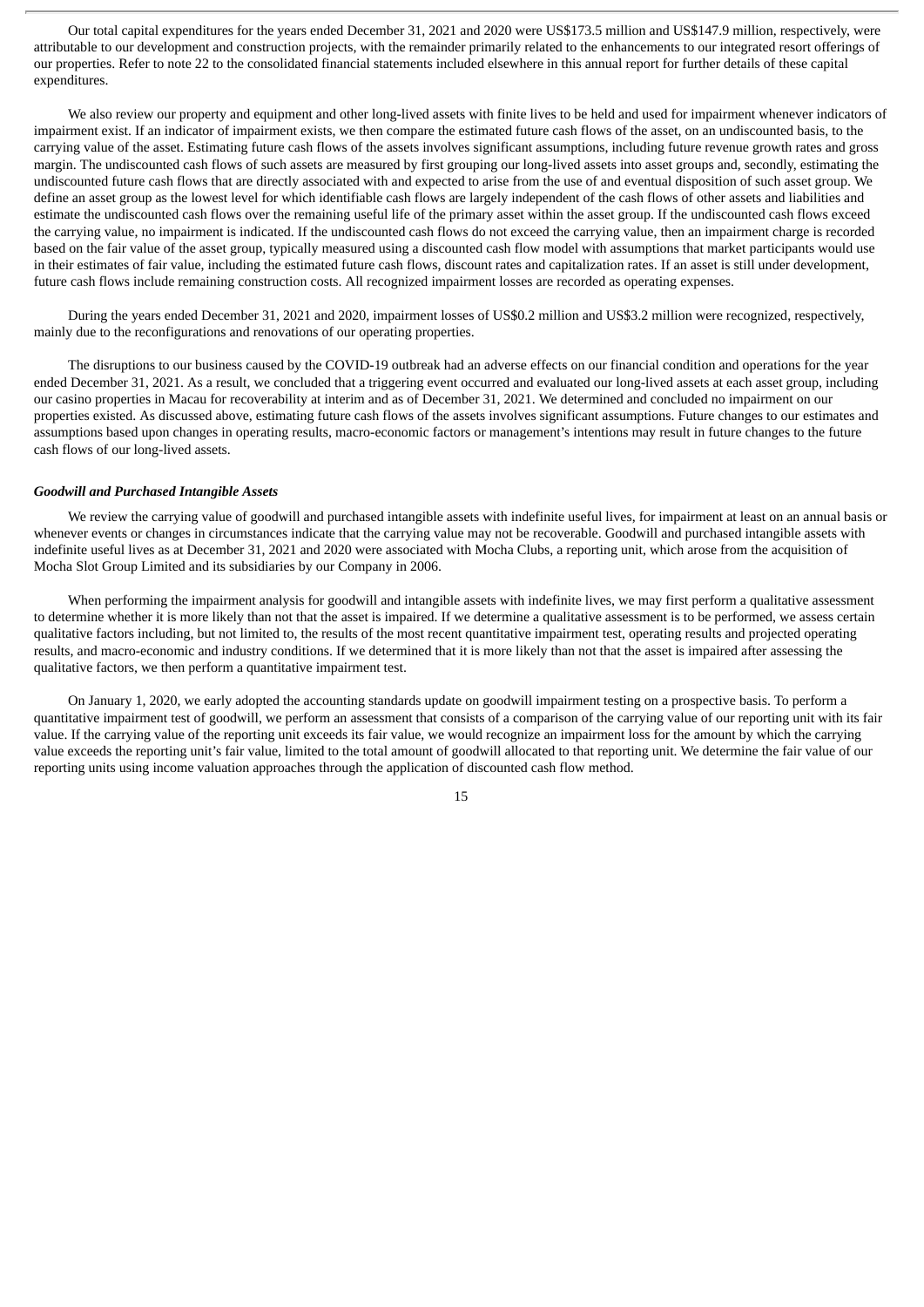Our total capital expenditures for the years ended December 31, 2021 and 2020 were US$173.5 million and US$147.9 million, respectively, were attributable to our development and construction projects, with the remainder primarily related to the enhancements to our integrated resort offerings of our properties. Refer to note 22 to the consolidated financial statements included elsewhere in this annual report for further details of these capital expenditures.

We also review our property and equipment and other long-lived assets with finite lives to be held and used for impairment whenever indicators of impairment exist. If an indicator of impairment exists, we then compare the estimated future cash flows of the asset, on an undiscounted basis, to the carrying value of the asset. Estimating future cash flows of the assets involves significant assumptions, including future revenue growth rates and gross margin. The undiscounted cash flows of such assets are measured by first grouping our long-lived assets into asset groups and, secondly, estimating the undiscounted future cash flows that are directly associated with and expected to arise from the use of and eventual disposition of such asset group. We define an asset group as the lowest level for which identifiable cash flows are largely independent of the cash flows of other assets and liabilities and estimate the undiscounted cash flows over the remaining useful life of the primary asset within the asset group. If the undiscounted cash flows exceed the carrying value, no impairment is indicated. If the undiscounted cash flows do not exceed the carrying value, then an impairment charge is recorded based on the fair value of the asset group, typically measured using a discounted cash flow model with assumptions that market participants would use in their estimates of fair value, including the estimated future cash flows, discount rates and capitalization rates. If an asset is still under development, future cash flows include remaining construction costs. All recognized impairment losses are recorded as operating expenses.

During the years ended December 31, 2021 and 2020, impairment losses of US$0.2 million and US$3.2 million were recognized, respectively, mainly due to the reconfigurations and renovations of our operating properties.

The disruptions to our business caused by the COVID-19 outbreak had an adverse effects on our financial condition and operations for the year ended December 31, 2021. As a result, we concluded that a triggering event occurred and evaluated our long-lived assets at each asset group, including our casino properties in Macau for recoverability at interim and as of December 31, 2021. We determined and concluded no impairment on our properties existed. As discussed above, estimating future cash flows of the assets involves significant assumptions. Future changes to our estimates and assumptions based upon changes in operating results, macro-economic factors or management's intentions may result in future changes to the future cash flows of our long-lived assets.

### *Goodwill and Purchased Intangible Assets*

We review the carrying value of goodwill and purchased intangible assets with indefinite useful lives, for impairment at least on an annual basis or whenever events or changes in circumstances indicate that the carrying value may not be recoverable. Goodwill and purchased intangible assets with indefinite useful lives as at December 31, 2021 and 2020 were associated with Mocha Clubs, a reporting unit, which arose from the acquisition of Mocha Slot Group Limited and its subsidiaries by our Company in 2006.

When performing the impairment analysis for goodwill and intangible assets with indefinite lives, we may first perform a qualitative assessment to determine whether it is more likely than not that the asset is impaired. If we determine a qualitative assessment is to be performed, we assess certain qualitative factors including, but not limited to, the results of the most recent quantitative impairment test, operating results and projected operating results, and macro-economic and industry conditions. If we determined that it is more likely than not that the asset is impaired after assessing the qualitative factors, we then perform a quantitative impairment test.

On January 1, 2020, we early adopted the accounting standards update on goodwill impairment testing on a prospective basis. To perform a quantitative impairment test of goodwill, we perform an assessment that consists of a comparison of the carrying value of our reporting unit with its fair value. If the carrying value of the reporting unit exceeds its fair value, we would recognize an impairment loss for the amount by which the carrying value exceeds the reporting unit's fair value, limited to the total amount of goodwill allocated to that reporting unit. We determine the fair value of our reporting units using income valuation approaches through the application of discounted cash flow method.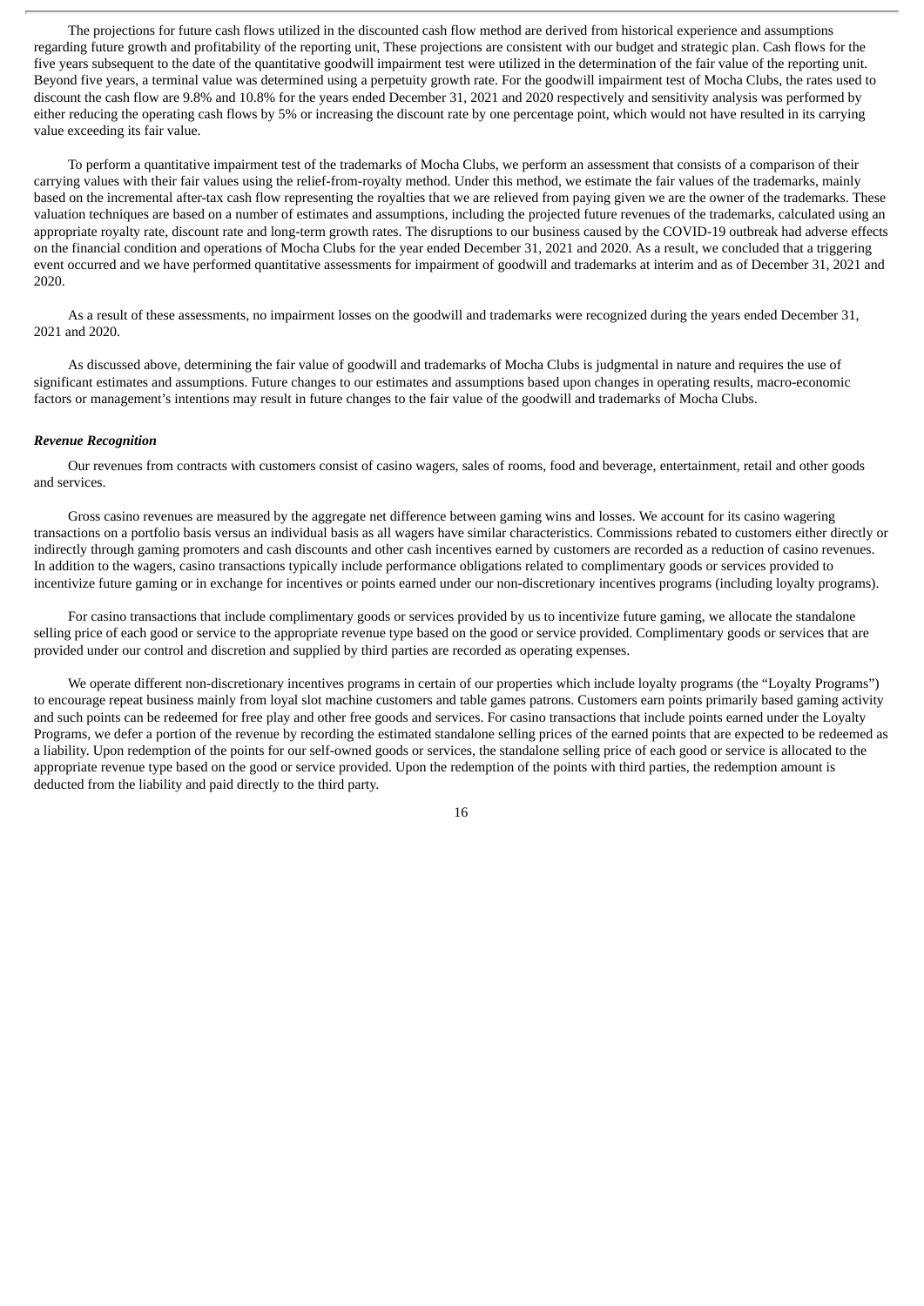The projections for future cash flows utilized in the discounted cash flow method are derived from historical experience and assumptions regarding future growth and profitability of the reporting unit, These projections are consistent with our budget and strategic plan. Cash flows for the five years subsequent to the date of the quantitative goodwill impairment test were utilized in the determination of the fair value of the reporting unit. Beyond five years, a terminal value was determined using a perpetuity growth rate. For the goodwill impairment test of Mocha Clubs, the rates used to discount the cash flow are 9.8% and 10.8% for the years ended December 31, 2021 and 2020 respectively and sensitivity analysis was performed by either reducing the operating cash flows by 5% or increasing the discount rate by one percentage point, which would not have resulted in its carrying value exceeding its fair value.

To perform a quantitative impairment test of the trademarks of Mocha Clubs, we perform an assessment that consists of a comparison of their carrying values with their fair values using the relief-from-royalty method. Under this method, we estimate the fair values of the trademarks, mainly based on the incremental after-tax cash flow representing the royalties that we are relieved from paying given we are the owner of the trademarks. These valuation techniques are based on a number of estimates and assumptions, including the projected future revenues of the trademarks, calculated using an appropriate royalty rate, discount rate and long-term growth rates. The disruptions to our business caused by the COVID-19 outbreak had adverse effects on the financial condition and operations of Mocha Clubs for the year ended December 31, 2021 and 2020. As a result, we concluded that a triggering event occurred and we have performed quantitative assessments for impairment of goodwill and trademarks at interim and as of December 31, 2021 and 2020.

As a result of these assessments, no impairment losses on the goodwill and trademarks were recognized during the years ended December 31, 2021 and 2020.

As discussed above, determining the fair value of goodwill and trademarks of Mocha Clubs is judgmental in nature and requires the use of significant estimates and assumptions. Future changes to our estimates and assumptions based upon changes in operating results, macro-economic factors or management's intentions may result in future changes to the fair value of the goodwill and trademarks of Mocha Clubs.

***Revenue Recognition***

Our revenues from contracts with customers consist of casino wagers, sales of rooms, food and beverage, entertainment, retail and other goods and services.

Gross casino revenues are measured by the aggregate net difference between gaming wins and losses. We account for its casino wagering transactions on a portfolio basis versus an individual basis as all wagers have similar characteristics. Commissions rebated to customers either directly or indirectly through gaming promoters and cash discounts and other cash incentives earned by customers are recorded as a reduction of casino revenues. In addition to the wagers, casino transactions typically include performance obligations related to complimentary goods or services provided to incentivize future gaming or in exchange for incentives or points earned under our non-discretionary incentives programs (including loyalty programs).

For casino transactions that include complimentary goods or services provided by us to incentivize future gaming, we allocate the standalone selling price of each good or service to the appropriate revenue type based on the good or service provided. Complimentary goods or services that are provided under our control and discretion and supplied by third parties are recorded as operating expenses.

We operate different non-discretionary incentives programs in certain of our properties which include loyalty programs (the "Loyalty Programs") to encourage repeat business mainly from loyal slot machine customers and table games patrons. Customers earn points primarily based gaming activity and such points can be redeemed for free play and other free goods and services. For casino transactions that include points earned under the Loyalty Programs, we defer a portion of the revenue by recording the estimated standalone selling prices of the earned points that are expected to be redeemed as a liability. Upon redemption of the points for our self-owned goods or services, the standalone selling price of each good or service is allocated to the appropriate revenue type based on the good or service provided. Upon the redemption of the points with third parties, the redemption amount is deducted from the liability and paid directly to the third party.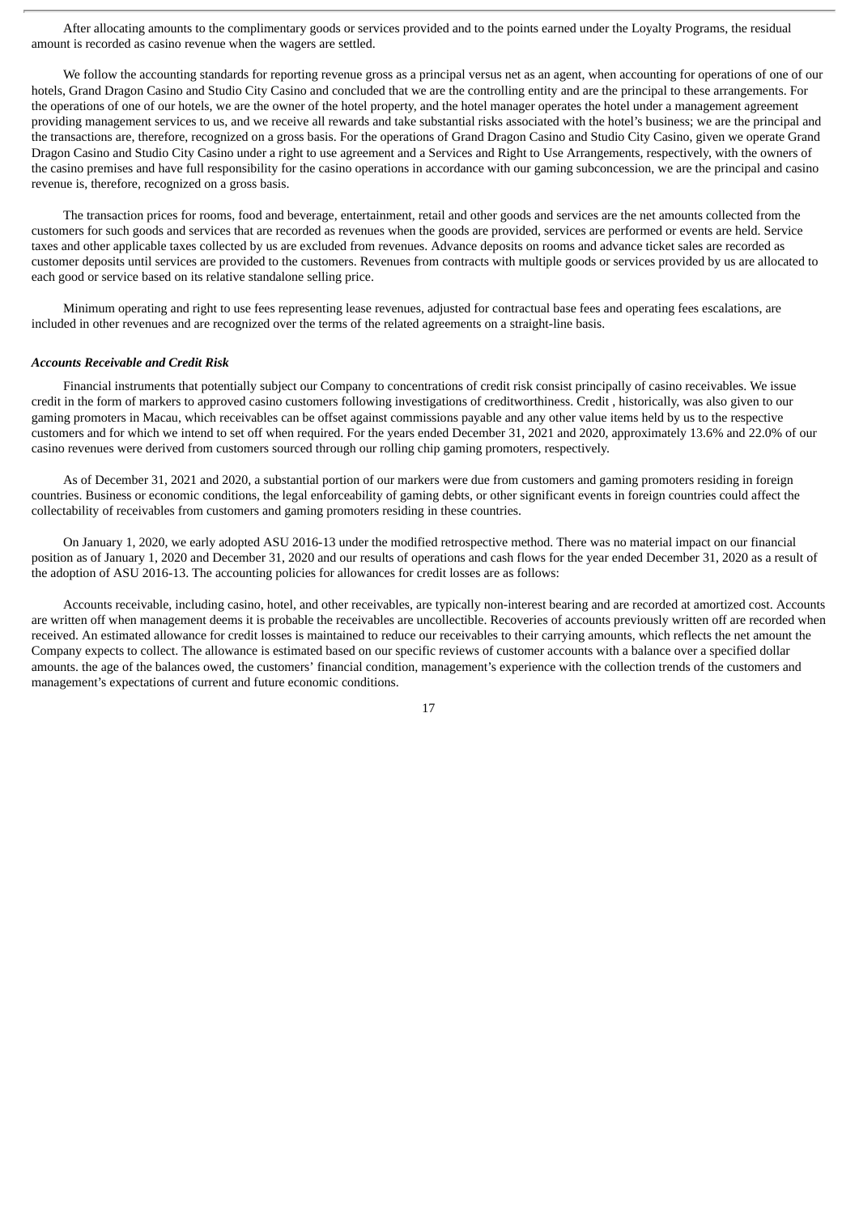After allocating amounts to the complimentary goods or services provided and to the points earned under the Loyalty Programs, the residual amount is recorded as casino revenue when the wagers are settled.

We follow the accounting standards for reporting revenue gross as a principal versus net as an agent, when accounting for operations of one of our hotels, Grand Dragon Casino and Studio City Casino and concluded that we are the controlling entity and are the principal to these arrangements. For the operations of one of our hotels, we are the owner of the hotel property, and the hotel manager operates the hotel under a management agreement providing management services to us, and we receive all rewards and take substantial risks associated with the hotel's business; we are the principal and the transactions are, therefore, recognized on a gross basis. For the operations of Grand Dragon Casino and Studio City Casino, given we operate Grand Dragon Casino and Studio City Casino under a right to use agreement and a Services and Right to Use Arrangements, respectively, with the owners of the casino premises and have full responsibility for the casino operations in accordance with our gaming subconcession, we are the principal and casino revenue is, therefore, recognized on a gross basis.

The transaction prices for rooms, food and beverage, entertainment, retail and other goods and services are the net amounts collected from the customers for such goods and services that are recorded as revenues when the goods are provided, services are performed or events are held. Service taxes and other applicable taxes collected by us are excluded from revenues. Advance deposits on rooms and advance ticket sales are recorded as customer deposits until services are provided to the customers. Revenues from contracts with multiple goods or services provided by us are allocated to each good or service based on its relative standalone selling price.

Minimum operating and right to use fees representing lease revenues, adjusted for contractual base fees and operating fees escalations, are included in other revenues and are recognized over the terms of the related agreements on a straight-line basis.

***Accounts Receivable and Credit Risk***

Financial instruments that potentially subject our Company to concentrations of credit risk consist principally of casino receivables. We issue credit in the form of markers to approved casino customers following investigations of creditworthiness. Credit , historically, was also given to our gaming promoters in Macau, which receivables can be offset against commissions payable and any other value items held by us to the respective customers and for which we intend to set off when required. For the years ended December 31, 2021 and 2020, approximately 13.6% and 22.0% of our casino revenues were derived from customers sourced through our rolling chip gaming promoters, respectively.

As of December 31, 2021 and 2020, a substantial portion of our markers were due from customers and gaming promoters residing in foreign countries. Business or economic conditions, the legal enforceability of gaming debts, or other significant events in foreign countries could affect the collectability of receivables from customers and gaming promoters residing in these countries.

On January 1, 2020, we early adopted ASU 2016-13 under the modified retrospective method. There was no material impact on our financial position as of January 1, 2020 and December 31, 2020 and our results of operations and cash flows for the year ended December 31, 2020 as a result of the adoption of ASU 2016-13. The accounting policies for allowances for credit losses are as follows:

Accounts receivable, including casino, hotel, and other receivables, are typically non-interest bearing and are recorded at amortized cost. Accounts are written off when management deems it is probable the receivables are uncollectible. Recoveries of accounts previously written off are recorded when received. An estimated allowance for credit losses is maintained to reduce our receivables to their carrying amounts, which reflects the net amount the Company expects to collect. The allowance is estimated based on our specific reviews of customer accounts with a balance over a specified dollar amounts. the age of the balances owed, the customers' financial condition, management's experience with the collection trends of the customers and management's expectations of current and future economic conditions.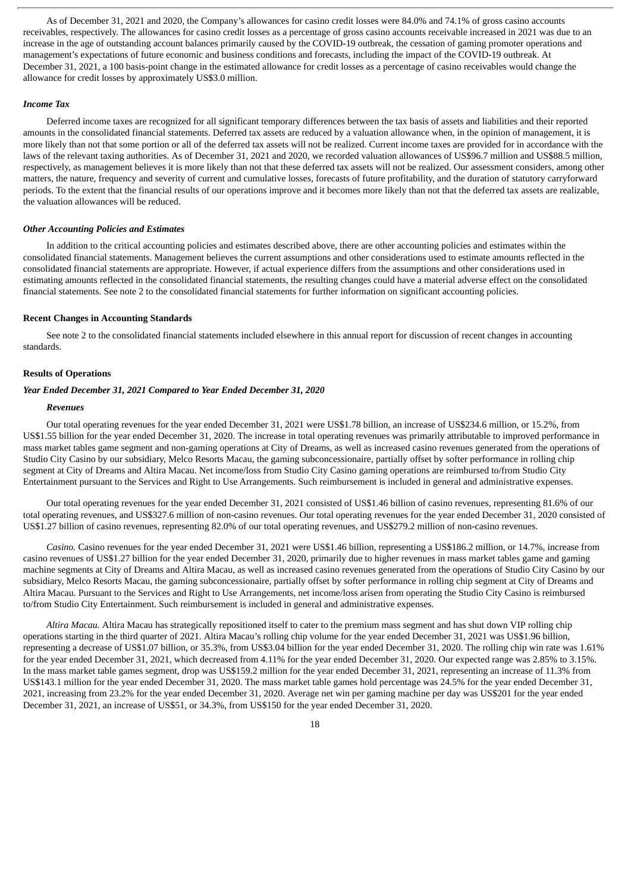As of December 31, 2021 and 2020, the Company's allowances for casino credit losses were 84.0% and 74.1% of gross casino accounts receivables, respectively. The allowances for casino credit losses as a percentage of gross casino accounts receivable increased in 2021 was due to an increase in the age of outstanding account balances primarily caused by the COVID-19 outbreak, the cessation of gaming promoter operations and management's expectations of future economic and business conditions and forecasts, including the impact of the COVID-19 outbreak. At December 31, 2021, a 100 basis-point change in the estimated allowance for credit losses as a percentage of casino receivables would change the allowance for credit losses by approximately US$3.0 million.

#### *Income Tax*

Deferred income taxes are recognized for all significant temporary differences between the tax basis of assets and liabilities and their reported amounts in the consolidated financial statements. Deferred tax assets are reduced by a valuation allowance when, in the opinion of management, it is more likely than not that some portion or all of the deferred tax assets will not be realized. Current income taxes are provided for in accordance with the laws of the relevant taxing authorities. As of December 31, 2021 and 2020, we recorded valuation allowances of US$96.7 million and US$88.5 million, respectively, as management believes it is more likely than not that these deferred tax assets will not be realized. Our assessment considers, among other matters, the nature, frequency and severity of current and cumulative losses, forecasts of future profitability, and the duration of statutory carryforward periods. To the extent that the financial results of our operations improve and it becomes more likely than not that the deferred tax assets are realizable, the valuation allowances will be reduced.

#### *Other Accounting Policies and Estimates*

In addition to the critical accounting policies and estimates described above, there are other accounting policies and estimates within the consolidated financial statements. Management believes the current assumptions and other considerations used to estimate amounts reflected in the consolidated financial statements are appropriate. However, if actual experience differs from the assumptions and other considerations used in estimating amounts reflected in the consolidated financial statements, the resulting changes could have a material adverse effect on the consolidated financial statements. See note 2 to the consolidated financial statements for further information on significant accounting policies.

### Recent Changes in Accounting Standards

See note 2 to the consolidated financial statements included elsewhere in this annual report for discussion of recent changes in accounting standards.

### Results of Operations

#### *Year Ended December 31, 2021 Compared to Year Ended December 31, 2020*

##### *Revenues*

Our total operating revenues for the year ended December 31, 2021 were US$1.78 billion, an increase of US$234.6 million, or 15.2%, from US$1.55 billion for the year ended December 31, 2020. The increase in total operating revenues was primarily attributable to improved performance in mass market tables game segment and non-gaming operations at City of Dreams, as well as increased casino revenues generated from the operations of Studio City Casino by our subsidiary, Melco Resorts Macau, the gaming subconcessionaire, partially offset by softer performance in rolling chip segment at City of Dreams and Altira Macau. Net income/loss from Studio City Casino gaming operations are reimbursed to/from Studio City Entertainment pursuant to the Services and Right to Use Arrangements. Such reimbursement is included in general and administrative expenses.

Our total operating revenues for the year ended December 31, 2021 consisted of US$1.46 billion of casino revenues, representing 81.6% of our total operating revenues, and US$327.6 million of non-casino revenues. Our total operating revenues for the year ended December 31, 2020 consisted of US$1.27 billion of casino revenues, representing 82.0% of our total operating revenues, and US$279.2 million of non-casino revenues.

*Casino.* Casino revenues for the year ended December 31, 2021 were US$1.46 billion, representing a US$186.2 million, or 14.7%, increase from casino revenues of US$1.27 billion for the year ended December 31, 2020, primarily due to higher revenues in mass market tables game and gaming machine segments at City of Dreams and Altira Macau, as well as increased casino revenues generated from the operations of Studio City Casino by our subsidiary, Melco Resorts Macau, the gaming subconcessionaire, partially offset by softer performance in rolling chip segment at City of Dreams and Altira Macau. Pursuant to the Services and Right to Use Arrangements, net income/loss arisen from operating the Studio City Casino is reimbursed to/from Studio City Entertainment. Such reimbursement is included in general and administrative expenses.

*Altira Macau.* Altira Macau has strategically repositioned itself to cater to the premium mass segment and has shut down VIP rolling chip operations starting in the third quarter of 2021. Altira Macau's rolling chip volume for the year ended December 31, 2021 was US$1.96 billion, representing a decrease of US$1.07 billion, or 35.3%, from US$3.04 billion for the year ended December 31, 2020. The rolling chip win rate was 1.61% for the year ended December 31, 2021, which decreased from 4.11% for the year ended December 31, 2020. Our expected range was 2.85% to 3.15%. In the mass market table games segment, drop was US$159.2 million for the year ended December 31, 2021, representing an increase of 11.3% from US$143.1 million for the year ended December 31, 2020. The mass market table games hold percentage was 24.5% for the year ended December 31, 2021, increasing from 23.2% for the year ended December 31, 2020. Average net win per gaming machine per day was US$201 for the year ended December 31, 2021, an increase of US$51, or 34.3%, from US$150 for the year ended December 31, 2020.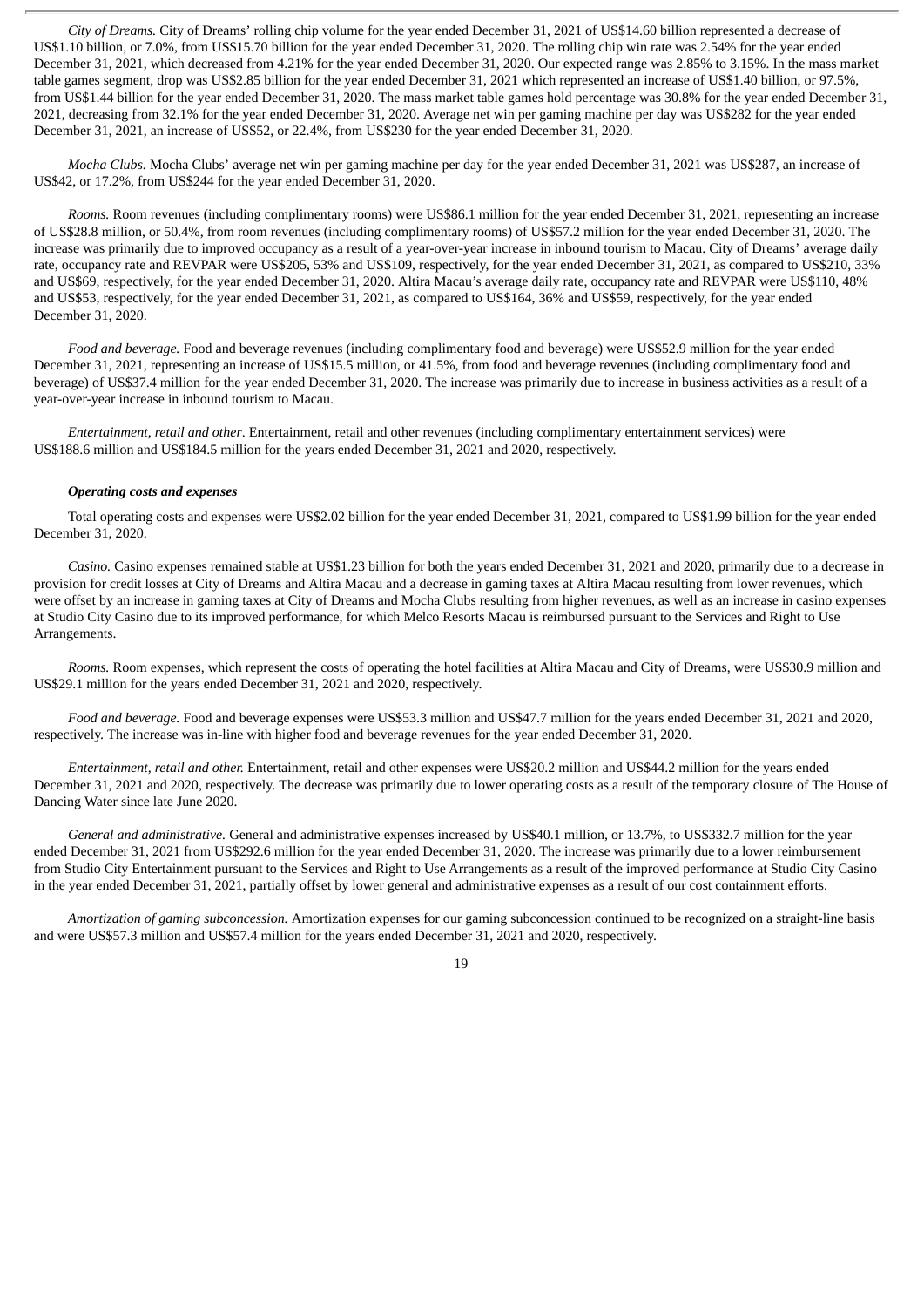*City of Dreams.* City of Dreams' rolling chip volume for the year ended December 31, 2021 of US$14.60 billion represented a decrease of US$1.10 billion, or 7.0%, from US$15.70 billion for the year ended December 31, 2020. The rolling chip win rate was 2.54% for the year ended December 31, 2021, which decreased from 4.21% for the year ended December 31, 2020. Our expected range was 2.85% to 3.15%. In the mass market table games segment, drop was US$2.85 billion for the year ended December 31, 2021 which represented an increase of US$1.40 billion, or 97.5%, from US$1.44 billion for the year ended December 31, 2020. The mass market table games hold percentage was 30.8% for the year ended December 31, 2021, decreasing from 32.1% for the year ended December 31, 2020. Average net win per gaming machine per day was US$282 for the year ended December 31, 2021, an increase of US$52, or 22.4%, from US$230 for the year ended December 31, 2020.

*Mocha Clubs.* Mocha Clubs' average net win per gaming machine per day for the year ended December 31, 2021 was US$287, an increase of US$42, or 17.2%, from US$244 for the year ended December 31, 2020.

*Rooms.* Room revenues (including complimentary rooms) were US$86.1 million for the year ended December 31, 2021, representing an increase of US$28.8 million, or 50.4%, from room revenues (including complimentary rooms) of US$57.2 million for the year ended December 31, 2020. The increase was primarily due to improved occupancy as a result of a year-over-year increase in inbound tourism to Macau. City of Dreams' average daily rate, occupancy rate and REVPAR were US$205, 53% and US$109, respectively, for the year ended December 31, 2021, as compared to US$210, 33% and US$69, respectively, for the year ended December 31, 2020. Altira Macau's average daily rate, occupancy rate and REVPAR were US$110, 48% and US$53, respectively, for the year ended December 31, 2021, as compared to US$164, 36% and US$59, respectively, for the year ended December 31, 2020.

*Food and beverage.* Food and beverage revenues (including complimentary food and beverage) were US$52.9 million for the year ended December 31, 2021, representing an increase of US$15.5 million, or 41.5%, from food and beverage revenues (including complimentary food and beverage) of US$37.4 million for the year ended December 31, 2020. The increase was primarily due to increase in business activities as a result of a year-over-year increase in inbound tourism to Macau.

*Entertainment, retail and other*. Entertainment, retail and other revenues (including complimentary entertainment services) were US$188.6 million and US$184.5 million for the years ended December 31, 2021 and 2020, respectively.

***Operating costs and expenses***

Total operating costs and expenses were US$2.02 billion for the year ended December 31, 2021, compared to US$1.99 billion for the year ended December 31, 2020.

*Casino.* Casino expenses remained stable at US$1.23 billion for both the years ended December 31, 2021 and 2020, primarily due to a decrease in provision for credit losses at City of Dreams and Altira Macau and a decrease in gaming taxes at Altira Macau resulting from lower revenues, which were offset by an increase in gaming taxes at City of Dreams and Mocha Clubs resulting from higher revenues, as well as an increase in casino expenses at Studio City Casino due to its improved performance, for which Melco Resorts Macau is reimbursed pursuant to the Services and Right to Use Arrangements.

*Rooms.* Room expenses, which represent the costs of operating the hotel facilities at Altira Macau and City of Dreams, were US$30.9 million and US$29.1 million for the years ended December 31, 2021 and 2020, respectively.

*Food and beverage.* Food and beverage expenses were US$53.3 million and US$47.7 million for the years ended December 31, 2021 and 2020, respectively. The increase was in-line with higher food and beverage revenues for the year ended December 31, 2020.

*Entertainment, retail and other.* Entertainment, retail and other expenses were US$20.2 million and US$44.2 million for the years ended December 31, 2021 and 2020, respectively. The decrease was primarily due to lower operating costs as a result of the temporary closure of The House of Dancing Water since late June 2020.

*General and administrative.* General and administrative expenses increased by US$40.1 million, or 13.7%, to US$332.7 million for the year ended December 31, 2021 from US$292.6 million for the year ended December 31, 2020. The increase was primarily due to a lower reimbursement from Studio City Entertainment pursuant to the Services and Right to Use Arrangements as a result of the improved performance at Studio City Casino in the year ended December 31, 2021, partially offset by lower general and administrative expenses as a result of our cost containment efforts.

*Amortization of gaming subconcession.* Amortization expenses for our gaming subconcession continued to be recognized on a straight-line basis and were US$57.3 million and US$57.4 million for the years ended December 31, 2021 and 2020, respectively.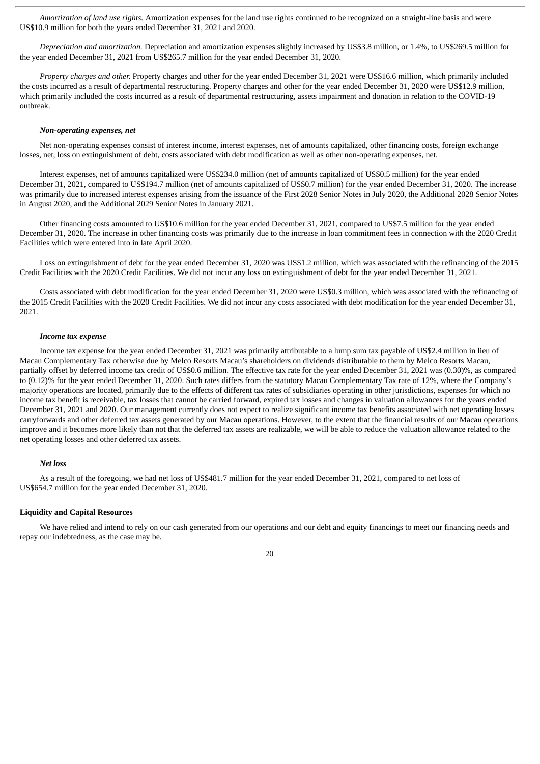*Amortization of land use rights.* Amortization expenses for the land use rights continued to be recognized on a straight-line basis and were US$10.9 million for both the years ended December 31, 2021 and 2020.

*Depreciation and amortization.* Depreciation and amortization expenses slightly increased by US$3.8 million, or 1.4%, to US$269.5 million for the year ended December 31, 2021 from US$265.7 million for the year ended December 31, 2020.

*Property charges and other.* Property charges and other for the year ended December 31, 2021 were US$16.6 million, which primarily included the costs incurred as a result of departmental restructuring. Property charges and other for the year ended December 31, 2020 were US$12.9 million, which primarily included the costs incurred as a result of departmental restructuring, assets impairment and donation in relation to the COVID-19 outbreak.

***Non-operating expenses, net***

Net non-operating expenses consist of interest income, interest expenses, net of amounts capitalized, other financing costs, foreign exchange losses, net, loss on extinguishment of debt, costs associated with debt modification as well as other non-operating expenses, net.

Interest expenses, net of amounts capitalized were US$234.0 million (net of amounts capitalized of US$0.5 million) for the year ended December 31, 2021, compared to US$194.7 million (net of amounts capitalized of US$0.7 million) for the year ended December 31, 2020. The increase was primarily due to increased interest expenses arising from the issuance of the First 2028 Senior Notes in July 2020, the Additional 2028 Senior Notes in August 2020, and the Additional 2029 Senior Notes in January 2021.

Other financing costs amounted to US$10.6 million for the year ended December 31, 2021, compared to US$7.5 million for the year ended December 31, 2020. The increase in other financing costs was primarily due to the increase in loan commitment fees in connection with the 2020 Credit Facilities which were entered into in late April 2020.

Loss on extinguishment of debt for the year ended December 31, 2020 was US$1.2 million, which was associated with the refinancing of the 2015 Credit Facilities with the 2020 Credit Facilities. We did not incur any loss on extinguishment of debt for the year ended December 31, 2021.

Costs associated with debt modification for the year ended December 31, 2020 were US$0.3 million, which was associated with the refinancing of the 2015 Credit Facilities with the 2020 Credit Facilities. We did not incur any costs associated with debt modification for the year ended December 31, 2021.

***Income tax expense***

Income tax expense for the year ended December 31, 2021 was primarily attributable to a lump sum tax payable of US$2.4 million in lieu of Macau Complementary Tax otherwise due by Melco Resorts Macau's shareholders on dividends distributable to them by Melco Resorts Macau, partially offset by deferred income tax credit of US$0.6 million. The effective tax rate for the year ended December 31, 2021 was (0.30)%, as compared to (0.12)% for the year ended December 31, 2020. Such rates differs from the statutory Macau Complementary Tax rate of 12%, where the Company's majority operations are located, primarily due to the effects of different tax rates of subsidiaries operating in other jurisdictions, expenses for which no income tax benefit is receivable, tax losses that cannot be carried forward, expired tax losses and changes in valuation allowances for the years ended December 31, 2021 and 2020. Our management currently does not expect to realize significant income tax benefits associated with net operating losses carryforwards and other deferred tax assets generated by our Macau operations. However, to the extent that the financial results of our Macau operations improve and it becomes more likely than not that the deferred tax assets are realizable, we will be able to reduce the valuation allowance related to the net operating losses and other deferred tax assets.

***Net loss***

As a result of the foregoing, we had net loss of US$481.7 million for the year ended December 31, 2021, compared to net loss of US$654.7 million for the year ended December 31, 2020.

**Liquidity and Capital Resources**

We have relied and intend to rely on our cash generated from our operations and our debt and equity financings to meet our financing needs and repay our indebtedness, as the case may be.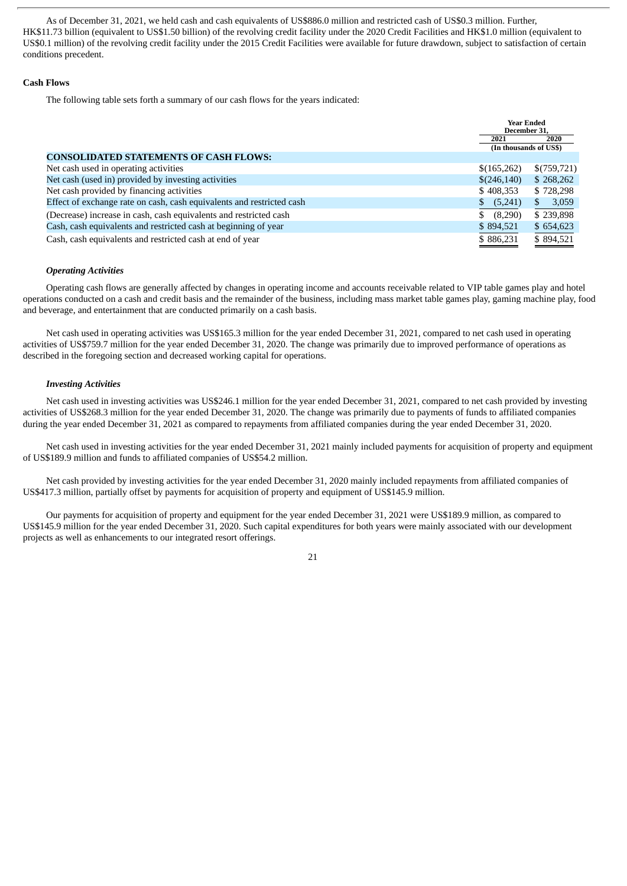As of December 31, 2021, we held cash and cash equivalents of US$886.0 million and restricted cash of US$0.3 million. Further, HK$11.73 billion (equivalent to US$1.50 billion) of the revolving credit facility under the 2020 Credit Facilities and HK$1.0 million (equivalent to US$0.1 million) of the revolving credit facility under the 2015 Credit Facilities were available for future drawdown, subject to satisfaction of certain conditions precedent.

**Cash Flows**

The following table sets forth a summary of our cash flows for the years indicated:

| | Year Ended December 31, | |
|---|---|---|
| | 2021 | 2020 |
| | (In thousands of US$) | |
| **CONSOLIDATED STATEMENTS OF CASH FLOWS:** | | |
| Net cash used in operating activities | $(165,262) | $(759,721) |
| Net cash (used in) provided by investing activities | $(246,140) | $ 268,262 |
| Net cash provided by financing activities | $ 408,353 | $ 728,298 |
| Effect of exchange rate on cash, cash equivalents and restricted cash | $ (5,241) | $ 3,059 |
| (Decrease) increase in cash, cash equivalents and restricted cash | $ (8,290) | $ 239,898 |
| Cash, cash equivalents and restricted cash at beginning of year | $ 894,521 | $ 654,623 |
| Cash, cash equivalents and restricted cash at end of year | $ 886,231 | $ 894,521 |

***Operating Activities***

Operating cash flows are generally affected by changes in operating income and accounts receivable related to VIP table games play and hotel operations conducted on a cash and credit basis and the remainder of the business, including mass market table games play, gaming machine play, food and beverage, and entertainment that are conducted primarily on a cash basis.

Net cash used in operating activities was US$165.3 million for the year ended December 31, 2021, compared to net cash used in operating activities of US$759.7 million for the year ended December 31, 2020. The change was primarily due to improved performance of operations as described in the foregoing section and decreased working capital for operations.

***Investing Activities***

Net cash used in investing activities was US$246.1 million for the year ended December 31, 2021, compared to net cash provided by investing activities of US$268.3 million for the year ended December 31, 2020. The change was primarily due to payments of funds to affiliated companies during the year ended December 31, 2021 as compared to repayments from affiliated companies during the year ended December 31, 2020.

Net cash used in investing activities for the year ended December 31, 2021 mainly included payments for acquisition of property and equipment of US$189.9 million and funds to affiliated companies of US$54.2 million.

Net cash provided by investing activities for the year ended December 31, 2020 mainly included repayments from affiliated companies of US$417.3 million, partially offset by payments for acquisition of property and equipment of US$145.9 million.

Our payments for acquisition of property and equipment for the year ended December 31, 2021 were US$189.9 million, as compared to US$145.9 million for the year ended December 31, 2020. Such capital expenditures for both years were mainly associated with our development projects as well as enhancements to our integrated resort offerings.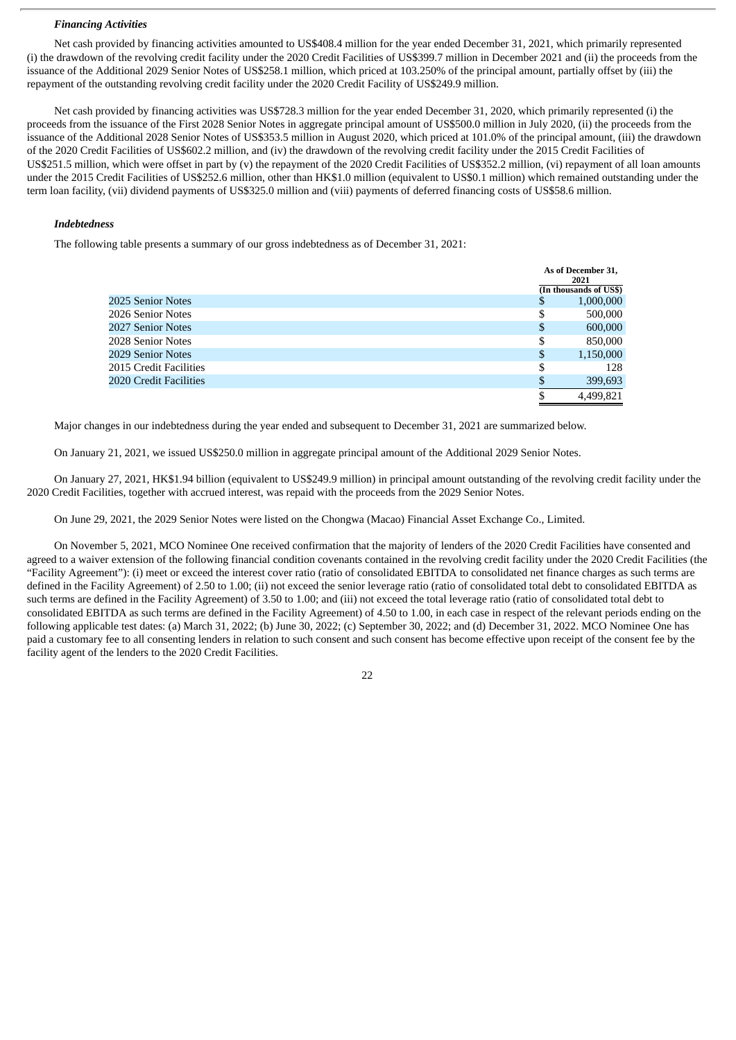### *Financing Activities*

Net cash provided by financing activities amounted to US$408.4 million for the year ended December 31, 2021, which primarily represented (i) the drawdown of the revolving credit facility under the 2020 Credit Facilities of US$399.7 million in December 2021 and (ii) the proceeds from the issuance of the Additional 2029 Senior Notes of US$258.1 million, which priced at 103.250% of the principal amount, partially offset by (iii) the repayment of the outstanding revolving credit facility under the 2020 Credit Facility of US$249.9 million.

Net cash provided by financing activities was US$728.3 million for the year ended December 31, 2020, which primarily represented (i) the proceeds from the issuance of the First 2028 Senior Notes in aggregate principal amount of US$500.0 million in July 2020, (ii) the proceeds from the issuance of the Additional 2028 Senior Notes of US$353.5 million in August 2020, which priced at 101.0% of the principal amount, (iii) the drawdown of the 2020 Credit Facilities of US$602.2 million, and (iv) the drawdown of the revolving credit facility under the 2015 Credit Facilities of US$251.5 million, which were offset in part by (v) the repayment of the 2020 Credit Facilities of US$352.2 million, (vi) repayment of all loan amounts under the 2015 Credit Facilities of US$252.6 million, other than HK$1.0 million (equivalent to US$0.1 million) which remained outstanding under the term loan facility, (vii) dividend payments of US$325.0 million and (viii) payments of deferred financing costs of US$58.6 million.

### *Indebtedness*

The following table presents a summary of our gross indebtedness as of December 31, 2021:

| | As of December 31, 2021 (In thousands of US$) |
|---|---|
| 2025 Senior Notes | $ 1,000,000 |
| 2026 Senior Notes | $ 500,000 |
| 2027 Senior Notes | $ 600,000 |
| 2028 Senior Notes | $ 850,000 |
| 2029 Senior Notes | $ 1,150,000 |
| 2015 Credit Facilities | $ 128 |
| 2020 Credit Facilities | $ 399,693 |
| | $ 4,499,821 |

Major changes in our indebtedness during the year ended and subsequent to December 31, 2021 are summarized below.

On January 21, 2021, we issued US$250.0 million in aggregate principal amount of the Additional 2029 Senior Notes.

On January 27, 2021, HK$1.94 billion (equivalent to US$249.9 million) in principal amount outstanding of the revolving credit facility under the 2020 Credit Facilities, together with accrued interest, was repaid with the proceeds from the 2029 Senior Notes.

On June 29, 2021, the 2029 Senior Notes were listed on the Chongwa (Macao) Financial Asset Exchange Co., Limited.

On November 5, 2021, MCO Nominee One received confirmation that the majority of lenders of the 2020 Credit Facilities have consented and agreed to a waiver extension of the following financial condition covenants contained in the revolving credit facility under the 2020 Credit Facilities (the "Facility Agreement"): (i) meet or exceed the interest cover ratio (ratio of consolidated EBITDA to consolidated net finance charges as such terms are defined in the Facility Agreement) of 2.50 to 1.00; (ii) not exceed the senior leverage ratio (ratio of consolidated total debt to consolidated EBITDA as such terms are defined in the Facility Agreement) of 3.50 to 1.00; and (iii) not exceed the total leverage ratio (ratio of consolidated total debt to consolidated EBITDA as such terms are defined in the Facility Agreement) of 4.50 to 1.00, in each case in respect of the relevant periods ending on the following applicable test dates: (a) March 31, 2022; (b) June 30, 2022; (c) September 30, 2022; and (d) December 31, 2022. MCO Nominee One has paid a customary fee to all consenting lenders in relation to such consent and such consent has become effective upon receipt of the consent fee by the facility agent of the lenders to the 2020 Credit Facilities.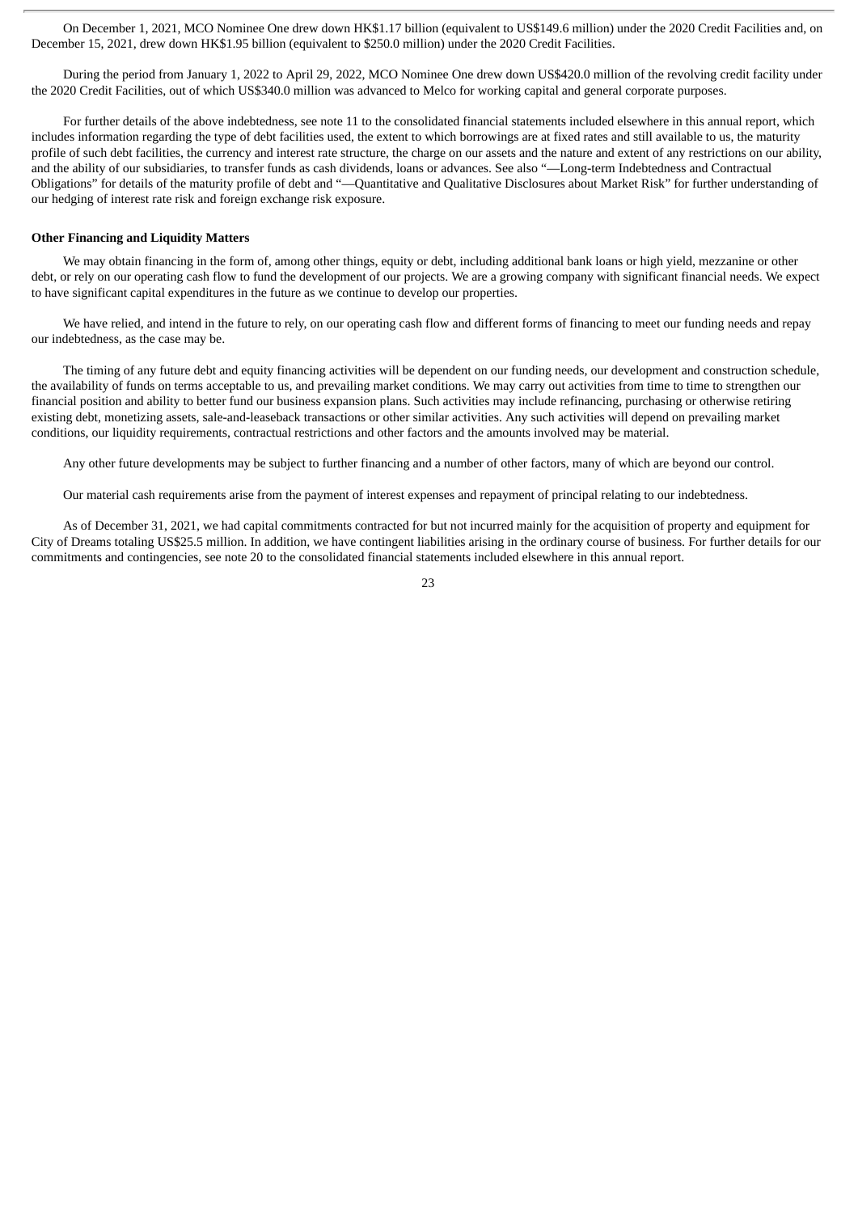On December 1, 2021, MCO Nominee One drew down HK$1.17 billion (equivalent to US$149.6 million) under the 2020 Credit Facilities and, on December 15, 2021, drew down HK$1.95 billion (equivalent to $250.0 million) under the 2020 Credit Facilities.

During the period from January 1, 2022 to April 29, 2022, MCO Nominee One drew down US$420.0 million of the revolving credit facility under the 2020 Credit Facilities, out of which US$340.0 million was advanced to Melco for working capital and general corporate purposes.

For further details of the above indebtedness, see note 11 to the consolidated financial statements included elsewhere in this annual report, which includes information regarding the type of debt facilities used, the extent to which borrowings are at fixed rates and still available to us, the maturity profile of such debt facilities, the currency and interest rate structure, the charge on our assets and the nature and extent of any restrictions on our ability, and the ability of our subsidiaries, to transfer funds as cash dividends, loans or advances. See also "—Long-term Indebtedness and Contractual Obligations" for details of the maturity profile of debt and "—Quantitative and Qualitative Disclosures about Market Risk" for further understanding of our hedging of interest rate risk and foreign exchange risk exposure.

**Other Financing and Liquidity Matters**

We may obtain financing in the form of, among other things, equity or debt, including additional bank loans or high yield, mezzanine or other debt, or rely on our operating cash flow to fund the development of our projects. We are a growing company with significant financial needs. We expect to have significant capital expenditures in the future as we continue to develop our properties.

We have relied, and intend in the future to rely, on our operating cash flow and different forms of financing to meet our funding needs and repay our indebtedness, as the case may be.

The timing of any future debt and equity financing activities will be dependent on our funding needs, our development and construction schedule, the availability of funds on terms acceptable to us, and prevailing market conditions. We may carry out activities from time to time to strengthen our financial position and ability to better fund our business expansion plans. Such activities may include refinancing, purchasing or otherwise retiring existing debt, monetizing assets, sale-and-leaseback transactions or other similar activities. Any such activities will depend on prevailing market conditions, our liquidity requirements, contractual restrictions and other factors and the amounts involved may be material.

Any other future developments may be subject to further financing and a number of other factors, many of which are beyond our control.

Our material cash requirements arise from the payment of interest expenses and repayment of principal relating to our indebtedness.

As of December 31, 2021, we had capital commitments contracted for but not incurred mainly for the acquisition of property and equipment for City of Dreams totaling US$25.5 million. In addition, we have contingent liabilities arising in the ordinary course of business. For further details for our commitments and contingencies, see note 20 to the consolidated financial statements included elsewhere in this annual report.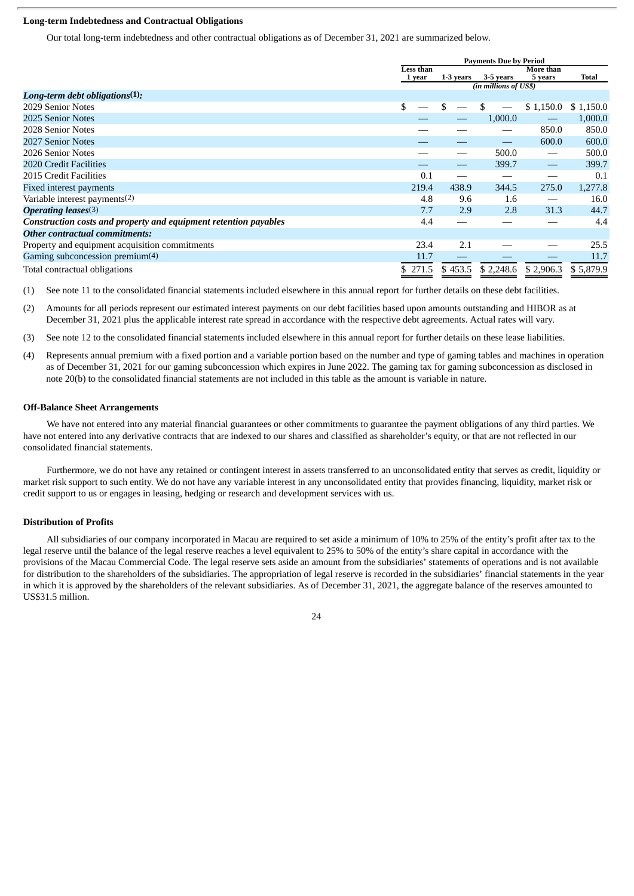**Long-term Indebtedness and Contractual Obligations**

Our total long-term indebtedness and other contractual obligations as of December 31, 2021 are summarized below.

| | Payments Due by Period | | | | |
|---|---|---|---|---|---|
| | Less than 1 year | 1-3 years | 3-5 years | More than 5 years | Total |
| | (in millions of US$) | | | | |
| ***Long-term debt obligations(1):*** | | | | | |
| 2029 Senior Notes | $ — | $ — | $ — | $ 1,150.0 | $ 1,150.0 |
| 2025 Senior Notes | — | — | 1,000.0 | — | 1,000.0 |
| 2028 Senior Notes | — | — | — | 850.0 | 850.0 |
| 2027 Senior Notes | — | — | — | 600.0 | 600.0 |
| 2026 Senior Notes | — | — | 500.0 | — | 500.0 |
| 2020 Credit Facilities | — | — | 399.7 | — | 399.7 |
| 2015 Credit Facilities | 0.1 | — | — | — | 0.1 |
| Fixed interest payments | 219.4 | 438.9 | 344.5 | 275.0 | 1,277.8 |
| Variable interest payments(2) | 4.8 | 9.6 | 1.6 | — | 16.0 |
| ***Operating leases***(3) | 7.7 | 2.9 | 2.8 | 31.3 | 44.7 |
| ***Construction costs and property and equipment retention payables*** | 4.4 | — | — | — | 4.4 |
| ***Other contractual commitments:*** | | | | | |
| Property and equipment acquisition commitments | 23.4 | 2.1 | — | — | 25.5 |
| Gaming subconcession premium(4) | 11.7 | — | — | — | 11.7 |
| Total contractual obligations | $ 271.5 | $ 453.5 | $ 2,248.6 | $ 2,906.3 | $ 5,879.9 |

(1) See note 11 to the consolidated financial statements included elsewhere in this annual report for further details on these debt facilities.

(2) Amounts for all periods represent our estimated interest payments on our debt facilities based upon amounts outstanding and HIBOR as at December 31, 2021 plus the applicable interest rate spread in accordance with the respective debt agreements. Actual rates will vary.

(3) See note 12 to the consolidated financial statements included elsewhere in this annual report for further details on these lease liabilities.

(4) Represents annual premium with a fixed portion and a variable portion based on the number and type of gaming tables and machines in operation as of December 31, 2021 for our gaming subconcession which expires in June 2022. The gaming tax for gaming subconcession as disclosed in note 20(b) to the consolidated financial statements are not included in this table as the amount is variable in nature.

**Off-Balance Sheet Arrangements**

We have not entered into any material financial guarantees or other commitments to guarantee the payment obligations of any third parties. We have not entered into any derivative contracts that are indexed to our shares and classified as shareholder's equity, or that are not reflected in our consolidated financial statements.

Furthermore, we do not have any retained or contingent interest in assets transferred to an unconsolidated entity that serves as credit, liquidity or market risk support to such entity. We do not have any variable interest in any unconsolidated entity that provides financing, liquidity, market risk or credit support to us or engages in leasing, hedging or research and development services with us.

**Distribution of Profits**

All subsidiaries of our company incorporated in Macau are required to set aside a minimum of 10% to 25% of the entity's profit after tax to the legal reserve until the balance of the legal reserve reaches a level equivalent to 25% to 50% of the entity's share capital in accordance with the provisions of the Macau Commercial Code. The legal reserve sets aside an amount from the subsidiaries' statements of operations and is not available for distribution to the shareholders of the subsidiaries. The appropriation of legal reserve is recorded in the subsidiaries' financial statements in the year in which it is approved by the shareholders of the relevant subsidiaries. As of December 31, 2021, the aggregate balance of the reserves amounted to US$31.5 million.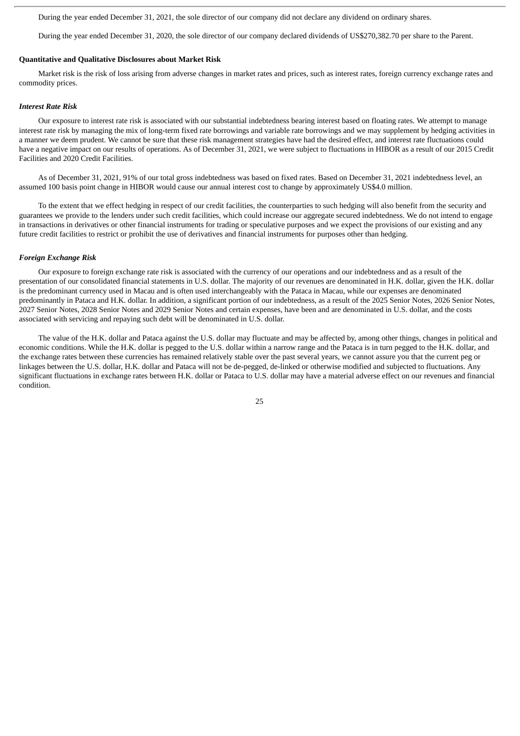During the year ended December 31, 2021, the sole director of our company did not declare any dividend on ordinary shares.

During the year ended December 31, 2020, the sole director of our company declared dividends of US$270,382.70 per share to the Parent.

**Quantitative and Qualitative Disclosures about Market Risk**

Market risk is the risk of loss arising from adverse changes in market rates and prices, such as interest rates, foreign currency exchange rates and commodity prices.

***Interest Rate Risk***

Our exposure to interest rate risk is associated with our substantial indebtedness bearing interest based on floating rates. We attempt to manage interest rate risk by managing the mix of long-term fixed rate borrowings and variable rate borrowings and we may supplement by hedging activities in a manner we deem prudent. We cannot be sure that these risk management strategies have had the desired effect, and interest rate fluctuations could have a negative impact on our results of operations. As of December 31, 2021, we were subject to fluctuations in HIBOR as a result of our 2015 Credit Facilities and 2020 Credit Facilities.

As of December 31, 2021, 91% of our total gross indebtedness was based on fixed rates. Based on December 31, 2021 indebtedness level, an assumed 100 basis point change in HIBOR would cause our annual interest cost to change by approximately US$4.0 million.

To the extent that we effect hedging in respect of our credit facilities, the counterparties to such hedging will also benefit from the security and guarantees we provide to the lenders under such credit facilities, which could increase our aggregate secured indebtedness. We do not intend to engage in transactions in derivatives or other financial instruments for trading or speculative purposes and we expect the provisions of our existing and any future credit facilities to restrict or prohibit the use of derivatives and financial instruments for purposes other than hedging.

***Foreign Exchange Risk***

Our exposure to foreign exchange rate risk is associated with the currency of our operations and our indebtedness and as a result of the presentation of our consolidated financial statements in U.S. dollar. The majority of our revenues are denominated in H.K. dollar, given the H.K. dollar is the predominant currency used in Macau and is often used interchangeably with the Pataca in Macau, while our expenses are denominated predominantly in Pataca and H.K. dollar. In addition, a significant portion of our indebtedness, as a result of the 2025 Senior Notes, 2026 Senior Notes, 2027 Senior Notes, 2028 Senior Notes and 2029 Senior Notes and certain expenses, have been and are denominated in U.S. dollar, and the costs associated with servicing and repaying such debt will be denominated in U.S. dollar.

The value of the H.K. dollar and Pataca against the U.S. dollar may fluctuate and may be affected by, among other things, changes in political and economic conditions. While the H.K. dollar is pegged to the U.S. dollar within a narrow range and the Pataca is in turn pegged to the H.K. dollar, and the exchange rates between these currencies has remained relatively stable over the past several years, we cannot assure you that the current peg or linkages between the U.S. dollar, H.K. dollar and Pataca will not be de-pegged, de-linked or otherwise modified and subjected to fluctuations. Any significant fluctuations in exchange rates between H.K. dollar or Pataca to U.S. dollar may have a material adverse effect on our revenues and financial condition.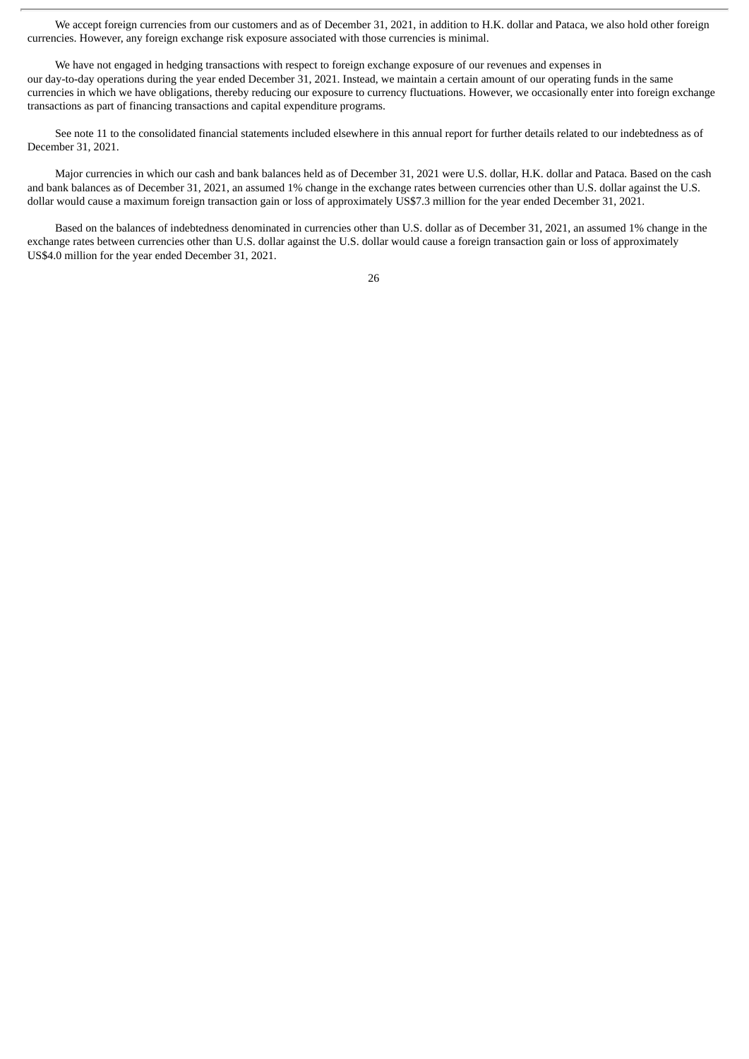We accept foreign currencies from our customers and as of December 31, 2021, in addition to H.K. dollar and Pataca, we also hold other foreign currencies. However, any foreign exchange risk exposure associated with those currencies is minimal.

We have not engaged in hedging transactions with respect to foreign exchange exposure of our revenues and expenses in our day-to-day operations during the year ended December 31, 2021. Instead, we maintain a certain amount of our operating funds in the same currencies in which we have obligations, thereby reducing our exposure to currency fluctuations. However, we occasionally enter into foreign exchange transactions as part of financing transactions and capital expenditure programs.

See note 11 to the consolidated financial statements included elsewhere in this annual report for further details related to our indebtedness as of December 31, 2021.

Major currencies in which our cash and bank balances held as of December 31, 2021 were U.S. dollar, H.K. dollar and Pataca. Based on the cash and bank balances as of December 31, 2021, an assumed 1% change in the exchange rates between currencies other than U.S. dollar against the U.S. dollar would cause a maximum foreign transaction gain or loss of approximately US$7.3 million for the year ended December 31, 2021.

Based on the balances of indebtedness denominated in currencies other than U.S. dollar as of December 31, 2021, an assumed 1% change in the exchange rates between currencies other than U.S. dollar against the U.S. dollar would cause a foreign transaction gain or loss of approximately US$4.0 million for the year ended December 31, 2021.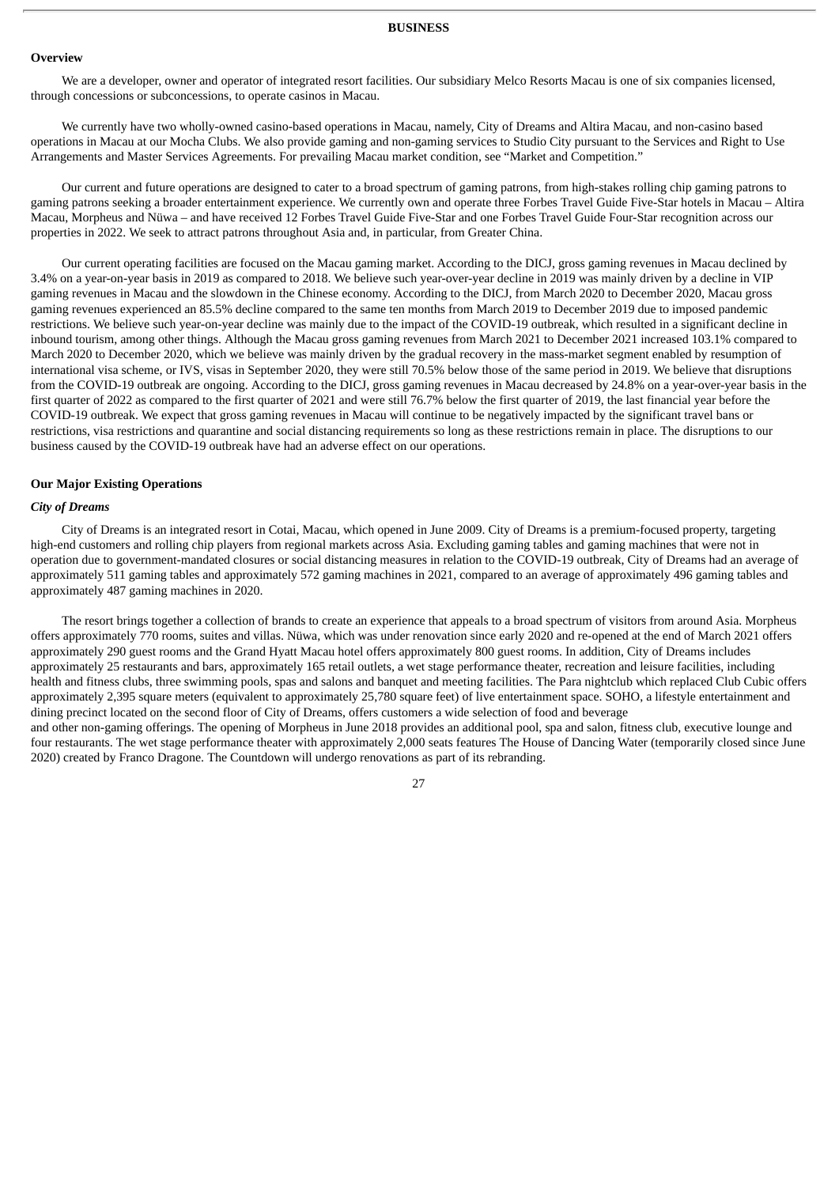# BUSINESS

## Overview

We are a developer, owner and operator of integrated resort facilities. Our subsidiary Melco Resorts Macau is one of six companies licensed, through concessions or subconcessions, to operate casinos in Macau.

We currently have two wholly-owned casino-based operations in Macau, namely, City of Dreams and Altira Macau, and non-casino based operations in Macau at our Mocha Clubs. We also provide gaming and non-gaming services to Studio City pursuant to the Services and Right to Use Arrangements and Master Services Agreements. For prevailing Macau market condition, see "Market and Competition."

Our current and future operations are designed to cater to a broad spectrum of gaming patrons, from high-stakes rolling chip gaming patrons to gaming patrons seeking a broader entertainment experience. We currently own and operate three Forbes Travel Guide Five-Star hotels in Macau – Altira Macau, Morpheus and Nüwa – and have received 12 Forbes Travel Guide Five-Star and one Forbes Travel Guide Four-Star recognition across our properties in 2022. We seek to attract patrons throughout Asia and, in particular, from Greater China.

Our current operating facilities are focused on the Macau gaming market. According to the DICJ, gross gaming revenues in Macau declined by 3.4% on a year-on-year basis in 2019 as compared to 2018. We believe such year-over-year decline in 2019 was mainly driven by a decline in VIP gaming revenues in Macau and the slowdown in the Chinese economy. According to the DICJ, from March 2020 to December 2020, Macau gross gaming revenues experienced an 85.5% decline compared to the same ten months from March 2019 to December 2019 due to imposed pandemic restrictions. We believe such year-on-year decline was mainly due to the impact of the COVID-19 outbreak, which resulted in a significant decline in inbound tourism, among other things. Although the Macau gross gaming revenues from March 2021 to December 2021 increased 103.1% compared to March 2020 to December 2020, which we believe was mainly driven by the gradual recovery in the mass-market segment enabled by resumption of international visa scheme, or IVS, visas in September 2020, they were still 70.5% below those of the same period in 2019. We believe that disruptions from the COVID-19 outbreak are ongoing. According to the DICJ, gross gaming revenues in Macau decreased by 24.8% on a year-over-year basis in the first quarter of 2022 as compared to the first quarter of 2021 and were still 76.7% below the first quarter of 2019, the last financial year before the COVID-19 outbreak. We expect that gross gaming revenues in Macau will continue to be negatively impacted by the significant travel bans or restrictions, visa restrictions and quarantine and social distancing requirements so long as these restrictions remain in place. The disruptions to our business caused by the COVID-19 outbreak have had an adverse effect on our operations.

## Our Major Existing Operations

### *City of Dreams*

City of Dreams is an integrated resort in Cotai, Macau, which opened in June 2009. City of Dreams is a premium-focused property, targeting high-end customers and rolling chip players from regional markets across Asia. Excluding gaming tables and gaming machines that were not in operation due to government-mandated closures or social distancing measures in relation to the COVID-19 outbreak, City of Dreams had an average of approximately 511 gaming tables and approximately 572 gaming machines in 2021, compared to an average of approximately 496 gaming tables and approximately 487 gaming machines in 2020.

The resort brings together a collection of brands to create an experience that appeals to a broad spectrum of visitors from around Asia. Morpheus offers approximately 770 rooms, suites and villas. Nüwa, which was under renovation since early 2020 and re-opened at the end of March 2021 offers approximately 290 guest rooms and the Grand Hyatt Macau hotel offers approximately 800 guest rooms. In addition, City of Dreams includes approximately 25 restaurants and bars, approximately 165 retail outlets, a wet stage performance theater, recreation and leisure facilities, including health and fitness clubs, three swimming pools, spas and salons and banquet and meeting facilities. The Para nightclub which replaced Club Cubic offers approximately 2,395 square meters (equivalent to approximately 25,780 square feet) of live entertainment space. SOHO, a lifestyle entertainment and dining precinct located on the second floor of City of Dreams, offers customers a wide selection of food and beverage and other non-gaming offerings. The opening of Morpheus in June 2018 provides an additional pool, spa and salon, fitness club, executive lounge and four restaurants. The wet stage performance theater with approximately 2,000 seats features The House of Dancing Water (temporarily closed since June 2020) created by Franco Dragone. The Countdown will undergo renovations as part of its rebranding.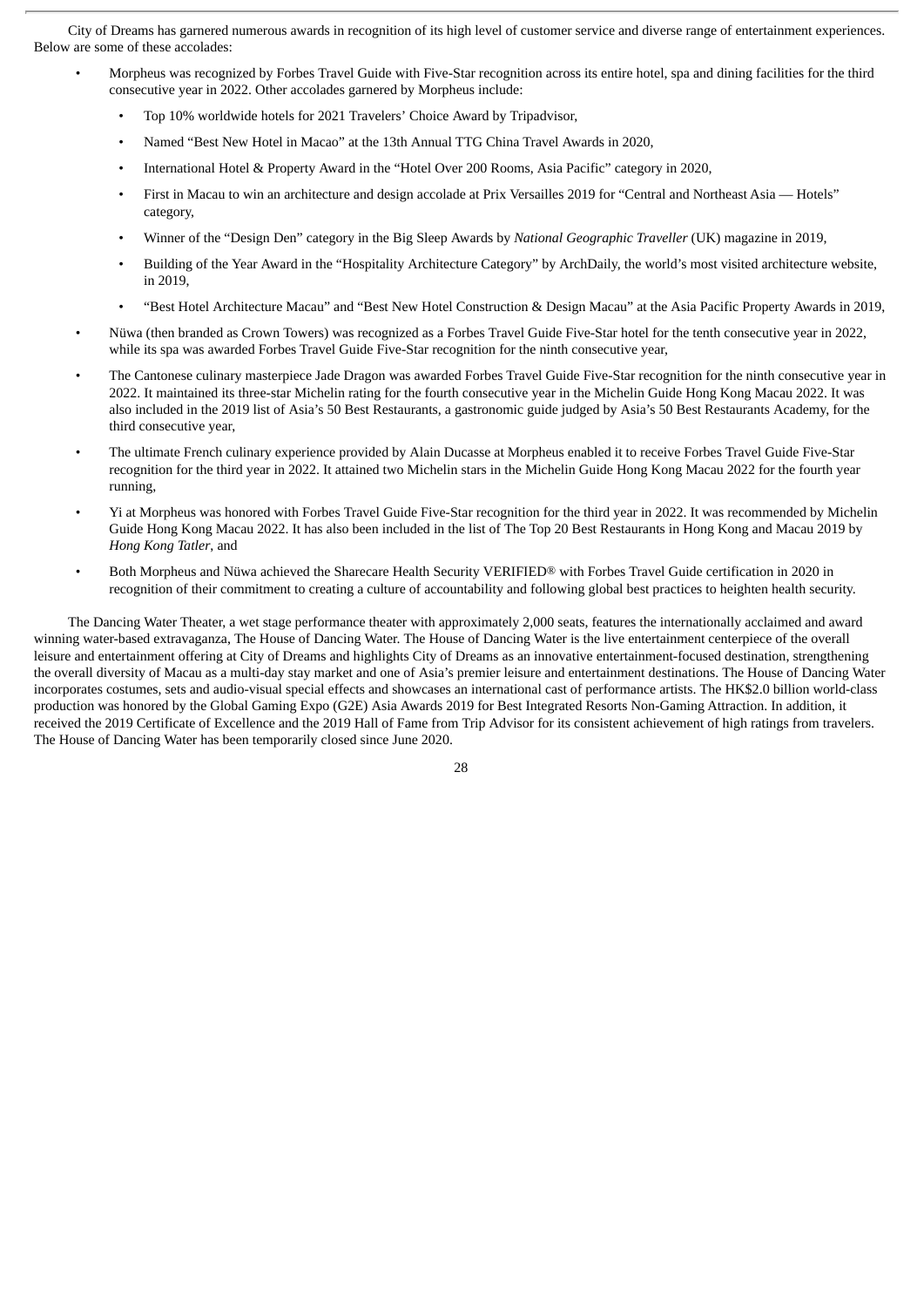City of Dreams has garnered numerous awards in recognition of its high level of customer service and diverse range of entertainment experiences. Below are some of these accolades:

- Morpheus was recognized by Forbes Travel Guide with Five-Star recognition across its entire hotel, spa and dining facilities for the third consecutive year in 2022. Other accolades garnered by Morpheus include:
  - Top 10% worldwide hotels for 2021 Travelers' Choice Award by Tripadvisor,
  - Named "Best New Hotel in Macao" at the 13th Annual TTG China Travel Awards in 2020,
  - International Hotel & Property Award in the "Hotel Over 200 Rooms, Asia Pacific" category in 2020,
  - First in Macau to win an architecture and design accolade at Prix Versailles 2019 for "Central and Northeast Asia — Hotels" category,
  - Winner of the "Design Den" category in the Big Sleep Awards by *National Geographic Traveller* (UK) magazine in 2019,
  - Building of the Year Award in the "Hospitality Architecture Category" by ArchDaily, the world's most visited architecture website, in 2019,
  - "Best Hotel Architecture Macau" and "Best New Hotel Construction & Design Macau" at the Asia Pacific Property Awards in 2019,
- Nüwa (then branded as Crown Towers) was recognized as a Forbes Travel Guide Five-Star hotel for the tenth consecutive year in 2022, while its spa was awarded Forbes Travel Guide Five-Star recognition for the ninth consecutive year,
- The Cantonese culinary masterpiece Jade Dragon was awarded Forbes Travel Guide Five-Star recognition for the ninth consecutive year in 2022. It maintained its three-star Michelin rating for the fourth consecutive year in the Michelin Guide Hong Kong Macau 2022. It was also included in the 2019 list of Asia's 50 Best Restaurants, a gastronomic guide judged by Asia's 50 Best Restaurants Academy, for the third consecutive year,
- The ultimate French culinary experience provided by Alain Ducasse at Morpheus enabled it to receive Forbes Travel Guide Five-Star recognition for the third year in 2022. It attained two Michelin stars in the Michelin Guide Hong Kong Macau 2022 for the fourth year running,
- Yi at Morpheus was honored with Forbes Travel Guide Five-Star recognition for the third year in 2022. It was recommended by Michelin Guide Hong Kong Macau 2022. It has also been included in the list of The Top 20 Best Restaurants in Hong Kong and Macau 2019 by *Hong Kong Tatler*, and
- Both Morpheus and Nüwa achieved the Sharecare Health Security VERIFIED® with Forbes Travel Guide certification in 2020 in recognition of their commitment to creating a culture of accountability and following global best practices to heighten health security.

The Dancing Water Theater, a wet stage performance theater with approximately 2,000 seats, features the internationally acclaimed and award winning water-based extravaganza, The House of Dancing Water. The House of Dancing Water is the live entertainment centerpiece of the overall leisure and entertainment offering at City of Dreams and highlights City of Dreams as an innovative entertainment-focused destination, strengthening the overall diversity of Macau as a multi-day stay market and one of Asia's premier leisure and entertainment destinations. The House of Dancing Water incorporates costumes, sets and audio-visual special effects and showcases an international cast of performance artists. The HK$2.0 billion world-class production was honored by the Global Gaming Expo (G2E) Asia Awards 2019 for Best Integrated Resorts Non-Gaming Attraction. In addition, it received the 2019 Certificate of Excellence and the 2019 Hall of Fame from Trip Advisor for its consistent achievement of high ratings from travelers. The House of Dancing Water has been temporarily closed since June 2020.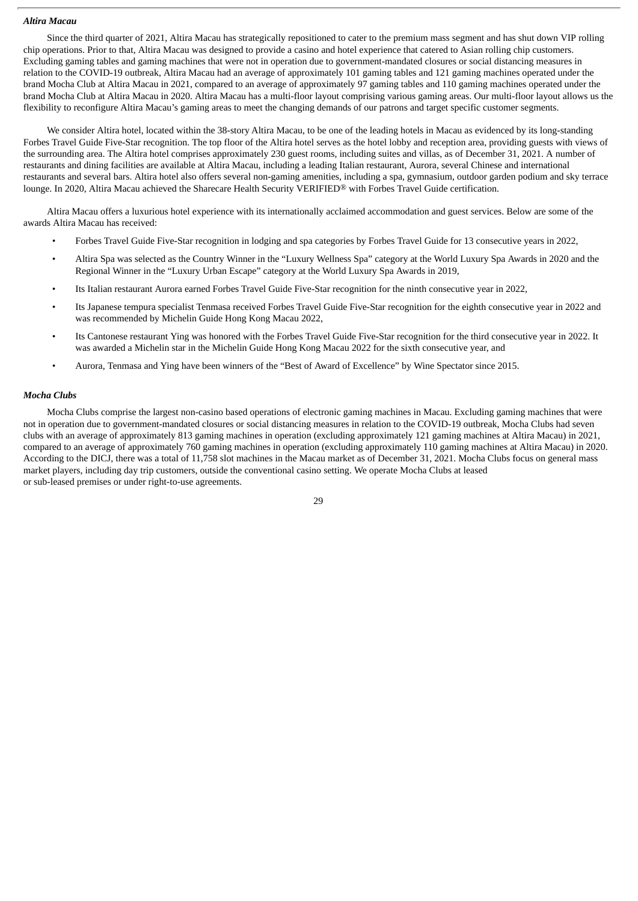***Altira Macau***

Since the third quarter of 2021, Altira Macau has strategically repositioned to cater to the premium mass segment and has shut down VIP rolling chip operations. Prior to that, Altira Macau was designed to provide a casino and hotel experience that catered to Asian rolling chip customers. Excluding gaming tables and gaming machines that were not in operation due to government-mandated closures or social distancing measures in relation to the COVID-19 outbreak, Altira Macau had an average of approximately 101 gaming tables and 121 gaming machines operated under the brand Mocha Club at Altira Macau in 2021, compared to an average of approximately 97 gaming tables and 110 gaming machines operated under the brand Mocha Club at Altira Macau in 2020. Altira Macau has a multi-floor layout comprising various gaming areas. Our multi-floor layout allows us the flexibility to reconfigure Altira Macau's gaming areas to meet the changing demands of our patrons and target specific customer segments.

We consider Altira hotel, located within the 38-story Altira Macau, to be one of the leading hotels in Macau as evidenced by its long-standing Forbes Travel Guide Five-Star recognition. The top floor of the Altira hotel serves as the hotel lobby and reception area, providing guests with views of the surrounding area. The Altira hotel comprises approximately 230 guest rooms, including suites and villas, as of December 31, 2021. A number of restaurants and dining facilities are available at Altira Macau, including a leading Italian restaurant, Aurora, several Chinese and international restaurants and several bars. Altira hotel also offers several non-gaming amenities, including a spa, gymnasium, outdoor garden podium and sky terrace lounge. In 2020, Altira Macau achieved the Sharecare Health Security VERIFIED® with Forbes Travel Guide certification.

Altira Macau offers a luxurious hotel experience with its internationally acclaimed accommodation and guest services. Below are some of the awards Altira Macau has received:

- Forbes Travel Guide Five-Star recognition in lodging and spa categories by Forbes Travel Guide for 13 consecutive years in 2022,
- Altira Spa was selected as the Country Winner in the "Luxury Wellness Spa" category at the World Luxury Spa Awards in 2020 and the Regional Winner in the "Luxury Urban Escape" category at the World Luxury Spa Awards in 2019,
- Its Italian restaurant Aurora earned Forbes Travel Guide Five-Star recognition for the ninth consecutive year in 2022,
- Its Japanese tempura specialist Tenmasa received Forbes Travel Guide Five-Star recognition for the eighth consecutive year in 2022 and was recommended by Michelin Guide Hong Kong Macau 2022,
- Its Cantonese restaurant Ying was honored with the Forbes Travel Guide Five-Star recognition for the third consecutive year in 2022. It was awarded a Michelin star in the Michelin Guide Hong Kong Macau 2022 for the sixth consecutive year, and
- Aurora, Tenmasa and Ying have been winners of the "Best of Award of Excellence" by Wine Spectator since 2015.

***Mocha Clubs***

Mocha Clubs comprise the largest non-casino based operations of electronic gaming machines in Macau. Excluding gaming machines that were not in operation due to government-mandated closures or social distancing measures in relation to the COVID-19 outbreak, Mocha Clubs had seven clubs with an average of approximately 813 gaming machines in operation (excluding approximately 121 gaming machines at Altira Macau) in 2021, compared to an average of approximately 760 gaming machines in operation (excluding approximately 110 gaming machines at Altira Macau) in 2020. According to the DICJ, there was a total of 11,758 slot machines in the Macau market as of December 31, 2021. Mocha Clubs focus on general mass market players, including day trip customers, outside the conventional casino setting. We operate Mocha Clubs at leased or sub-leased premises or under right-to-use agreements.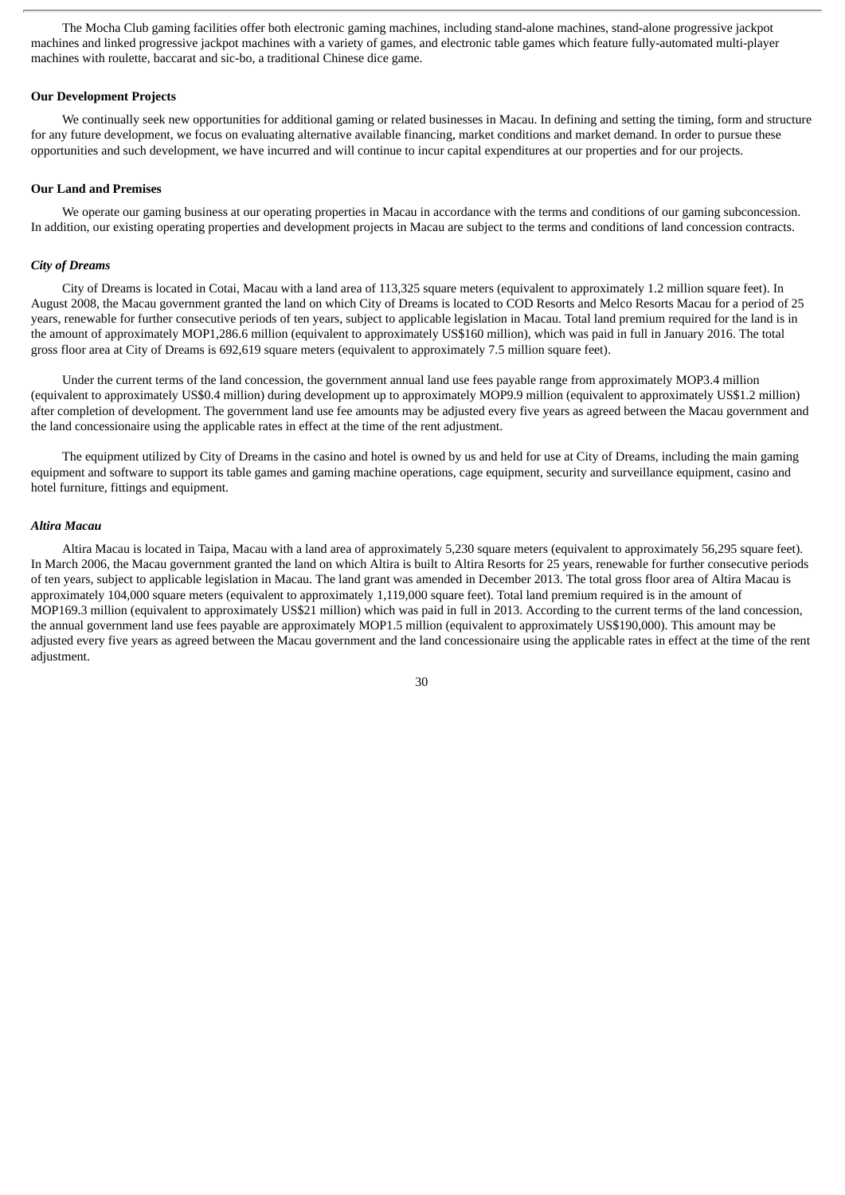The Mocha Club gaming facilities offer both electronic gaming machines, including stand-alone machines, stand-alone progressive jackpot machines and linked progressive jackpot machines with a variety of games, and electronic table games which feature fully-automated multi-player machines with roulette, baccarat and sic-bo, a traditional Chinese dice game.

**Our Development Projects**

We continually seek new opportunities for additional gaming or related businesses in Macau. In defining and setting the timing, form and structure for any future development, we focus on evaluating alternative available financing, market conditions and market demand. In order to pursue these opportunities and such development, we have incurred and will continue to incur capital expenditures at our properties and for our projects.

**Our Land and Premises**

We operate our gaming business at our operating properties in Macau in accordance with the terms and conditions of our gaming subconcession. In addition, our existing operating properties and development projects in Macau are subject to the terms and conditions of land concession contracts.

***City of Dreams***

City of Dreams is located in Cotai, Macau with a land area of 113,325 square meters (equivalent to approximately 1.2 million square feet). In August 2008, the Macau government granted the land on which City of Dreams is located to COD Resorts and Melco Resorts Macau for a period of 25 years, renewable for further consecutive periods of ten years, subject to applicable legislation in Macau. Total land premium required for the land is in the amount of approximately MOP1,286.6 million (equivalent to approximately US$160 million), which was paid in full in January 2016. The total gross floor area at City of Dreams is 692,619 square meters (equivalent to approximately 7.5 million square feet).

Under the current terms of the land concession, the government annual land use fees payable range from approximately MOP3.4 million (equivalent to approximately US$0.4 million) during development up to approximately MOP9.9 million (equivalent to approximately US$1.2 million) after completion of development. The government land use fee amounts may be adjusted every five years as agreed between the Macau government and the land concessionaire using the applicable rates in effect at the time of the rent adjustment.

The equipment utilized by City of Dreams in the casino and hotel is owned by us and held for use at City of Dreams, including the main gaming equipment and software to support its table games and gaming machine operations, cage equipment, security and surveillance equipment, casino and hotel furniture, fittings and equipment.

***Altira Macau***

Altira Macau is located in Taipa, Macau with a land area of approximately 5,230 square meters (equivalent to approximately 56,295 square feet). In March 2006, the Macau government granted the land on which Altira is built to Altira Resorts for 25 years, renewable for further consecutive periods of ten years, subject to applicable legislation in Macau. The land grant was amended in December 2013. The total gross floor area of Altira Macau is approximately 104,000 square meters (equivalent to approximately 1,119,000 square feet). Total land premium required is in the amount of MOP169.3 million (equivalent to approximately US$21 million) which was paid in full in 2013. According to the current terms of the land concession, the annual government land use fees payable are approximately MOP1.5 million (equivalent to approximately US$190,000). This amount may be adjusted every five years as agreed between the Macau government and the land concessionaire using the applicable rates in effect at the time of the rent adjustment.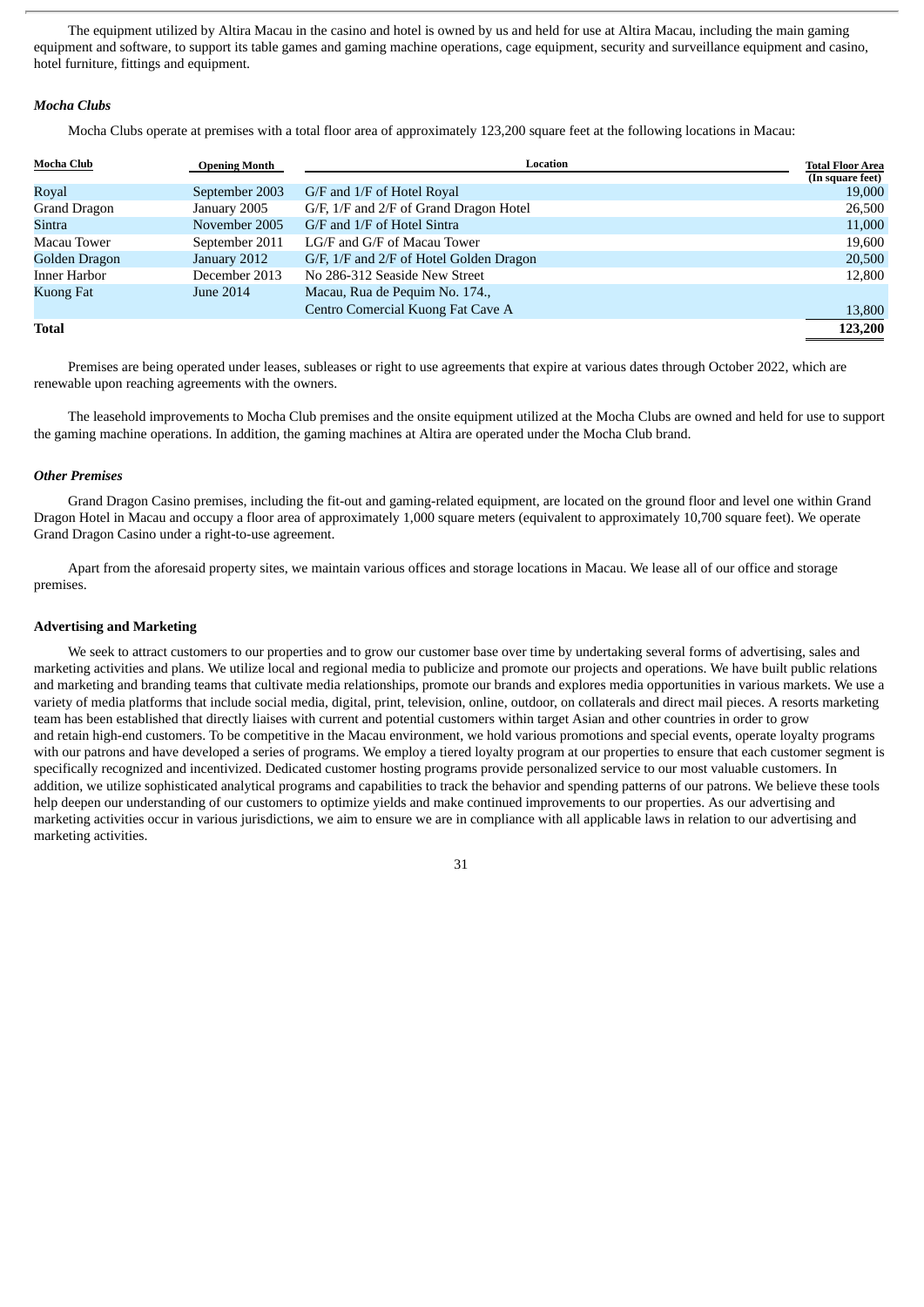The equipment utilized by Altira Macau in the casino and hotel is owned by us and held for use at Altira Macau, including the main gaming equipment and software, to support its table games and gaming machine operations, cage equipment, security and surveillance equipment and casino, hotel furniture, fittings and equipment.

***Mocha Clubs***

Mocha Clubs operate at premises with a total floor area of approximately 123,200 square feet at the following locations in Macau:

| Mocha Club | Opening Month | Location | Total Floor Area (In square feet) |
|---|---|---|---|
| Royal | September 2003 | G/F and 1/F of Hotel Royal | 19,000 |
| Grand Dragon | January 2005 | G/F, 1/F and 2/F of Grand Dragon Hotel | 26,500 |
| Sintra | November 2005 | G/F and 1/F of Hotel Sintra | 11,000 |
| Macau Tower | September 2011 | LG/F and G/F of Macau Tower | 19,600 |
| Golden Dragon | January 2012 | G/F, 1/F and 2/F of Hotel Golden Dragon | 20,500 |
| Inner Harbor | December 2013 | No 286-312 Seaside New Street | 12,800 |
| Kuong Fat | June 2014 | Macau, Rua de Pequim No. 174., Centro Comercial Kuong Fat Cave A | 13,800 |
| **Total** | | | **123,200** |

Premises are being operated under leases, subleases or right to use agreements that expire at various dates through October 2022, which are renewable upon reaching agreements with the owners.

The leasehold improvements to Mocha Club premises and the onsite equipment utilized at the Mocha Clubs are owned and held for use to support the gaming machine operations. In addition, the gaming machines at Altira are operated under the Mocha Club brand.

***Other Premises***

Grand Dragon Casino premises, including the fit-out and gaming-related equipment, are located on the ground floor and level one within Grand Dragon Hotel in Macau and occupy a floor area of approximately 1,000 square meters (equivalent to approximately 10,700 square feet). We operate Grand Dragon Casino under a right-to-use agreement.

Apart from the aforesaid property sites, we maintain various offices and storage locations in Macau. We lease all of our office and storage premises.

**Advertising and Marketing**

We seek to attract customers to our properties and to grow our customer base over time by undertaking several forms of advertising, sales and marketing activities and plans. We utilize local and regional media to publicize and promote our projects and operations. We have built public relations and marketing and branding teams that cultivate media relationships, promote our brands and explores media opportunities in various markets. We use a variety of media platforms that include social media, digital, print, television, online, outdoor, on collaterals and direct mail pieces. A resorts marketing team has been established that directly liaises with current and potential customers within target Asian and other countries in order to grow and retain high-end customers. To be competitive in the Macau environment, we hold various promotions and special events, operate loyalty programs with our patrons and have developed a series of programs. We employ a tiered loyalty program at our properties to ensure that each customer segment is specifically recognized and incentivized. Dedicated customer hosting programs provide personalized service to our most valuable customers. In addition, we utilize sophisticated analytical programs and capabilities to track the behavior and spending patterns of our patrons. We believe these tools help deepen our understanding of our customers to optimize yields and make continued improvements to our properties. As our advertising and marketing activities occur in various jurisdictions, we aim to ensure we are in compliance with all applicable laws in relation to our advertising and marketing activities.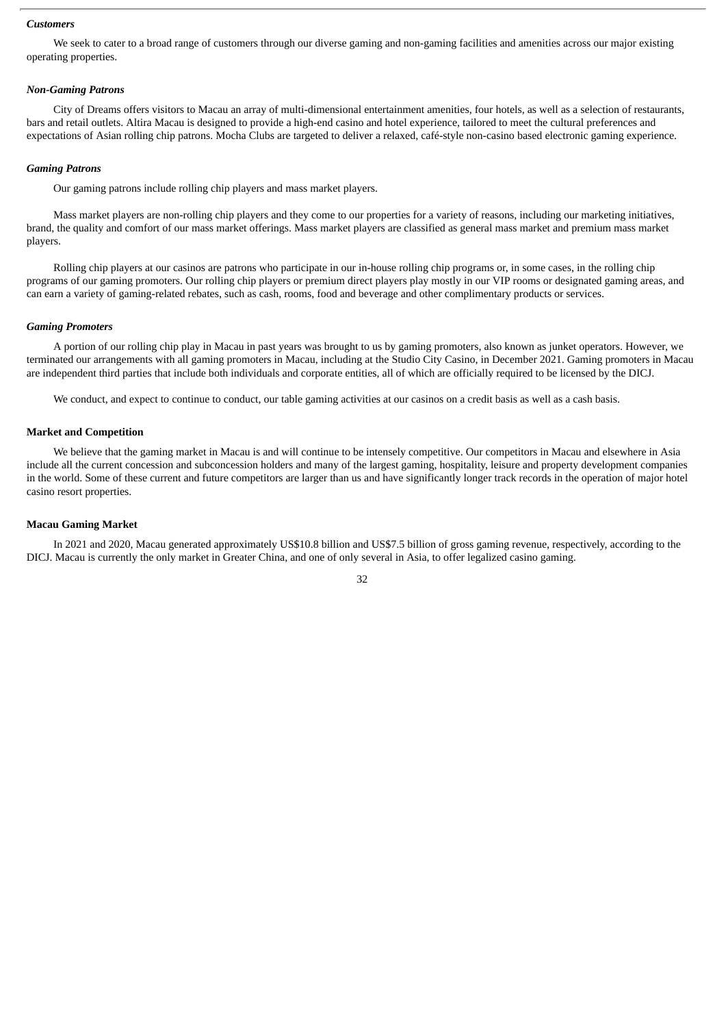### *Customers*

We seek to cater to a broad range of customers through our diverse gaming and non-gaming facilities and amenities across our major existing operating properties.

### *Non-Gaming Patrons*

City of Dreams offers visitors to Macau an array of multi-dimensional entertainment amenities, four hotels, as well as a selection of restaurants, bars and retail outlets. Altira Macau is designed to provide a high-end casino and hotel experience, tailored to meet the cultural preferences and expectations of Asian rolling chip patrons. Mocha Clubs are targeted to deliver a relaxed, café-style non-casino based electronic gaming experience.

### *Gaming Patrons*

Our gaming patrons include rolling chip players and mass market players.

Mass market players are non-rolling chip players and they come to our properties for a variety of reasons, including our marketing initiatives, brand, the quality and comfort of our mass market offerings. Mass market players are classified as general mass market and premium mass market players.

Rolling chip players at our casinos are patrons who participate in our in-house rolling chip programs or, in some cases, in the rolling chip programs of our gaming promoters. Our rolling chip players or premium direct players play mostly in our VIP rooms or designated gaming areas, and can earn a variety of gaming-related rebates, such as cash, rooms, food and beverage and other complimentary products or services.

### *Gaming Promoters*

A portion of our rolling chip play in Macau in past years was brought to us by gaming promoters, also known as junket operators. However, we terminated our arrangements with all gaming promoters in Macau, including at the Studio City Casino, in December 2021. Gaming promoters in Macau are independent third parties that include both individuals and corporate entities, all of which are officially required to be licensed by the DICJ.

We conduct, and expect to continue to conduct, our table gaming activities at our casinos on a credit basis as well as a cash basis.

## Market and Competition

We believe that the gaming market in Macau is and will continue to be intensely competitive. Our competitors in Macau and elsewhere in Asia include all the current concession and subconcession holders and many of the largest gaming, hospitality, leisure and property development companies in the world. Some of these current and future competitors are larger than us and have significantly longer track records in the operation of major hotel casino resort properties.

## Macau Gaming Market

In 2021 and 2020, Macau generated approximately US$10.8 billion and US$7.5 billion of gross gaming revenue, respectively, according to the DICJ. Macau is currently the only market in Greater China, and one of only several in Asia, to offer legalized casino gaming.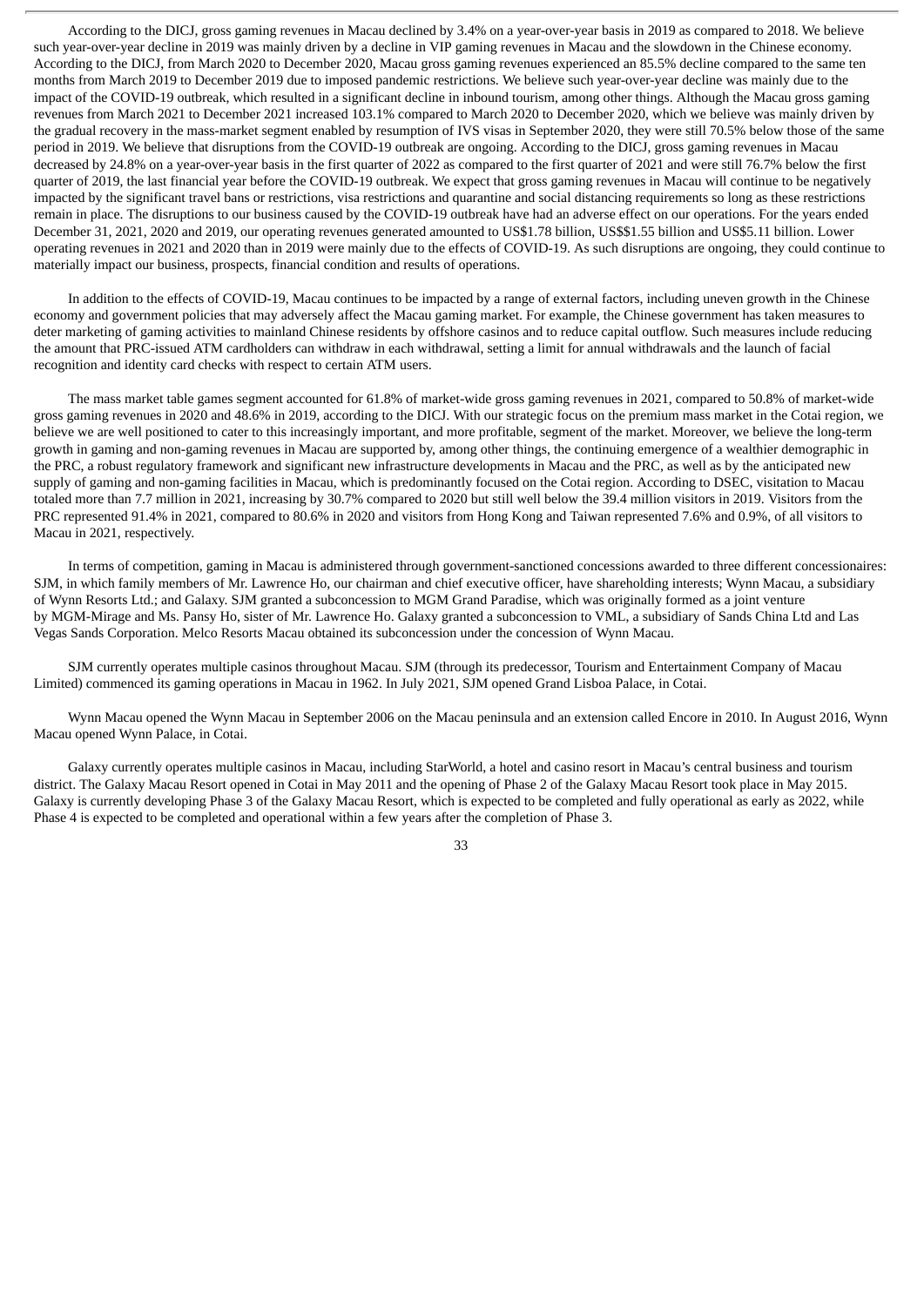According to the DICJ, gross gaming revenues in Macau declined by 3.4% on a year-over-year basis in 2019 as compared to 2018. We believe such year-over-year decline in 2019 was mainly driven by a decline in VIP gaming revenues in Macau and the slowdown in the Chinese economy. According to the DICJ, from March 2020 to December 2020, Macau gross gaming revenues experienced an 85.5% decline compared to the same ten months from March 2019 to December 2019 due to imposed pandemic restrictions. We believe such year-over-year decline was mainly due to the impact of the COVID-19 outbreak, which resulted in a significant decline in inbound tourism, among other things. Although the Macau gross gaming revenues from March 2021 to December 2021 increased 103.1% compared to March 2020 to December 2020, which we believe was mainly driven by the gradual recovery in the mass-market segment enabled by resumption of IVS visas in September 2020, they were still 70.5% below those of the same period in 2019. We believe that disruptions from the COVID-19 outbreak are ongoing. According to the DICJ, gross gaming revenues in Macau decreased by 24.8% on a year-over-year basis in the first quarter of 2022 as compared to the first quarter of 2021 and were still 76.7% below the first quarter of 2019, the last financial year before the COVID-19 outbreak. We expect that gross gaming revenues in Macau will continue to be negatively impacted by the significant travel bans or restrictions, visa restrictions and quarantine and social distancing requirements so long as these restrictions remain in place. The disruptions to our business caused by the COVID-19 outbreak have had an adverse effect on our operations. For the years ended December 31, 2021, 2020 and 2019, our operating revenues generated amounted to US$1.78 billion, US$$1.55 billion and US$5.11 billion. Lower operating revenues in 2021 and 2020 than in 2019 were mainly due to the effects of COVID-19. As such disruptions are ongoing, they could continue to materially impact our business, prospects, financial condition and results of operations.

In addition to the effects of COVID-19, Macau continues to be impacted by a range of external factors, including uneven growth in the Chinese economy and government policies that may adversely affect the Macau gaming market. For example, the Chinese government has taken measures to deter marketing of gaming activities to mainland Chinese residents by offshore casinos and to reduce capital outflow. Such measures include reducing the amount that PRC-issued ATM cardholders can withdraw in each withdrawal, setting a limit for annual withdrawals and the launch of facial recognition and identity card checks with respect to certain ATM users.

The mass market table games segment accounted for 61.8% of market-wide gross gaming revenues in 2021, compared to 50.8% of market-wide gross gaming revenues in 2020 and 48.6% in 2019, according to the DICJ. With our strategic focus on the premium mass market in the Cotai region, we believe we are well positioned to cater to this increasingly important, and more profitable, segment of the market. Moreover, we believe the long-term growth in gaming and non-gaming revenues in Macau are supported by, among other things, the continuing emergence of a wealthier demographic in the PRC, a robust regulatory framework and significant new infrastructure developments in Macau and the PRC, as well as by the anticipated new supply of gaming and non-gaming facilities in Macau, which is predominantly focused on the Cotai region. According to DSEC, visitation to Macau totaled more than 7.7 million in 2021, increasing by 30.7% compared to 2020 but still well below the 39.4 million visitors in 2019. Visitors from the PRC represented 91.4% in 2021, compared to 80.6% in 2020 and visitors from Hong Kong and Taiwan represented 7.6% and 0.9%, of all visitors to Macau in 2021, respectively.

In terms of competition, gaming in Macau is administered through government-sanctioned concessions awarded to three different concessionaires: SJM, in which family members of Mr. Lawrence Ho, our chairman and chief executive officer, have shareholding interests; Wynn Macau, a subsidiary of Wynn Resorts Ltd.; and Galaxy. SJM granted a subconcession to MGM Grand Paradise, which was originally formed as a joint venture by MGM-Mirage and Ms. Pansy Ho, sister of Mr. Lawrence Ho. Galaxy granted a subconcession to VML, a subsidiary of Sands China Ltd and Las Vegas Sands Corporation. Melco Resorts Macau obtained its subconcession under the concession of Wynn Macau.

SJM currently operates multiple casinos throughout Macau. SJM (through its predecessor, Tourism and Entertainment Company of Macau Limited) commenced its gaming operations in Macau in 1962. In July 2021, SJM opened Grand Lisboa Palace, in Cotai.

Wynn Macau opened the Wynn Macau in September 2006 on the Macau peninsula and an extension called Encore in 2010. In August 2016, Wynn Macau opened Wynn Palace, in Cotai.

Galaxy currently operates multiple casinos in Macau, including StarWorld, a hotel and casino resort in Macau's central business and tourism district. The Galaxy Macau Resort opened in Cotai in May 2011 and the opening of Phase 2 of the Galaxy Macau Resort took place in May 2015. Galaxy is currently developing Phase 3 of the Galaxy Macau Resort, which is expected to be completed and fully operational as early as 2022, while Phase 4 is expected to be completed and operational within a few years after the completion of Phase 3.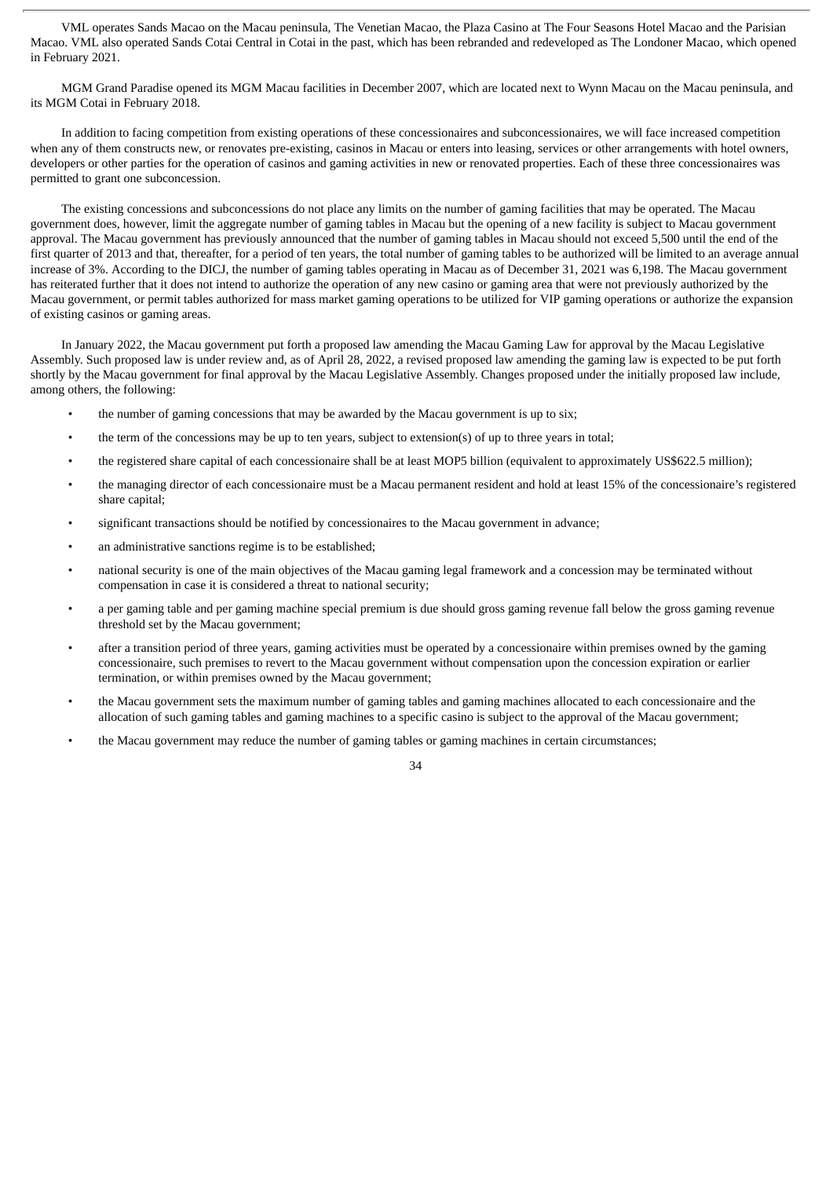VML operates Sands Macao on the Macau peninsula, The Venetian Macao, the Plaza Casino at The Four Seasons Hotel Macao and the Parisian Macao. VML also operated Sands Cotai Central in Cotai in the past, which has been rebranded and redeveloped as The Londoner Macao, which opened in February 2021.

MGM Grand Paradise opened its MGM Macau facilities in December 2007, which are located next to Wynn Macau on the Macau peninsula, and its MGM Cotai in February 2018.

In addition to facing competition from existing operations of these concessionaires and subconcessionaires, we will face increased competition when any of them constructs new, or renovates pre-existing, casinos in Macau or enters into leasing, services or other arrangements with hotel owners, developers or other parties for the operation of casinos and gaming activities in new or renovated properties. Each of these three concessionaires was permitted to grant one subconcession.

The existing concessions and subconcessions do not place any limits on the number of gaming facilities that may be operated. The Macau government does, however, limit the aggregate number of gaming tables in Macau but the opening of a new facility is subject to Macau government approval. The Macau government has previously announced that the number of gaming tables in Macau should not exceed 5,500 until the end of the first quarter of 2013 and that, thereafter, for a period of ten years, the total number of gaming tables to be authorized will be limited to an average annual increase of 3%. According to the DICJ, the number of gaming tables operating in Macau as of December 31, 2021 was 6,198. The Macau government has reiterated further that it does not intend to authorize the operation of any new casino or gaming area that were not previously authorized by the Macau government, or permit tables authorized for mass market gaming operations to be utilized for VIP gaming operations or authorize the expansion of existing casinos or gaming areas.

In January 2022, the Macau government put forth a proposed law amending the Macau Gaming Law for approval by the Macau Legislative Assembly. Such proposed law is under review and, as of April 28, 2022, a revised proposed law amending the gaming law is expected to be put forth shortly by the Macau government for final approval by the Macau Legislative Assembly. Changes proposed under the initially proposed law include, among others, the following:

- the number of gaming concessions that may be awarded by the Macau government is up to six;
- the term of the concessions may be up to ten years, subject to extension(s) of up to three years in total;
- the registered share capital of each concessionaire shall be at least MOP5 billion (equivalent to approximately US$622.5 million);
- the managing director of each concessionaire must be a Macau permanent resident and hold at least 15% of the concessionaire's registered share capital;
- significant transactions should be notified by concessionaires to the Macau government in advance;
- an administrative sanctions regime is to be established;
- national security is one of the main objectives of the Macau gaming legal framework and a concession may be terminated without compensation in case it is considered a threat to national security;
- a per gaming table and per gaming machine special premium is due should gross gaming revenue fall below the gross gaming revenue threshold set by the Macau government;
- after a transition period of three years, gaming activities must be operated by a concessionaire within premises owned by the gaming concessionaire, such premises to revert to the Macau government without compensation upon the concession expiration or earlier termination, or within premises owned by the Macau government;
- the Macau government sets the maximum number of gaming tables and gaming machines allocated to each concessionaire and the allocation of such gaming tables and gaming machines to a specific casino is subject to the approval of the Macau government;
- the Macau government may reduce the number of gaming tables or gaming machines in certain circumstances;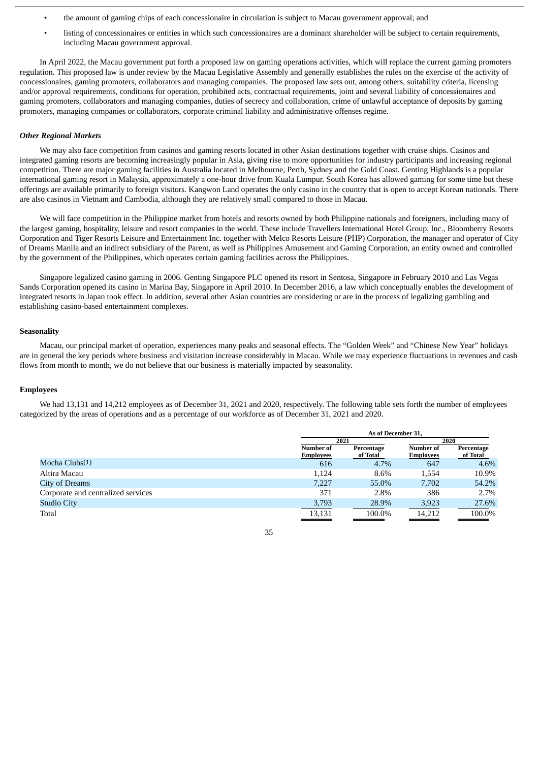- the amount of gaming chips of each concessionaire in circulation is subject to Macau government approval; and
- listing of concessionaires or entities in which such concessionaires are a dominant shareholder will be subject to certain requirements, including Macau government approval.

In April 2022, the Macau government put forth a proposed law on gaming operations activities, which will replace the current gaming promoters regulation. This proposed law is under review by the Macau Legislative Assembly and generally establishes the rules on the exercise of the activity of concessionaires, gaming promoters, collaborators and managing companies. The proposed law sets out, among others, suitability criteria, licensing and/or approval requirements, conditions for operation, prohibited acts, contractual requirements, joint and several liability of concessionaires and gaming promoters, collaborators and managing companies, duties of secrecy and collaboration, crime of unlawful acceptance of deposits by gaming promoters, managing companies or collaborators, corporate criminal liability and administrative offenses regime.

***Other Regional Markets***

We may also face competition from casinos and gaming resorts located in other Asian destinations together with cruise ships. Casinos and integrated gaming resorts are becoming increasingly popular in Asia, giving rise to more opportunities for industry participants and increasing regional competition. There are major gaming facilities in Australia located in Melbourne, Perth, Sydney and the Gold Coast. Genting Highlands is a popular international gaming resort in Malaysia, approximately a one-hour drive from Kuala Lumpur. South Korea has allowed gaming for some time but these offerings are available primarily to foreign visitors. Kangwon Land operates the only casino in the country that is open to accept Korean nationals. There are also casinos in Vietnam and Cambodia, although they are relatively small compared to those in Macau.

We will face competition in the Philippine market from hotels and resorts owned by both Philippine nationals and foreigners, including many of the largest gaming, hospitality, leisure and resort companies in the world. These include Travellers International Hotel Group, Inc., Bloomberry Resorts Corporation and Tiger Resorts Leisure and Entertainment Inc. together with Melco Resorts Leisure (PHP) Corporation, the manager and operator of City of Dreams Manila and an indirect subsidiary of the Parent, as well as Philippines Amusement and Gaming Corporation, an entity owned and controlled by the government of the Philippines, which operates certain gaming facilities across the Philippines.

Singapore legalized casino gaming in 2006. Genting Singapore PLC opened its resort in Sentosa, Singapore in February 2010 and Las Vegas Sands Corporation opened its casino in Marina Bay, Singapore in April 2010. In December 2016, a law which conceptually enables the development of integrated resorts in Japan took effect. In addition, several other Asian countries are considering or are in the process of legalizing gambling and establishing casino-based entertainment complexes.

**Seasonality**

Macau, our principal market of operation, experiences many peaks and seasonal effects. The "Golden Week" and "Chinese New Year" holidays are in general the key periods where business and visitation increase considerably in Macau. While we may experience fluctuations in revenues and cash flows from month to month, we do not believe that our business is materially impacted by seasonality.

**Employees**

We had 13,131 and 14,212 employees as of December 31, 2021 and 2020, respectively. The following table sets forth the number of employees categorized by the areas of operations and as a percentage of our workforce as of December 31, 2021 and 2020.

| | As of December 31, | | | |
|---|---|---|---|---|
| | 2021 | | 2020 | |
| | Number of Employees | Percentage of Total | Number of Employees | Percentage of Total |
| Mocha Clubs(1) | 616 | 4.7% | 647 | 4.6% |
| Altira Macau | 1,124 | 8.6% | 1,554 | 10.9% |
| City of Dreams | 7,227 | 55.0% | 7,702 | 54.2% |
| Corporate and centralized services | 371 | 2.8% | 386 | 2.7% |
| Studio City | 3,793 | 28.9% | 3,923 | 27.6% |
| Total | 13,131 | 100.0% | 14,212 | 100.0% |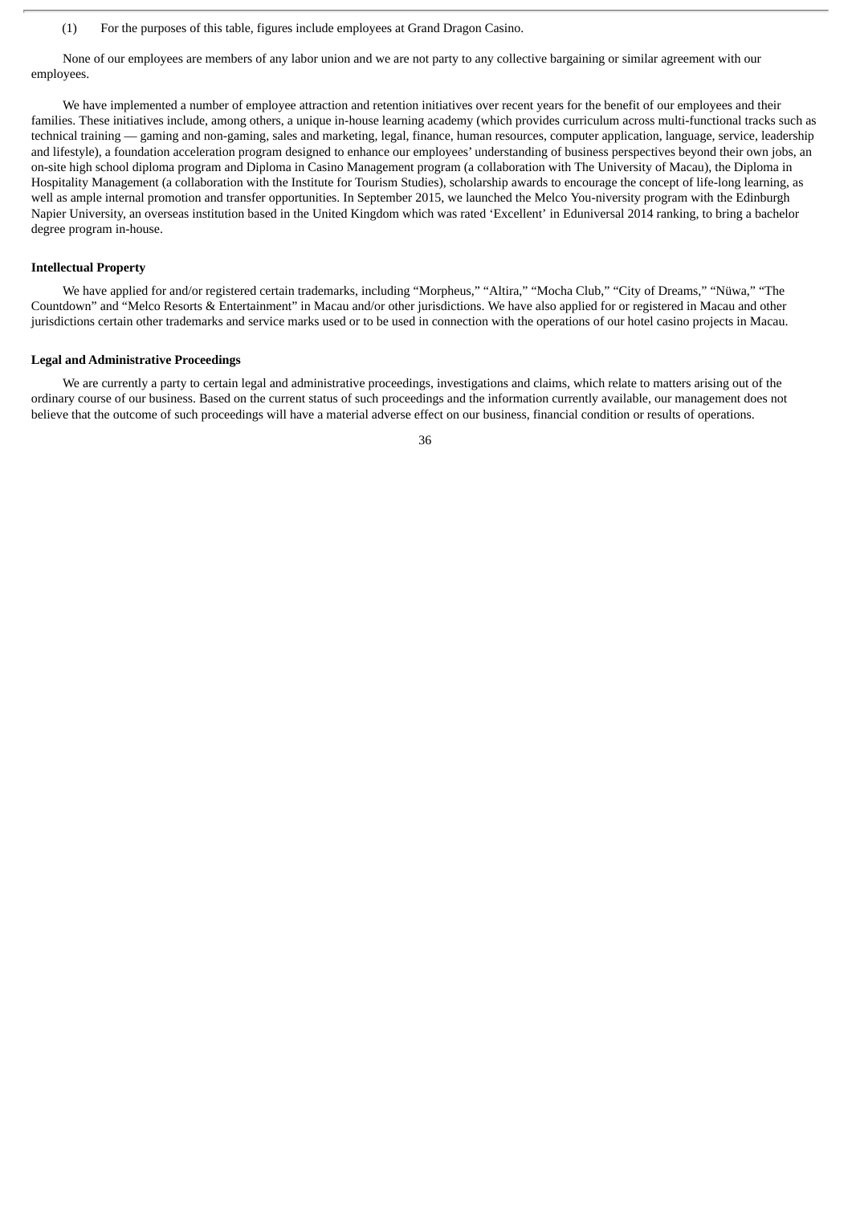(1) For the purposes of this table, figures include employees at Grand Dragon Casino.

None of our employees are members of any labor union and we are not party to any collective bargaining or similar agreement with our employees.

We have implemented a number of employee attraction and retention initiatives over recent years for the benefit of our employees and their families. These initiatives include, among others, a unique in-house learning academy (which provides curriculum across multi-functional tracks such as technical training — gaming and non-gaming, sales and marketing, legal, finance, human resources, computer application, language, service, leadership and lifestyle), a foundation acceleration program designed to enhance our employees' understanding of business perspectives beyond their own jobs, an on-site high school diploma program and Diploma in Casino Management program (a collaboration with The University of Macau), the Diploma in Hospitality Management (a collaboration with the Institute for Tourism Studies), scholarship awards to encourage the concept of life-long learning, as well as ample internal promotion and transfer opportunities. In September 2015, we launched the Melco You-niversity program with the Edinburgh Napier University, an overseas institution based in the United Kingdom which was rated 'Excellent' in Eduniversal 2014 ranking, to bring a bachelor degree program in-house.

**Intellectual Property**

We have applied for and/or registered certain trademarks, including "Morpheus," "Altira," "Mocha Club," "City of Dreams," "Nüwa," "The Countdown" and "Melco Resorts & Entertainment" in Macau and/or other jurisdictions. We have also applied for or registered in Macau and other jurisdictions certain other trademarks and service marks used or to be used in connection with the operations of our hotel casino projects in Macau.

**Legal and Administrative Proceedings**

We are currently a party to certain legal and administrative proceedings, investigations and claims, which relate to matters arising out of the ordinary course of our business. Based on the current status of such proceedings and the information currently available, our management does not believe that the outcome of such proceedings will have a material adverse effect on our business, financial condition or results of operations.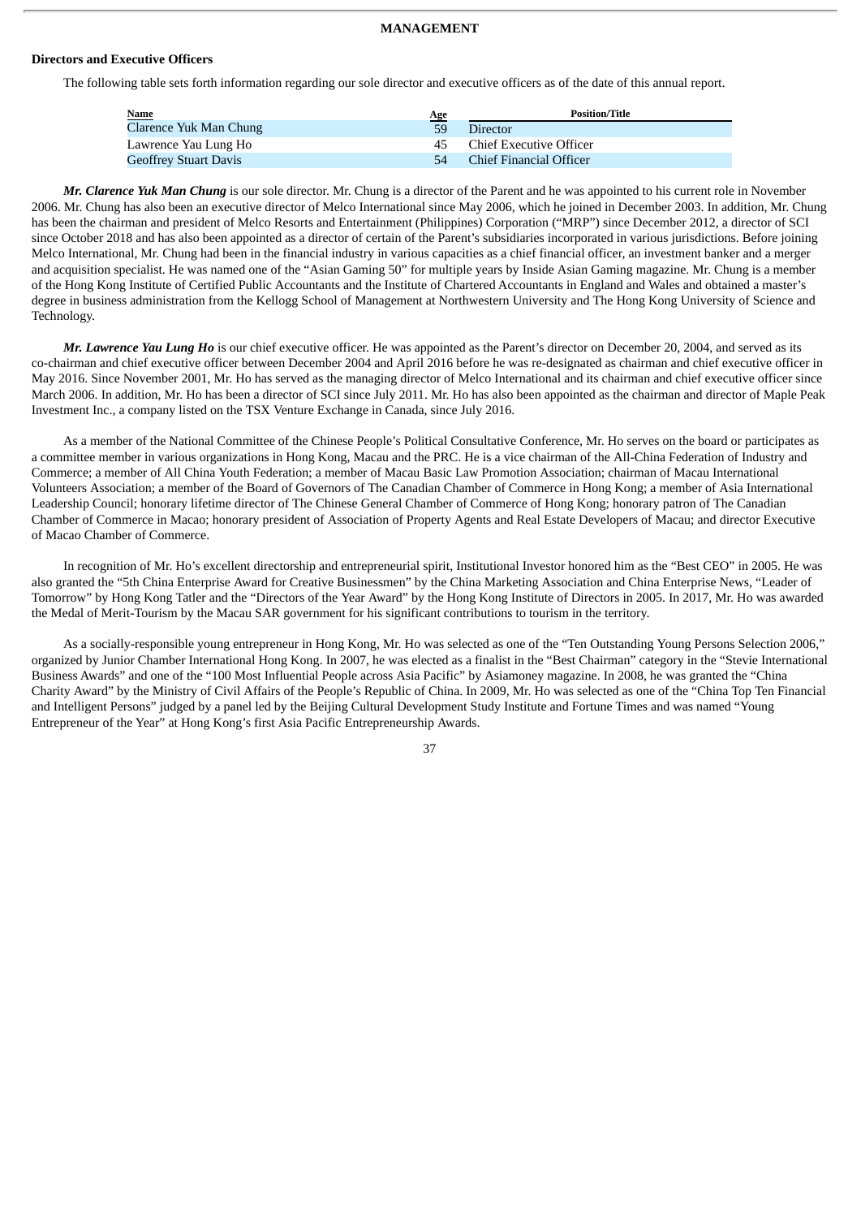## MANAGEMENT

### Directors and Executive Officers

The following table sets forth information regarding our sole director and executive officers as of the date of this annual report.

| Name | Age | Position/Title |
|---|---|---|
| Clarence Yuk Man Chung | 59 | Director |
| Lawrence Yau Lung Ho | 45 | Chief Executive Officer |
| Geoffrey Stuart Davis | 54 | Chief Financial Officer |

***Mr. Clarence Yuk Man Chung*** is our sole director. Mr. Chung is a director of the Parent and he was appointed to his current role in November 2006. Mr. Chung has also been an executive director of Melco International since May 2006, which he joined in December 2003. In addition, Mr. Chung has been the chairman and president of Melco Resorts and Entertainment (Philippines) Corporation ("MRP") since December 2012, a director of SCI since October 2018 and has also been appointed as a director of certain of the Parent's subsidiaries incorporated in various jurisdictions. Before joining Melco International, Mr. Chung had been in the financial industry in various capacities as a chief financial officer, an investment banker and a merger and acquisition specialist. He was named one of the "Asian Gaming 50" for multiple years by Inside Asian Gaming magazine. Mr. Chung is a member of the Hong Kong Institute of Certified Public Accountants and the Institute of Chartered Accountants in England and Wales and obtained a master's degree in business administration from the Kellogg School of Management at Northwestern University and The Hong Kong University of Science and Technology.

***Mr. Lawrence Yau Lung Ho*** is our chief executive officer. He was appointed as the Parent's director on December 20, 2004, and served as its co-chairman and chief executive officer between December 2004 and April 2016 before he was re-designated as chairman and chief executive officer in May 2016. Since November 2001, Mr. Ho has served as the managing director of Melco International and its chairman and chief executive officer since March 2006. In addition, Mr. Ho has been a director of SCI since July 2011. Mr. Ho has also been appointed as the chairman and director of Maple Peak Investment Inc., a company listed on the TSX Venture Exchange in Canada, since July 2016.

As a member of the National Committee of the Chinese People's Political Consultative Conference, Mr. Ho serves on the board or participates as a committee member in various organizations in Hong Kong, Macau and the PRC. He is a vice chairman of the All-China Federation of Industry and Commerce; a member of All China Youth Federation; a member of Macau Basic Law Promotion Association; chairman of Macau International Volunteers Association; a member of the Board of Governors of The Canadian Chamber of Commerce in Hong Kong; a member of Asia International Leadership Council; honorary lifetime director of The Chinese General Chamber of Commerce of Hong Kong; honorary patron of The Canadian Chamber of Commerce in Macao; honorary president of Association of Property Agents and Real Estate Developers of Macau; and director Executive of Macao Chamber of Commerce.

In recognition of Mr. Ho's excellent directorship and entrepreneurial spirit, Institutional Investor honored him as the "Best CEO" in 2005. He was also granted the "5th China Enterprise Award for Creative Businessmen" by the China Marketing Association and China Enterprise News, "Leader of Tomorrow" by Hong Kong Tatler and the "Directors of the Year Award" by the Hong Kong Institute of Directors in 2005. In 2017, Mr. Ho was awarded the Medal of Merit-Tourism by the Macau SAR government for his significant contributions to tourism in the territory.

As a socially-responsible young entrepreneur in Hong Kong, Mr. Ho was selected as one of the "Ten Outstanding Young Persons Selection 2006," organized by Junior Chamber International Hong Kong. In 2007, he was elected as a finalist in the "Best Chairman" category in the "Stevie International Business Awards" and one of the "100 Most Influential People across Asia Pacific" by Asiamoney magazine. In 2008, he was granted the "China Charity Award" by the Ministry of Civil Affairs of the People's Republic of China. In 2009, Mr. Ho was selected as one of the "China Top Ten Financial and Intelligent Persons" judged by a panel led by the Beijing Cultural Development Study Institute and Fortune Times and was named "Young Entrepreneur of the Year" at Hong Kong's first Asia Pacific Entrepreneurship Awards.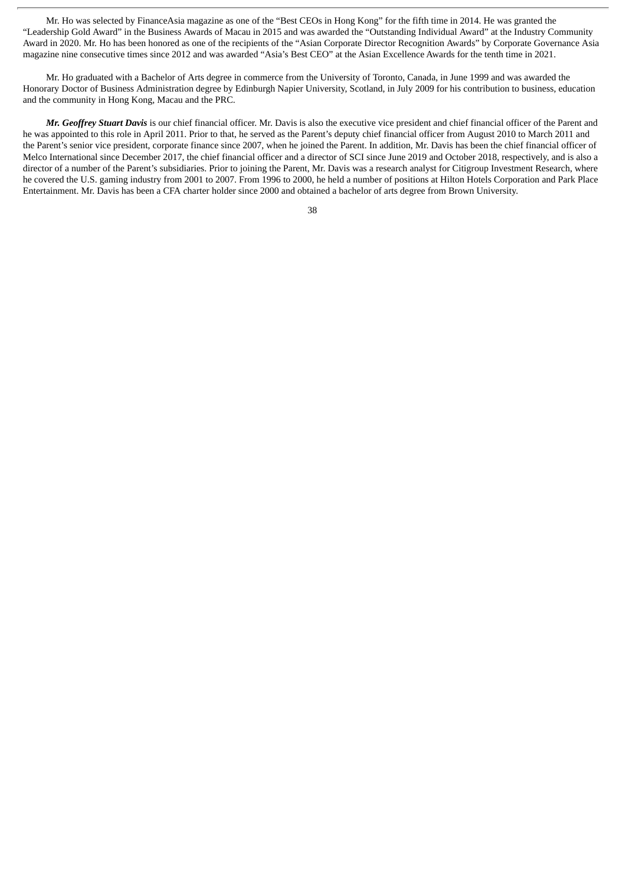Mr. Ho was selected by FinanceAsia magazine as one of the "Best CEOs in Hong Kong" for the fifth time in 2014. He was granted the "Leadership Gold Award" in the Business Awards of Macau in 2015 and was awarded the "Outstanding Individual Award" at the Industry Community Award in 2020. Mr. Ho has been honored as one of the recipients of the "Asian Corporate Director Recognition Awards" by Corporate Governance Asia magazine nine consecutive times since 2012 and was awarded "Asia's Best CEO" at the Asian Excellence Awards for the tenth time in 2021.

Mr. Ho graduated with a Bachelor of Arts degree in commerce from the University of Toronto, Canada, in June 1999 and was awarded the Honorary Doctor of Business Administration degree by Edinburgh Napier University, Scotland, in July 2009 for his contribution to business, education and the community in Hong Kong, Macau and the PRC.

***Mr. Geoffrey Stuart Davis*** is our chief financial officer. Mr. Davis is also the executive vice president and chief financial officer of the Parent and he was appointed to this role in April 2011. Prior to that, he served as the Parent's deputy chief financial officer from August 2010 to March 2011 and the Parent's senior vice president, corporate finance since 2007, when he joined the Parent. In addition, Mr. Davis has been the chief financial officer of Melco International since December 2017, the chief financial officer and a director of SCI since June 2019 and October 2018, respectively, and is also a director of a number of the Parent's subsidiaries. Prior to joining the Parent, Mr. Davis was a research analyst for Citigroup Investment Research, where he covered the U.S. gaming industry from 2001 to 2007. From 1996 to 2000, he held a number of positions at Hilton Hotels Corporation and Park Place Entertainment. Mr. Davis has been a CFA charter holder since 2000 and obtained a bachelor of arts degree from Brown University.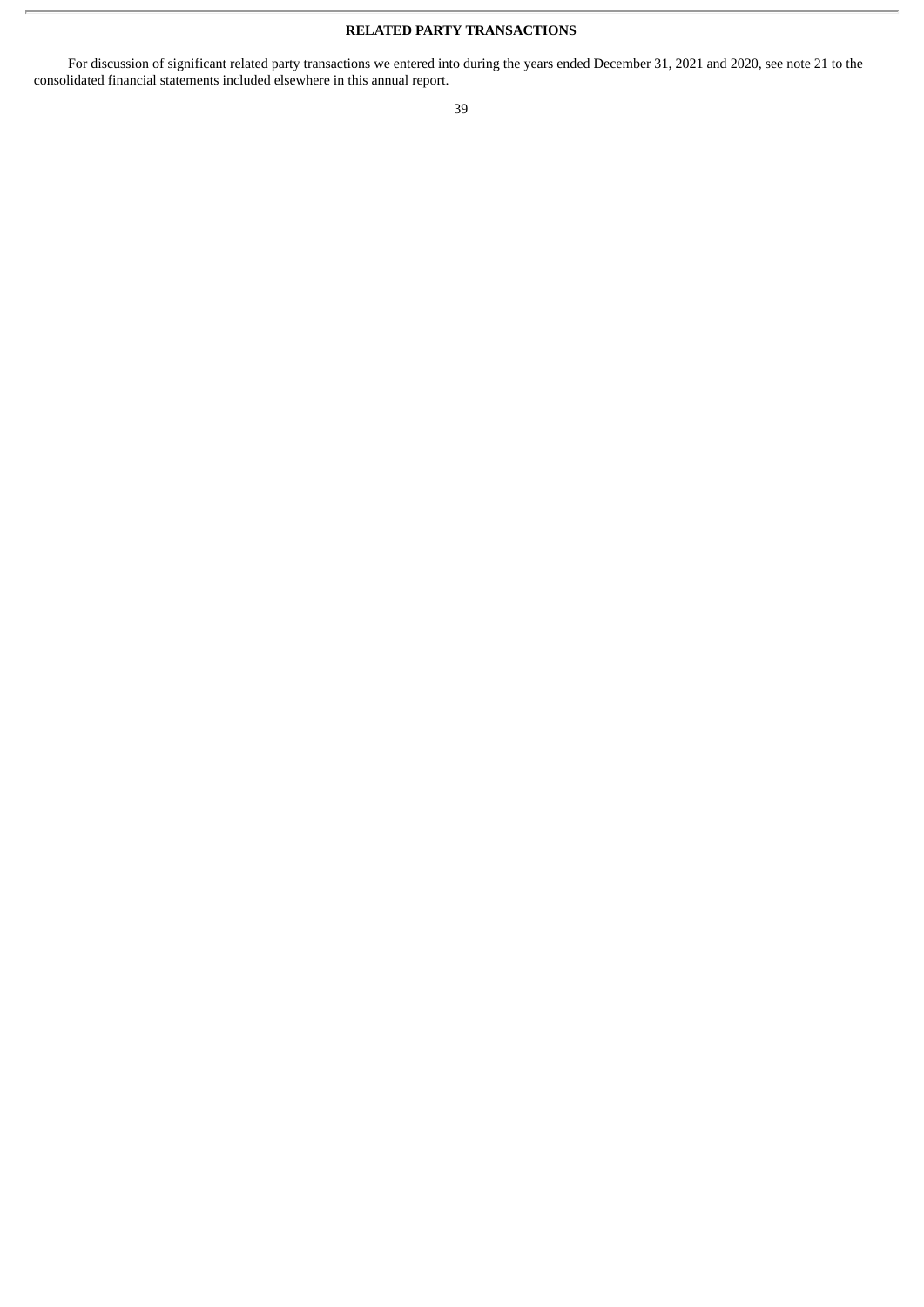## RELATED PARTY TRANSACTIONS

For discussion of significant related party transactions we entered into during the years ended December 31, 2021 and 2020, see note 21 to the consolidated financial statements included elsewhere in this annual report.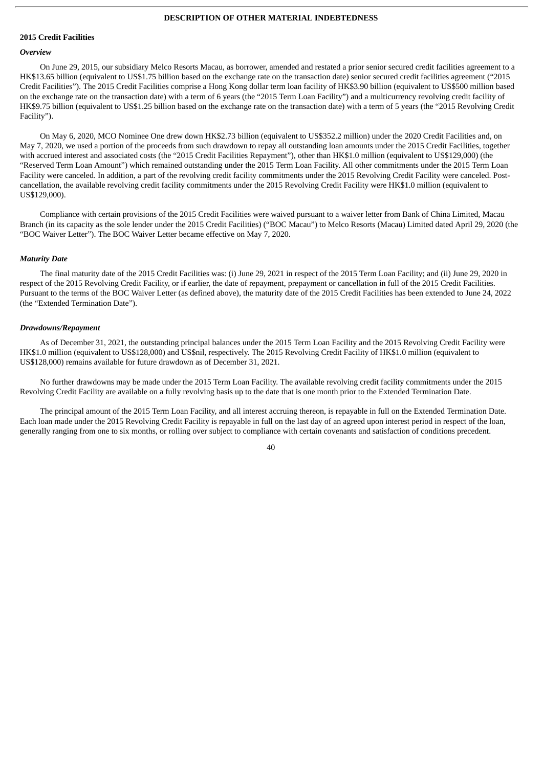# DESCRIPTION OF OTHER MATERIAL INDEBTEDNESS

## 2015 Credit Facilities

### *Overview*

On June 29, 2015, our subsidiary Melco Resorts Macau, as borrower, amended and restated a prior senior secured credit facilities agreement to a HK$13.65 billion (equivalent to US$1.75 billion based on the exchange rate on the transaction date) senior secured credit facilities agreement ("2015 Credit Facilities"). The 2015 Credit Facilities comprise a Hong Kong dollar term loan facility of HK$3.90 billion (equivalent to US$500 million based on the exchange rate on the transaction date) with a term of 6 years (the "2015 Term Loan Facility") and a multicurrency revolving credit facility of HK$9.75 billion (equivalent to US$1.25 billion based on the exchange rate on the transaction date) with a term of 5 years (the "2015 Revolving Credit Facility").

On May 6, 2020, MCO Nominee One drew down HK$2.73 billion (equivalent to US$352.2 million) under the 2020 Credit Facilities and, on May 7, 2020, we used a portion of the proceeds from such drawdown to repay all outstanding loan amounts under the 2015 Credit Facilities, together with accrued interest and associated costs (the "2015 Credit Facilities Repayment"), other than HK$1.0 million (equivalent to US$129,000) (the "Reserved Term Loan Amount") which remained outstanding under the 2015 Term Loan Facility. All other commitments under the 2015 Term Loan Facility were canceled. In addition, a part of the revolving credit facility commitments under the 2015 Revolving Credit Facility were canceled. Post-cancellation, the available revolving credit facility commitments under the 2015 Revolving Credit Facility were HK$1.0 million (equivalent to US$129,000).

Compliance with certain provisions of the 2015 Credit Facilities were waived pursuant to a waiver letter from Bank of China Limited, Macau Branch (in its capacity as the sole lender under the 2015 Credit Facilities) ("BOC Macau") to Melco Resorts (Macau) Limited dated April 29, 2020 (the "BOC Waiver Letter"). The BOC Waiver Letter became effective on May 7, 2020.

### *Maturity Date*

The final maturity date of the 2015 Credit Facilities was: (i) June 29, 2021 in respect of the 2015 Term Loan Facility; and (ii) June 29, 2020 in respect of the 2015 Revolving Credit Facility, or if earlier, the date of repayment, prepayment or cancellation in full of the 2015 Credit Facilities. Pursuant to the terms of the BOC Waiver Letter (as defined above), the maturity date of the 2015 Credit Facilities has been extended to June 24, 2022 (the "Extended Termination Date").

### *Drawdowns/Repayment*

As of December 31, 2021, the outstanding principal balances under the 2015 Term Loan Facility and the 2015 Revolving Credit Facility were HK$1.0 million (equivalent to US$128,000) and US$nil, respectively. The 2015 Revolving Credit Facility of HK$1.0 million (equivalent to US$128,000) remains available for future drawdown as of December 31, 2021.

No further drawdowns may be made under the 2015 Term Loan Facility. The available revolving credit facility commitments under the 2015 Revolving Credit Facility are available on a fully revolving basis up to the date that is one month prior to the Extended Termination Date.

The principal amount of the 2015 Term Loan Facility, and all interest accruing thereon, is repayable in full on the Extended Termination Date. Each loan made under the 2015 Revolving Credit Facility is repayable in full on the last day of an agreed upon interest period in respect of the loan, generally ranging from one to six months, or rolling over subject to compliance with certain covenants and satisfaction of conditions precedent.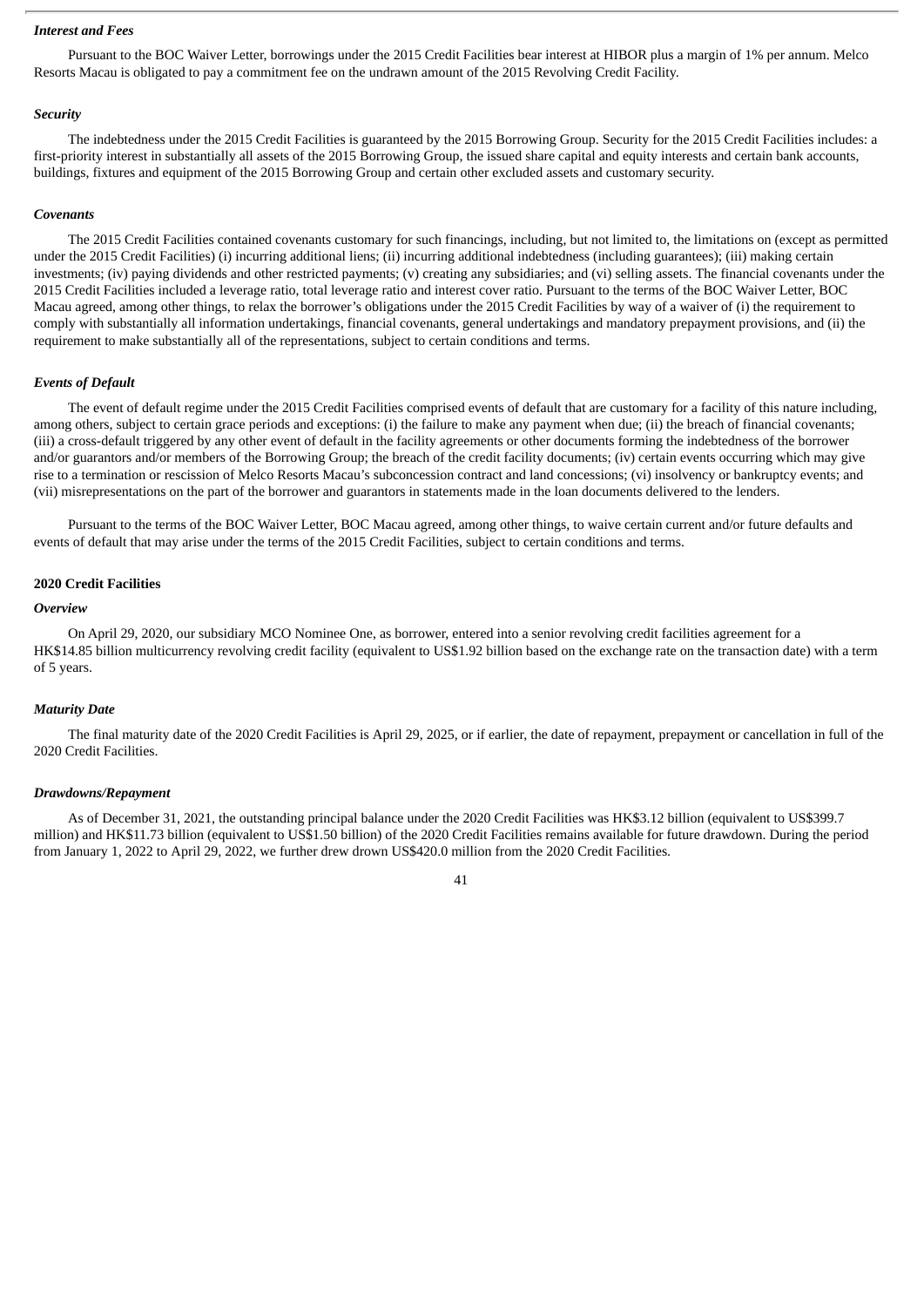### *Interest and Fees*

Pursuant to the BOC Waiver Letter, borrowings under the 2015 Credit Facilities bear interest at HIBOR plus a margin of 1% per annum. Melco Resorts Macau is obligated to pay a commitment fee on the undrawn amount of the 2015 Revolving Credit Facility.

### *Security*

The indebtedness under the 2015 Credit Facilities is guaranteed by the 2015 Borrowing Group. Security for the 2015 Credit Facilities includes: a first-priority interest in substantially all assets of the 2015 Borrowing Group, the issued share capital and equity interests and certain bank accounts, buildings, fixtures and equipment of the 2015 Borrowing Group and certain other excluded assets and customary security.

### *Covenants*

The 2015 Credit Facilities contained covenants customary for such financings, including, but not limited to, the limitations on (except as permitted under the 2015 Credit Facilities) (i) incurring additional liens; (ii) incurring additional indebtedness (including guarantees); (iii) making certain investments; (iv) paying dividends and other restricted payments; (v) creating any subsidiaries; and (vi) selling assets. The financial covenants under the 2015 Credit Facilities included a leverage ratio, total leverage ratio and interest cover ratio. Pursuant to the terms of the BOC Waiver Letter, BOC Macau agreed, among other things, to relax the borrower's obligations under the 2015 Credit Facilities by way of a waiver of (i) the requirement to comply with substantially all information undertakings, financial covenants, general undertakings and mandatory prepayment provisions, and (ii) the requirement to make substantially all of the representations, subject to certain conditions and terms.

### *Events of Default*

The event of default regime under the 2015 Credit Facilities comprised events of default that are customary for a facility of this nature including, among others, subject to certain grace periods and exceptions: (i) the failure to make any payment when due; (ii) the breach of financial covenants; (iii) a cross-default triggered by any other event of default in the facility agreements or other documents forming the indebtedness of the borrower and/or guarantors and/or members of the Borrowing Group; the breach of the credit facility documents; (iv) certain events occurring which may give rise to a termination or rescission of Melco Resorts Macau's subconcession contract and land concessions; (vi) insolvency or bankruptcy events; and (vii) misrepresentations on the part of the borrower and guarantors in statements made in the loan documents delivered to the lenders.

Pursuant to the terms of the BOC Waiver Letter, BOC Macau agreed, among other things, to waive certain current and/or future defaults and events of default that may arise under the terms of the 2015 Credit Facilities, subject to certain conditions and terms.

## 2020 Credit Facilities

### *Overview*

On April 29, 2020, our subsidiary MCO Nominee One, as borrower, entered into a senior revolving credit facilities agreement for a HK$14.85 billion multicurrency revolving credit facility (equivalent to US$1.92 billion based on the exchange rate on the transaction date) with a term of 5 years.

### *Maturity Date*

The final maturity date of the 2020 Credit Facilities is April 29, 2025, or if earlier, the date of repayment, prepayment or cancellation in full of the 2020 Credit Facilities.

### *Drawdowns/Repayment*

As of December 31, 2021, the outstanding principal balance under the 2020 Credit Facilities was HK$3.12 billion (equivalent to US$399.7 million) and HK$11.73 billion (equivalent to US$1.50 billion) of the 2020 Credit Facilities remains available for future drawdown. During the period from January 1, 2022 to April 29, 2022, we further drew drown US$420.0 million from the 2020 Credit Facilities.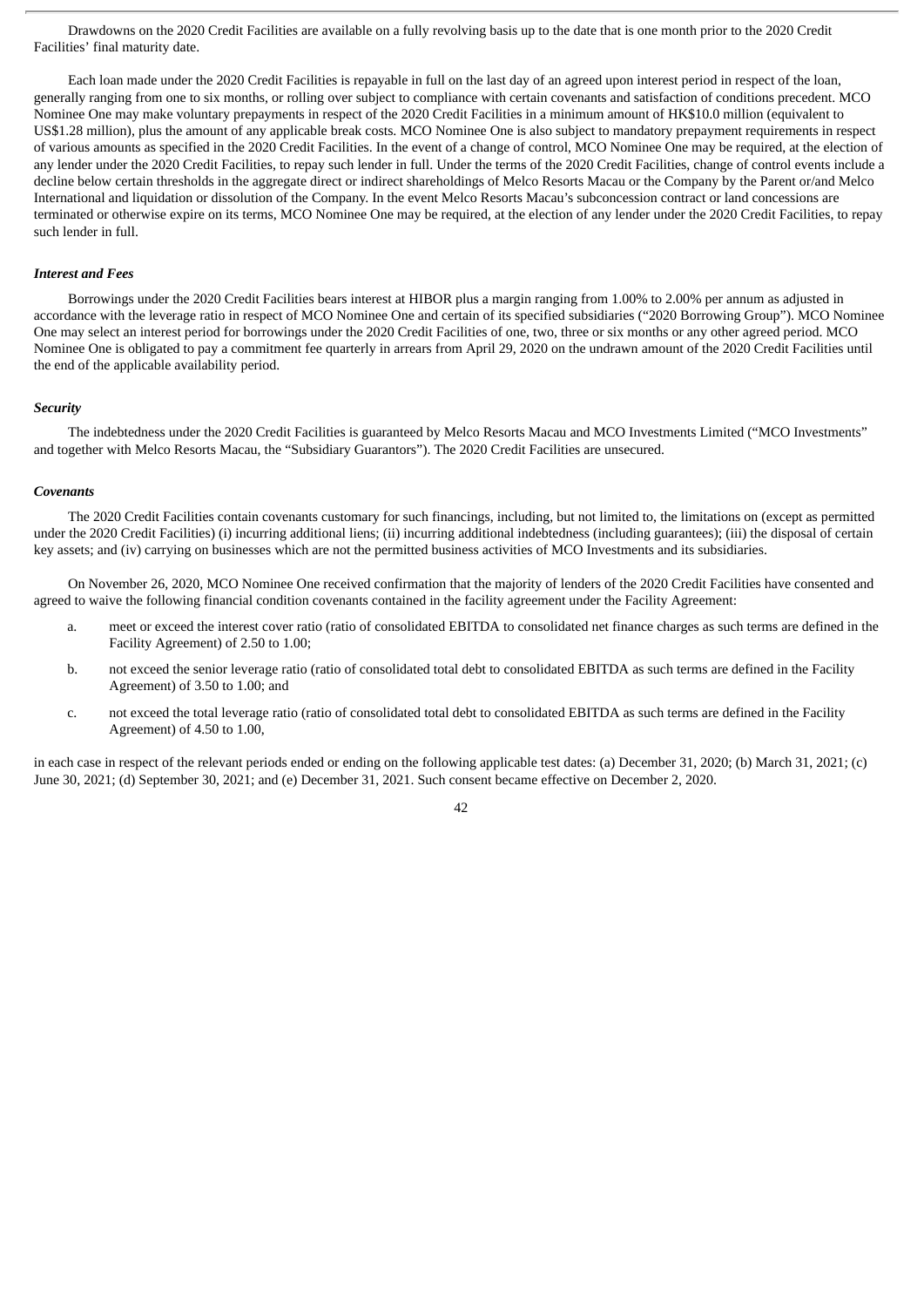Drawdowns on the 2020 Credit Facilities are available on a fully revolving basis up to the date that is one month prior to the 2020 Credit Facilities' final maturity date.

Each loan made under the 2020 Credit Facilities is repayable in full on the last day of an agreed upon interest period in respect of the loan, generally ranging from one to six months, or rolling over subject to compliance with certain covenants and satisfaction of conditions precedent. MCO Nominee One may make voluntary prepayments in respect of the 2020 Credit Facilities in a minimum amount of HK$10.0 million (equivalent to US$1.28 million), plus the amount of any applicable break costs. MCO Nominee One is also subject to mandatory prepayment requirements in respect of various amounts as specified in the 2020 Credit Facilities. In the event of a change of control, MCO Nominee One may be required, at the election of any lender under the 2020 Credit Facilities, to repay such lender in full. Under the terms of the 2020 Credit Facilities, change of control events include a decline below certain thresholds in the aggregate direct or indirect shareholdings of Melco Resorts Macau or the Company by the Parent or/and Melco International and liquidation or dissolution of the Company. In the event Melco Resorts Macau's subconcession contract or land concessions are terminated or otherwise expire on its terms, MCO Nominee One may be required, at the election of any lender under the 2020 Credit Facilities, to repay such lender in full.

***Interest and Fees***

Borrowings under the 2020 Credit Facilities bears interest at HIBOR plus a margin ranging from 1.00% to 2.00% per annum as adjusted in accordance with the leverage ratio in respect of MCO Nominee One and certain of its specified subsidiaries ("2020 Borrowing Group"). MCO Nominee One may select an interest period for borrowings under the 2020 Credit Facilities of one, two, three or six months or any other agreed period. MCO Nominee One is obligated to pay a commitment fee quarterly in arrears from April 29, 2020 on the undrawn amount of the 2020 Credit Facilities until the end of the applicable availability period.

***Security***

The indebtedness under the 2020 Credit Facilities is guaranteed by Melco Resorts Macau and MCO Investments Limited ("MCO Investments" and together with Melco Resorts Macau, the "Subsidiary Guarantors"). The 2020 Credit Facilities are unsecured.

***Covenants***

The 2020 Credit Facilities contain covenants customary for such financings, including, but not limited to, the limitations on (except as permitted under the 2020 Credit Facilities) (i) incurring additional liens; (ii) incurring additional indebtedness (including guarantees); (iii) the disposal of certain key assets; and (iv) carrying on businesses which are not the permitted business activities of MCO Investments and its subsidiaries.

On November 26, 2020, MCO Nominee One received confirmation that the majority of lenders of the 2020 Credit Facilities have consented and agreed to waive the following financial condition covenants contained in the facility agreement under the Facility Agreement:

a. meet or exceed the interest cover ratio (ratio of consolidated EBITDA to consolidated net finance charges as such terms are defined in the Facility Agreement) of 2.50 to 1.00;

b. not exceed the senior leverage ratio (ratio of consolidated total debt to consolidated EBITDA as such terms are defined in the Facility Agreement) of 3.50 to 1.00; and

c. not exceed the total leverage ratio (ratio of consolidated total debt to consolidated EBITDA as such terms are defined in the Facility Agreement) of 4.50 to 1.00,

in each case in respect of the relevant periods ended or ending on the following applicable test dates: (a) December 31, 2020; (b) March 31, 2021; (c) June 30, 2021; (d) September 30, 2021; and (e) December 31, 2021. Such consent became effective on December 2, 2020.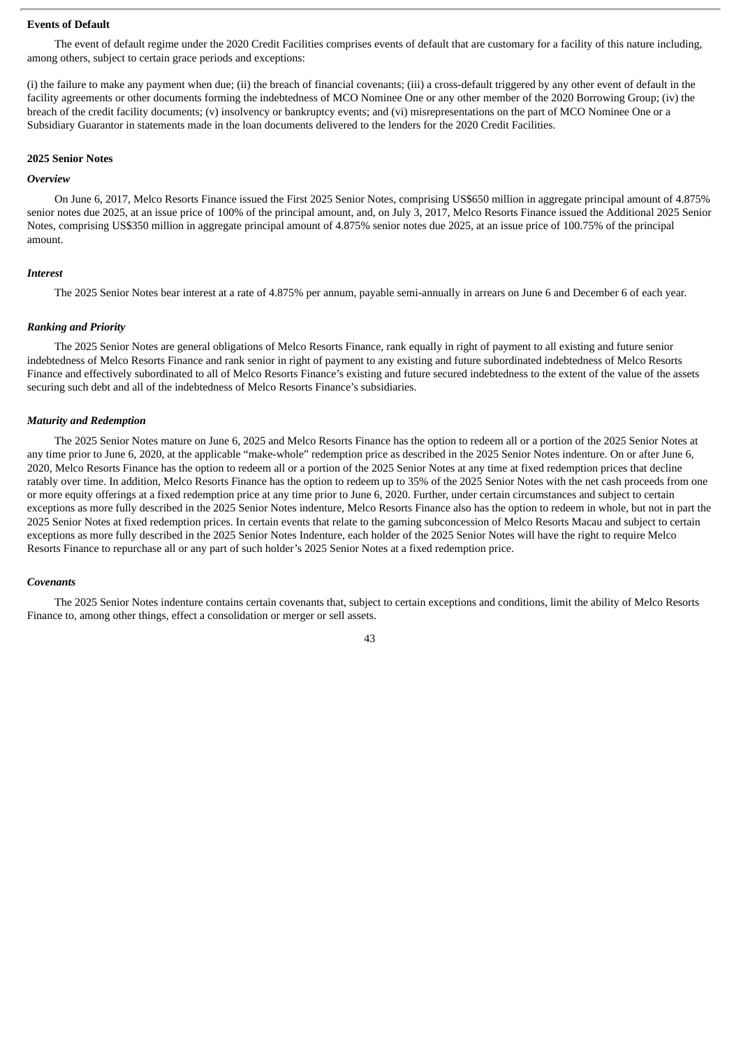**Events of Default**

The event of default regime under the 2020 Credit Facilities comprises events of default that are customary for a facility of this nature including, among others, subject to certain grace periods and exceptions:

(i) the failure to make any payment when due; (ii) the breach of financial covenants; (iii) a cross-default triggered by any other event of default in the facility agreements or other documents forming the indebtedness of MCO Nominee One or any other member of the 2020 Borrowing Group; (iv) the breach of the credit facility documents; (v) insolvency or bankruptcy events; and (vi) misrepresentations on the part of MCO Nominee One or a Subsidiary Guarantor in statements made in the loan documents delivered to the lenders for the 2020 Credit Facilities.

**2025 Senior Notes**

***Overview***

On June 6, 2017, Melco Resorts Finance issued the First 2025 Senior Notes, comprising US$650 million in aggregate principal amount of 4.875% senior notes due 2025, at an issue price of 100% of the principal amount, and, on July 3, 2017, Melco Resorts Finance issued the Additional 2025 Senior Notes, comprising US$350 million in aggregate principal amount of 4.875% senior notes due 2025, at an issue price of 100.75% of the principal amount.

***Interest***

The 2025 Senior Notes bear interest at a rate of 4.875% per annum, payable semi-annually in arrears on June 6 and December 6 of each year.

***Ranking and Priority***

The 2025 Senior Notes are general obligations of Melco Resorts Finance, rank equally in right of payment to all existing and future senior indebtedness of Melco Resorts Finance and rank senior in right of payment to any existing and future subordinated indebtedness of Melco Resorts Finance and effectively subordinated to all of Melco Resorts Finance's existing and future secured indebtedness to the extent of the value of the assets securing such debt and all of the indebtedness of Melco Resorts Finance's subsidiaries.

***Maturity and Redemption***

The 2025 Senior Notes mature on June 6, 2025 and Melco Resorts Finance has the option to redeem all or a portion of the 2025 Senior Notes at any time prior to June 6, 2020, at the applicable "make-whole" redemption price as described in the 2025 Senior Notes indenture. On or after June 6, 2020, Melco Resorts Finance has the option to redeem all or a portion of the 2025 Senior Notes at any time at fixed redemption prices that decline ratably over time. In addition, Melco Resorts Finance has the option to redeem up to 35% of the 2025 Senior Notes with the net cash proceeds from one or more equity offerings at a fixed redemption price at any time prior to June 6, 2020. Further, under certain circumstances and subject to certain exceptions as more fully described in the 2025 Senior Notes indenture, Melco Resorts Finance also has the option to redeem in whole, but not in part the 2025 Senior Notes at fixed redemption prices. In certain events that relate to the gaming subconcession of Melco Resorts Macau and subject to certain exceptions as more fully described in the 2025 Senior Notes Indenture, each holder of the 2025 Senior Notes will have the right to require Melco Resorts Finance to repurchase all or any part of such holder's 2025 Senior Notes at a fixed redemption price.

***Covenants***

The 2025 Senior Notes indenture contains certain covenants that, subject to certain exceptions and conditions, limit the ability of Melco Resorts Finance to, among other things, effect a consolidation or merger or sell assets.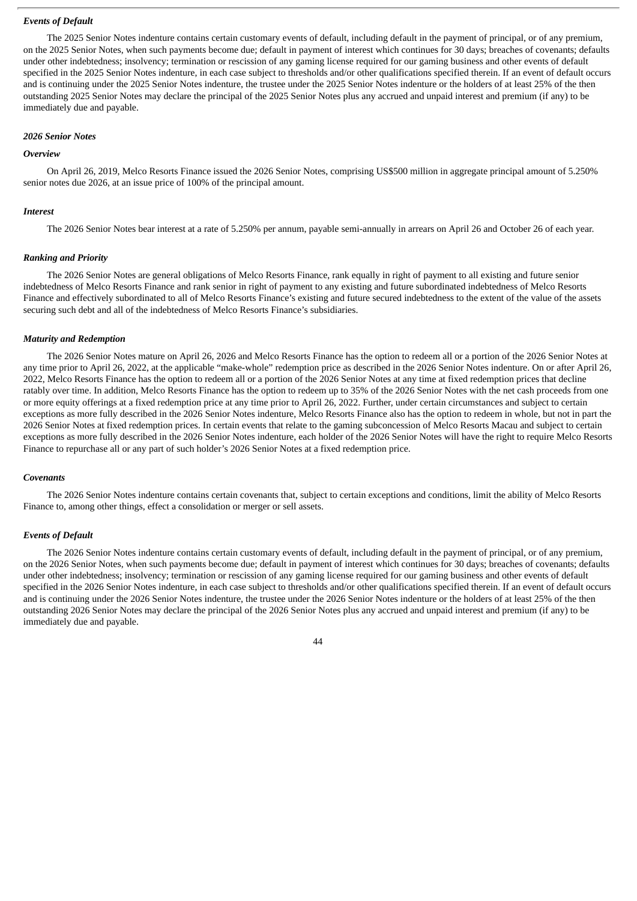*Events of Default*

The 2025 Senior Notes indenture contains certain customary events of default, including default in the payment of principal, or of any premium, on the 2025 Senior Notes, when such payments become due; default in payment of interest which continues for 30 days; breaches of covenants; defaults under other indebtedness; insolvency; termination or rescission of any gaming license required for our gaming business and other events of default specified in the 2025 Senior Notes indenture, in each case subject to thresholds and/or other qualifications specified therein. If an event of default occurs and is continuing under the 2025 Senior Notes indenture, the trustee under the 2025 Senior Notes indenture or the holders of at least 25% of the then outstanding 2025 Senior Notes may declare the principal of the 2025 Senior Notes plus any accrued and unpaid interest and premium (if any) to be immediately due and payable.

*2026 Senior Notes*

*Overview*

On April 26, 2019, Melco Resorts Finance issued the 2026 Senior Notes, comprising US$500 million in aggregate principal amount of 5.250% senior notes due 2026, at an issue price of 100% of the principal amount.

*Interest*

The 2026 Senior Notes bear interest at a rate of 5.250% per annum, payable semi-annually in arrears on April 26 and October 26 of each year.

*Ranking and Priority*

The 2026 Senior Notes are general obligations of Melco Resorts Finance, rank equally in right of payment to all existing and future senior indebtedness of Melco Resorts Finance and rank senior in right of payment to any existing and future subordinated indebtedness of Melco Resorts Finance and effectively subordinated to all of Melco Resorts Finance's existing and future secured indebtedness to the extent of the value of the assets securing such debt and all of the indebtedness of Melco Resorts Finance's subsidiaries.

*Maturity and Redemption*

The 2026 Senior Notes mature on April 26, 2026 and Melco Resorts Finance has the option to redeem all or a portion of the 2026 Senior Notes at any time prior to April 26, 2022, at the applicable "make-whole" redemption price as described in the 2026 Senior Notes indenture. On or after April 26, 2022, Melco Resorts Finance has the option to redeem all or a portion of the 2026 Senior Notes at any time at fixed redemption prices that decline ratably over time. In addition, Melco Resorts Finance has the option to redeem up to 35% of the 2026 Senior Notes with the net cash proceeds from one or more equity offerings at a fixed redemption price at any time prior to April 26, 2022. Further, under certain circumstances and subject to certain exceptions as more fully described in the 2026 Senior Notes indenture, Melco Resorts Finance also has the option to redeem in whole, but not in part the 2026 Senior Notes at fixed redemption prices. In certain events that relate to the gaming subconcession of Melco Resorts Macau and subject to certain exceptions as more fully described in the 2026 Senior Notes indenture, each holder of the 2026 Senior Notes will have the right to require Melco Resorts Finance to repurchase all or any part of such holder's 2026 Senior Notes at a fixed redemption price.

*Covenants*

The 2026 Senior Notes indenture contains certain covenants that, subject to certain exceptions and conditions, limit the ability of Melco Resorts Finance to, among other things, effect a consolidation or merger or sell assets.

*Events of Default*

The 2026 Senior Notes indenture contains certain customary events of default, including default in the payment of principal, or of any premium, on the 2026 Senior Notes, when such payments become due; default in payment of interest which continues for 30 days; breaches of covenants; defaults under other indebtedness; insolvency; termination or rescission of any gaming license required for our gaming business and other events of default specified in the 2026 Senior Notes indenture, in each case subject to thresholds and/or other qualifications specified therein. If an event of default occurs and is continuing under the 2026 Senior Notes indenture, the trustee under the 2026 Senior Notes indenture or the holders of at least 25% of the then outstanding 2026 Senior Notes may declare the principal of the 2026 Senior Notes plus any accrued and unpaid interest and premium (if any) to be immediately due and payable.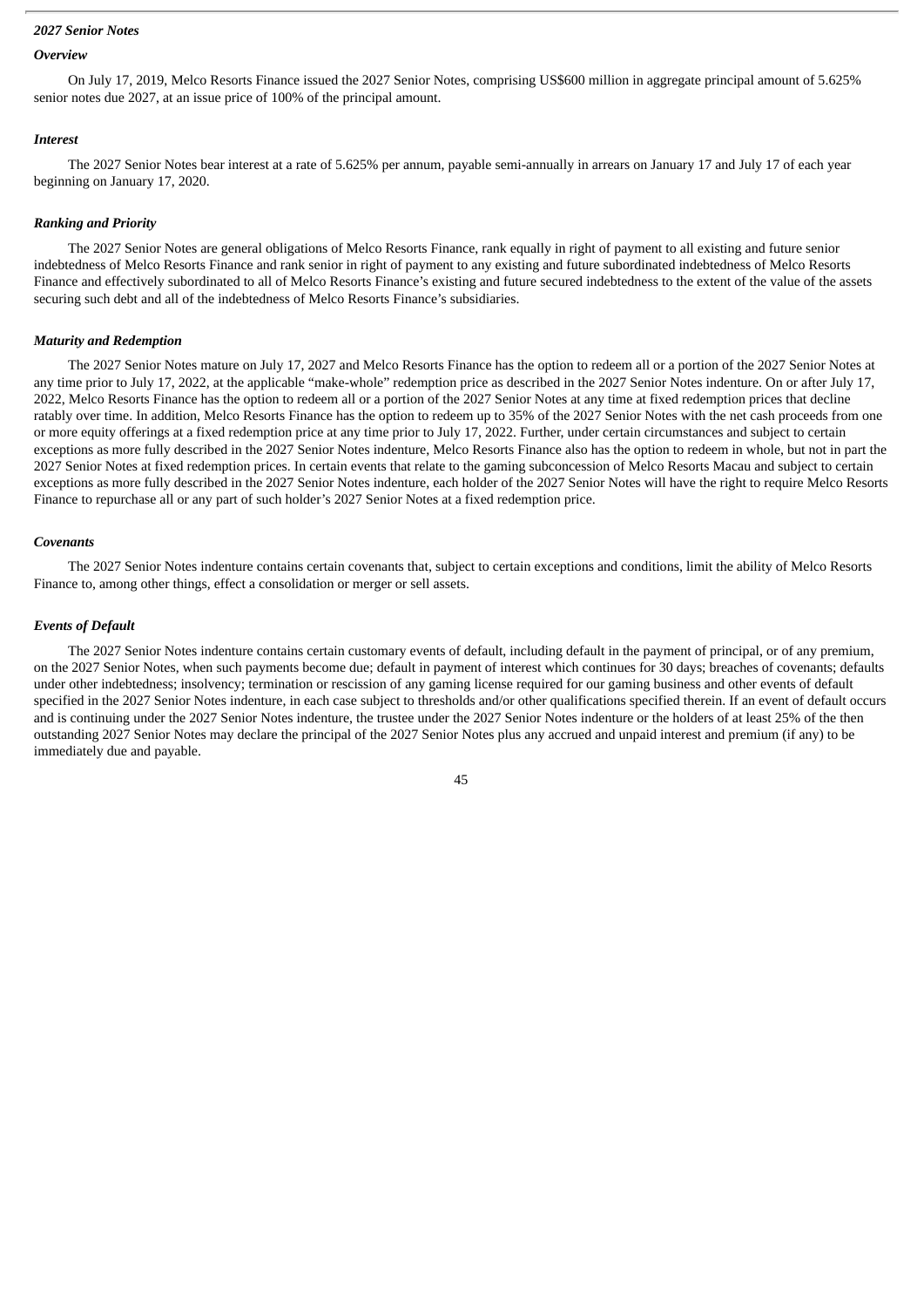*2027 Senior Notes*

*Overview*

On July 17, 2019, Melco Resorts Finance issued the 2027 Senior Notes, comprising US$600 million in aggregate principal amount of 5.625% senior notes due 2027, at an issue price of 100% of the principal amount.

*Interest*

The 2027 Senior Notes bear interest at a rate of 5.625% per annum, payable semi-annually in arrears on January 17 and July 17 of each year beginning on January 17, 2020.

*Ranking and Priority*

The 2027 Senior Notes are general obligations of Melco Resorts Finance, rank equally in right of payment to all existing and future senior indebtedness of Melco Resorts Finance and rank senior in right of payment to any existing and future subordinated indebtedness of Melco Resorts Finance and effectively subordinated to all of Melco Resorts Finance's existing and future secured indebtedness to the extent of the value of the assets securing such debt and all of the indebtedness of Melco Resorts Finance's subsidiaries.

*Maturity and Redemption*

The 2027 Senior Notes mature on July 17, 2027 and Melco Resorts Finance has the option to redeem all or a portion of the 2027 Senior Notes at any time prior to July 17, 2022, at the applicable "make-whole" redemption price as described in the 2027 Senior Notes indenture. On or after July 17, 2022, Melco Resorts Finance has the option to redeem all or a portion of the 2027 Senior Notes at any time at fixed redemption prices that decline ratably over time. In addition, Melco Resorts Finance has the option to redeem up to 35% of the 2027 Senior Notes with the net cash proceeds from one or more equity offerings at a fixed redemption price at any time prior to July 17, 2022. Further, under certain circumstances and subject to certain exceptions as more fully described in the 2027 Senior Notes indenture, Melco Resorts Finance also has the option to redeem in whole, but not in part the 2027 Senior Notes at fixed redemption prices. In certain events that relate to the gaming subconcession of Melco Resorts Macau and subject to certain exceptions as more fully described in the 2027 Senior Notes indenture, each holder of the 2027 Senior Notes will have the right to require Melco Resorts Finance to repurchase all or any part of such holder's 2027 Senior Notes at a fixed redemption price.

*Covenants*

The 2027 Senior Notes indenture contains certain covenants that, subject to certain exceptions and conditions, limit the ability of Melco Resorts Finance to, among other things, effect a consolidation or merger or sell assets.

*Events of Default*

The 2027 Senior Notes indenture contains certain customary events of default, including default in the payment of principal, or of any premium, on the 2027 Senior Notes, when such payments become due; default in payment of interest which continues for 30 days; breaches of covenants; defaults under other indebtedness; insolvency; termination or rescission of any gaming license required for our gaming business and other events of default specified in the 2027 Senior Notes indenture, in each case subject to thresholds and/or other qualifications specified therein. If an event of default occurs and is continuing under the 2027 Senior Notes indenture, the trustee under the 2027 Senior Notes indenture or the holders of at least 25% of the then outstanding 2027 Senior Notes may declare the principal of the 2027 Senior Notes plus any accrued and unpaid interest and premium (if any) to be immediately due and payable.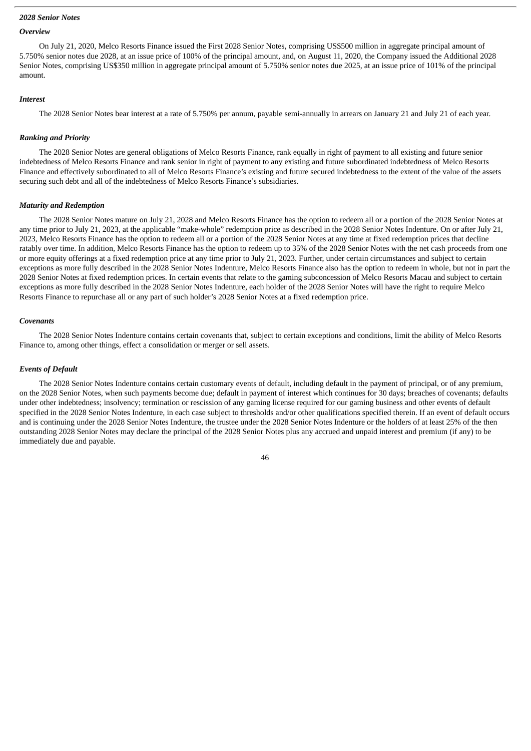### *2028 Senior Notes*

#### *Overview*

On July 21, 2020, Melco Resorts Finance issued the First 2028 Senior Notes, comprising US$500 million in aggregate principal amount of 5.750% senior notes due 2028, at an issue price of 100% of the principal amount, and, on August 11, 2020, the Company issued the Additional 2028 Senior Notes, comprising US$350 million in aggregate principal amount of 5.750% senior notes due 2025, at an issue price of 101% of the principal amount.

#### *Interest*

The 2028 Senior Notes bear interest at a rate of 5.750% per annum, payable semi-annually in arrears on January 21 and July 21 of each year.

#### *Ranking and Priority*

The 2028 Senior Notes are general obligations of Melco Resorts Finance, rank equally in right of payment to all existing and future senior indebtedness of Melco Resorts Finance and rank senior in right of payment to any existing and future subordinated indebtedness of Melco Resorts Finance and effectively subordinated to all of Melco Resorts Finance's existing and future secured indebtedness to the extent of the value of the assets securing such debt and all of the indebtedness of Melco Resorts Finance's subsidiaries.

#### *Maturity and Redemption*

The 2028 Senior Notes mature on July 21, 2028 and Melco Resorts Finance has the option to redeem all or a portion of the 2028 Senior Notes at any time prior to July 21, 2023, at the applicable "make-whole" redemption price as described in the 2028 Senior Notes Indenture. On or after July 21, 2023, Melco Resorts Finance has the option to redeem all or a portion of the 2028 Senior Notes at any time at fixed redemption prices that decline ratably over time. In addition, Melco Resorts Finance has the option to redeem up to 35% of the 2028 Senior Notes with the net cash proceeds from one or more equity offerings at a fixed redemption price at any time prior to July 21, 2023. Further, under certain circumstances and subject to certain exceptions as more fully described in the 2028 Senior Notes Indenture, Melco Resorts Finance also has the option to redeem in whole, but not in part the 2028 Senior Notes at fixed redemption prices. In certain events that relate to the gaming subconcession of Melco Resorts Macau and subject to certain exceptions as more fully described in the 2028 Senior Notes Indenture, each holder of the 2028 Senior Notes will have the right to require Melco Resorts Finance to repurchase all or any part of such holder's 2028 Senior Notes at a fixed redemption price.

#### *Covenants*

The 2028 Senior Notes Indenture contains certain covenants that, subject to certain exceptions and conditions, limit the ability of Melco Resorts Finance to, among other things, effect a consolidation or merger or sell assets.

#### *Events of Default*

The 2028 Senior Notes Indenture contains certain customary events of default, including default in the payment of principal, or of any premium, on the 2028 Senior Notes, when such payments become due; default in payment of interest which continues for 30 days; breaches of covenants; defaults under other indebtedness; insolvency; termination or rescission of any gaming license required for our gaming business and other events of default specified in the 2028 Senior Notes Indenture, in each case subject to thresholds and/or other qualifications specified therein. If an event of default occurs and is continuing under the 2028 Senior Notes Indenture, the trustee under the 2028 Senior Notes Indenture or the holders of at least 25% of the then outstanding 2028 Senior Notes may declare the principal of the 2028 Senior Notes plus any accrued and unpaid interest and premium (if any) to be immediately due and payable.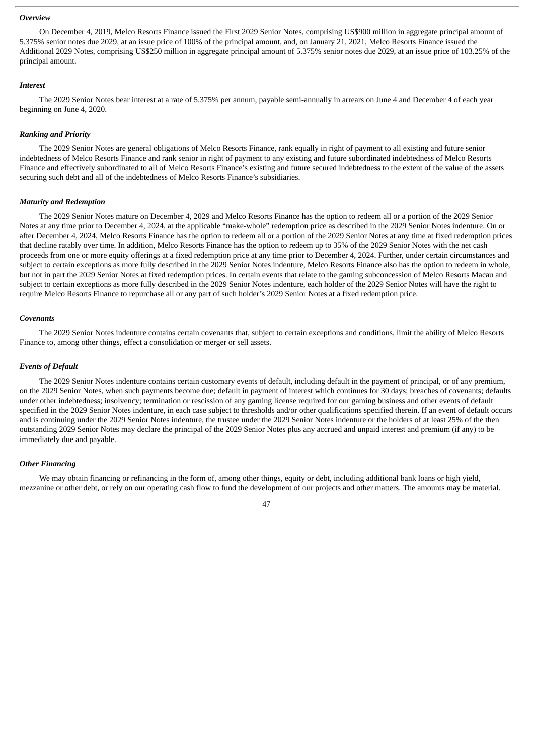*Overview*

On December 4, 2019, Melco Resorts Finance issued the First 2029 Senior Notes, comprising US$900 million in aggregate principal amount of 5.375% senior notes due 2029, at an issue price of 100% of the principal amount, and, on January 21, 2021, Melco Resorts Finance issued the Additional 2029 Notes, comprising US$250 million in aggregate principal amount of 5.375% senior notes due 2029, at an issue price of 103.25% of the principal amount.

*Interest*

The 2029 Senior Notes bear interest at a rate of 5.375% per annum, payable semi-annually in arrears on June 4 and December 4 of each year beginning on June 4, 2020.

*Ranking and Priority*

The 2029 Senior Notes are general obligations of Melco Resorts Finance, rank equally in right of payment to all existing and future senior indebtedness of Melco Resorts Finance and rank senior in right of payment to any existing and future subordinated indebtedness of Melco Resorts Finance and effectively subordinated to all of Melco Resorts Finance's existing and future secured indebtedness to the extent of the value of the assets securing such debt and all of the indebtedness of Melco Resorts Finance's subsidiaries.

*Maturity and Redemption*

The 2029 Senior Notes mature on December 4, 2029 and Melco Resorts Finance has the option to redeem all or a portion of the 2029 Senior Notes at any time prior to December 4, 2024, at the applicable "make-whole" redemption price as described in the 2029 Senior Notes indenture. On or after December 4, 2024, Melco Resorts Finance has the option to redeem all or a portion of the 2029 Senior Notes at any time at fixed redemption prices that decline ratably over time. In addition, Melco Resorts Finance has the option to redeem up to 35% of the 2029 Senior Notes with the net cash proceeds from one or more equity offerings at a fixed redemption price at any time prior to December 4, 2024. Further, under certain circumstances and subject to certain exceptions as more fully described in the 2029 Senior Notes indenture, Melco Resorts Finance also has the option to redeem in whole, but not in part the 2029 Senior Notes at fixed redemption prices. In certain events that relate to the gaming subconcession of Melco Resorts Macau and subject to certain exceptions as more fully described in the 2029 Senior Notes indenture, each holder of the 2029 Senior Notes will have the right to require Melco Resorts Finance to repurchase all or any part of such holder's 2029 Senior Notes at a fixed redemption price.

*Covenants*

The 2029 Senior Notes indenture contains certain covenants that, subject to certain exceptions and conditions, limit the ability of Melco Resorts Finance to, among other things, effect a consolidation or merger or sell assets.

*Events of Default*

The 2029 Senior Notes indenture contains certain customary events of default, including default in the payment of principal, or of any premium, on the 2029 Senior Notes, when such payments become due; default in payment of interest which continues for 30 days; breaches of covenants; defaults under other indebtedness; insolvency; termination or rescission of any gaming license required for our gaming business and other events of default specified in the 2029 Senior Notes indenture, in each case subject to thresholds and/or other qualifications specified therein. If an event of default occurs and is continuing under the 2029 Senior Notes indenture, the trustee under the 2029 Senior Notes indenture or the holders of at least 25% of the then outstanding 2029 Senior Notes may declare the principal of the 2029 Senior Notes plus any accrued and unpaid interest and premium (if any) to be immediately due and payable.

*Other Financing*

We may obtain financing or refinancing in the form of, among other things, equity or debt, including additional bank loans or high yield, mezzanine or other debt, or rely on our operating cash flow to fund the development of our projects and other matters. The amounts may be material.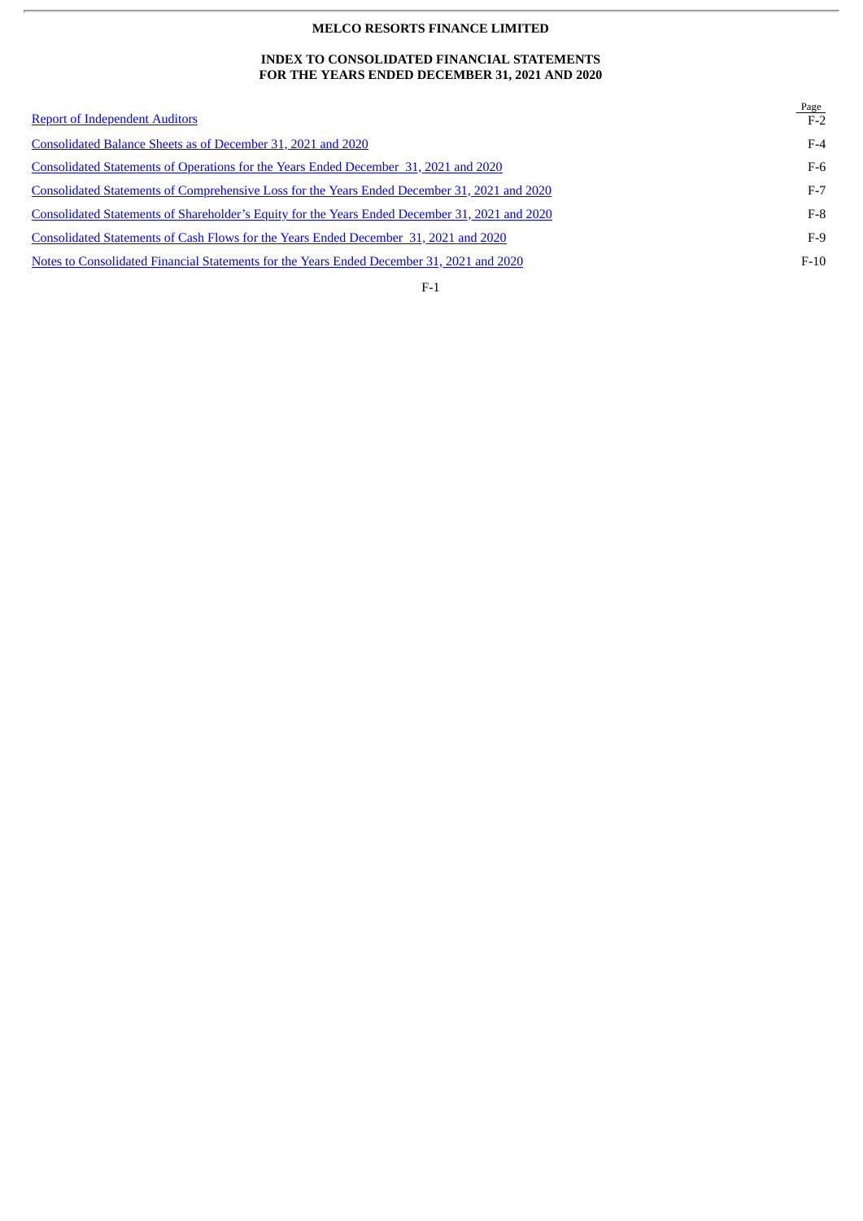**MELCO RESORTS FINANCE LIMITED**

**INDEX TO CONSOLIDATED FINANCIAL STATEMENTS**
**FOR THE YEARS ENDED DECEMBER 31, 2021 AND 2020**

| | Page |
|---|---|
| Report of Independent Auditors | F-2 |
| Consolidated Balance Sheets as of December 31, 2021 and 2020 | F-4 |
| Consolidated Statements of Operations for the Years Ended December 31, 2021 and 2020 | F-6 |
| Consolidated Statements of Comprehensive Loss for the Years Ended December 31, 2021 and 2020 | F-7 |
| Consolidated Statements of Shareholder's Equity for the Years Ended December 31, 2021 and 2020 | F-8 |
| Consolidated Statements of Cash Flows for the Years Ended December 31, 2021 and 2020 | F-9 |
| Notes to Consolidated Financial Statements for the Years Ended December 31, 2021 and 2020 | F-10 |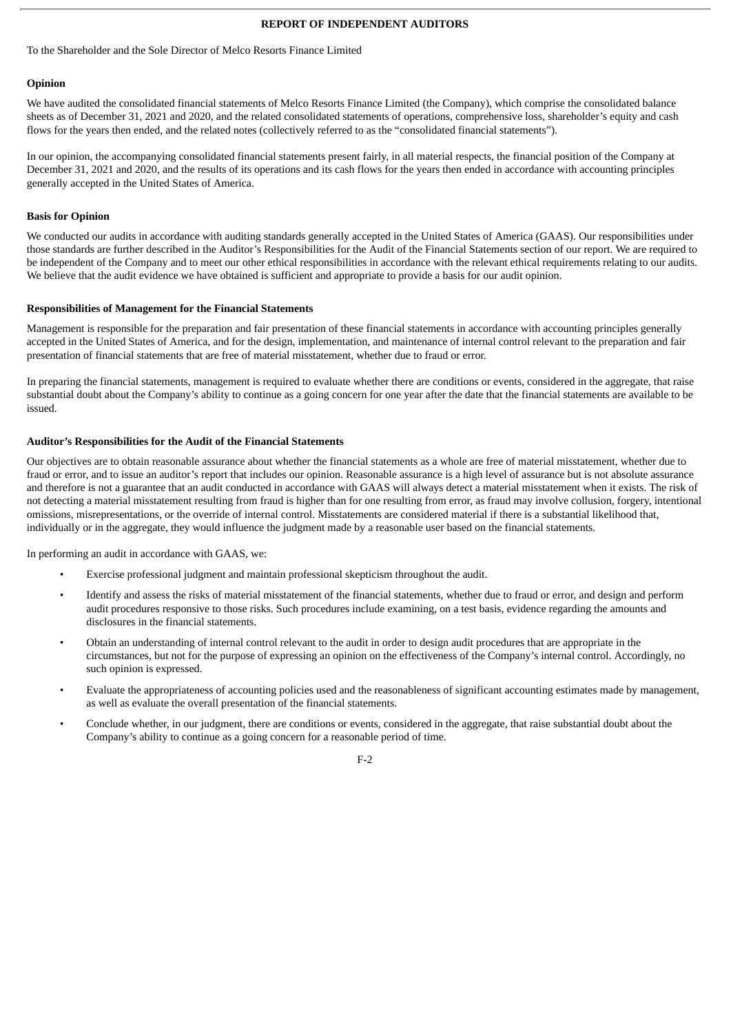## REPORT OF INDEPENDENT AUDITORS

To the Shareholder and the Sole Director of Melco Resorts Finance Limited

### Opinion

We have audited the consolidated financial statements of Melco Resorts Finance Limited (the Company), which comprise the consolidated balance sheets as of December 31, 2021 and 2020, and the related consolidated statements of operations, comprehensive loss, shareholder's equity and cash flows for the years then ended, and the related notes (collectively referred to as the "consolidated financial statements").

In our opinion, the accompanying consolidated financial statements present fairly, in all material respects, the financial position of the Company at December 31, 2021 and 2020, and the results of its operations and its cash flows for the years then ended in accordance with accounting principles generally accepted in the United States of America.

### Basis for Opinion

We conducted our audits in accordance with auditing standards generally accepted in the United States of America (GAAS). Our responsibilities under those standards are further described in the Auditor's Responsibilities for the Audit of the Financial Statements section of our report. We are required to be independent of the Company and to meet our other ethical responsibilities in accordance with the relevant ethical requirements relating to our audits. We believe that the audit evidence we have obtained is sufficient and appropriate to provide a basis for our audit opinion.

### Responsibilities of Management for the Financial Statements

Management is responsible for the preparation and fair presentation of these financial statements in accordance with accounting principles generally accepted in the United States of America, and for the design, implementation, and maintenance of internal control relevant to the preparation and fair presentation of financial statements that are free of material misstatement, whether due to fraud or error.

In preparing the financial statements, management is required to evaluate whether there are conditions or events, considered in the aggregate, that raise substantial doubt about the Company's ability to continue as a going concern for one year after the date that the financial statements are available to be issued.

### Auditor's Responsibilities for the Audit of the Financial Statements

Our objectives are to obtain reasonable assurance about whether the financial statements as a whole are free of material misstatement, whether due to fraud or error, and to issue an auditor's report that includes our opinion. Reasonable assurance is a high level of assurance but is not absolute assurance and therefore is not a guarantee that an audit conducted in accordance with GAAS will always detect a material misstatement when it exists. The risk of not detecting a material misstatement resulting from fraud is higher than for one resulting from error, as fraud may involve collusion, forgery, intentional omissions, misrepresentations, or the override of internal control. Misstatements are considered material if there is a substantial likelihood that, individually or in the aggregate, they would influence the judgment made by a reasonable user based on the financial statements.

In performing an audit in accordance with GAAS, we:

- Exercise professional judgment and maintain professional skepticism throughout the audit.
- Identify and assess the risks of material misstatement of the financial statements, whether due to fraud or error, and design and perform audit procedures responsive to those risks. Such procedures include examining, on a test basis, evidence regarding the amounts and disclosures in the financial statements.
- Obtain an understanding of internal control relevant to the audit in order to design audit procedures that are appropriate in the circumstances, but not for the purpose of expressing an opinion on the effectiveness of the Company's internal control. Accordingly, no such opinion is expressed.
- Evaluate the appropriateness of accounting policies used and the reasonableness of significant accounting estimates made by management, as well as evaluate the overall presentation of the financial statements.
- Conclude whether, in our judgment, there are conditions or events, considered in the aggregate, that raise substantial doubt about the Company's ability to continue as a going concern for a reasonable period of time.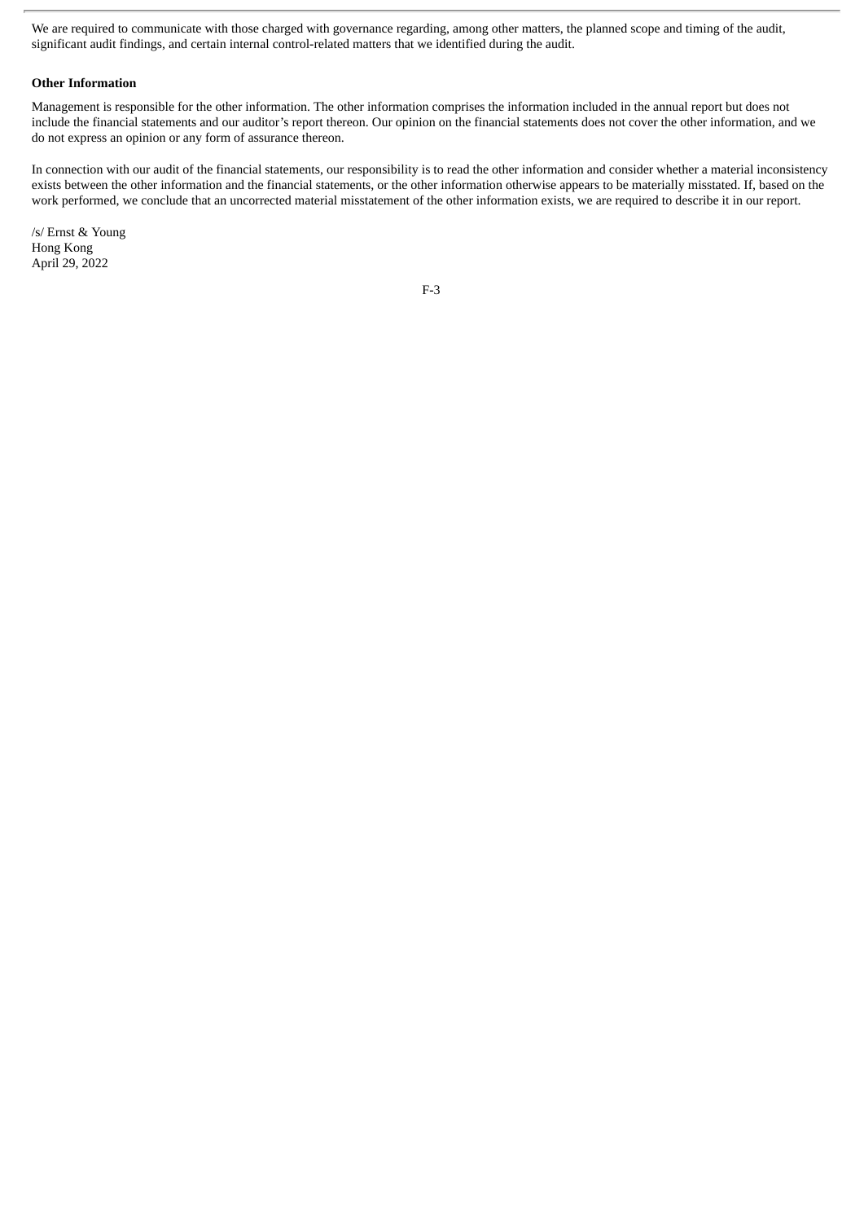We are required to communicate with those charged with governance regarding, among other matters, the planned scope and timing of the audit, significant audit findings, and certain internal control-related matters that we identified during the audit.

**Other Information**

Management is responsible for the other information. The other information comprises the information included in the annual report but does not include the financial statements and our auditor's report thereon. Our opinion on the financial statements does not cover the other information, and we do not express an opinion or any form of assurance thereon.

In connection with our audit of the financial statements, our responsibility is to read the other information and consider whether a material inconsistency exists between the other information and the financial statements, or the other information otherwise appears to be materially misstated. If, based on the work performed, we conclude that an uncorrected material misstatement of the other information exists, we are required to describe it in our report.

/s/ Ernst & Young
Hong Kong
April 29, 2022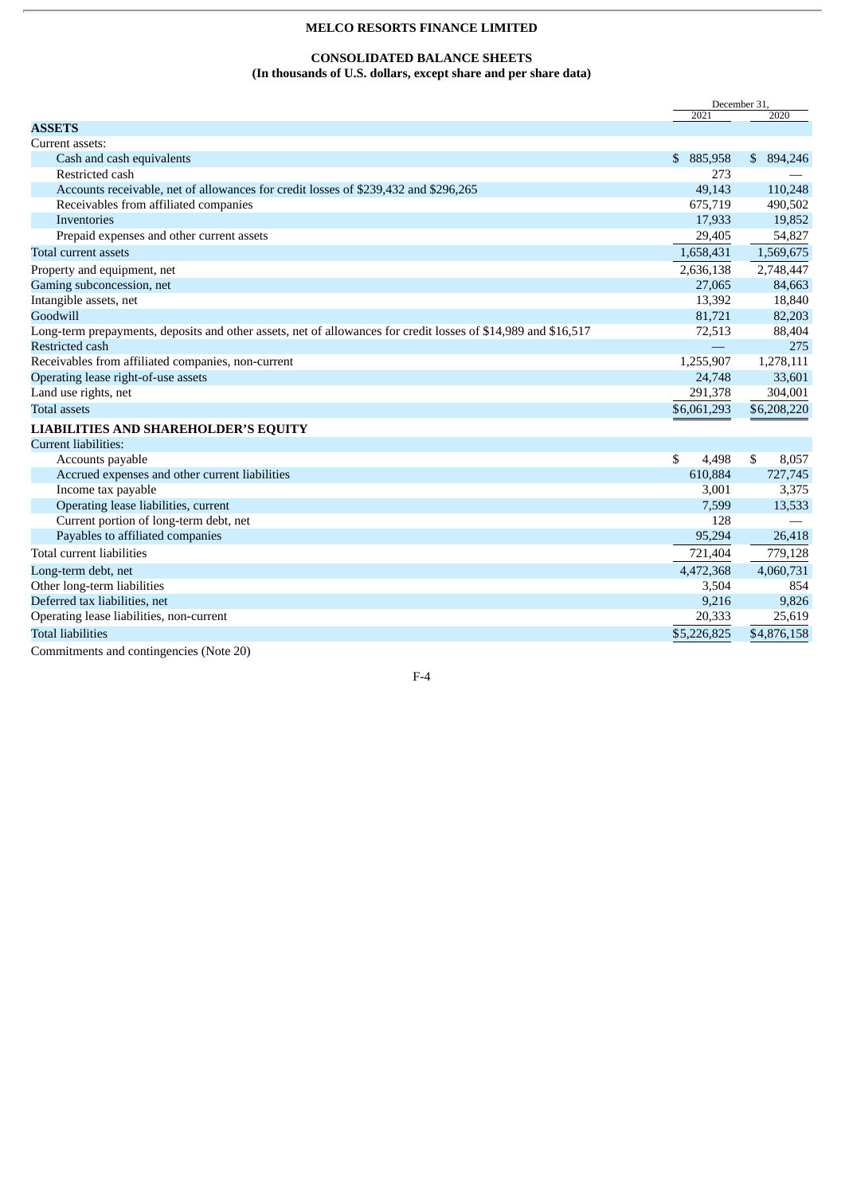**MELCO RESORTS FINANCE LIMITED**

**CONSOLIDATED BALANCE SHEETS**
**(In thousands of U.S. dollars, except share and per share data)**

| | December 31, 2021 | December 31, 2020 |
|---|---|---|
| **ASSETS** | | |
| Current assets: | | |
| Cash and cash equivalents | $ 885,958 | $ 894,246 |
| Restricted cash | 273 | — |
| Accounts receivable, net of allowances for credit losses of $239,432 and $296,265 | 49,143 | 110,248 |
| Receivables from affiliated companies | 675,719 | 490,502 |
| Inventories | 17,933 | 19,852 |
| Prepaid expenses and other current assets | 29,405 | 54,827 |
| Total current assets | 1,658,431 | 1,569,675 |
| Property and equipment, net | 2,636,138 | 2,748,447 |
| Gaming subconcession, net | 27,065 | 84,663 |
| Intangible assets, net | 13,392 | 18,840 |
| Goodwill | 81,721 | 82,203 |
| Long-term prepayments, deposits and other assets, net of allowances for credit losses of $14,989 and $16,517 | 72,513 | 88,404 |
| Restricted cash | — | 275 |
| Receivables from affiliated companies, non-current | 1,255,907 | 1,278,111 |
| Operating lease right-of-use assets | 24,748 | 33,601 |
| Land use rights, net | 291,378 | 304,001 |
| Total assets | $6,061,293 | $6,208,220 |
| **LIABILITIES AND SHAREHOLDER'S EQUITY** | | |
| Current liabilities: | | |
| Accounts payable | $ 4,498 | $ 8,057 |
| Accrued expenses and other current liabilities | 610,884 | 727,745 |
| Income tax payable | 3,001 | 3,375 |
| Operating lease liabilities, current | 7,599 | 13,533 |
| Current portion of long-term debt, net | 128 | — |
| Payables to affiliated companies | 95,294 | 26,418 |
| Total current liabilities | 721,404 | 779,128 |
| Long-term debt, net | 4,472,368 | 4,060,731 |
| Other long-term liabilities | 3,504 | 854 |
| Deferred tax liabilities, net | 9,216 | 9,826 |
| Operating lease liabilities, non-current | 20,333 | 25,619 |
| Total liabilities | $5,226,825 | $4,876,158 |

Commitments and contingencies (Note 20)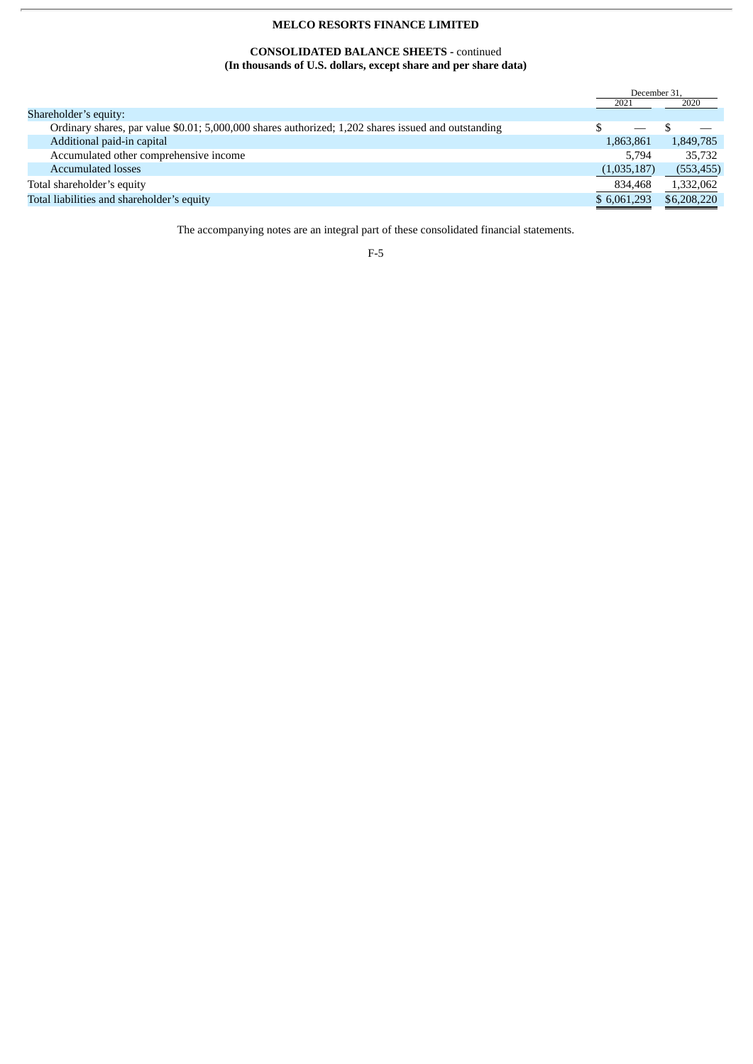**MELCO RESORTS FINANCE LIMITED**

**CONSOLIDATED BALANCE SHEETS -** continued
**(In thousands of U.S. dollars, except share and per share data)**

| | December 31, | |
|---|---|---|
| | 2021 | 2020 |
| Shareholder's equity: | | |
| Ordinary shares, par value $0.01; 5,000,000 shares authorized; 1,202 shares issued and outstanding | $ — | $ — |
| Additional paid-in capital | 1,863,861 | 1,849,785 |
| Accumulated other comprehensive income | 5,794 | 35,732 |
| Accumulated losses | (1,035,187) | (553,455) |
| Total shareholder's equity | 834,468 | 1,332,062 |
| Total liabilities and shareholder's equity | $ 6,061,293 | $6,208,220 |

The accompanying notes are an integral part of these consolidated financial statements.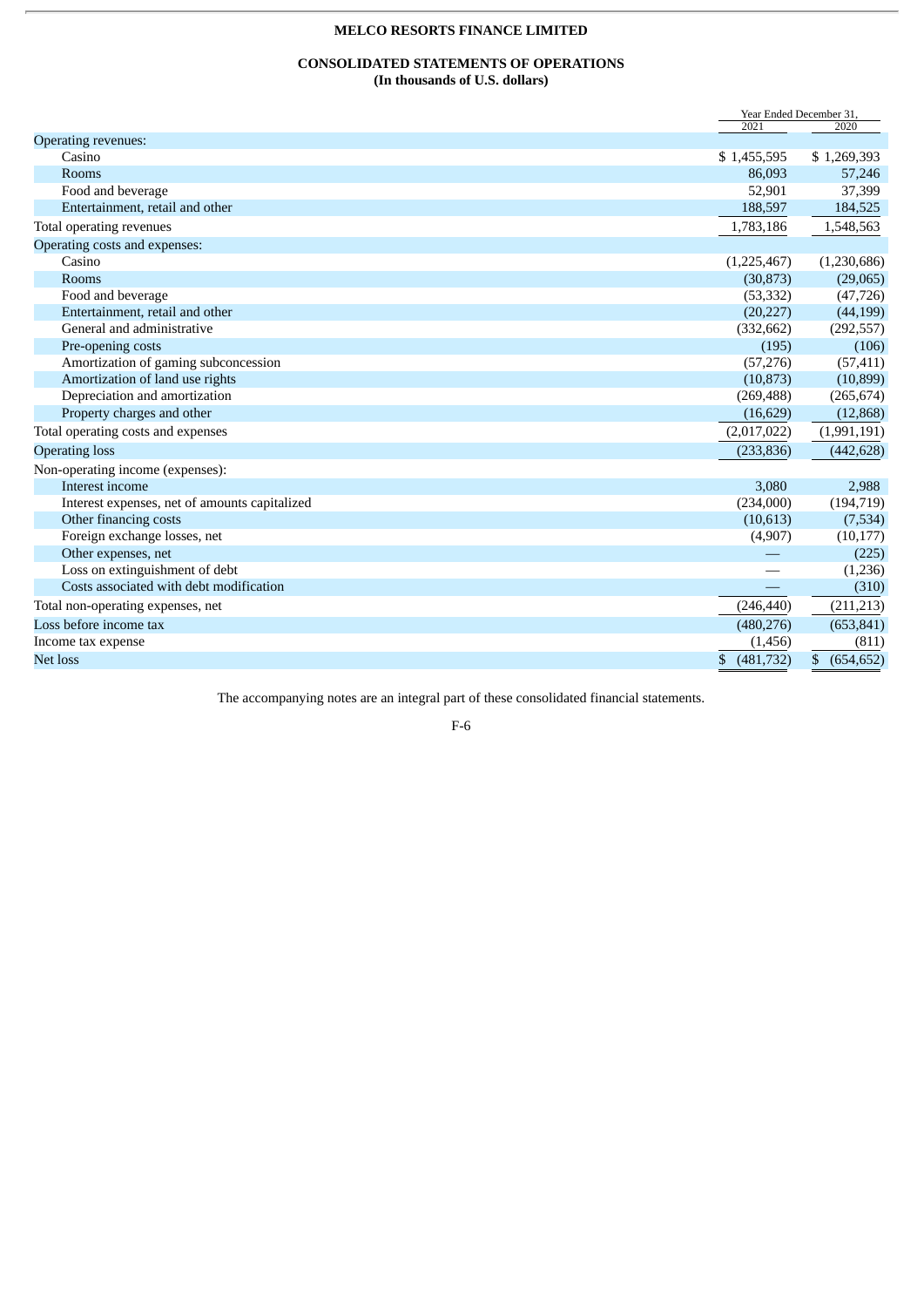# MELCO RESORTS FINANCE LIMITED

## CONSOLIDATED STATEMENTS OF OPERATIONS
**(In thousands of U.S. dollars)**

| | Year Ended December 31, | |
|---|---|---|
| | 2021 | 2020 |
| Operating revenues: | | |
| Casino | $ 1,455,595 | $ 1,269,393 |
| Rooms | 86,093 | 57,246 |
| Food and beverage | 52,901 | 37,399 |
| Entertainment, retail and other | 188,597 | 184,525 |
| Total operating revenues | 1,783,186 | 1,548,563 |
| Operating costs and expenses: | | |
| Casino | (1,225,467) | (1,230,686) |
| Rooms | (30,873) | (29,065) |
| Food and beverage | (53,332) | (47,726) |
| Entertainment, retail and other | (20,227) | (44,199) |
| General and administrative | (332,662) | (292,557) |
| Pre-opening costs | (195) | (106) |
| Amortization of gaming subconcession | (57,276) | (57,411) |
| Amortization of land use rights | (10,873) | (10,899) |
| Depreciation and amortization | (269,488) | (265,674) |
| Property charges and other | (16,629) | (12,868) |
| Total operating costs and expenses | (2,017,022) | (1,991,191) |
| Operating loss | (233,836) | (442,628) |
| Non-operating income (expenses): | | |
| Interest income | 3,080 | 2,988 |
| Interest expenses, net of amounts capitalized | (234,000) | (194,719) |
| Other financing costs | (10,613) | (7,534) |
| Foreign exchange losses, net | (4,907) | (10,177) |
| Other expenses, net | — | (225) |
| Loss on extinguishment of debt | — | (1,236) |
| Costs associated with debt modification | — | (310) |
| Total non-operating expenses, net | (246,440) | (211,213) |
| Loss before income tax | (480,276) | (653,841) |
| Income tax expense | (1,456) | (811) |
| Net loss | $ (481,732) | $ (654,652) |

The accompanying notes are an integral part of these consolidated financial statements.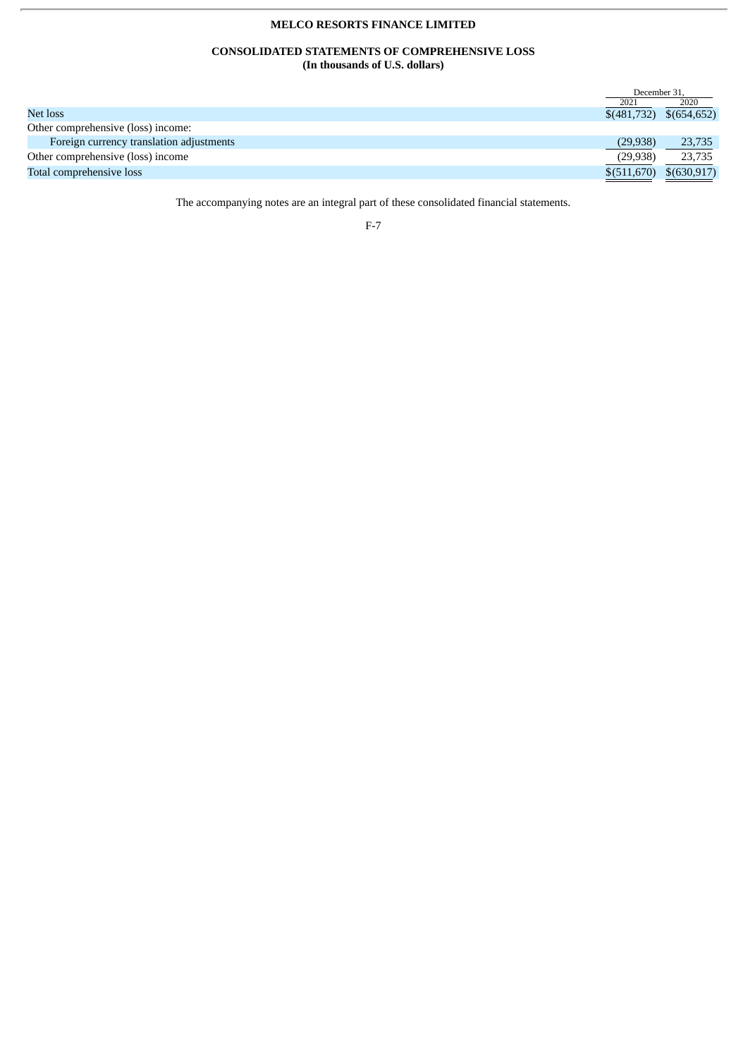**MELCO RESORTS FINANCE LIMITED**

**CONSOLIDATED STATEMENTS OF COMPREHENSIVE LOSS**
**(In thousands of U.S. dollars)**

| | December 31, | |
|---|---|---|
| | 2021 | 2020 |
| Net loss | $(481,732) | $(654,652) |
| Other comprehensive (loss) income: | | |
| Foreign currency translation adjustments | (29,938) | 23,735 |
| Other comprehensive (loss) income | (29,938) | 23,735 |
| Total comprehensive loss | $(511,670) | $(630,917) |

The accompanying notes are an integral part of these consolidated financial statements.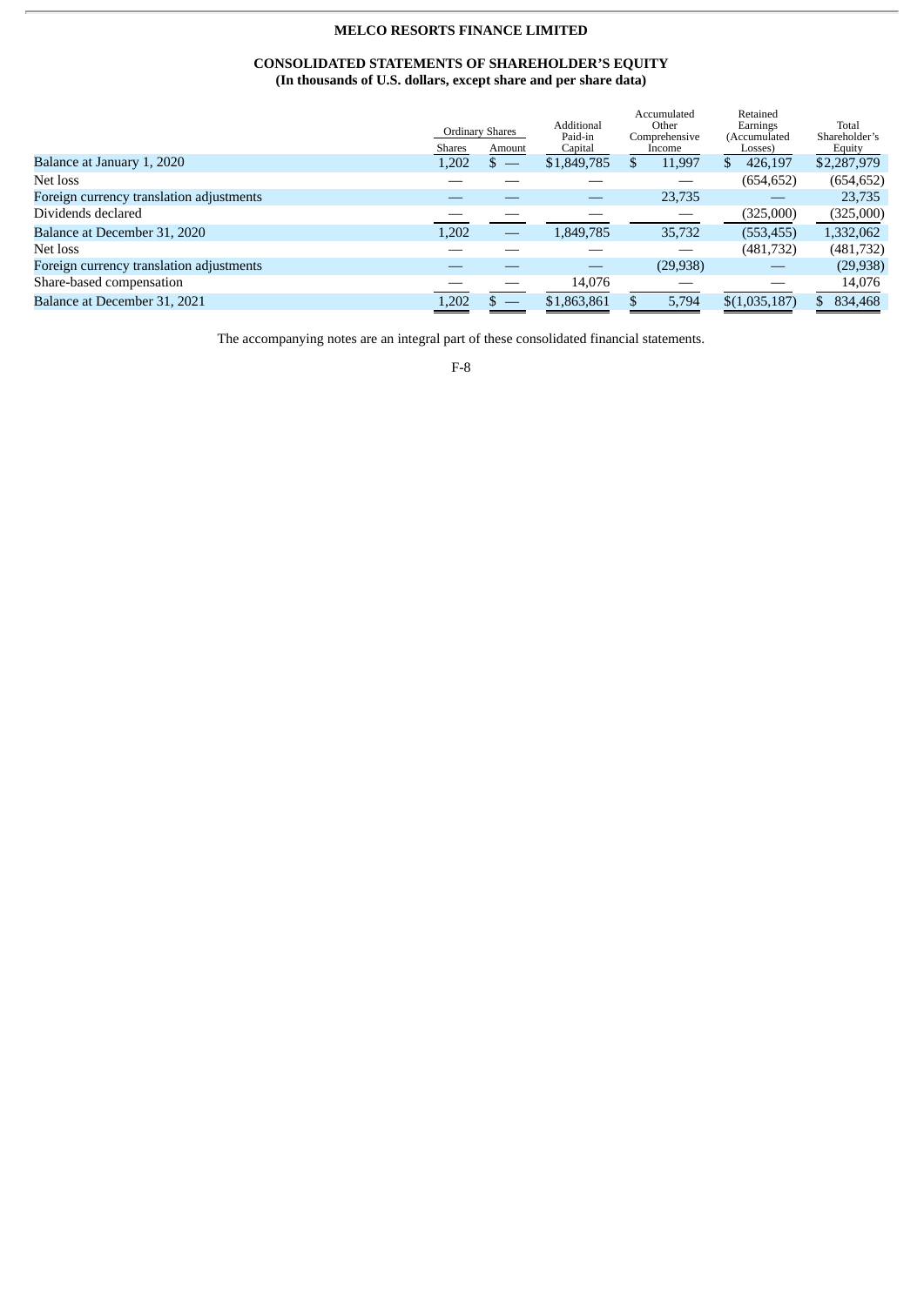**MELCO RESORTS FINANCE LIMITED**

**CONSOLIDATED STATEMENTS OF SHAREHOLDER'S EQUITY**
**(In thousands of U.S. dollars, except share and per share data)**

| | Ordinary Shares | | Additional Paid-in Capital | Accumulated Other Comprehensive Income | Retained Earnings (Accumulated Losses) | Total Shareholder's Equity |
|---|---|---|---|---|---|---|
| | Shares | Amount | | | | |
| Balance at January 1, 2020 | 1,202 | $ — | $1,849,785 | $ 11,997 | $ 426,197 | $2,287,979 |
| Net loss | — | — | — | — | (654,652) | (654,652) |
| Foreign currency translation adjustments | — | — | — | 23,735 | — | 23,735 |
| Dividends declared | — | — | — | — | (325,000) | (325,000) |
| Balance at December 31, 2020 | 1,202 | — | 1,849,785 | 35,732 | (553,455) | 1,332,062 |
| Net loss | — | — | — | — | (481,732) | (481,732) |
| Foreign currency translation adjustments | — | — | — | (29,938) | — | (29,938) |
| Share-based compensation | — | — | 14,076 | — | — | 14,076 |
| Balance at December 31, 2021 | 1,202 | $ — | $1,863,861 | $ 5,794 | $(1,035,187) | $ 834,468 |

The accompanying notes are an integral part of these consolidated financial statements.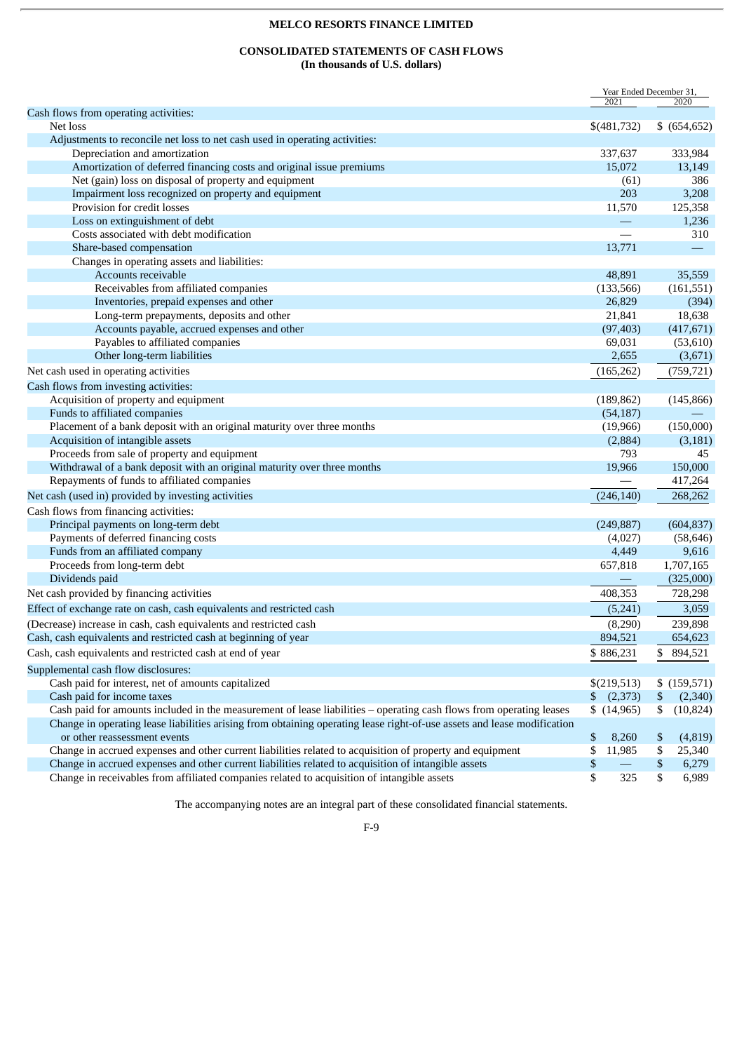**MELCO RESORTS FINANCE LIMITED**

**CONSOLIDATED STATEMENTS OF CASH FLOWS**
**(In thousands of U.S. dollars)**

| | Year Ended December 31, 2021 | 2020 |
|---|---|---|
| Cash flows from operating activities: | | |
| Net loss | $(481,732) | $ (654,652) |
| Adjustments to reconcile net loss to net cash used in operating activities: | | |
| Depreciation and amortization | 337,637 | 333,984 |
| Amortization of deferred financing costs and original issue premiums | 15,072 | 13,149 |
| Net (gain) loss on disposal of property and equipment | (61) | 386 |
| Impairment loss recognized on property and equipment | 203 | 3,208 |
| Provision for credit losses | 11,570 | 125,358 |
| Loss on extinguishment of debt | — | 1,236 |
| Costs associated with debt modification | — | 310 |
| Share-based compensation | 13,771 | — |
| Changes in operating assets and liabilities: | | |
| Accounts receivable | 48,891 | 35,559 |
| Receivables from affiliated companies | (133,566) | (161,551) |
| Inventories, prepaid expenses and other | 26,829 | (394) |
| Long-term prepayments, deposits and other | 21,841 | 18,638 |
| Accounts payable, accrued expenses and other | (97,403) | (417,671) |
| Payables to affiliated companies | 69,031 | (53,610) |
| Other long-term liabilities | 2,655 | (3,671) |
| Net cash used in operating activities | (165,262) | (759,721) |
| Cash flows from investing activities: | | |
| Acquisition of property and equipment | (189,862) | (145,866) |
| Funds to affiliated companies | (54,187) | — |
| Placement of a bank deposit with an original maturity over three months | (19,966) | (150,000) |
| Acquisition of intangible assets | (2,884) | (3,181) |
| Proceeds from sale of property and equipment | 793 | 45 |
| Withdrawal of a bank deposit with an original maturity over three months | 19,966 | 150,000 |
| Repayments of funds to affiliated companies | — | 417,264 |
| Net cash (used in) provided by investing activities | (246,140) | 268,262 |
| Cash flows from financing activities: | | |
| Principal payments on long-term debt | (249,887) | (604,837) |
| Payments of deferred financing costs | (4,027) | (58,646) |
| Funds from an affiliated company | 4,449 | 9,616 |
| Proceeds from long-term debt | 657,818 | 1,707,165 |
| Dividends paid | — | (325,000) |
| Net cash provided by financing activities | 408,353 | 728,298 |
| Effect of exchange rate on cash, cash equivalents and restricted cash | (5,241) | 3,059 |
| (Decrease) increase in cash, cash equivalents and restricted cash | (8,290) | 239,898 |
| Cash, cash equivalents and restricted cash at beginning of year | 894,521 | 654,623 |
| Cash, cash equivalents and restricted cash at end of year | $ 886,231 | $ 894,521 |
| Supplemental cash flow disclosures: | | |
| Cash paid for interest, net of amounts capitalized | $(219,513) | $ (159,571) |
| Cash paid for income taxes | $ (2,373) | $ (2,340) |
| Cash paid for amounts included in the measurement of lease liabilities – operating cash flows from operating leases | $ (14,965) | $ (10,824) |
| Change in operating lease liabilities arising from obtaining operating lease right-of-use assets and lease modification or other reassessment events | $ 8,260 | $ (4,819) |
| Change in accrued expenses and other current liabilities related to acquisition of property and equipment | $ 11,985 | $ 25,340 |
| Change in accrued expenses and other current liabilities related to acquisition of intangible assets | $ — | $ 6,279 |
| Change in receivables from affiliated companies related to acquisition of intangible assets | $ 325 | $ 6,989 |

The accompanying notes are an integral part of these consolidated financial statements.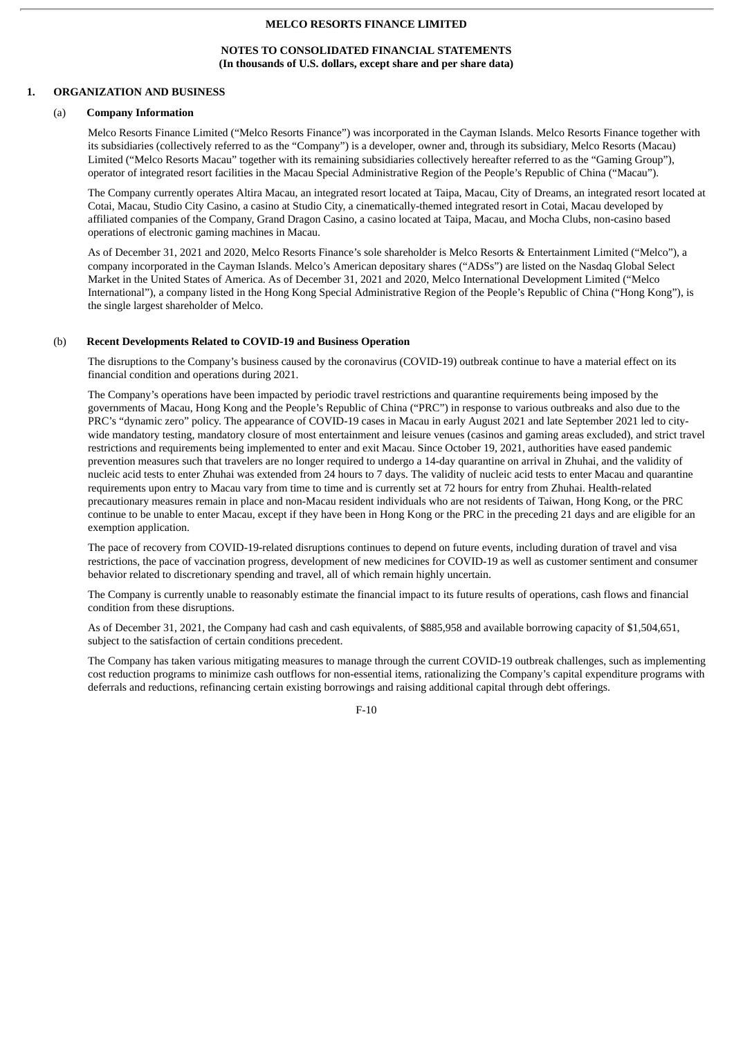**MELCO RESORTS FINANCE LIMITED**

**NOTES TO CONSOLIDATED FINANCIAL STATEMENTS**
**(In thousands of U.S. dollars, except share and per share data)**

## 1. ORGANIZATION AND BUSINESS

### (a) Company Information

Melco Resorts Finance Limited ("Melco Resorts Finance") was incorporated in the Cayman Islands. Melco Resorts Finance together with its subsidiaries (collectively referred to as the "Company") is a developer, owner and, through its subsidiary, Melco Resorts (Macau) Limited ("Melco Resorts Macau" together with its remaining subsidiaries collectively hereafter referred to as the "Gaming Group"), operator of integrated resort facilities in the Macau Special Administrative Region of the People's Republic of China ("Macau").

The Company currently operates Altira Macau, an integrated resort located at Taipa, Macau, City of Dreams, an integrated resort located at Cotai, Macau, Studio City Casino, a casino at Studio City, a cinematically-themed integrated resort in Cotai, Macau developed by affiliated companies of the Company, Grand Dragon Casino, a casino located at Taipa, Macau, and Mocha Clubs, non-casino based operations of electronic gaming machines in Macau.

As of December 31, 2021 and 2020, Melco Resorts Finance's sole shareholder is Melco Resorts & Entertainment Limited ("Melco"), a company incorporated in the Cayman Islands. Melco's American depositary shares ("ADSs") are listed on the Nasdaq Global Select Market in the United States of America. As of December 31, 2021 and 2020, Melco International Development Limited ("Melco International"), a company listed in the Hong Kong Special Administrative Region of the People's Republic of China ("Hong Kong"), is the single largest shareholder of Melco.

### (b) Recent Developments Related to COVID-19 and Business Operation

The disruptions to the Company's business caused by the coronavirus (COVID-19) outbreak continue to have a material effect on its financial condition and operations during 2021.

The Company's operations have been impacted by periodic travel restrictions and quarantine requirements being imposed by the governments of Macau, Hong Kong and the People's Republic of China ("PRC") in response to various outbreaks and also due to the PRC's "dynamic zero" policy. The appearance of COVID-19 cases in Macau in early August 2021 and late September 2021 led to city-wide mandatory testing, mandatory closure of most entertainment and leisure venues (casinos and gaming areas excluded), and strict travel restrictions and requirements being implemented to enter and exit Macau. Since October 19, 2021, authorities have eased pandemic prevention measures such that travelers are no longer required to undergo a 14-day quarantine on arrival in Zhuhai, and the validity of nucleic acid tests to enter Zhuhai was extended from 24 hours to 7 days. The validity of nucleic acid tests to enter Macau and quarantine requirements upon entry to Macau vary from time to time and is currently set at 72 hours for entry from Zhuhai. Health-related precautionary measures remain in place and non-Macau resident individuals who are not residents of Taiwan, Hong Kong, or the PRC continue to be unable to enter Macau, except if they have been in Hong Kong or the PRC in the preceding 21 days and are eligible for an exemption application.

The pace of recovery from COVID-19-related disruptions continues to depend on future events, including duration of travel and visa restrictions, the pace of vaccination progress, development of new medicines for COVID-19 as well as customer sentiment and consumer behavior related to discretionary spending and travel, all of which remain highly uncertain.

The Company is currently unable to reasonably estimate the financial impact to its future results of operations, cash flows and financial condition from these disruptions.

As of December 31, 2021, the Company had cash and cash equivalents, of $885,958 and available borrowing capacity of $1,504,651, subject to the satisfaction of certain conditions precedent.

The Company has taken various mitigating measures to manage through the current COVID-19 outbreak challenges, such as implementing cost reduction programs to minimize cash outflows for non-essential items, rationalizing the Company's capital expenditure programs with deferrals and reductions, refinancing certain existing borrowings and raising additional capital through debt offerings.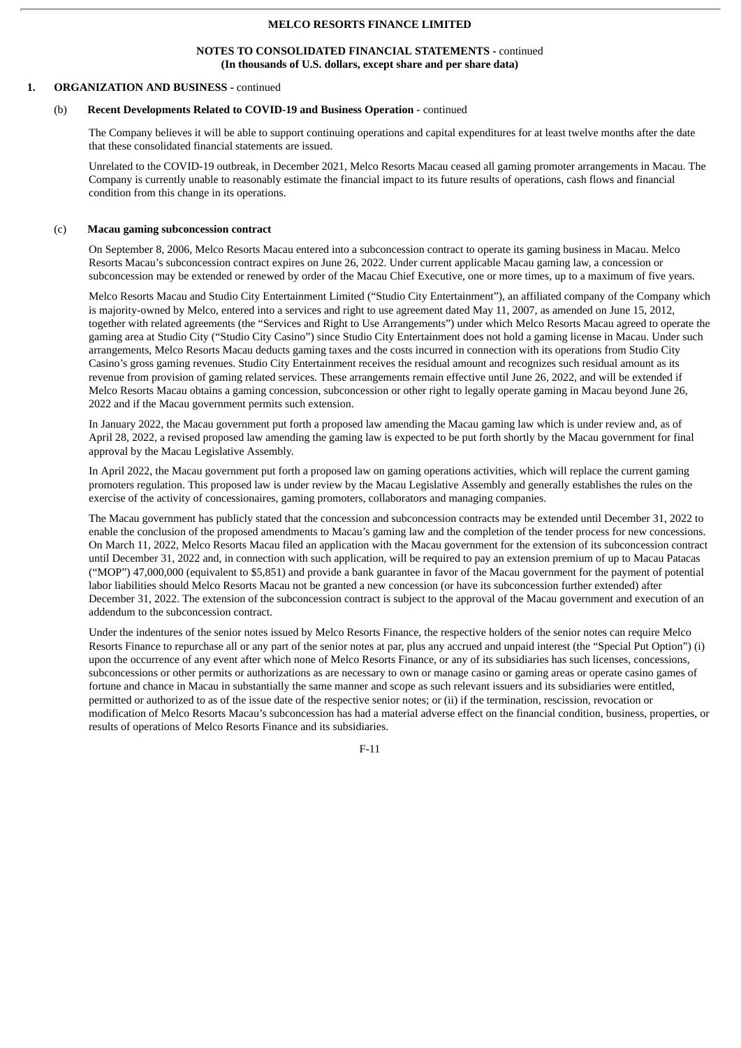# MELCO RESORTS FINANCE LIMITED

**NOTES TO CONSOLIDATED FINANCIAL STATEMENTS -** continued
**(In thousands of U.S. dollars, except share and per share data)**

## 1. ORGANIZATION AND BUSINESS - continued

### (b) Recent Developments Related to COVID-19 and Business Operation - continued

The Company believes it will be able to support continuing operations and capital expenditures for at least twelve months after the date that these consolidated financial statements are issued.

Unrelated to the COVID-19 outbreak, in December 2021, Melco Resorts Macau ceased all gaming promoter arrangements in Macau. The Company is currently unable to reasonably estimate the financial impact to its future results of operations, cash flows and financial condition from this change in its operations.

### (c) Macau gaming subconcession contract

On September 8, 2006, Melco Resorts Macau entered into a subconcession contract to operate its gaming business in Macau. Melco Resorts Macau's subconcession contract expires on June 26, 2022. Under current applicable Macau gaming law, a concession or subconcession may be extended or renewed by order of the Macau Chief Executive, one or more times, up to a maximum of five years.

Melco Resorts Macau and Studio City Entertainment Limited ("Studio City Entertainment"), an affiliated company of the Company which is majority-owned by Melco, entered into a services and right to use agreement dated May 11, 2007, as amended on June 15, 2012, together with related agreements (the "Services and Right to Use Arrangements") under which Melco Resorts Macau agreed to operate the gaming area at Studio City ("Studio City Casino") since Studio City Entertainment does not hold a gaming license in Macau. Under such arrangements, Melco Resorts Macau deducts gaming taxes and the costs incurred in connection with its operations from Studio City Casino's gross gaming revenues. Studio City Entertainment receives the residual amount and recognizes such residual amount as its revenue from provision of gaming related services. These arrangements remain effective until June 26, 2022, and will be extended if Melco Resorts Macau obtains a gaming concession, subconcession or other right to legally operate gaming in Macau beyond June 26, 2022 and if the Macau government permits such extension.

In January 2022, the Macau government put forth a proposed law amending the Macau gaming law which is under review and, as of April 28, 2022, a revised proposed law amending the gaming law is expected to be put forth shortly by the Macau government for final approval by the Macau Legislative Assembly.

In April 2022, the Macau government put forth a proposed law on gaming operations activities, which will replace the current gaming promoters regulation. This proposed law is under review by the Macau Legislative Assembly and generally establishes the rules on the exercise of the activity of concessionaires, gaming promoters, collaborators and managing companies.

The Macau government has publicly stated that the concession and subconcession contracts may be extended until December 31, 2022 to enable the conclusion of the proposed amendments to Macau's gaming law and the completion of the tender process for new concessions. On March 11, 2022, Melco Resorts Macau filed an application with the Macau government for the extension of its subconcession contract until December 31, 2022 and, in connection with such application, will be required to pay an extension premium of up to Macau Patacas ("MOP") 47,000,000 (equivalent to $5,851) and provide a bank guarantee in favor of the Macau government for the payment of potential labor liabilities should Melco Resorts Macau not be granted a new concession (or have its subconcession further extended) after December 31, 2022. The extension of the subconcession contract is subject to the approval of the Macau government and execution of an addendum to the subconcession contract.

Under the indentures of the senior notes issued by Melco Resorts Finance, the respective holders of the senior notes can require Melco Resorts Finance to repurchase all or any part of the senior notes at par, plus any accrued and unpaid interest (the "Special Put Option") (i) upon the occurrence of any event after which none of Melco Resorts Finance, or any of its subsidiaries has such licenses, concessions, subconcessions or other permits or authorizations as are necessary to own or manage casino or gaming areas or operate casino games of fortune and chance in Macau in substantially the same manner and scope as such relevant issuers and its subsidiaries were entitled, permitted or authorized to as of the issue date of the respective senior notes; or (ii) if the termination, rescission, revocation or modification of Melco Resorts Macau's subconcession has had a material adverse effect on the financial condition, business, properties, or results of operations of Melco Resorts Finance and its subsidiaries.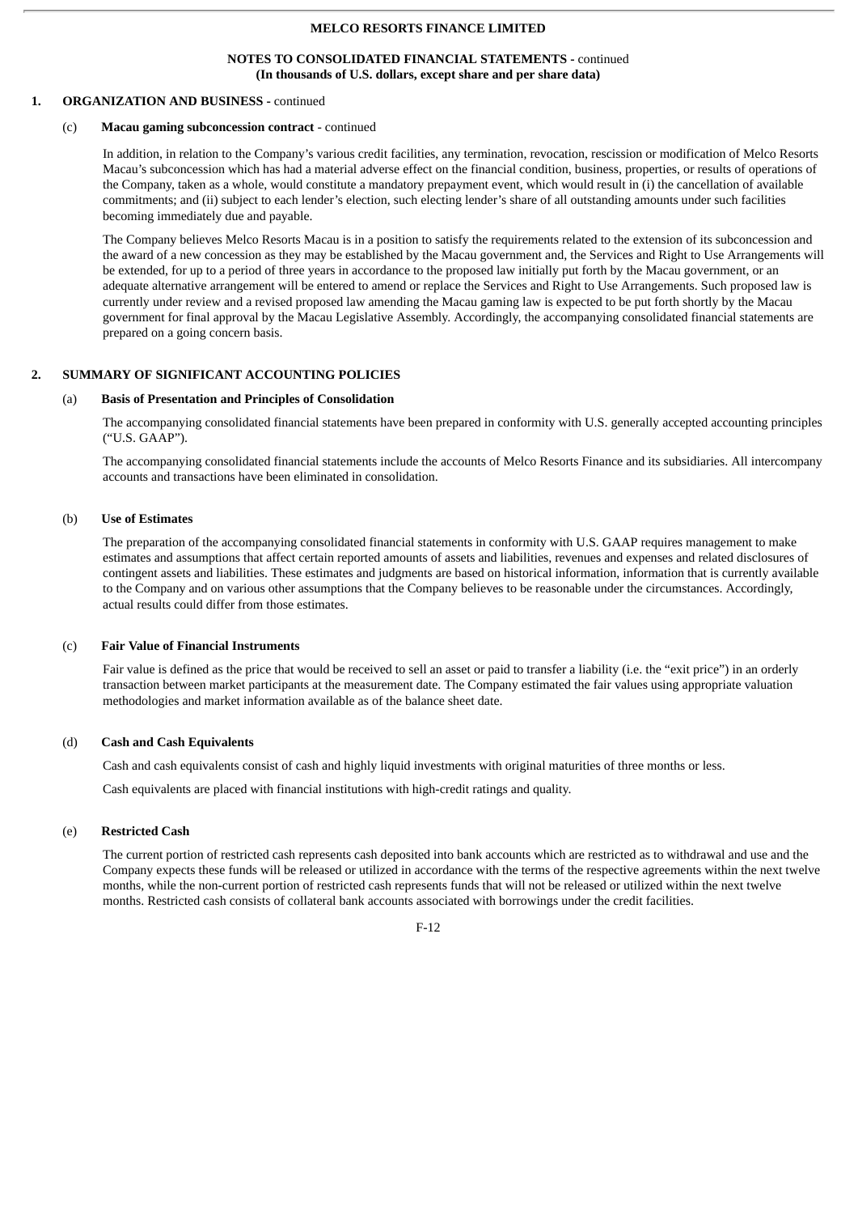MELCO RESORTS FINANCE LIMITED

NOTES TO CONSOLIDATED FINANCIAL STATEMENTS - continued
**(In thousands of U.S. dollars, except share and per share data)**

**1. ORGANIZATION AND BUSINESS** - continued

(c) **Macau gaming subconcession contract** - continued

In addition, in relation to the Company's various credit facilities, any termination, revocation, rescission or modification of Melco Resorts Macau's subconcession which has had a material adverse effect on the financial condition, business, properties, or results of operations of the Company, taken as a whole, would constitute a mandatory prepayment event, which would result in (i) the cancellation of available commitments; and (ii) subject to each lender's election, such electing lender's share of all outstanding amounts under such facilities becoming immediately due and payable.

The Company believes Melco Resorts Macau is in a position to satisfy the requirements related to the extension of its subconcession and the award of a new concession as they may be established by the Macau government and, the Services and Right to Use Arrangements will be extended, for up to a period of three years in accordance to the proposed law initially put forth by the Macau government, or an adequate alternative arrangement will be entered to amend or replace the Services and Right to Use Arrangements. Such proposed law is currently under review and a revised proposed law amending the Macau gaming law is expected to be put forth shortly by the Macau government for final approval by the Macau Legislative Assembly. Accordingly, the accompanying consolidated financial statements are prepared on a going concern basis.

**2. SUMMARY OF SIGNIFICANT ACCOUNTING POLICIES**

(a) **Basis of Presentation and Principles of Consolidation**

The accompanying consolidated financial statements have been prepared in conformity with U.S. generally accepted accounting principles ("U.S. GAAP").

The accompanying consolidated financial statements include the accounts of Melco Resorts Finance and its subsidiaries. All intercompany accounts and transactions have been eliminated in consolidation.

(b) **Use of Estimates**

The preparation of the accompanying consolidated financial statements in conformity with U.S. GAAP requires management to make estimates and assumptions that affect certain reported amounts of assets and liabilities, revenues and expenses and related disclosures of contingent assets and liabilities. These estimates and judgments are based on historical information, information that is currently available to the Company and on various other assumptions that the Company believes to be reasonable under the circumstances. Accordingly, actual results could differ from those estimates.

(c) **Fair Value of Financial Instruments**

Fair value is defined as the price that would be received to sell an asset or paid to transfer a liability (i.e. the "exit price") in an orderly transaction between market participants at the measurement date. The Company estimated the fair values using appropriate valuation methodologies and market information available as of the balance sheet date.

(d) **Cash and Cash Equivalents**

Cash and cash equivalents consist of cash and highly liquid investments with original maturities of three months or less.

Cash equivalents are placed with financial institutions with high-credit ratings and quality.

(e) **Restricted Cash**

The current portion of restricted cash represents cash deposited into bank accounts which are restricted as to withdrawal and use and the Company expects these funds will be released or utilized in accordance with the terms of the respective agreements within the next twelve months, while the non-current portion of restricted cash represents funds that will not be released or utilized within the next twelve months. Restricted cash consists of collateral bank accounts associated with borrowings under the credit facilities.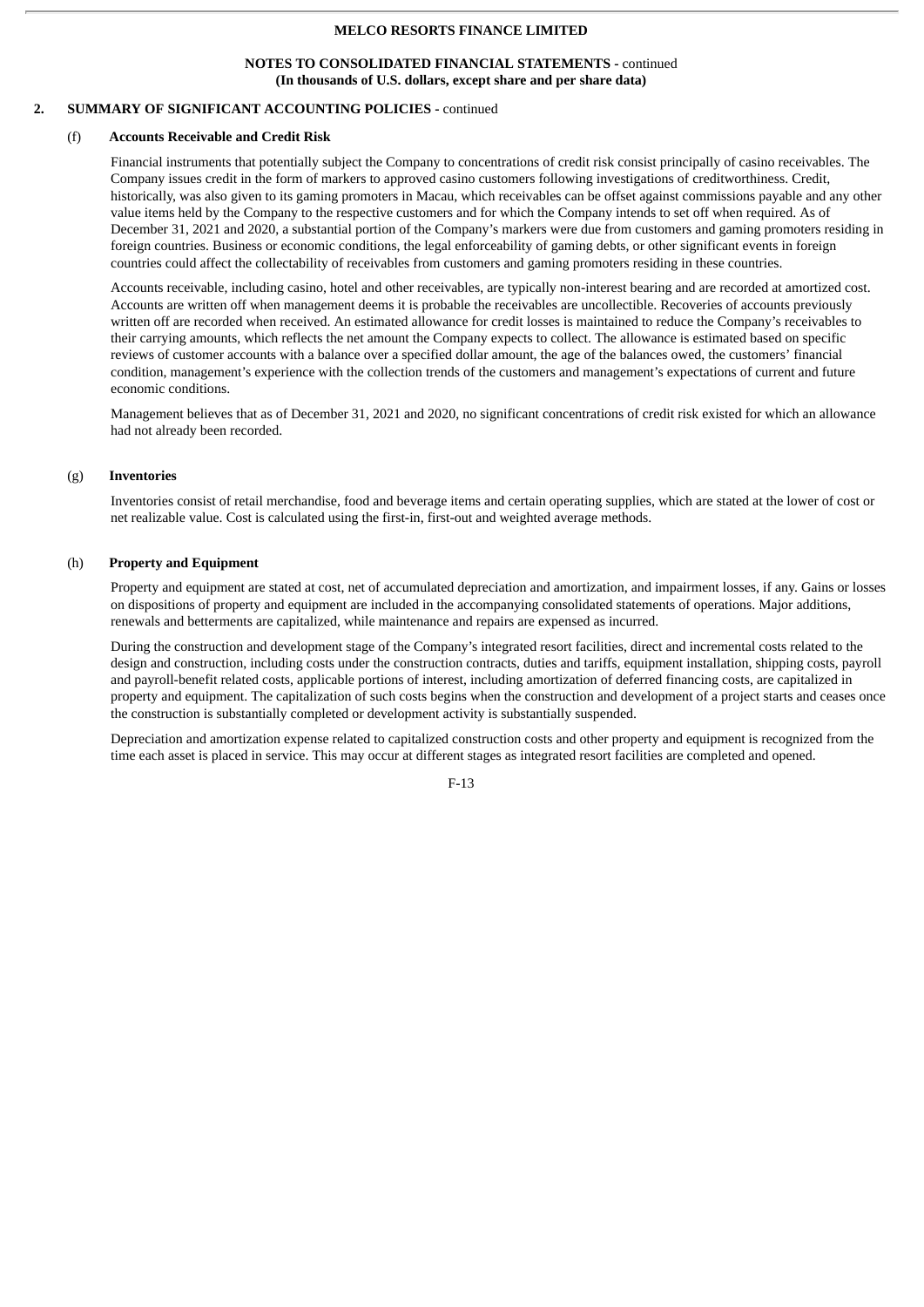## 2. SUMMARY OF SIGNIFICANT ACCOUNTING POLICIES - continued

### (f) Accounts Receivable and Credit Risk

Financial instruments that potentially subject the Company to concentrations of credit risk consist principally of casino receivables. The Company issues credit in the form of markers to approved casino customers following investigations of creditworthiness. Credit, historically, was also given to its gaming promoters in Macau, which receivables can be offset against commissions payable and any other value items held by the Company to the respective customers and for which the Company intends to set off when required. As of December 31, 2021 and 2020, a substantial portion of the Company's markers were due from customers and gaming promoters residing in foreign countries. Business or economic conditions, the legal enforceability of gaming debts, or other significant events in foreign countries could affect the collectability of receivables from customers and gaming promoters residing in these countries.

Accounts receivable, including casino, hotel and other receivables, are typically non-interest bearing and are recorded at amortized cost. Accounts are written off when management deems it is probable the receivables are uncollectible. Recoveries of accounts previously written off are recorded when received. An estimated allowance for credit losses is maintained to reduce the Company's receivables to their carrying amounts, which reflects the net amount the Company expects to collect. The allowance is estimated based on specific reviews of customer accounts with a balance over a specified dollar amount, the age of the balances owed, the customers' financial condition, management's experience with the collection trends of the customers and management's expectations of current and future economic conditions.

Management believes that as of December 31, 2021 and 2020, no significant concentrations of credit risk existed for which an allowance had not already been recorded.

### (g) Inventories

Inventories consist of retail merchandise, food and beverage items and certain operating supplies, which are stated at the lower of cost or net realizable value. Cost is calculated using the first-in, first-out and weighted average methods.

### (h) Property and Equipment

Property and equipment are stated at cost, net of accumulated depreciation and amortization, and impairment losses, if any. Gains or losses on dispositions of property and equipment are included in the accompanying consolidated statements of operations. Major additions, renewals and betterments are capitalized, while maintenance and repairs are expensed as incurred.

During the construction and development stage of the Company's integrated resort facilities, direct and incremental costs related to the design and construction, including costs under the construction contracts, duties and tariffs, equipment installation, shipping costs, payroll and payroll-benefit related costs, applicable portions of interest, including amortization of deferred financing costs, are capitalized in property and equipment. The capitalization of such costs begins when the construction and development of a project starts and ceases once the construction is substantially completed or development activity is substantially suspended.

Depreciation and amortization expense related to capitalized construction costs and other property and equipment is recognized from the time each asset is placed in service. This may occur at different stages as integrated resort facilities are completed and opened.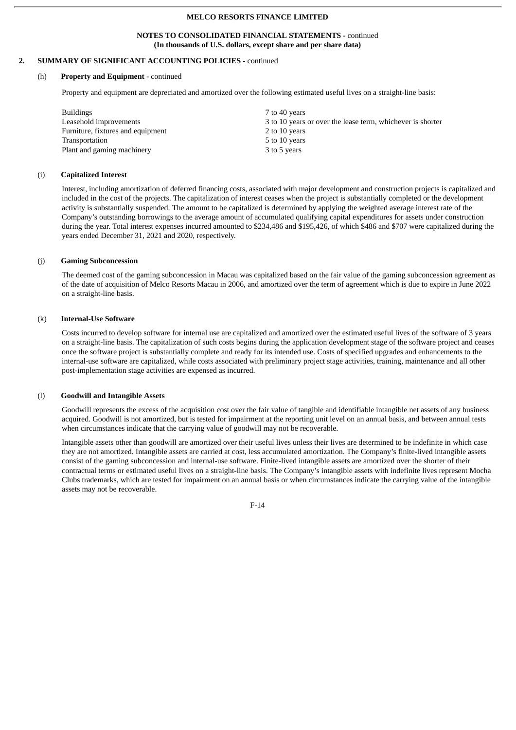**MELCO RESORTS FINANCE LIMITED**

**NOTES TO CONSOLIDATED FINANCIAL STATEMENTS -** continued
**(In thousands of U.S. dollars, except share and per share data)**

## 2. SUMMARY OF SIGNIFICANT ACCOUNTING POLICIES - continued

### (h) Property and Equipment - continued

Property and equipment are depreciated and amortized over the following estimated useful lives on a straight-line basis:

| | |
|---|---|
| Buildings | 7 to 40 years |
| Leasehold improvements | 3 to 10 years or over the lease term, whichever is shorter |
| Furniture, fixtures and equipment | 2 to 10 years |
| Transportation | 5 to 10 years |
| Plant and gaming machinery | 3 to 5 years |

### (i) Capitalized Interest

Interest, including amortization of deferred financing costs, associated with major development and construction projects is capitalized and included in the cost of the projects. The capitalization of interest ceases when the project is substantially completed or the development activity is substantially suspended. The amount to be capitalized is determined by applying the weighted average interest rate of the Company's outstanding borrowings to the average amount of accumulated qualifying capital expenditures for assets under construction during the year. Total interest expenses incurred amounted to $234,486 and $195,426, of which $486 and $707 were capitalized during the years ended December 31, 2021 and 2020, respectively.

### (j) Gaming Subconcession

The deemed cost of the gaming subconcession in Macau was capitalized based on the fair value of the gaming subconcession agreement as of the date of acquisition of Melco Resorts Macau in 2006, and amortized over the term of agreement which is due to expire in June 2022 on a straight-line basis.

### (k) Internal-Use Software

Costs incurred to develop software for internal use are capitalized and amortized over the estimated useful lives of the software of 3 years on a straight-line basis. The capitalization of such costs begins during the application development stage of the software project and ceases once the software project is substantially complete and ready for its intended use. Costs of specified upgrades and enhancements to the internal-use software are capitalized, while costs associated with preliminary project stage activities, training, maintenance and all other post-implementation stage activities are expensed as incurred.

### (l) Goodwill and Intangible Assets

Goodwill represents the excess of the acquisition cost over the fair value of tangible and identifiable intangible net assets of any business acquired. Goodwill is not amortized, but is tested for impairment at the reporting unit level on an annual basis, and between annual tests when circumstances indicate that the carrying value of goodwill may not be recoverable.

Intangible assets other than goodwill are amortized over their useful lives unless their lives are determined to be indefinite in which case they are not amortized. Intangible assets are carried at cost, less accumulated amortization. The Company's finite-lived intangible assets consist of the gaming subconcession and internal-use software. Finite-lived intangible assets are amortized over the shorter of their contractual terms or estimated useful lives on a straight-line basis. The Company's intangible assets with indefinite lives represent Mocha Clubs trademarks, which are tested for impairment on an annual basis or when circumstances indicate the carrying value of the intangible assets may not be recoverable.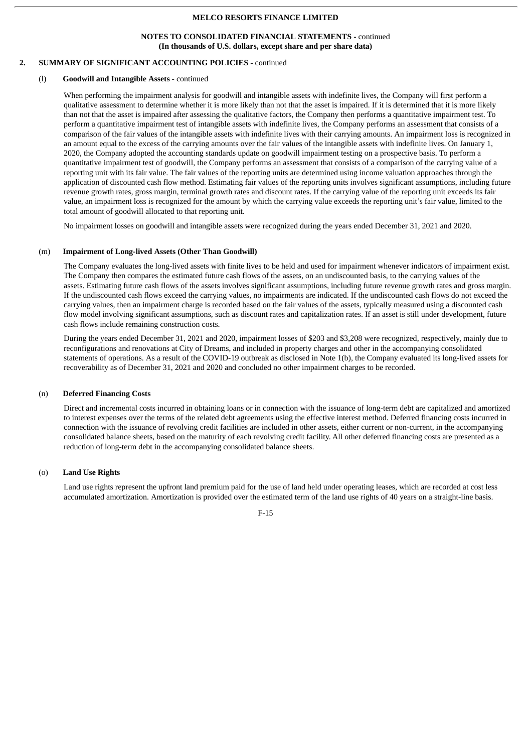## 2. SUMMARY OF SIGNIFICANT ACCOUNTING POLICIES - continued

### (l) Goodwill and Intangible Assets - continued

When performing the impairment analysis for goodwill and intangible assets with indefinite lives, the Company will first perform a qualitative assessment to determine whether it is more likely than not that the asset is impaired. If it is determined that it is more likely than not that the asset is impaired after assessing the qualitative factors, the Company then performs a quantitative impairment test. To perform a quantitative impairment test of intangible assets with indefinite lives, the Company performs an assessment that consists of a comparison of the fair values of the intangible assets with indefinite lives with their carrying amounts. An impairment loss is recognized in an amount equal to the excess of the carrying amounts over the fair values of the intangible assets with indefinite lives. On January 1, 2020, the Company adopted the accounting standards update on goodwill impairment testing on a prospective basis. To perform a quantitative impairment test of goodwill, the Company performs an assessment that consists of a comparison of the carrying value of a reporting unit with its fair value. The fair values of the reporting units are determined using income valuation approaches through the application of discounted cash flow method. Estimating fair values of the reporting units involves significant assumptions, including future revenue growth rates, gross margin, terminal growth rates and discount rates. If the carrying value of the reporting unit exceeds its fair value, an impairment loss is recognized for the amount by which the carrying value exceeds the reporting unit's fair value, limited to the total amount of goodwill allocated to that reporting unit.

No impairment losses on goodwill and intangible assets were recognized during the years ended December 31, 2021 and 2020.

### (m) Impairment of Long-lived Assets (Other Than Goodwill)

The Company evaluates the long-lived assets with finite lives to be held and used for impairment whenever indicators of impairment exist. The Company then compares the estimated future cash flows of the assets, on an undiscounted basis, to the carrying values of the assets. Estimating future cash flows of the assets involves significant assumptions, including future revenue growth rates and gross margin. If the undiscounted cash flows exceed the carrying values, no impairments are indicated. If the undiscounted cash flows do not exceed the carrying values, then an impairment charge is recorded based on the fair values of the assets, typically measured using a discounted cash flow model involving significant assumptions, such as discount rates and capitalization rates. If an asset is still under development, future cash flows include remaining construction costs.

During the years ended December 31, 2021 and 2020, impairment losses of $203 and $3,208 were recognized, respectively, mainly due to reconfigurations and renovations at City of Dreams, and included in property charges and other in the accompanying consolidated statements of operations. As a result of the COVID-19 outbreak as disclosed in Note 1(b), the Company evaluated its long-lived assets for recoverability as of December 31, 2021 and 2020 and concluded no other impairment charges to be recorded.

### (n) Deferred Financing Costs

Direct and incremental costs incurred in obtaining loans or in connection with the issuance of long-term debt are capitalized and amortized to interest expenses over the terms of the related debt agreements using the effective interest method. Deferred financing costs incurred in connection with the issuance of revolving credit facilities are included in other assets, either current or non-current, in the accompanying consolidated balance sheets, based on the maturity of each revolving credit facility. All other deferred financing costs are presented as a reduction of long-term debt in the accompanying consolidated balance sheets.

### (o) Land Use Rights

Land use rights represent the upfront land premium paid for the use of land held under operating leases, which are recorded at cost less accumulated amortization. Amortization is provided over the estimated term of the land use rights of 40 years on a straight-line basis.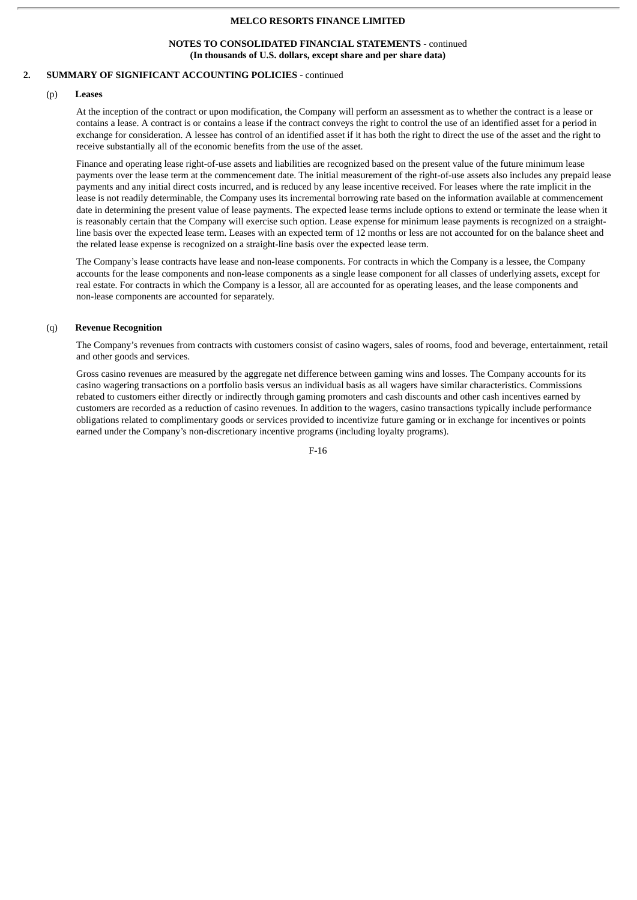## 2. SUMMARY OF SIGNIFICANT ACCOUNTING POLICIES - continued

### (p) Leases

At the inception of the contract or upon modification, the Company will perform an assessment as to whether the contract is a lease or contains a lease. A contract is or contains a lease if the contract conveys the right to control the use of an identified asset for a period in exchange for consideration. A lessee has control of an identified asset if it has both the right to direct the use of the asset and the right to receive substantially all of the economic benefits from the use of the asset.

Finance and operating lease right-of-use assets and liabilities are recognized based on the present value of the future minimum lease payments over the lease term at the commencement date. The initial measurement of the right-of-use assets also includes any prepaid lease payments and any initial direct costs incurred, and is reduced by any lease incentive received. For leases where the rate implicit in the lease is not readily determinable, the Company uses its incremental borrowing rate based on the information available at commencement date in determining the present value of lease payments. The expected lease terms include options to extend or terminate the lease when it is reasonably certain that the Company will exercise such option. Lease expense for minimum lease payments is recognized on a straight-line basis over the expected lease term. Leases with an expected term of 12 months or less are not accounted for on the balance sheet and the related lease expense is recognized on a straight-line basis over the expected lease term.

The Company's lease contracts have lease and non-lease components. For contracts in which the Company is a lessee, the Company accounts for the lease components and non-lease components as a single lease component for all classes of underlying assets, except for real estate. For contracts in which the Company is a lessor, all are accounted for as operating leases, and the lease components and non-lease components are accounted for separately.

### (q) Revenue Recognition

The Company's revenues from contracts with customers consist of casino wagers, sales of rooms, food and beverage, entertainment, retail and other goods and services.

Gross casino revenues are measured by the aggregate net difference between gaming wins and losses. The Company accounts for its casino wagering transactions on a portfolio basis versus an individual basis as all wagers have similar characteristics. Commissions rebated to customers either directly or indirectly through gaming promoters and cash discounts and other cash incentives earned by customers are recorded as a reduction of casino revenues. In addition to the wagers, casino transactions typically include performance obligations related to complimentary goods or services provided to incentivize future gaming or in exchange for incentives or points earned under the Company's non-discretionary incentive programs (including loyalty programs).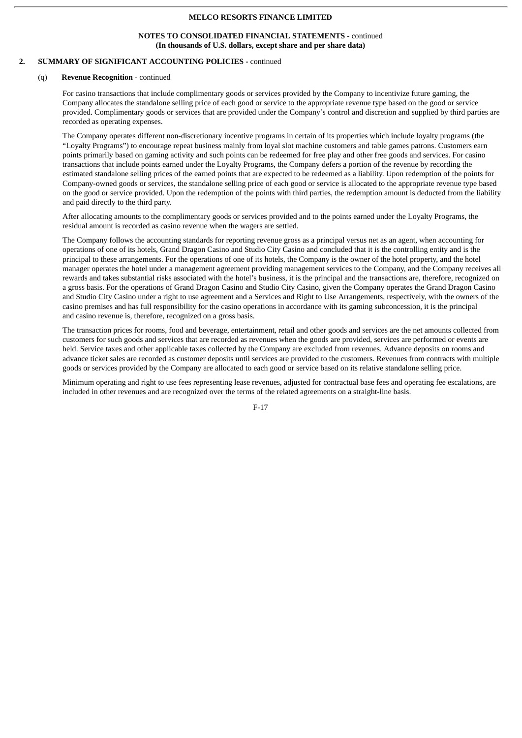## 2. SUMMARY OF SIGNIFICANT ACCOUNTING POLICIES - continued

### (q) Revenue Recognition - continued

For casino transactions that include complimentary goods or services provided by the Company to incentivize future gaming, the Company allocates the standalone selling price of each good or service to the appropriate revenue type based on the good or service provided. Complimentary goods or services that are provided under the Company's control and discretion and supplied by third parties are recorded as operating expenses.

The Company operates different non-discretionary incentive programs in certain of its properties which include loyalty programs (the "Loyalty Programs") to encourage repeat business mainly from loyal slot machine customers and table games patrons. Customers earn points primarily based on gaming activity and such points can be redeemed for free play and other free goods and services. For casino transactions that include points earned under the Loyalty Programs, the Company defers a portion of the revenue by recording the estimated standalone selling prices of the earned points that are expected to be redeemed as a liability. Upon redemption of the points for Company-owned goods or services, the standalone selling price of each good or service is allocated to the appropriate revenue type based on the good or service provided. Upon the redemption of the points with third parties, the redemption amount is deducted from the liability and paid directly to the third party.

After allocating amounts to the complimentary goods or services provided and to the points earned under the Loyalty Programs, the residual amount is recorded as casino revenue when the wagers are settled.

The Company follows the accounting standards for reporting revenue gross as a principal versus net as an agent, when accounting for operations of one of its hotels, Grand Dragon Casino and Studio City Casino and concluded that it is the controlling entity and is the principal to these arrangements. For the operations of one of its hotels, the Company is the owner of the hotel property, and the hotel manager operates the hotel under a management agreement providing management services to the Company, and the Company receives all rewards and takes substantial risks associated with the hotel's business, it is the principal and the transactions are, therefore, recognized on a gross basis. For the operations of Grand Dragon Casino and Studio City Casino, given the Company operates the Grand Dragon Casino and Studio City Casino under a right to use agreement and a Services and Right to Use Arrangements, respectively, with the owners of the casino premises and has full responsibility for the casino operations in accordance with its gaming subconcession, it is the principal and casino revenue is, therefore, recognized on a gross basis.

The transaction prices for rooms, food and beverage, entertainment, retail and other goods and services are the net amounts collected from customers for such goods and services that are recorded as revenues when the goods are provided, services are performed or events are held. Service taxes and other applicable taxes collected by the Company are excluded from revenues. Advance deposits on rooms and advance ticket sales are recorded as customer deposits until services are provided to the customers. Revenues from contracts with multiple goods or services provided by the Company are allocated to each good or service based on its relative standalone selling price.

Minimum operating and right to use fees representing lease revenues, adjusted for contractual base fees and operating fee escalations, are included in other revenues and are recognized over the terms of the related agreements on a straight-line basis.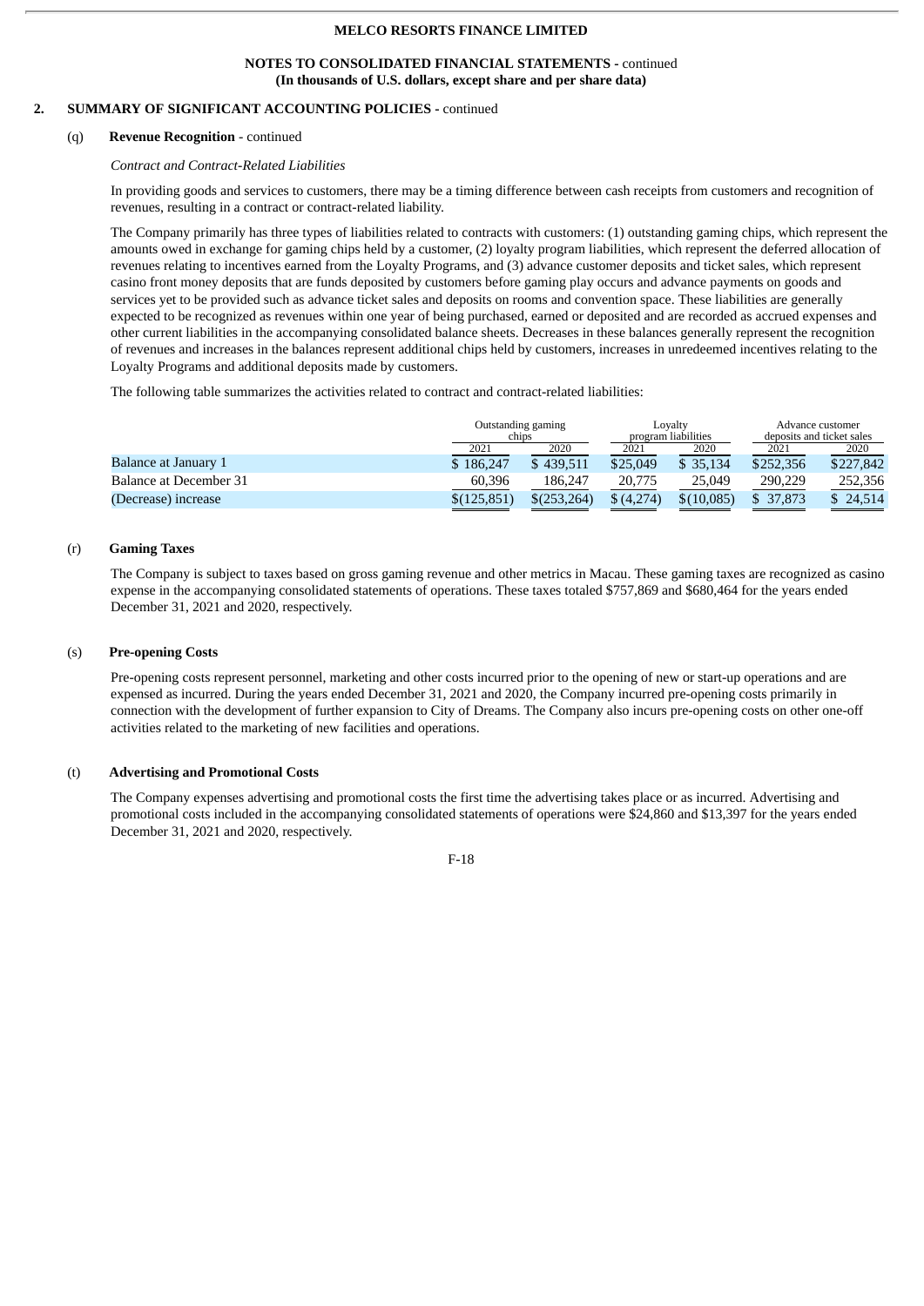**MELCO RESORTS FINANCE LIMITED**

**NOTES TO CONSOLIDATED FINANCIAL STATEMENTS -** continued
**(In thousands of U.S. dollars, except share and per share data)**

## 2. SUMMARY OF SIGNIFICANT ACCOUNTING POLICIES - continued

### (q) Revenue Recognition - continued

*Contract and Contract-Related Liabilities*

In providing goods and services to customers, there may be a timing difference between cash receipts from customers and recognition of revenues, resulting in a contract or contract-related liability.

The Company primarily has three types of liabilities related to contracts with customers: (1) outstanding gaming chips, which represent the amounts owed in exchange for gaming chips held by a customer, (2) loyalty program liabilities, which represent the deferred allocation of revenues relating to incentives earned from the Loyalty Programs, and (3) advance customer deposits and ticket sales, which represent casino front money deposits that are funds deposited by customers before gaming play occurs and advance payments on goods and services yet to be provided such as advance ticket sales and deposits on rooms and convention space. These liabilities are generally expected to be recognized as revenues within one year of being purchased, earned or deposited and are recorded as accrued expenses and other current liabilities in the accompanying consolidated balance sheets. Decreases in these balances generally represent the recognition of revenues and increases in the balances represent additional chips held by customers, increases in unredeemed incentives relating to the Loyalty Programs and additional deposits made by customers.

The following table summarizes the activities related to contract and contract-related liabilities:

| | Outstanding gaming chips | | Loyalty program liabilities | | Advance customer deposits and ticket sales | |
|---|---|---|---|---|---|---|
| | 2021 | 2020 | 2021 | 2020 | 2021 | 2020 |
| Balance at January 1 | $ 186,247 | $ 439,511 | $25,049 | $ 35,134 | $252,356 | $227,842 |
| Balance at December 31 | 60,396 | 186,247 | 20,775 | 25,049 | 290,229 | 252,356 |
| (Decrease) increase | $(125,851) | $(253,264) | $ (4,274) | $(10,085) | $ 37,873 | $ 24,514 |

### (r) Gaming Taxes

The Company is subject to taxes based on gross gaming revenue and other metrics in Macau. These gaming taxes are recognized as casino expense in the accompanying consolidated statements of operations. These taxes totaled $757,869 and $680,464 for the years ended December 31, 2021 and 2020, respectively.

### (s) Pre-opening Costs

Pre-opening costs represent personnel, marketing and other costs incurred prior to the opening of new or start-up operations and are expensed as incurred. During the years ended December 31, 2021 and 2020, the Company incurred pre-opening costs primarily in connection with the development of further expansion to City of Dreams. The Company also incurs pre-opening costs on other one-off activities related to the marketing of new facilities and operations.

### (t) Advertising and Promotional Costs

The Company expenses advertising and promotional costs the first time the advertising takes place or as incurred. Advertising and promotional costs included in the accompanying consolidated statements of operations were $24,860 and $13,397 for the years ended December 31, 2021 and 2020, respectively.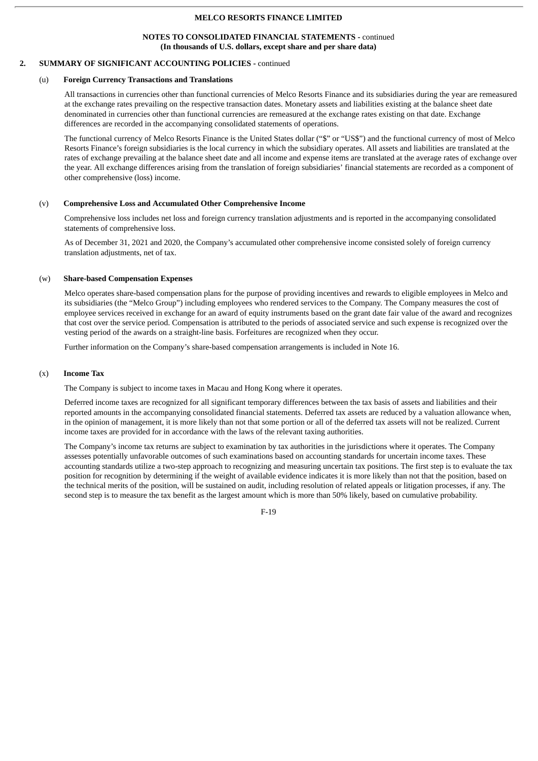**MELCO RESORTS FINANCE LIMITED**

**NOTES TO CONSOLIDATED FINANCIAL STATEMENTS -** continued
**(In thousands of U.S. dollars, except share and per share data)**

## 2. SUMMARY OF SIGNIFICANT ACCOUNTING POLICIES - continued

### (u) Foreign Currency Transactions and Translations

All transactions in currencies other than functional currencies of Melco Resorts Finance and its subsidiaries during the year are remeasured at the exchange rates prevailing on the respective transaction dates. Monetary assets and liabilities existing at the balance sheet date denominated in currencies other than functional currencies are remeasured at the exchange rates existing on that date. Exchange differences are recorded in the accompanying consolidated statements of operations.

The functional currency of Melco Resorts Finance is the United States dollar ("$" or "US$") and the functional currency of most of Melco Resorts Finance's foreign subsidiaries is the local currency in which the subsidiary operates. All assets and liabilities are translated at the rates of exchange prevailing at the balance sheet date and all income and expense items are translated at the average rates of exchange over the year. All exchange differences arising from the translation of foreign subsidiaries' financial statements are recorded as a component of other comprehensive (loss) income.

### (v) Comprehensive Loss and Accumulated Other Comprehensive Income

Comprehensive loss includes net loss and foreign currency translation adjustments and is reported in the accompanying consolidated statements of comprehensive loss.

As of December 31, 2021 and 2020, the Company's accumulated other comprehensive income consisted solely of foreign currency translation adjustments, net of tax.

### (w) Share-based Compensation Expenses

Melco operates share-based compensation plans for the purpose of providing incentives and rewards to eligible employees in Melco and its subsidiaries (the "Melco Group") including employees who rendered services to the Company. The Company measures the cost of employee services received in exchange for an award of equity instruments based on the grant date fair value of the award and recognizes that cost over the service period. Compensation is attributed to the periods of associated service and such expense is recognized over the vesting period of the awards on a straight-line basis. Forfeitures are recognized when they occur.

Further information on the Company's share-based compensation arrangements is included in Note 16.

### (x) Income Tax

The Company is subject to income taxes in Macau and Hong Kong where it operates.

Deferred income taxes are recognized for all significant temporary differences between the tax basis of assets and liabilities and their reported amounts in the accompanying consolidated financial statements. Deferred tax assets are reduced by a valuation allowance when, in the opinion of management, it is more likely than not that some portion or all of the deferred tax assets will not be realized. Current income taxes are provided for in accordance with the laws of the relevant taxing authorities.

The Company's income tax returns are subject to examination by tax authorities in the jurisdictions where it operates. The Company assesses potentially unfavorable outcomes of such examinations based on accounting standards for uncertain income taxes. These accounting standards utilize a two-step approach to recognizing and measuring uncertain tax positions. The first step is to evaluate the tax position for recognition by determining if the weight of available evidence indicates it is more likely than not that the position, based on the technical merits of the position, will be sustained on audit, including resolution of related appeals or litigation processes, if any. The second step is to measure the tax benefit as the largest amount which is more than 50% likely, based on cumulative probability.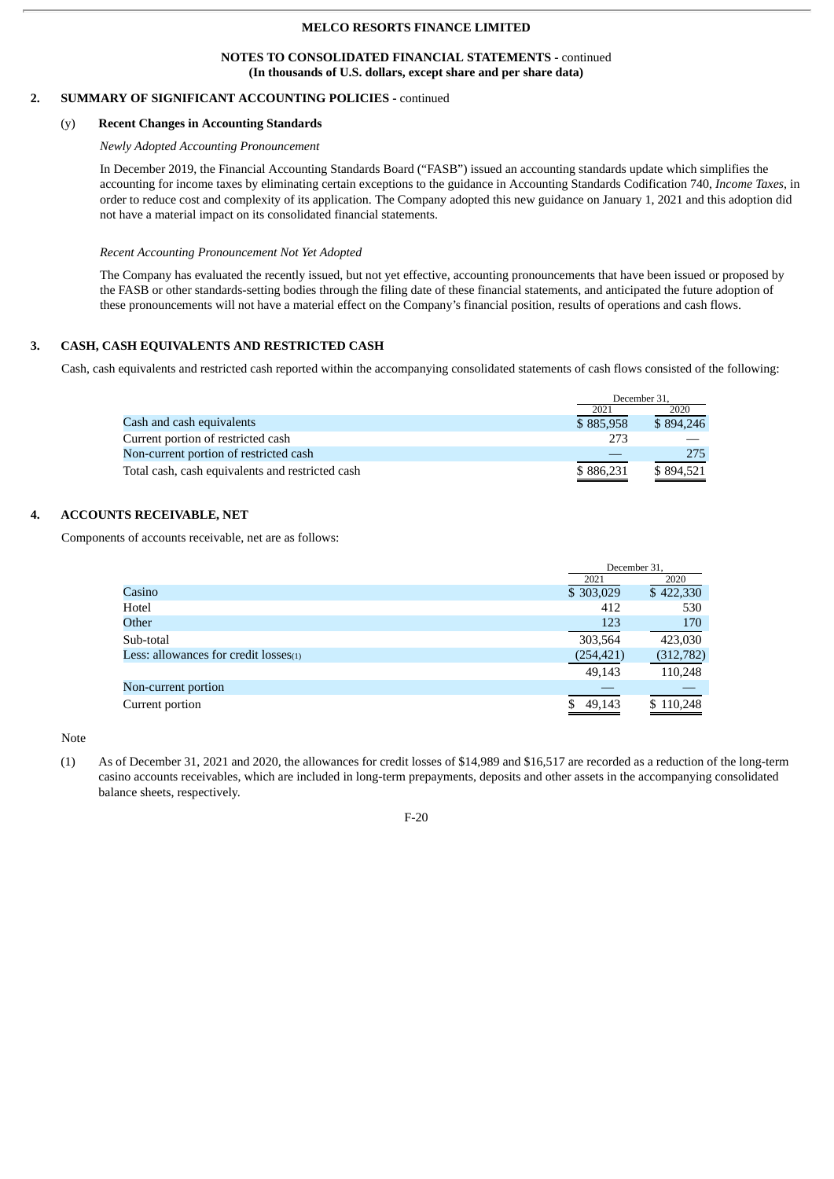## 2. SUMMARY OF SIGNIFICANT ACCOUNTING POLICIES - continued

### (y) Recent Changes in Accounting Standards

*Newly Adopted Accounting Pronouncement*

In December 2019, the Financial Accounting Standards Board ("FASB") issued an accounting standards update which simplifies the accounting for income taxes by eliminating certain exceptions to the guidance in Accounting Standards Codification 740, *Income Taxes*, in order to reduce cost and complexity of its application. The Company adopted this new guidance on January 1, 2021 and this adoption did not have a material impact on its consolidated financial statements.

*Recent Accounting Pronouncement Not Yet Adopted*

The Company has evaluated the recently issued, but not yet effective, accounting pronouncements that have been issued or proposed by the FASB or other standards-setting bodies through the filing date of these financial statements, and anticipated the future adoption of these pronouncements will not have a material effect on the Company's financial position, results of operations and cash flows.

## 3. CASH, CASH EQUIVALENTS AND RESTRICTED CASH

Cash, cash equivalents and restricted cash reported within the accompanying consolidated statements of cash flows consisted of the following:

| | December 31, 2021 | December 31, 2020 |
|---|---|---|
| Cash and cash equivalents | $ 885,958 | $ 894,246 |
| Current portion of restricted cash | 273 | — |
| Non-current portion of restricted cash | — | 275 |
| Total cash, cash equivalents and restricted cash | $ 886,231 | $ 894,521 |

## 4. ACCOUNTS RECEIVABLE, NET

Components of accounts receivable, net are as follows:

| | December 31, 2021 | December 31, 2020 |
|---|---|---|
| Casino | $ 303,029 | $ 422,330 |
| Hotel | 412 | 530 |
| Other | 123 | 170 |
| Sub-total | 303,564 | 423,030 |
| Less: allowances for credit losses(1) | (254,421) | (312,782) |
| | 49,143 | 110,248 |
| Non-current portion | — | — |
| Current portion | $ 49,143 | $ 110,248 |

Note

(1) As of December 31, 2021 and 2020, the allowances for credit losses of $14,989 and $16,517 are recorded as a reduction of the long-term casino accounts receivables, which are included in long-term prepayments, deposits and other assets in the accompanying consolidated balance sheets, respectively.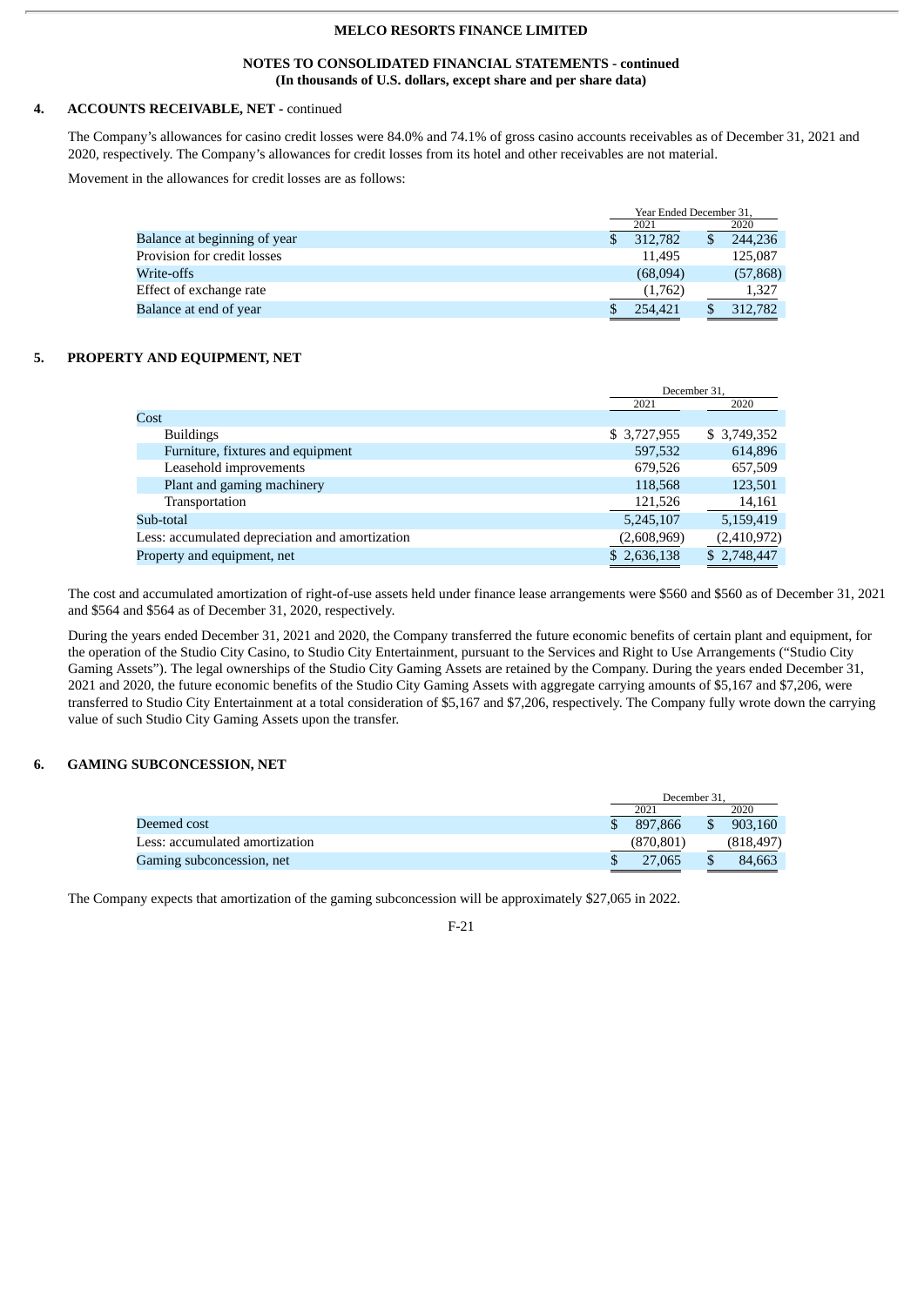**MELCO RESORTS FINANCE LIMITED**

**NOTES TO CONSOLIDATED FINANCIAL STATEMENTS - continued**
**(In thousands of U.S. dollars, except share and per share data)**

## 4. ACCOUNTS RECEIVABLE, NET - continued

The Company's allowances for casino credit losses were 84.0% and 74.1% of gross casino accounts receivables as of December 31, 2021 and 2020, respectively. The Company's allowances for credit losses from its hotel and other receivables are not material.

Movement in the allowances for credit losses are as follows:

| | Year Ended December 31, | |
|---|---|---|
| | 2021 | 2020 |
| Balance at beginning of year | $ 312,782 | $ 244,236 |
| Provision for credit losses | 11,495 | 125,087 |
| Write-offs | (68,094) | (57,868) |
| Effect of exchange rate | (1,762) | 1,327 |
| Balance at end of year | $ 254,421 | $ 312,782 |

## 5. PROPERTY AND EQUIPMENT, NET

| | December 31, | |
|---|---|---|
| | 2021 | 2020 |
| Cost | | |
| Buildings | $ 3,727,955 | $ 3,749,352 |
| Furniture, fixtures and equipment | 597,532 | 614,896 |
| Leasehold improvements | 679,526 | 657,509 |
| Plant and gaming machinery | 118,568 | 123,501 |
| Transportation | 121,526 | 14,161 |
| Sub-total | 5,245,107 | 5,159,419 |
| Less: accumulated depreciation and amortization | (2,608,969) | (2,410,972) |
| Property and equipment, net | $ 2,636,138 | $ 2,748,447 |

The cost and accumulated amortization of right-of-use assets held under finance lease arrangements were $560 and $560 as of December 31, 2021 and $564 and $564 as of December 31, 2020, respectively.

During the years ended December 31, 2021 and 2020, the Company transferred the future economic benefits of certain plant and equipment, for the operation of the Studio City Casino, to Studio City Entertainment, pursuant to the Services and Right to Use Arrangements ("Studio City Gaming Assets"). The legal ownerships of the Studio City Gaming Assets are retained by the Company. During the years ended December 31, 2021 and 2020, the future economic benefits of the Studio City Gaming Assets with aggregate carrying amounts of $5,167 and $7,206, were transferred to Studio City Entertainment at a total consideration of $5,167 and $7,206, respectively. The Company fully wrote down the carrying value of such Studio City Gaming Assets upon the transfer.

## 6. GAMING SUBCONCESSION, NET

| | December 31, | |
|---|---|---|
| | 2021 | 2020 |
| Deemed cost | $ 897,866 | $ 903,160 |
| Less: accumulated amortization | (870,801) | (818,497) |
| Gaming subconcession, net | $ 27,065 | $ 84,663 |

The Company expects that amortization of the gaming subconcession will be approximately $27,065 in 2022.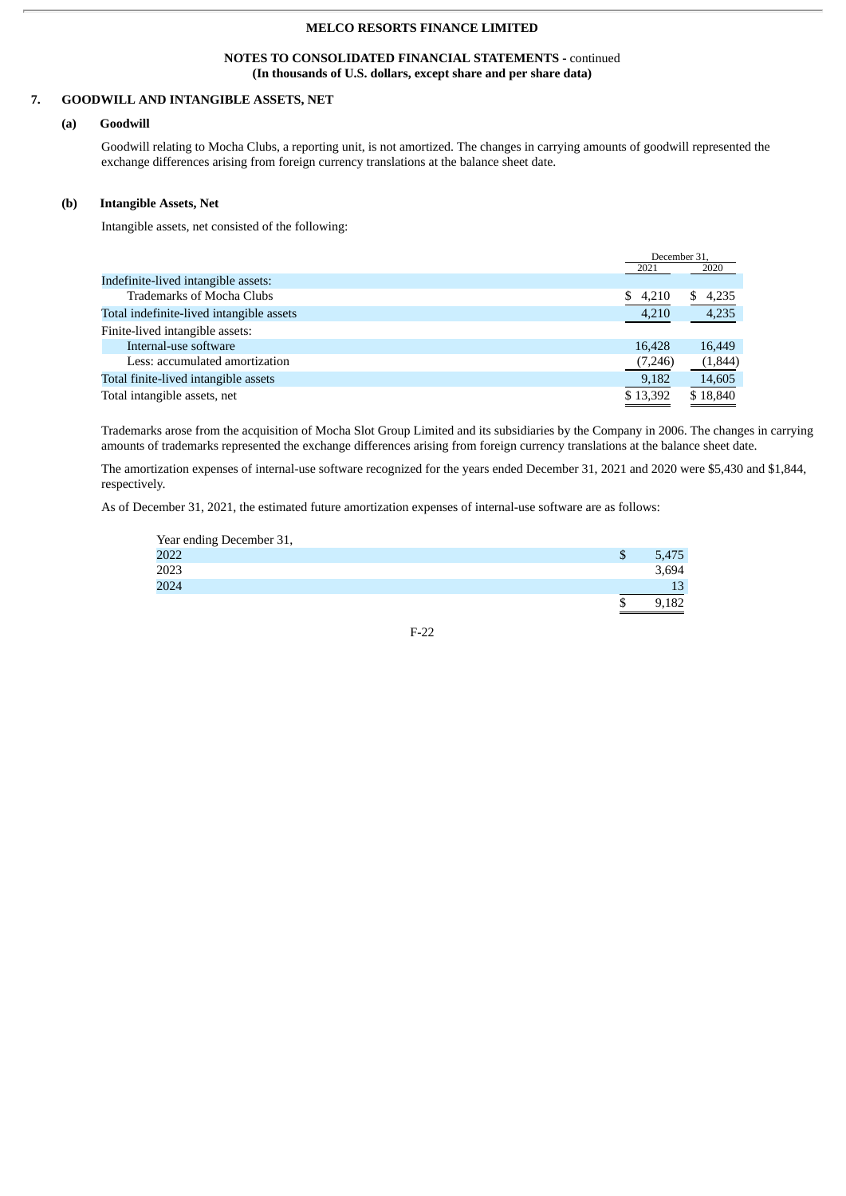MELCO RESORTS FINANCE LIMITED

NOTES TO CONSOLIDATED FINANCIAL STATEMENTS - continued
**(In thousands of U.S. dollars, except share and per share data)**

## 7. GOODWILL AND INTANGIBLE ASSETS, NET

### (a) Goodwill

Goodwill relating to Mocha Clubs, a reporting unit, is not amortized. The changes in carrying amounts of goodwill represented the exchange differences arising from foreign currency translations at the balance sheet date.

### (b) Intangible Assets, Net

Intangible assets, net consisted of the following:

| | December 31, 2021 | December 31, 2020 |
|---|---|---|
| Indefinite-lived intangible assets: | | |
| Trademarks of Mocha Clubs | $ 4,210 | $ 4,235 |
| Total indefinite-lived intangible assets | 4,210 | 4,235 |
| Finite-lived intangible assets: | | |
| Internal-use software | 16,428 | 16,449 |
| Less: accumulated amortization | (7,246) | (1,844) |
| Total finite-lived intangible assets | 9,182 | 14,605 |
| Total intangible assets, net | $ 13,392 | $ 18,840 |

Trademarks arose from the acquisition of Mocha Slot Group Limited and its subsidiaries by the Company in 2006. The changes in carrying amounts of trademarks represented the exchange differences arising from foreign currency translations at the balance sheet date.

The amortization expenses of internal-use software recognized for the years ended December 31, 2021 and 2020 were $5,430 and $1,844, respectively.

As of December 31, 2021, the estimated future amortization expenses of internal-use software are as follows:

| Year ending December 31, | |
|---|---|
| 2022 | $ 5,475 |
| 2023 | 3,694 |
| 2024 | 13 |
| | $ 9,182 |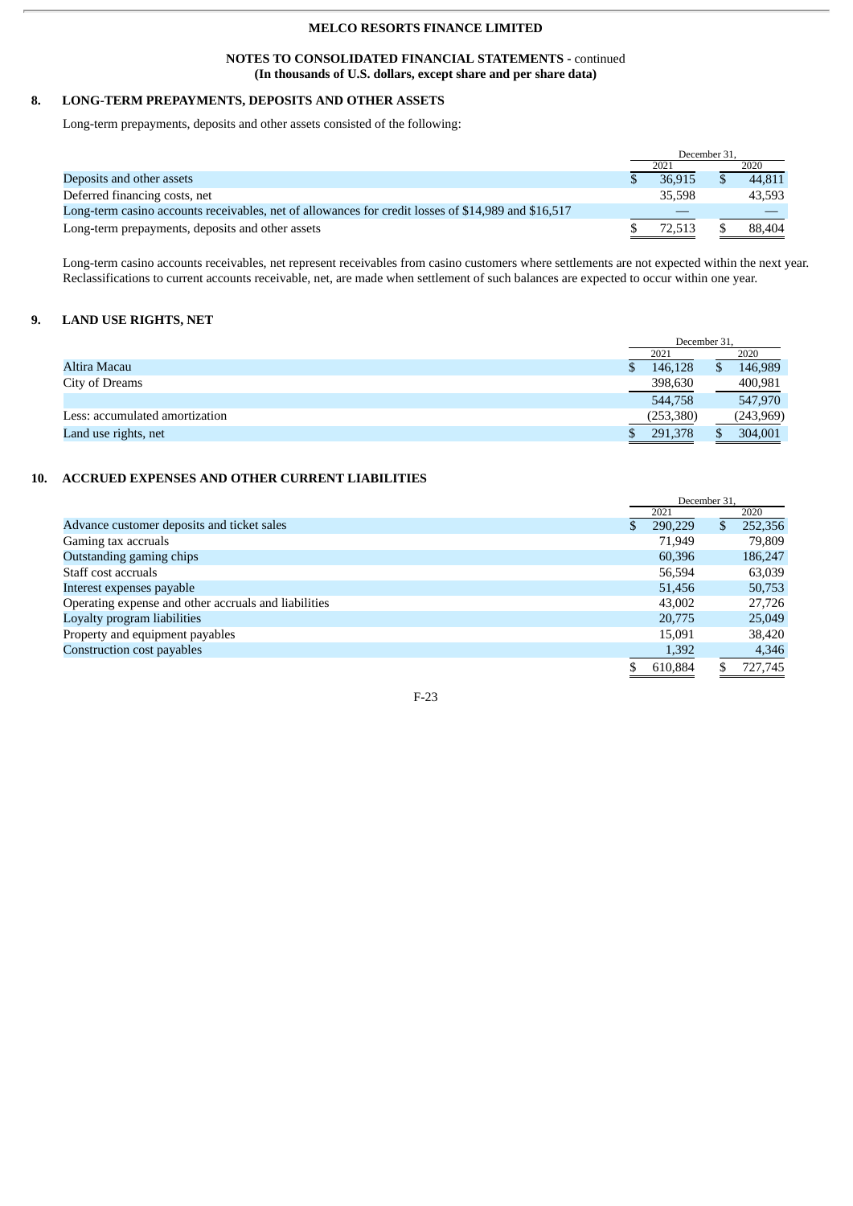**MELCO RESORTS FINANCE LIMITED**

**NOTES TO CONSOLIDATED FINANCIAL STATEMENTS -** continued
**(In thousands of U.S. dollars, except share and per share data)**

## 8. LONG-TERM PREPAYMENTS, DEPOSITS AND OTHER ASSETS

Long-term prepayments, deposits and other assets consisted of the following:

| | December 31, 2021 | December 31, 2020 |
|---|---|---|
| Deposits and other assets | $ 36,915 | $ 44,811 |
| Deferred financing costs, net | 35,598 | 43,593 |
| Long-term casino accounts receivables, net of allowances for credit losses of $14,989 and $16,517 | — | — |
| Long-term prepayments, deposits and other assets | $ 72,513 | $ 88,404 |

Long-term casino accounts receivables, net represent receivables from casino customers where settlements are not expected within the next year. Reclassifications to current accounts receivable, net, are made when settlement of such balances are expected to occur within one year.

## 9. LAND USE RIGHTS, NET

| | December 31, 2021 | December 31, 2020 |
|---|---|---|
| Altira Macau | $ 146,128 | $ 146,989 |
| City of Dreams | 398,630 | 400,981 |
| | 544,758 | 547,970 |
| Less: accumulated amortization | (253,380) | (243,969) |
| Land use rights, net | $ 291,378 | $ 304,001 |

## 10. ACCRUED EXPENSES AND OTHER CURRENT LIABILITIES

| | December 31, 2021 | December 31, 2020 |
|---|---|---|
| Advance customer deposits and ticket sales | $ 290,229 | $ 252,356 |
| Gaming tax accruals | 71,949 | 79,809 |
| Outstanding gaming chips | 60,396 | 186,247 |
| Staff cost accruals | 56,594 | 63,039 |
| Interest expenses payable | 51,456 | 50,753 |
| Operating expense and other accruals and liabilities | 43,002 | 27,726 |
| Loyalty program liabilities | 20,775 | 25,049 |
| Property and equipment payables | 15,091 | 38,420 |
| Construction cost payables | 1,392 | 4,346 |
| | $ 610,884 | $ 727,745 |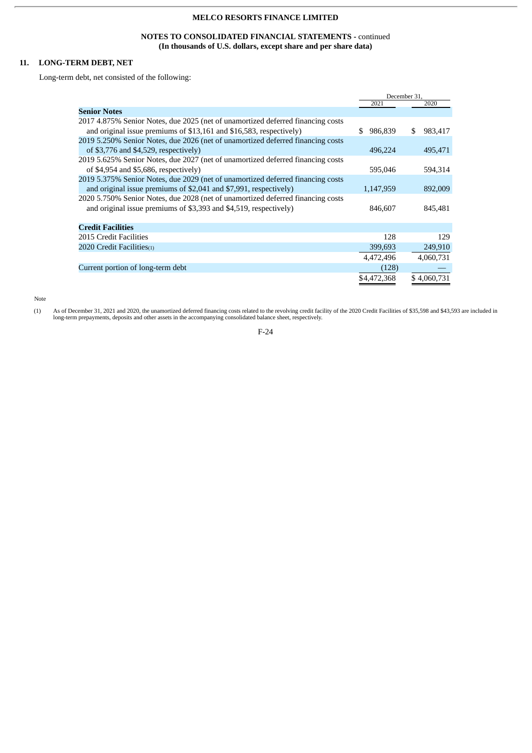MELCO RESORTS FINANCE LIMITED

NOTES TO CONSOLIDATED FINANCIAL STATEMENTS - continued
**(In thousands of U.S. dollars, except share and per share data)**

## 11. LONG-TERM DEBT, NET

Long-term debt, net consisted of the following:

| | December 31, | |
|---|---|---|
| | 2021 | 2020 |
| **Senior Notes** | | |
| 2017 4.875% Senior Notes, due 2025 (net of unamortized deferred financing costs and original issue premiums of $13,161 and $16,583, respectively) | $ 986,839 | $ 983,417 |
| 2019 5.250% Senior Notes, due 2026 (net of unamortized deferred financing costs of $3,776 and $4,529, respectively) | 496,224 | 495,471 |
| 2019 5.625% Senior Notes, due 2027 (net of unamortized deferred financing costs of $4,954 and $5,686, respectively) | 595,046 | 594,314 |
| 2019 5.375% Senior Notes, due 2029 (net of unamortized deferred financing costs and original issue premiums of $2,041 and $7,991, respectively) | 1,147,959 | 892,009 |
| 2020 5.750% Senior Notes, due 2028 (net of unamortized deferred financing costs and original issue premiums of $3,393 and $4,519, respectively) | 846,607 | 845,481 |
| **Credit Facilities** | | |
| 2015 Credit Facilities | 128 | 129 |
| 2020 Credit Facilities[(1)] | 399,693 | 249,910 |
| | 4,472,496 | 4,060,731 |
| Current portion of long-term debt | (128) | — |
| | $4,472,368 | $ 4,060,731 |

Note

(1) As of December 31, 2021 and 2020, the unamortized deferred financing costs related to the revolving credit facility of the 2020 Credit Facilities of $35,598 and $43,593 are included in long-term prepayments, deposits and other assets in the accompanying consolidated balance sheet, respectively.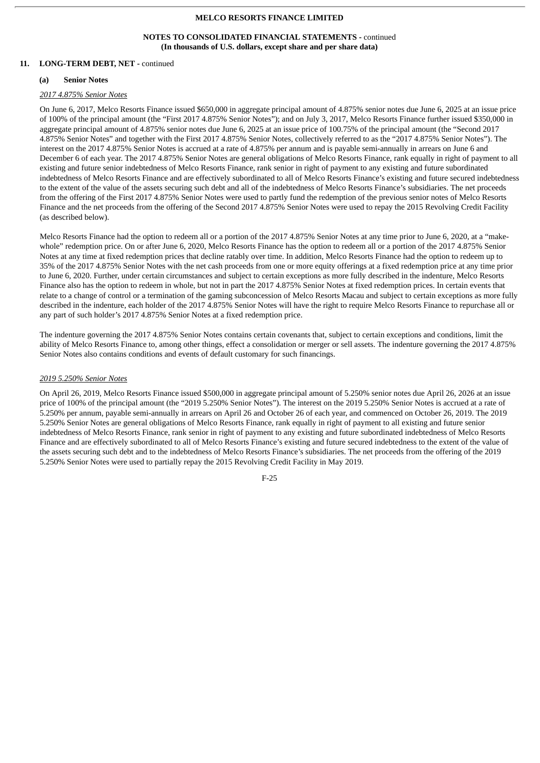### 11. LONG-TERM DEBT, NET - continued

#### (a) Senior Notes

*2017 4.875% Senior Notes*

On June 6, 2017, Melco Resorts Finance issued $650,000 in aggregate principal amount of 4.875% senior notes due June 6, 2025 at an issue price of 100% of the principal amount (the "First 2017 4.875% Senior Notes"); and on July 3, 2017, Melco Resorts Finance further issued $350,000 in aggregate principal amount of 4.875% senior notes due June 6, 2025 at an issue price of 100.75% of the principal amount (the "Second 2017 4.875% Senior Notes" and together with the First 2017 4.875% Senior Notes, collectively referred to as the "2017 4.875% Senior Notes"). The interest on the 2017 4.875% Senior Notes is accrued at a rate of 4.875% per annum and is payable semi-annually in arrears on June 6 and December 6 of each year. The 2017 4.875% Senior Notes are general obligations of Melco Resorts Finance, rank equally in right of payment to all existing and future senior indebtedness of Melco Resorts Finance, rank senior in right of payment to any existing and future subordinated indebtedness of Melco Resorts Finance and are effectively subordinated to all of Melco Resorts Finance's existing and future secured indebtedness to the extent of the value of the assets securing such debt and all of the indebtedness of Melco Resorts Finance's subsidiaries. The net proceeds from the offering of the First 2017 4.875% Senior Notes were used to partly fund the redemption of the previous senior notes of Melco Resorts Finance and the net proceeds from the offering of the Second 2017 4.875% Senior Notes were used to repay the 2015 Revolving Credit Facility (as described below).

Melco Resorts Finance had the option to redeem all or a portion of the 2017 4.875% Senior Notes at any time prior to June 6, 2020, at a "make-whole" redemption price. On or after June 6, 2020, Melco Resorts Finance has the option to redeem all or a portion of the 2017 4.875% Senior Notes at any time at fixed redemption prices that decline ratably over time. In addition, Melco Resorts Finance had the option to redeem up to 35% of the 2017 4.875% Senior Notes with the net cash proceeds from one or more equity offerings at a fixed redemption price at any time prior to June 6, 2020. Further, under certain circumstances and subject to certain exceptions as more fully described in the indenture, Melco Resorts Finance also has the option to redeem in whole, but not in part the 2017 4.875% Senior Notes at fixed redemption prices. In certain events that relate to a change of control or a termination of the gaming subconcession of Melco Resorts Macau and subject to certain exceptions as more fully described in the indenture, each holder of the 2017 4.875% Senior Notes will have the right to require Melco Resorts Finance to repurchase all or any part of such holder's 2017 4.875% Senior Notes at a fixed redemption price.

The indenture governing the 2017 4.875% Senior Notes contains certain covenants that, subject to certain exceptions and conditions, limit the ability of Melco Resorts Finance to, among other things, effect a consolidation or merger or sell assets. The indenture governing the 2017 4.875% Senior Notes also contains conditions and events of default customary for such financings.

*2019 5.250% Senior Notes*

On April 26, 2019, Melco Resorts Finance issued $500,000 in aggregate principal amount of 5.250% senior notes due April 26, 2026 at an issue price of 100% of the principal amount (the "2019 5.250% Senior Notes"). The interest on the 2019 5.250% Senior Notes is accrued at a rate of 5.250% per annum, payable semi-annually in arrears on April 26 and October 26 of each year, and commenced on October 26, 2019. The 2019 5.250% Senior Notes are general obligations of Melco Resorts Finance, rank equally in right of payment to all existing and future senior indebtedness of Melco Resorts Finance, rank senior in right of payment to any existing and future subordinated indebtedness of Melco Resorts Finance and are effectively subordinated to all of Melco Resorts Finance's existing and future secured indebtedness to the extent of the value of the assets securing such debt and to the indebtedness of Melco Resorts Finance's subsidiaries. The net proceeds from the offering of the 2019 5.250% Senior Notes were used to partially repay the 2015 Revolving Credit Facility in May 2019.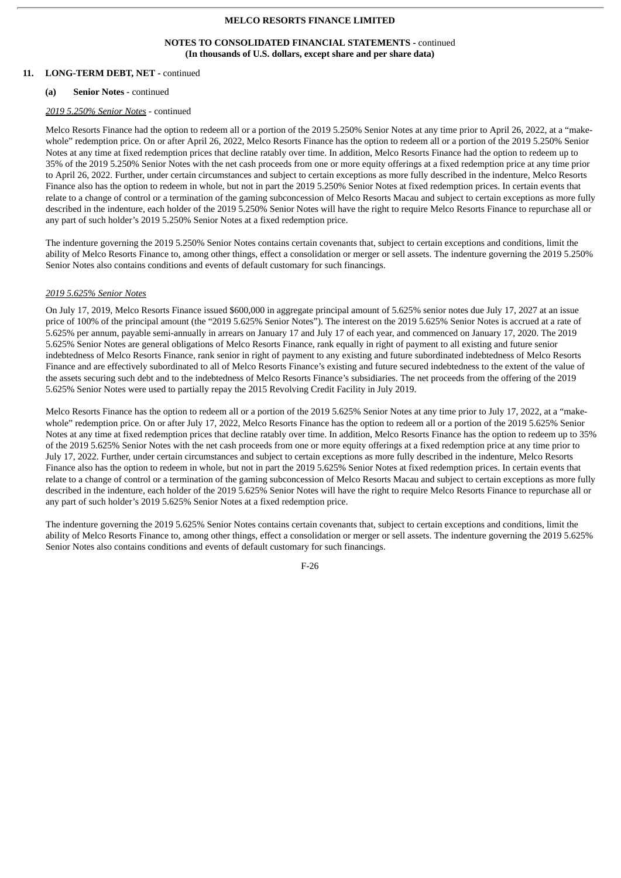## 11. LONG-TERM DEBT, NET - continued

### (a) Senior Notes - continued

*2019 5.250% Senior Notes* - continued

Melco Resorts Finance had the option to redeem all or a portion of the 2019 5.250% Senior Notes at any time prior to April 26, 2022, at a "make-whole" redemption price. On or after April 26, 2022, Melco Resorts Finance has the option to redeem all or a portion of the 2019 5.250% Senior Notes at any time at fixed redemption prices that decline ratably over time. In addition, Melco Resorts Finance had the option to redeem up to 35% of the 2019 5.250% Senior Notes with the net cash proceeds from one or more equity offerings at a fixed redemption price at any time prior to April 26, 2022. Further, under certain circumstances and subject to certain exceptions as more fully described in the indenture, Melco Resorts Finance also has the option to redeem in whole, but not in part the 2019 5.250% Senior Notes at fixed redemption prices. In certain events that relate to a change of control or a termination of the gaming subconcession of Melco Resorts Macau and subject to certain exceptions as more fully described in the indenture, each holder of the 2019 5.250% Senior Notes will have the right to require Melco Resorts Finance to repurchase all or any part of such holder's 2019 5.250% Senior Notes at a fixed redemption price.

The indenture governing the 2019 5.250% Senior Notes contains certain covenants that, subject to certain exceptions and conditions, limit the ability of Melco Resorts Finance to, among other things, effect a consolidation or merger or sell assets. The indenture governing the 2019 5.250% Senior Notes also contains conditions and events of default customary for such financings.

*2019 5.625% Senior Notes*

On July 17, 2019, Melco Resorts Finance issued $600,000 in aggregate principal amount of 5.625% senior notes due July 17, 2027 at an issue price of 100% of the principal amount (the "2019 5.625% Senior Notes"). The interest on the 2019 5.625% Senior Notes is accrued at a rate of 5.625% per annum, payable semi-annually in arrears on January 17 and July 17 of each year, and commenced on January 17, 2020. The 2019 5.625% Senior Notes are general obligations of Melco Resorts Finance, rank equally in right of payment to all existing and future senior indebtedness of Melco Resorts Finance, rank senior in right of payment to any existing and future subordinated indebtedness of Melco Resorts Finance and are effectively subordinated to all of Melco Resorts Finance's existing and future secured indebtedness to the extent of the value of the assets securing such debt and to the indebtedness of Melco Resorts Finance's subsidiaries. The net proceeds from the offering of the 2019 5.625% Senior Notes were used to partially repay the 2015 Revolving Credit Facility in July 2019.

Melco Resorts Finance has the option to redeem all or a portion of the 2019 5.625% Senior Notes at any time prior to July 17, 2022, at a "make-whole" redemption price. On or after July 17, 2022, Melco Resorts Finance has the option to redeem all or a portion of the 2019 5.625% Senior Notes at any time at fixed redemption prices that decline ratably over time. In addition, Melco Resorts Finance has the option to redeem up to 35% of the 2019 5.625% Senior Notes with the net cash proceeds from one or more equity offerings at a fixed redemption price at any time prior to July 17, 2022. Further, under certain circumstances and subject to certain exceptions as more fully described in the indenture, Melco Resorts Finance also has the option to redeem in whole, but not in part the 2019 5.625% Senior Notes at fixed redemption prices. In certain events that relate to a change of control or a termination of the gaming subconcession of Melco Resorts Macau and subject to certain exceptions as more fully described in the indenture, each holder of the 2019 5.625% Senior Notes will have the right to require Melco Resorts Finance to repurchase all or any part of such holder's 2019 5.625% Senior Notes at a fixed redemption price.

The indenture governing the 2019 5.625% Senior Notes contains certain covenants that, subject to certain exceptions and conditions, limit the ability of Melco Resorts Finance to, among other things, effect a consolidation or merger or sell assets. The indenture governing the 2019 5.625% Senior Notes also contains conditions and events of default customary for such financings.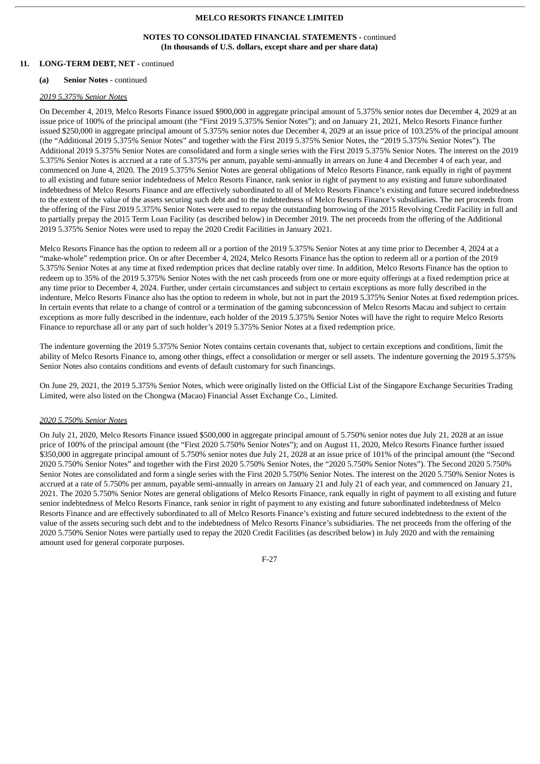### 11. LONG-TERM DEBT, NET - continued

#### (a) Senior Notes - continued

*2019 5.375% Senior Notes*

On December 4, 2019, Melco Resorts Finance issued $900,000 in aggregate principal amount of 5.375% senior notes due December 4, 2029 at an issue price of 100% of the principal amount (the "First 2019 5.375% Senior Notes"); and on January 21, 2021, Melco Resorts Finance further issued $250,000 in aggregate principal amount of 5.375% senior notes due December 4, 2029 at an issue price of 103.25% of the principal amount (the "Additional 2019 5.375% Senior Notes" and together with the First 2019 5.375% Senior Notes, the "2019 5.375% Senior Notes"). The Additional 2019 5.375% Senior Notes are consolidated and form a single series with the First 2019 5.375% Senior Notes. The interest on the 2019 5.375% Senior Notes is accrued at a rate of 5.375% per annum, payable semi-annually in arrears on June 4 and December 4 of each year, and commenced on June 4, 2020. The 2019 5.375% Senior Notes are general obligations of Melco Resorts Finance, rank equally in right of payment to all existing and future senior indebtedness of Melco Resorts Finance, rank senior in right of payment to any existing and future subordinated indebtedness of Melco Resorts Finance and are effectively subordinated to all of Melco Resorts Finance's existing and future secured indebtedness to the extent of the value of the assets securing such debt and to the indebtedness of Melco Resorts Finance's subsidiaries. The net proceeds from the offering of the First 2019 5.375% Senior Notes were used to repay the outstanding borrowing of the 2015 Revolving Credit Facility in full and to partially prepay the 2015 Term Loan Facility (as described below) in December 2019. The net proceeds from the offering of the Additional 2019 5.375% Senior Notes were used to repay the 2020 Credit Facilities in January 2021.

Melco Resorts Finance has the option to redeem all or a portion of the 2019 5.375% Senior Notes at any time prior to December 4, 2024 at a "make-whole" redemption price. On or after December 4, 2024, Melco Resorts Finance has the option to redeem all or a portion of the 2019 5.375% Senior Notes at any time at fixed redemption prices that decline ratably over time. In addition, Melco Resorts Finance has the option to redeem up to 35% of the 2019 5.375% Senior Notes with the net cash proceeds from one or more equity offerings at a fixed redemption price at any time prior to December 4, 2024. Further, under certain circumstances and subject to certain exceptions as more fully described in the indenture, Melco Resorts Finance also has the option to redeem in whole, but not in part the 2019 5.375% Senior Notes at fixed redemption prices. In certain events that relate to a change of control or a termination of the gaming subconcession of Melco Resorts Macau and subject to certain exceptions as more fully described in the indenture, each holder of the 2019 5.375% Senior Notes will have the right to require Melco Resorts Finance to repurchase all or any part of such holder's 2019 5.375% Senior Notes at a fixed redemption price.

The indenture governing the 2019 5.375% Senior Notes contains certain covenants that, subject to certain exceptions and conditions, limit the ability of Melco Resorts Finance to, among other things, effect a consolidation or merger or sell assets. The indenture governing the 2019 5.375% Senior Notes also contains conditions and events of default customary for such financings.

On June 29, 2021, the 2019 5.375% Senior Notes, which were originally listed on the Official List of the Singapore Exchange Securities Trading Limited, were also listed on the Chongwa (Macao) Financial Asset Exchange Co., Limited.

*2020 5.750% Senior Notes*

On July 21, 2020, Melco Resorts Finance issued $500,000 in aggregate principal amount of 5.750% senior notes due July 21, 2028 at an issue price of 100% of the principal amount (the "First 2020 5.750% Senior Notes"); and on August 11, 2020, Melco Resorts Finance further issued $350,000 in aggregate principal amount of 5.750% senior notes due July 21, 2028 at an issue price of 101% of the principal amount (the "Second 2020 5.750% Senior Notes" and together with the First 2020 5.750% Senior Notes, the "2020 5.750% Senior Notes"). The Second 2020 5.750% Senior Notes are consolidated and form a single series with the First 2020 5.750% Senior Notes. The interest on the 2020 5.750% Senior Notes is accrued at a rate of 5.750% per annum, payable semi-annually in arrears on January 21 and July 21 of each year, and commenced on January 21, 2021. The 2020 5.750% Senior Notes are general obligations of Melco Resorts Finance, rank equally in right of payment to all existing and future senior indebtedness of Melco Resorts Finance, rank senior in right of payment to any existing and future subordinated indebtedness of Melco Resorts Finance and are effectively subordinated to all of Melco Resorts Finance's existing and future secured indebtedness to the extent of the value of the assets securing such debt and to the indebtedness of Melco Resorts Finance's subsidiaries. The net proceeds from the offering of the 2020 5.750% Senior Notes were partially used to repay the 2020 Credit Facilities (as described below) in July 2020 and with the remaining amount used for general corporate purposes.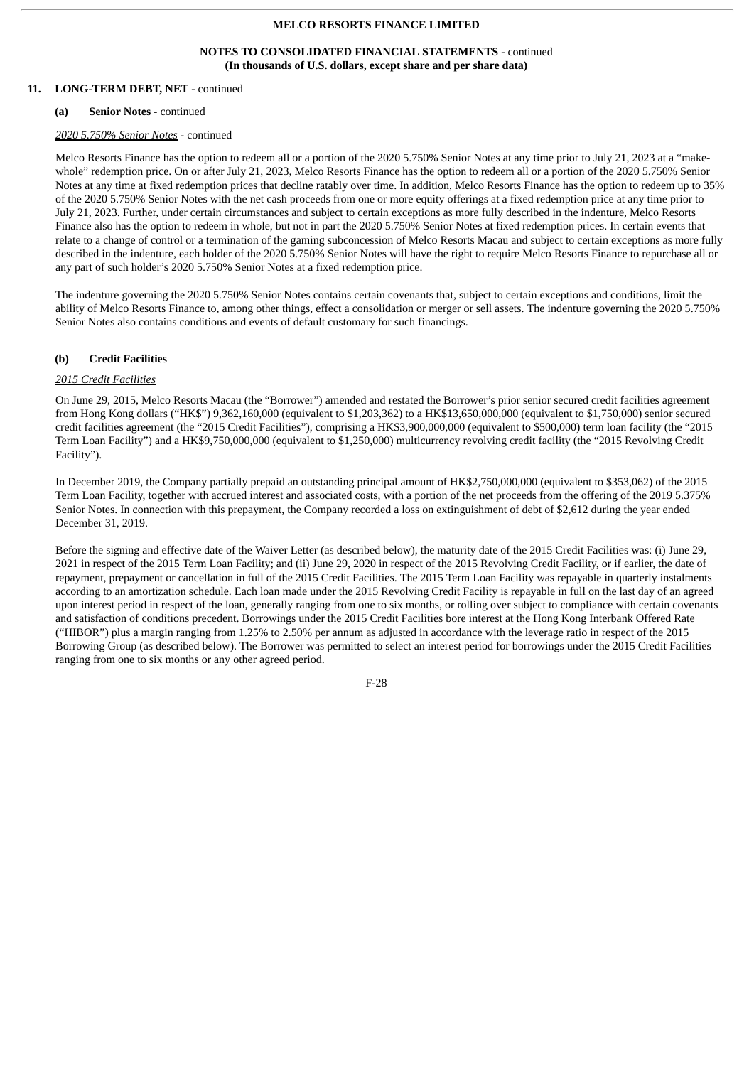**MELCO RESORTS FINANCE LIMITED**

**NOTES TO CONSOLIDATED FINANCIAL STATEMENTS -** continued
**(In thousands of U.S. dollars, except share and per share data)**

**11. LONG-TERM DEBT, NET -** continued

**(a) Senior Notes** - continued

*2020 5.750% Senior Notes* - continued

Melco Resorts Finance has the option to redeem all or a portion of the 2020 5.750% Senior Notes at any time prior to July 21, 2023 at a "make-whole" redemption price. On or after July 21, 2023, Melco Resorts Finance has the option to redeem all or a portion of the 2020 5.750% Senior Notes at any time at fixed redemption prices that decline ratably over time. In addition, Melco Resorts Finance has the option to redeem up to 35% of the 2020 5.750% Senior Notes with the net cash proceeds from one or more equity offerings at a fixed redemption price at any time prior to July 21, 2023. Further, under certain circumstances and subject to certain exceptions as more fully described in the indenture, Melco Resorts Finance also has the option to redeem in whole, but not in part the 2020 5.750% Senior Notes at fixed redemption prices. In certain events that relate to a change of control or a termination of the gaming subconcession of Melco Resorts Macau and subject to certain exceptions as more fully described in the indenture, each holder of the 2020 5.750% Senior Notes will have the right to require Melco Resorts Finance to repurchase all or any part of such holder's 2020 5.750% Senior Notes at a fixed redemption price.

The indenture governing the 2020 5.750% Senior Notes contains certain covenants that, subject to certain exceptions and conditions, limit the ability of Melco Resorts Finance to, among other things, effect a consolidation or merger or sell assets. The indenture governing the 2020 5.750% Senior Notes also contains conditions and events of default customary for such financings.

**(b) Credit Facilities**

*2015 Credit Facilities*

On June 29, 2015, Melco Resorts Macau (the "Borrower") amended and restated the Borrower's prior senior secured credit facilities agreement from Hong Kong dollars ("HK$") 9,362,160,000 (equivalent to $1,203,362) to a HK$13,650,000,000 (equivalent to $1,750,000) senior secured credit facilities agreement (the "2015 Credit Facilities"), comprising a HK$3,900,000,000 (equivalent to $500,000) term loan facility (the "2015 Term Loan Facility") and a HK$9,750,000,000 (equivalent to $1,250,000) multicurrency revolving credit facility (the "2015 Revolving Credit Facility").

In December 2019, the Company partially prepaid an outstanding principal amount of HK$2,750,000,000 (equivalent to $353,062) of the 2015 Term Loan Facility, together with accrued interest and associated costs, with a portion of the net proceeds from the offering of the 2019 5.375% Senior Notes. In connection with this prepayment, the Company recorded a loss on extinguishment of debt of $2,612 during the year ended December 31, 2019.

Before the signing and effective date of the Waiver Letter (as described below), the maturity date of the 2015 Credit Facilities was: (i) June 29, 2021 in respect of the 2015 Term Loan Facility; and (ii) June 29, 2020 in respect of the 2015 Revolving Credit Facility, or if earlier, the date of repayment, prepayment or cancellation in full of the 2015 Credit Facilities. The 2015 Term Loan Facility was repayable in quarterly instalments according to an amortization schedule. Each loan made under the 2015 Revolving Credit Facility is repayable in full on the last day of an agreed upon interest period in respect of the loan, generally ranging from one to six months, or rolling over subject to compliance with certain covenants and satisfaction of conditions precedent. Borrowings under the 2015 Credit Facilities bore interest at the Hong Kong Interbank Offered Rate ("HIBOR") plus a margin ranging from 1.25% to 2.50% per annum as adjusted in accordance with the leverage ratio in respect of the 2015 Borrowing Group (as described below). The Borrower was permitted to select an interest period for borrowings under the 2015 Credit Facilities ranging from one to six months or any other agreed period.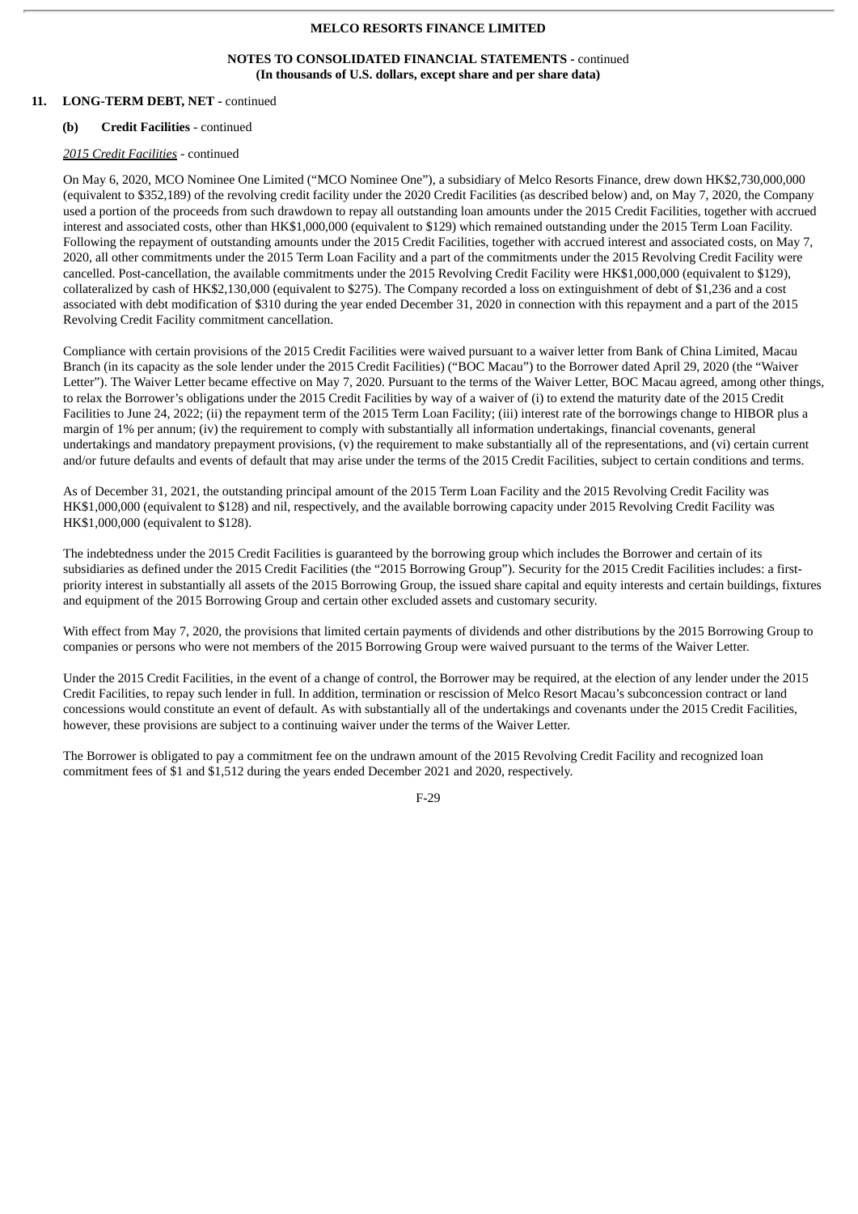**NOTES TO CONSOLIDATED FINANCIAL STATEMENTS -** continued
**(In thousands of U.S. dollars, except share and per share data)**

## 11. LONG-TERM DEBT, NET - continued

### (b) Credit Facilities - continued

*2015 Credit Facilities* - continued

On May 6, 2020, MCO Nominee One Limited ("MCO Nominee One"), a subsidiary of Melco Resorts Finance, drew down HK$2,730,000,000 (equivalent to $352,189) of the revolving credit facility under the 2020 Credit Facilities (as described below) and, on May 7, 2020, the Company used a portion of the proceeds from such drawdown to repay all outstanding loan amounts under the 2015 Credit Facilities, together with accrued interest and associated costs, other than HK$1,000,000 (equivalent to $129) which remained outstanding under the 2015 Term Loan Facility. Following the repayment of outstanding amounts under the 2015 Credit Facilities, together with accrued interest and associated costs, on May 7, 2020, all other commitments under the 2015 Term Loan Facility and a part of the commitments under the 2015 Revolving Credit Facility were cancelled. Post-cancellation, the available commitments under the 2015 Revolving Credit Facility were HK$1,000,000 (equivalent to $129), collateralized by cash of HK$2,130,000 (equivalent to $275). The Company recorded a loss on extinguishment of debt of $1,236 and a cost associated with debt modification of $310 during the year ended December 31, 2020 in connection with this repayment and a part of the 2015 Revolving Credit Facility commitment cancellation.

Compliance with certain provisions of the 2015 Credit Facilities were waived pursuant to a waiver letter from Bank of China Limited, Macau Branch (in its capacity as the sole lender under the 2015 Credit Facilities) ("BOC Macau") to the Borrower dated April 29, 2020 (the "Waiver Letter"). The Waiver Letter became effective on May 7, 2020. Pursuant to the terms of the Waiver Letter, BOC Macau agreed, among other things, to relax the Borrower's obligations under the 2015 Credit Facilities by way of a waiver of (i) to extend the maturity date of the 2015 Credit Facilities to June 24, 2022; (ii) the repayment term of the 2015 Term Loan Facility; (iii) interest rate of the borrowings change to HIBOR plus a margin of 1% per annum; (iv) the requirement to comply with substantially all information undertakings, financial covenants, general undertakings and mandatory prepayment provisions, (v) the requirement to make substantially all of the representations, and (vi) certain current and/or future defaults and events of default that may arise under the terms of the 2015 Credit Facilities, subject to certain conditions and terms.

As of December 31, 2021, the outstanding principal amount of the 2015 Term Loan Facility and the 2015 Revolving Credit Facility was HK$1,000,000 (equivalent to $128) and nil, respectively, and the available borrowing capacity under 2015 Revolving Credit Facility was HK$1,000,000 (equivalent to $128).

The indebtedness under the 2015 Credit Facilities is guaranteed by the borrowing group which includes the Borrower and certain of its subsidiaries as defined under the 2015 Credit Facilities (the "2015 Borrowing Group"). Security for the 2015 Credit Facilities includes: a first-priority interest in substantially all assets of the 2015 Borrowing Group, the issued share capital and equity interests and certain buildings, fixtures and equipment of the 2015 Borrowing Group and certain other excluded assets and customary security.

With effect from May 7, 2020, the provisions that limited certain payments of dividends and other distributions by the 2015 Borrowing Group to companies or persons who were not members of the 2015 Borrowing Group were waived pursuant to the terms of the Waiver Letter.

Under the 2015 Credit Facilities, in the event of a change of control, the Borrower may be required, at the election of any lender under the 2015 Credit Facilities, to repay such lender in full. In addition, termination or rescission of Melco Resort Macau's subconcession contract or land concessions would constitute an event of default. As with substantially all of the undertakings and covenants under the 2015 Credit Facilities, however, these provisions are subject to a continuing waiver under the terms of the Waiver Letter.

The Borrower is obligated to pay a commitment fee on the undrawn amount of the 2015 Revolving Credit Facility and recognized loan commitment fees of $1 and $1,512 during the years ended December 2021 and 2020, respectively.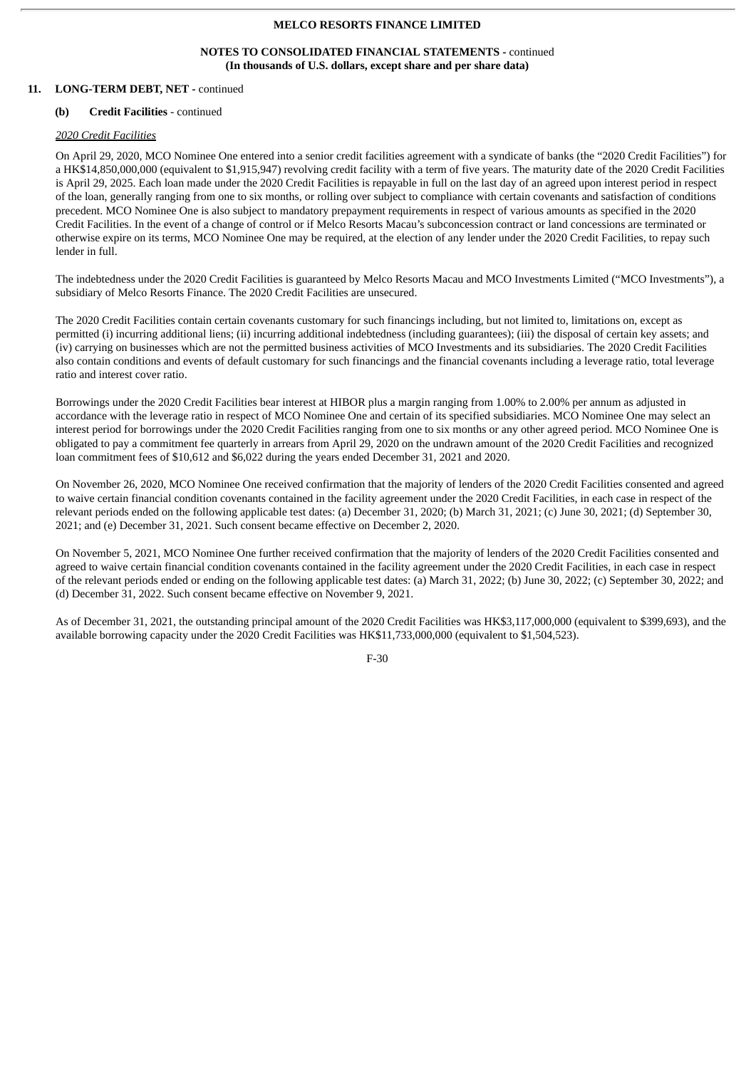**MELCO RESORTS FINANCE LIMITED**

**NOTES TO CONSOLIDATED FINANCIAL STATEMENTS -** continued
**(In thousands of U.S. dollars, except share and per share data)**

## 11. LONG-TERM DEBT, NET - continued

### (b) Credit Facilities - continued

*2020 Credit Facilities*

On April 29, 2020, MCO Nominee One entered into a senior credit facilities agreement with a syndicate of banks (the "2020 Credit Facilities") for a HK$14,850,000,000 (equivalent to $1,915,947) revolving credit facility with a term of five years. The maturity date of the 2020 Credit Facilities is April 29, 2025. Each loan made under the 2020 Credit Facilities is repayable in full on the last day of an agreed upon interest period in respect of the loan, generally ranging from one to six months, or rolling over subject to compliance with certain covenants and satisfaction of conditions precedent. MCO Nominee One is also subject to mandatory prepayment requirements in respect of various amounts as specified in the 2020 Credit Facilities. In the event of a change of control or if Melco Resorts Macau's subconcession contract or land concessions are terminated or otherwise expire on its terms, MCO Nominee One may be required, at the election of any lender under the 2020 Credit Facilities, to repay such lender in full.

The indebtedness under the 2020 Credit Facilities is guaranteed by Melco Resorts Macau and MCO Investments Limited ("MCO Investments"), a subsidiary of Melco Resorts Finance. The 2020 Credit Facilities are unsecured.

The 2020 Credit Facilities contain certain covenants customary for such financings including, but not limited to, limitations on, except as permitted (i) incurring additional liens; (ii) incurring additional indebtedness (including guarantees); (iii) the disposal of certain key assets; and (iv) carrying on businesses which are not the permitted business activities of MCO Investments and its subsidiaries. The 2020 Credit Facilities also contain conditions and events of default customary for such financings and the financial covenants including a leverage ratio, total leverage ratio and interest cover ratio.

Borrowings under the 2020 Credit Facilities bear interest at HIBOR plus a margin ranging from 1.00% to 2.00% per annum as adjusted in accordance with the leverage ratio in respect of MCO Nominee One and certain of its specified subsidiaries. MCO Nominee One may select an interest period for borrowings under the 2020 Credit Facilities ranging from one to six months or any other agreed period. MCO Nominee One is obligated to pay a commitment fee quarterly in arrears from April 29, 2020 on the undrawn amount of the 2020 Credit Facilities and recognized loan commitment fees of $10,612 and $6,022 during the years ended December 31, 2021 and 2020.

On November 26, 2020, MCO Nominee One received confirmation that the majority of lenders of the 2020 Credit Facilities consented and agreed to waive certain financial condition covenants contained in the facility agreement under the 2020 Credit Facilities, in each case in respect of the relevant periods ended on the following applicable test dates: (a) December 31, 2020; (b) March 31, 2021; (c) June 30, 2021; (d) September 30, 2021; and (e) December 31, 2021. Such consent became effective on December 2, 2020.

On November 5, 2021, MCO Nominee One further received confirmation that the majority of lenders of the 2020 Credit Facilities consented and agreed to waive certain financial condition covenants contained in the facility agreement under the 2020 Credit Facilities, in each case in respect of the relevant periods ended or ending on the following applicable test dates: (a) March 31, 2022; (b) June 30, 2022; (c) September 30, 2022; and (d) December 31, 2022. Such consent became effective on November 9, 2021.

As of December 31, 2021, the outstanding principal amount of the 2020 Credit Facilities was HK$3,117,000,000 (equivalent to $399,693), and the available borrowing capacity under the 2020 Credit Facilities was HK$11,733,000,000 (equivalent to $1,504,523).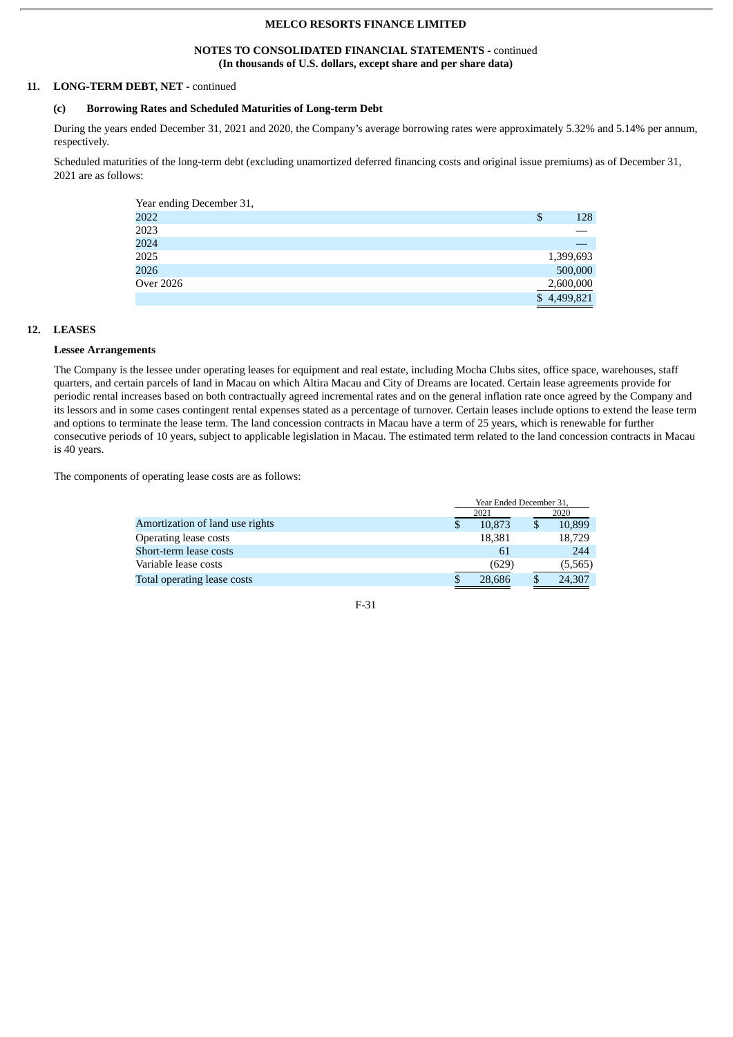MELCO RESORTS FINANCE LIMITED

NOTES TO CONSOLIDATED FINANCIAL STATEMENTS - continued
**(In thousands of U.S. dollars, except share and per share data)**

## 11. LONG-TERM DEBT, NET - continued

### (c) Borrowing Rates and Scheduled Maturities of Long-term Debt

During the years ended December 31, 2021 and 2020, the Company's average borrowing rates were approximately 5.32% and 5.14% per annum, respectively.

Scheduled maturities of the long-term debt (excluding unamortized deferred financing costs and original issue premiums) as of December 31, 2021 are as follows:

| Year ending December 31, | |
|---|---|
| 2022 | $ 128 |
| 2023 | — |
| 2024 | — |
| 2025 | 1,399,693 |
| 2026 | 500,000 |
| Over 2026 | 2,600,000 |
| | $ 4,499,821 |

## 12. LEASES

**Lessee Arrangements**

The Company is the lessee under operating leases for equipment and real estate, including Mocha Clubs sites, office space, warehouses, staff quarters, and certain parcels of land in Macau on which Altira Macau and City of Dreams are located. Certain lease agreements provide for periodic rental increases based on both contractually agreed incremental rates and on the general inflation rate once agreed by the Company and its lessors and in some cases contingent rental expenses stated as a percentage of turnover. Certain leases include options to extend the lease term and options to terminate the lease term. The land concession contracts in Macau have a term of 25 years, which is renewable for further consecutive periods of 10 years, subject to applicable legislation in Macau. The estimated term related to the land concession contracts in Macau is 40 years.

The components of operating lease costs are as follows:

| | Year Ended December 31, | |
|---|---|---|
| | 2021 | 2020 |
| Amortization of land use rights | $ 10,873 | $ 10,899 |
| Operating lease costs | 18,381 | 18,729 |
| Short-term lease costs | 61 | 244 |
| Variable lease costs | (629) | (5,565) |
| Total operating lease costs | $ 28,686 | $ 24,307 |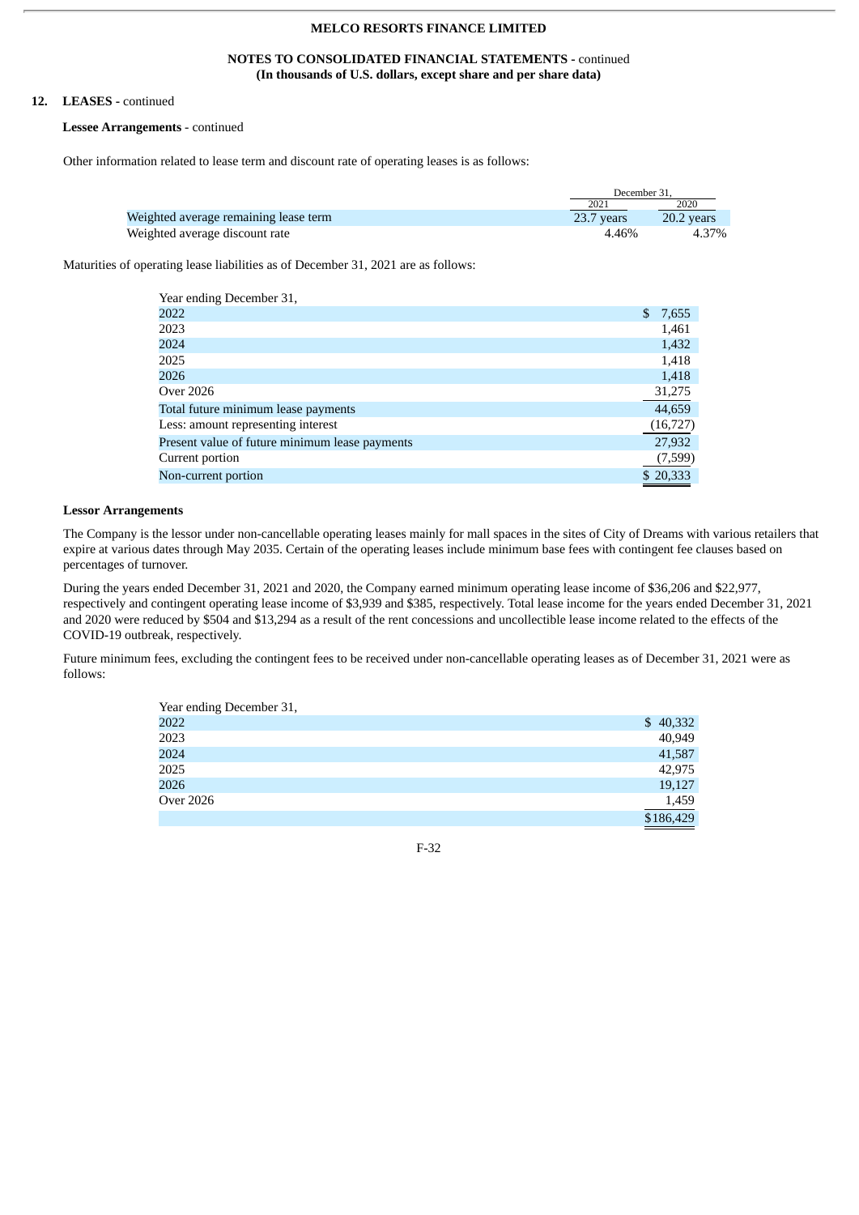MELCO RESORTS FINANCE LIMITED

NOTES TO CONSOLIDATED FINANCIAL STATEMENTS - continued
**(In thousands of U.S. dollars, except share and per share data)**

**12. LEASES** - continued

**Lessee Arrangements** - continued

Other information related to lease term and discount rate of operating leases is as follows:

| | December 31, | |
|---|---|---|
| | 2021 | 2020 |
| Weighted average remaining lease term | 23.7 years | 20.2 years |
| Weighted average discount rate | 4.46% | 4.37% |

Maturities of operating lease liabilities as of December 31, 2021 are as follows:

| Year ending December 31, | |
|---|---|
| 2022 | $ 7,655 |
| 2023 | 1,461 |
| 2024 | 1,432 |
| 2025 | 1,418 |
| 2026 | 1,418 |
| Over 2026 | 31,275 |
| Total future minimum lease payments | 44,659 |
| Less: amount representing interest | (16,727) |
| Present value of future minimum lease payments | 27,932 |
| Current portion | (7,599) |
| Non-current portion | $ 20,333 |

**Lessor Arrangements**

The Company is the lessor under non-cancellable operating leases mainly for mall spaces in the sites of City of Dreams with various retailers that expire at various dates through May 2035. Certain of the operating leases include minimum base fees with contingent fee clauses based on percentages of turnover.

During the years ended December 31, 2021 and 2020, the Company earned minimum operating lease income of $36,206 and $22,977, respectively and contingent operating lease income of $3,939 and $385, respectively. Total lease income for the years ended December 31, 2021 and 2020 were reduced by $504 and $13,294 as a result of the rent concessions and uncollectible lease income related to the effects of the COVID-19 outbreak, respectively.

Future minimum fees, excluding the contingent fees to be received under non-cancellable operating leases as of December 31, 2021 were as follows:

| Year ending December 31, | |
|---|---|
| 2022 | $ 40,332 |
| 2023 | 40,949 |
| 2024 | 41,587 |
| 2025 | 42,975 |
| 2026 | 19,127 |
| Over 2026 | 1,459 |
| | $186,429 |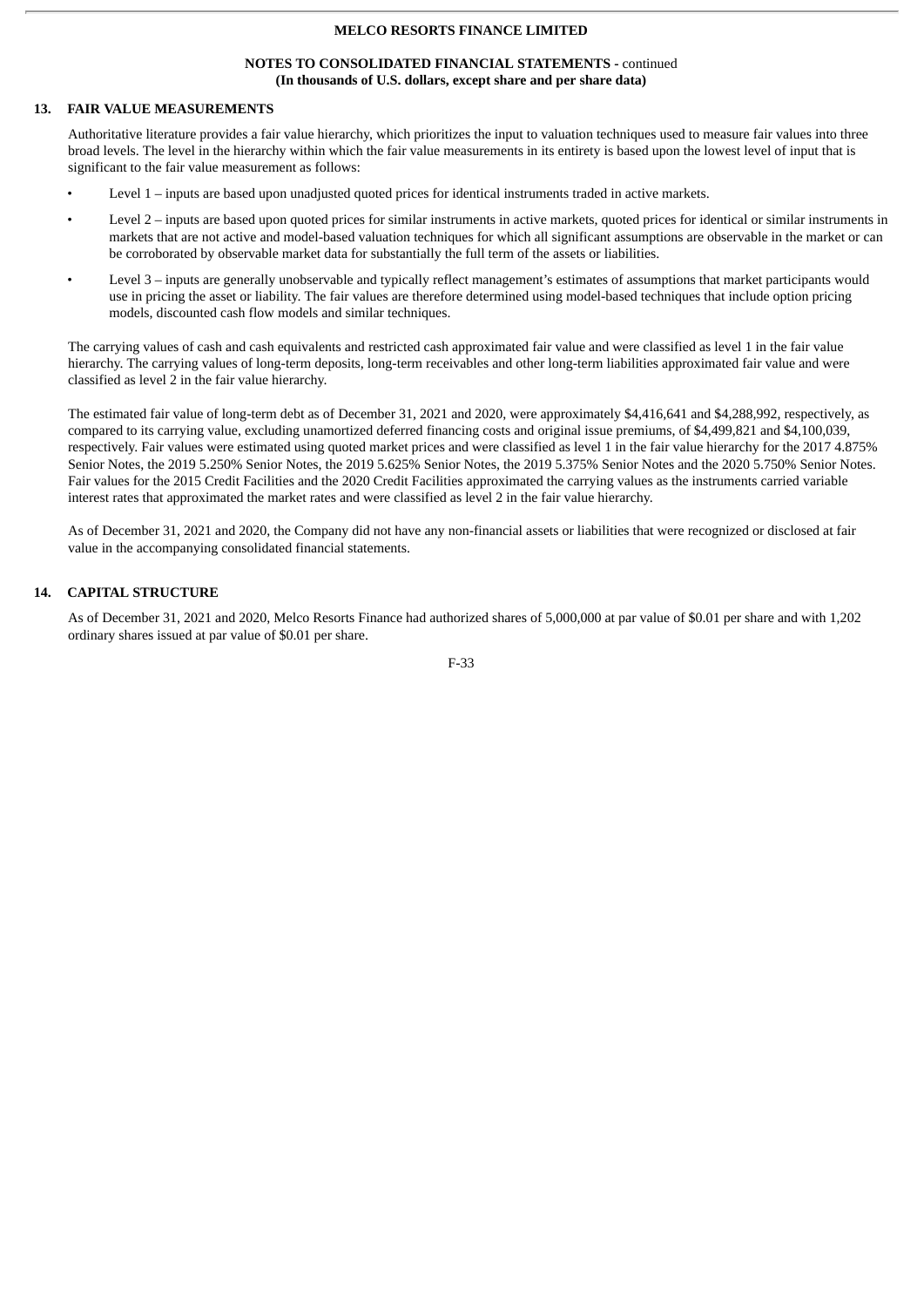## 13. FAIR VALUE MEASUREMENTS

Authoritative literature provides a fair value hierarchy, which prioritizes the input to valuation techniques used to measure fair values into three broad levels. The level in the hierarchy within which the fair value measurements in its entirety is based upon the lowest level of input that is significant to the fair value measurement as follows:

- Level 1 – inputs are based upon unadjusted quoted prices for identical instruments traded in active markets.
- Level 2 – inputs are based upon quoted prices for similar instruments in active markets, quoted prices for identical or similar instruments in markets that are not active and model-based valuation techniques for which all significant assumptions are observable in the market or can be corroborated by observable market data for substantially the full term of the assets or liabilities.
- Level 3 – inputs are generally unobservable and typically reflect management's estimates of assumptions that market participants would use in pricing the asset or liability. The fair values are therefore determined using model-based techniques that include option pricing models, discounted cash flow models and similar techniques.

The carrying values of cash and cash equivalents and restricted cash approximated fair value and were classified as level 1 in the fair value hierarchy. The carrying values of long-term deposits, long-term receivables and other long-term liabilities approximated fair value and were classified as level 2 in the fair value hierarchy.

The estimated fair value of long-term debt as of December 31, 2021 and 2020, were approximately $4,416,641 and $4,288,992, respectively, as compared to its carrying value, excluding unamortized deferred financing costs and original issue premiums, of $4,499,821 and $4,100,039, respectively. Fair values were estimated using quoted market prices and were classified as level 1 in the fair value hierarchy for the 2017 4.875% Senior Notes, the 2019 5.250% Senior Notes, the 2019 5.625% Senior Notes, the 2019 5.375% Senior Notes and the 2020 5.750% Senior Notes. Fair values for the 2015 Credit Facilities and the 2020 Credit Facilities approximated the carrying values as the instruments carried variable interest rates that approximated the market rates and were classified as level 2 in the fair value hierarchy.

As of December 31, 2021 and 2020, the Company did not have any non-financial assets or liabilities that were recognized or disclosed at fair value in the accompanying consolidated financial statements.

## 14. CAPITAL STRUCTURE

As of December 31, 2021 and 2020, Melco Resorts Finance had authorized shares of 5,000,000 at par value of $0.01 per share and with 1,202 ordinary shares issued at par value of $0.01 per share.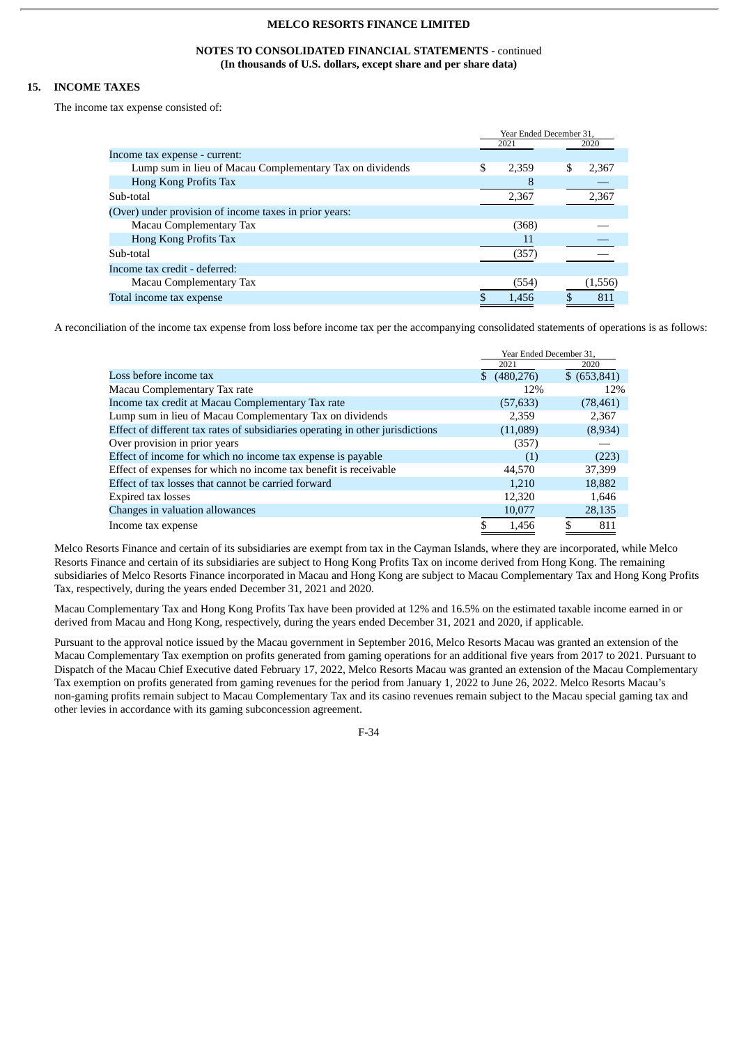MELCO RESORTS FINANCE LIMITED

NOTES TO CONSOLIDATED FINANCIAL STATEMENTS - continued
(In thousands of U.S. dollars, except share and per share data)

## 15. INCOME TAXES

The income tax expense consisted of:

| | Year Ended December 31, | |
|---|---|---|
| | 2021 | 2020 |
| Income tax expense - current: | | |
| Lump sum in lieu of Macau Complementary Tax on dividends | $ 2,359 | $ 2,367 |
| Hong Kong Profits Tax | 8 | — |
| Sub-total | 2,367 | 2,367 |
| (Over) under provision of income taxes in prior years: | | |
| Macau Complementary Tax | (368) | — |
| Hong Kong Profits Tax | 11 | — |
| Sub-total | (357) | — |
| Income tax credit - deferred: | | |
| Macau Complementary Tax | (554) | (1,556) |
| Total income tax expense | $ 1,456 | $ 811 |

A reconciliation of the income tax expense from loss before income tax per the accompanying consolidated statements of operations is as follows:

| | Year Ended December 31, | |
|---|---|---|
| | 2021 | 2020 |
| Loss before income tax | $ (480,276) | $ (653,841) |
| Macau Complementary Tax rate | 12% | 12% |
| Income tax credit at Macau Complementary Tax rate | (57,633) | (78,461) |
| Lump sum in lieu of Macau Complementary Tax on dividends | 2,359 | 2,367 |
| Effect of different tax rates of subsidiaries operating in other jurisdictions | (11,089) | (8,934) |
| Over provision in prior years | (357) | — |
| Effect of income for which no income tax expense is payable | (1) | (223) |
| Effect of expenses for which no income tax benefit is receivable | 44,570 | 37,399 |
| Effect of tax losses that cannot be carried forward | 1,210 | 18,882 |
| Expired tax losses | 12,320 | 1,646 |
| Changes in valuation allowances | 10,077 | 28,135 |
| Income tax expense | $ 1,456 | $ 811 |

Melco Resorts Finance and certain of its subsidiaries are exempt from tax in the Cayman Islands, where they are incorporated, while Melco Resorts Finance and certain of its subsidiaries are subject to Hong Kong Profits Tax on income derived from Hong Kong. The remaining subsidiaries of Melco Resorts Finance incorporated in Macau and Hong Kong are subject to Macau Complementary Tax and Hong Kong Profits Tax, respectively, during the years ended December 31, 2021 and 2020.

Macau Complementary Tax and Hong Kong Profits Tax have been provided at 12% and 16.5% on the estimated taxable income earned in or derived from Macau and Hong Kong, respectively, during the years ended December 31, 2021 and 2020, if applicable.

Pursuant to the approval notice issued by the Macau government in September 2016, Melco Resorts Macau was granted an extension of the Macau Complementary Tax exemption on profits generated from gaming operations for an additional five years from 2017 to 2021. Pursuant to Dispatch of the Macau Chief Executive dated February 17, 2022, Melco Resorts Macau was granted an extension of the Macau Complementary Tax exemption on profits generated from gaming revenues for the period from January 1, 2022 to June 26, 2022. Melco Resorts Macau's non-gaming profits remain subject to Macau Complementary Tax and its casino revenues remain subject to the Macau special gaming tax and other levies in accordance with its gaming subconcession agreement.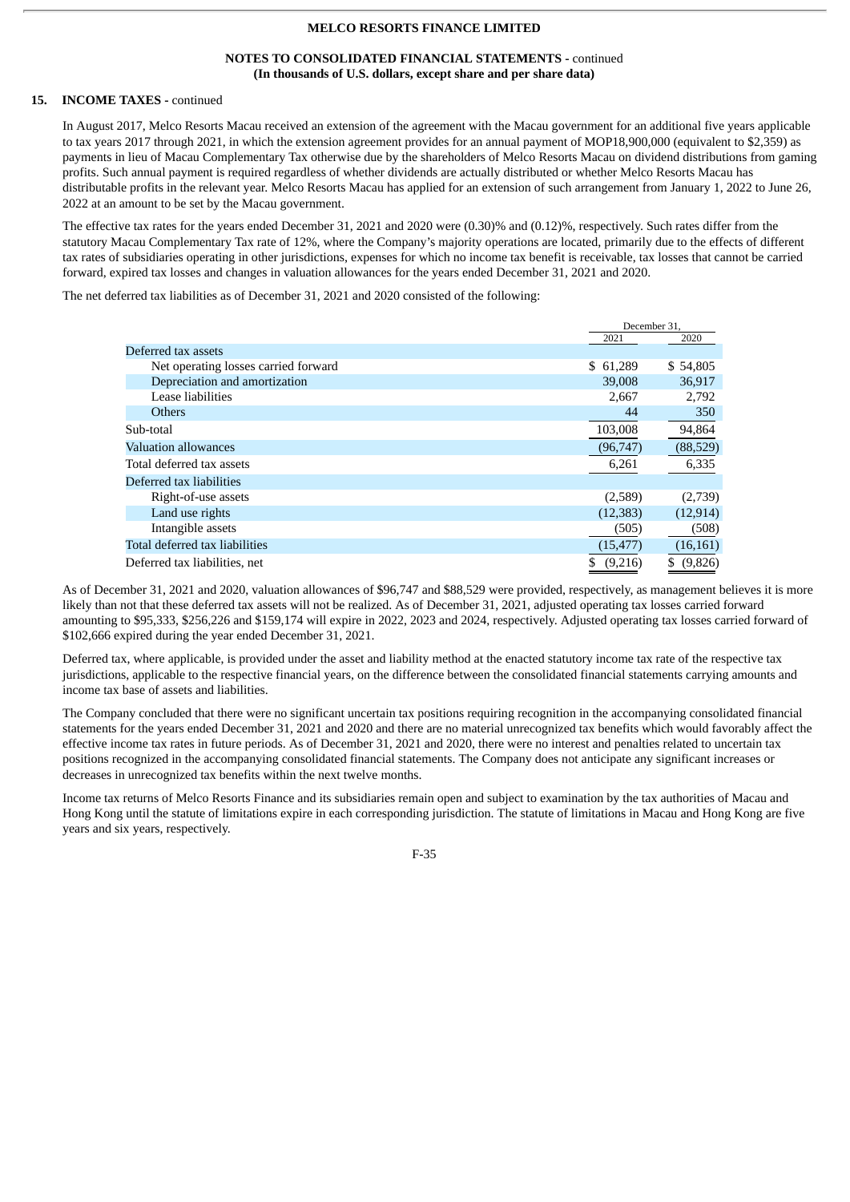**MELCO RESORTS FINANCE LIMITED**

**NOTES TO CONSOLIDATED FINANCIAL STATEMENTS -** continued
**(In thousands of U.S. dollars, except share and per share data)**

## 15. INCOME TAXES - continued

In August 2017, Melco Resorts Macau received an extension of the agreement with the Macau government for an additional five years applicable to tax years 2017 through 2021, in which the extension agreement provides for an annual payment of MOP18,900,000 (equivalent to $2,359) as payments in lieu of Macau Complementary Tax otherwise due by the shareholders of Melco Resorts Macau on dividend distributions from gaming profits. Such annual payment is required regardless of whether dividends are actually distributed or whether Melco Resorts Macau has distributable profits in the relevant year. Melco Resorts Macau has applied for an extension of such arrangement from January 1, 2022 to June 26, 2022 at an amount to be set by the Macau government.

The effective tax rates for the years ended December 31, 2021 and 2020 were (0.30)% and (0.12)%, respectively. Such rates differ from the statutory Macau Complementary Tax rate of 12%, where the Company's majority operations are located, primarily due to the effects of different tax rates of subsidiaries operating in other jurisdictions, expenses for which no income tax benefit is receivable, tax losses that cannot be carried forward, expired tax losses and changes in valuation allowances for the years ended December 31, 2021 and 2020.

The net deferred tax liabilities as of December 31, 2021 and 2020 consisted of the following:

| | December 31, 2021 | December 31, 2020 |
|---|---|---|
| Deferred tax assets | | |
| Net operating losses carried forward | $ 61,289 | $ 54,805 |
| Depreciation and amortization | 39,008 | 36,917 |
| Lease liabilities | 2,667 | 2,792 |
| Others | 44 | 350 |
| Sub-total | 103,008 | 94,864 |
| Valuation allowances | (96,747) | (88,529) |
| Total deferred tax assets | 6,261 | 6,335 |
| Deferred tax liabilities | | |
| Right-of-use assets | (2,589) | (2,739) |
| Land use rights | (12,383) | (12,914) |
| Intangible assets | (505) | (508) |
| Total deferred tax liabilities | (15,477) | (16,161) |
| Deferred tax liabilities, net | $ (9,216) | $ (9,826) |

As of December 31, 2021 and 2020, valuation allowances of $96,747 and $88,529 were provided, respectively, as management believes it is more likely than not that these deferred tax assets will not be realized. As of December 31, 2021, adjusted operating tax losses carried forward amounting to $95,333, $256,226 and $159,174 will expire in 2022, 2023 and 2024, respectively. Adjusted operating tax losses carried forward of $102,666 expired during the year ended December 31, 2021.

Deferred tax, where applicable, is provided under the asset and liability method at the enacted statutory income tax rate of the respective tax jurisdictions, applicable to the respective financial years, on the difference between the consolidated financial statements carrying amounts and income tax base of assets and liabilities.

The Company concluded that there were no significant uncertain tax positions requiring recognition in the accompanying consolidated financial statements for the years ended December 31, 2021 and 2020 and there are no material unrecognized tax benefits which would favorably affect the effective income tax rates in future periods. As of December 31, 2021 and 2020, there were no interest and penalties related to uncertain tax positions recognized in the accompanying consolidated financial statements. The Company does not anticipate any significant increases or decreases in unrecognized tax benefits within the next twelve months.

Income tax returns of Melco Resorts Finance and its subsidiaries remain open and subject to examination by the tax authorities of Macau and Hong Kong until the statute of limitations expire in each corresponding jurisdiction. The statute of limitations in Macau and Hong Kong are five years and six years, respectively.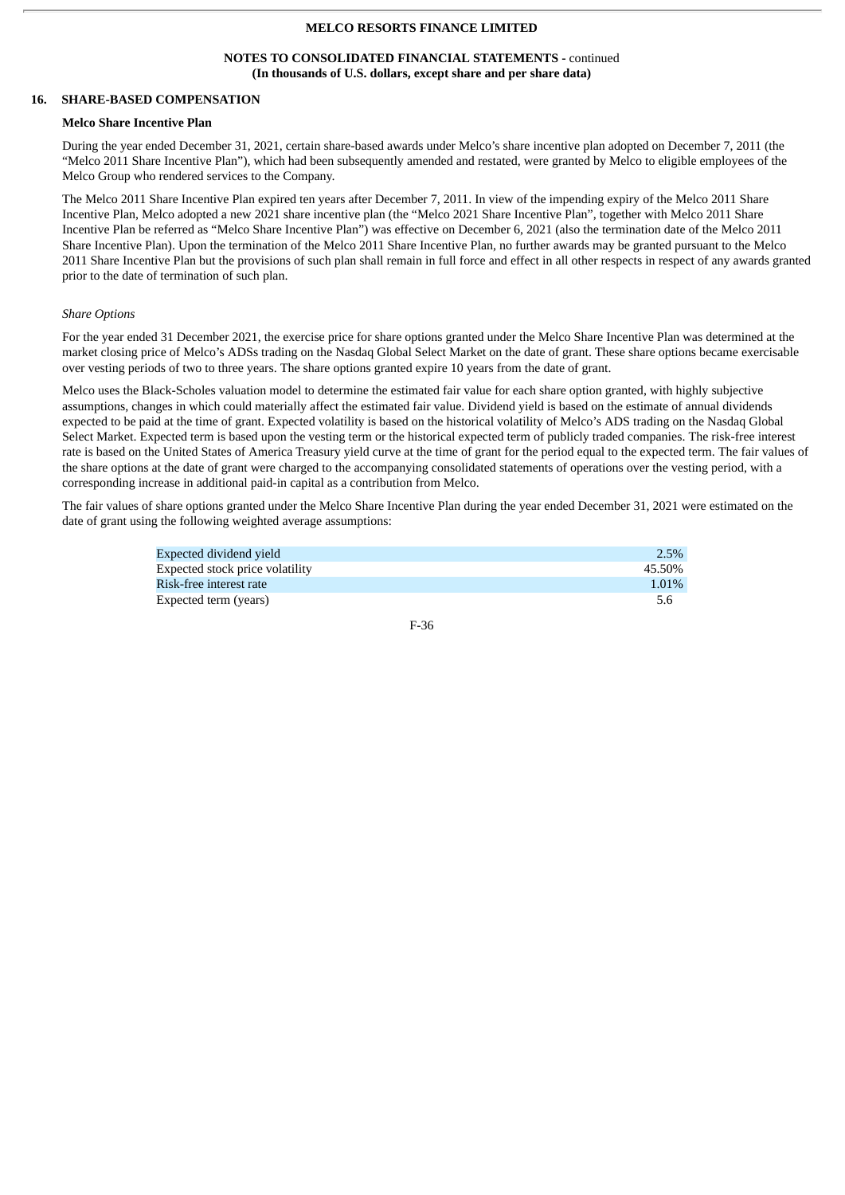## 16. SHARE-BASED COMPENSATION

### Melco Share Incentive Plan

During the year ended December 31, 2021, certain share-based awards under Melco's share incentive plan adopted on December 7, 2011 (the "Melco 2011 Share Incentive Plan"), which had been subsequently amended and restated, were granted by Melco to eligible employees of the Melco Group who rendered services to the Company.

The Melco 2011 Share Incentive Plan expired ten years after December 7, 2011. In view of the impending expiry of the Melco 2011 Share Incentive Plan, Melco adopted a new 2021 share incentive plan (the "Melco 2021 Share Incentive Plan", together with Melco 2011 Share Incentive Plan be referred as "Melco Share Incentive Plan") was effective on December 6, 2021 (also the termination date of the Melco 2011 Share Incentive Plan). Upon the termination of the Melco 2011 Share Incentive Plan, no further awards may be granted pursuant to the Melco 2011 Share Incentive Plan but the provisions of such plan shall remain in full force and effect in all other respects in respect of any awards granted prior to the date of termination of such plan.

*Share Options*

For the year ended 31 December 2021, the exercise price for share options granted under the Melco Share Incentive Plan was determined at the market closing price of Melco's ADSs trading on the Nasdaq Global Select Market on the date of grant. These share options became exercisable over vesting periods of two to three years. The share options granted expire 10 years from the date of grant.

Melco uses the Black-Scholes valuation model to determine the estimated fair value for each share option granted, with highly subjective assumptions, changes in which could materially affect the estimated fair value. Dividend yield is based on the estimate of annual dividends expected to be paid at the time of grant. Expected volatility is based on the historical volatility of Melco's ADS trading on the Nasdaq Global Select Market. Expected term is based upon the vesting term or the historical expected term of publicly traded companies. The risk-free interest rate is based on the United States of America Treasury yield curve at the time of grant for the period equal to the expected term. The fair values of the share options at the date of grant were charged to the accompanying consolidated statements of operations over the vesting period, with a corresponding increase in additional paid-in capital as a contribution from Melco.

The fair values of share options granted under the Melco Share Incentive Plan during the year ended December 31, 2021 were estimated on the date of grant using the following weighted average assumptions:

| | |
|---|---|
| Expected dividend yield | 2.5% |
| Expected stock price volatility | 45.50% |
| Risk-free interest rate | 1.01% |
| Expected term (years) | 5.6 |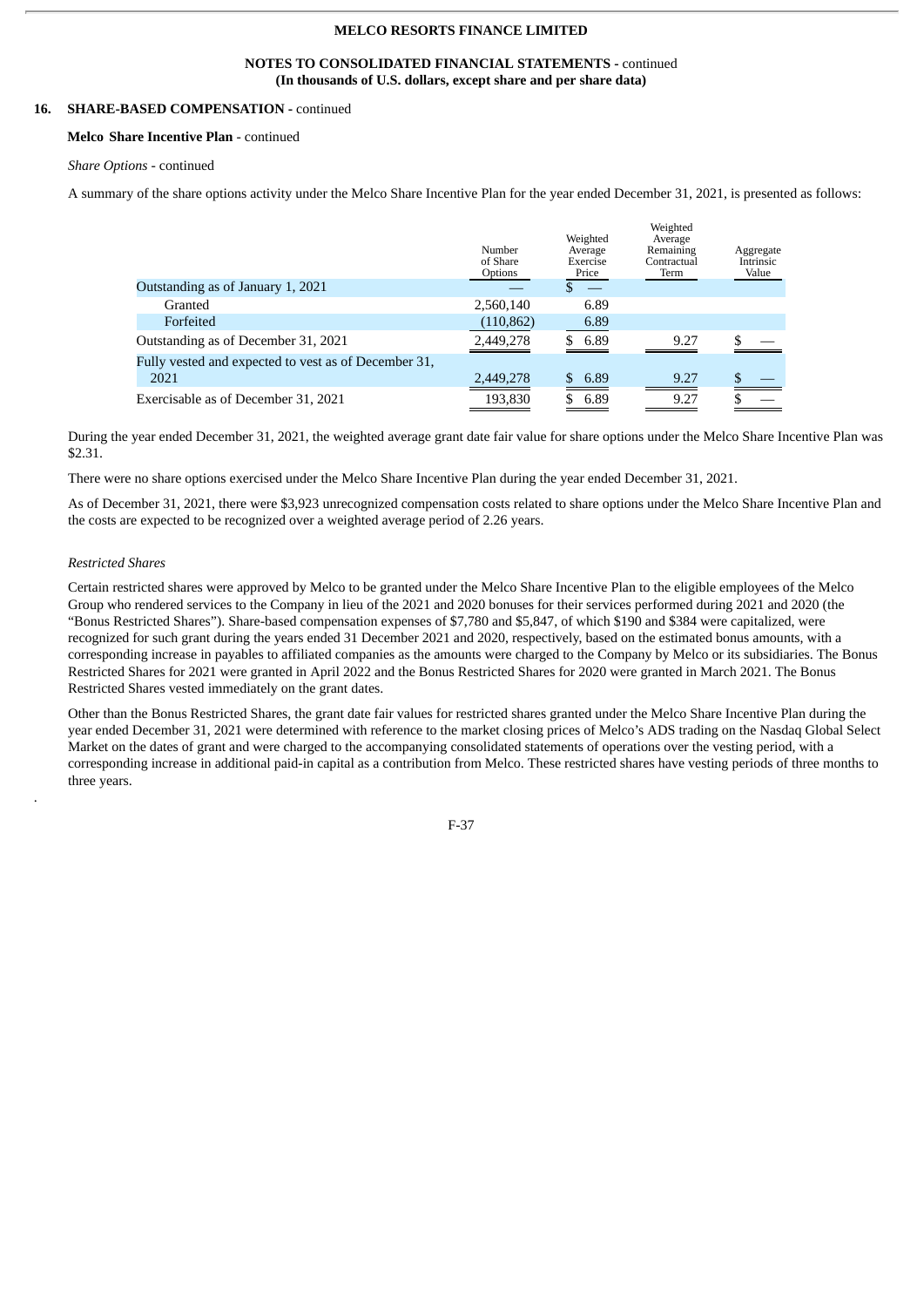MELCO RESORTS FINANCE LIMITED

NOTES TO CONSOLIDATED FINANCIAL STATEMENTS - continued
**(In thousands of U.S. dollars, except share and per share data)**

## 16. SHARE-BASED COMPENSATION - continued

**Melco Share Incentive Plan** - continued

*Share Options* - continued

A summary of the share options activity under the Melco Share Incentive Plan for the year ended December 31, 2021, is presented as follows:

| | Number of Share Options | Weighted Average Exercise Price | Weighted Average Remaining Contractual Term | Aggregate Intrinsic Value |
|---|---|---|---|---|
| Outstanding as of January 1, 2021 | — | $ — | | |
| Granted | 2,560,140 | 6.89 | | |
| Forfeited | (110,862) | 6.89 | | |
| Outstanding as of December 31, 2021 | 2,449,278 | $ 6.89 | 9.27 | $ — |
| Fully vested and expected to vest as of December 31, 2021 | 2,449,278 | $ 6.89 | 9.27 | $ — |
| Exercisable as of December 31, 2021 | 193,830 | $ 6.89 | 9.27 | $ — |

During the year ended December 31, 2021, the weighted average grant date fair value for share options under the Melco Share Incentive Plan was $2.31.

There were no share options exercised under the Melco Share Incentive Plan during the year ended December 31, 2021.

As of December 31, 2021, there were $3,923 unrecognized compensation costs related to share options under the Melco Share Incentive Plan and the costs are expected to be recognized over a weighted average period of 2.26 years.

*Restricted Shares*

Certain restricted shares were approved by Melco to be granted under the Melco Share Incentive Plan to the eligible employees of the Melco Group who rendered services to the Company in lieu of the 2021 and 2020 bonuses for their services performed during 2021 and 2020 (the "Bonus Restricted Shares"). Share-based compensation expenses of $7,780 and $5,847, of which $190 and $384 were capitalized, were recognized for such grant during the years ended 31 December 2021 and 2020, respectively, based on the estimated bonus amounts, with a corresponding increase in payables to affiliated companies as the amounts were charged to the Company by Melco or its subsidiaries. The Bonus Restricted Shares for 2021 were granted in April 2022 and the Bonus Restricted Shares for 2020 were granted in March 2021. The Bonus Restricted Shares vested immediately on the grant dates.

Other than the Bonus Restricted Shares, the grant date fair values for restricted shares granted under the Melco Share Incentive Plan during the year ended December 31, 2021 were determined with reference to the market closing prices of Melco's ADS trading on the Nasdaq Global Select Market on the dates of grant and were charged to the accompanying consolidated statements of operations over the vesting period, with a corresponding increase in additional paid-in capital as a contribution from Melco. These restricted shares have vesting periods of three months to three years.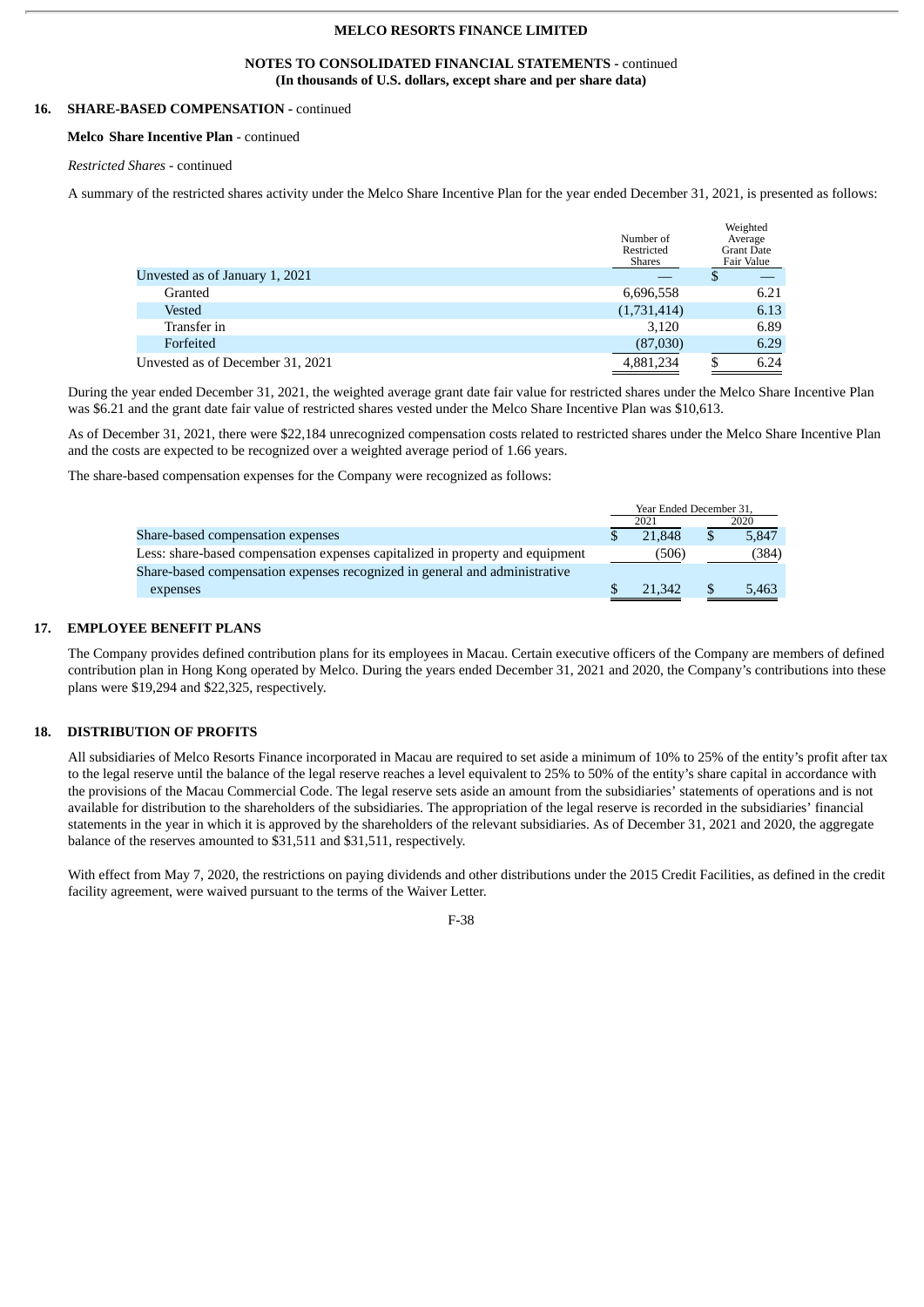MELCO RESORTS FINANCE LIMITED

NOTES TO CONSOLIDATED FINANCIAL STATEMENTS - continued
**(In thousands of U.S. dollars, except share and per share data)**

## 16. SHARE-BASED COMPENSATION - continued

**Melco Share Incentive Plan** - continued

*Restricted Shares* - continued

A summary of the restricted shares activity under the Melco Share Incentive Plan for the year ended December 31, 2021, is presented as follows:

| | Number of Restricted Shares | Weighted Average Grant Date Fair Value |
|---|---|---|
| Unvested as of January 1, 2021 | — | $ — |
| Granted | 6,696,558 | 6.21 |
| Vested | (1,731,414) | 6.13 |
| Transfer in | 3,120 | 6.89 |
| Forfeited | (87,030) | 6.29 |
| Unvested as of December 31, 2021 | 4,881,234 | $ 6.24 |

During the year ended December 31, 2021, the weighted average grant date fair value for restricted shares under the Melco Share Incentive Plan was $6.21 and the grant date fair value of restricted shares vested under the Melco Share Incentive Plan was $10,613.

As of December 31, 2021, there were $22,184 unrecognized compensation costs related to restricted shares under the Melco Share Incentive Plan and the costs are expected to be recognized over a weighted average period of 1.66 years.

The share-based compensation expenses for the Company were recognized as follows:

| | Year Ended December 31, | |
|---|---|---|
| | 2021 | 2020 |
| Share-based compensation expenses | $ 21,848 | $ 5,847 |
| Less: share-based compensation expenses capitalized in property and equipment | (506) | (384) |
| Share-based compensation expenses recognized in general and administrative expenses | $ 21,342 | $ 5,463 |

## 17. EMPLOYEE BENEFIT PLANS

The Company provides defined contribution plans for its employees in Macau. Certain executive officers of the Company are members of defined contribution plan in Hong Kong operated by Melco. During the years ended December 31, 2021 and 2020, the Company's contributions into these plans were $19,294 and $22,325, respectively.

## 18. DISTRIBUTION OF PROFITS

All subsidiaries of Melco Resorts Finance incorporated in Macau are required to set aside a minimum of 10% to 25% of the entity's profit after tax to the legal reserve until the balance of the legal reserve reaches a level equivalent to 25% to 50% of the entity's share capital in accordance with the provisions of the Macau Commercial Code. The legal reserve sets aside an amount from the subsidiaries' statements of operations and is not available for distribution to the shareholders of the subsidiaries. The appropriation of the legal reserve is recorded in the subsidiaries' financial statements in the year in which it is approved by the shareholders of the relevant subsidiaries. As of December 31, 2021 and 2020, the aggregate balance of the reserves amounted to $31,511 and $31,511, respectively.

With effect from May 7, 2020, the restrictions on paying dividends and other distributions under the 2015 Credit Facilities, as defined in the credit facility agreement, were waived pursuant to the terms of the Waiver Letter.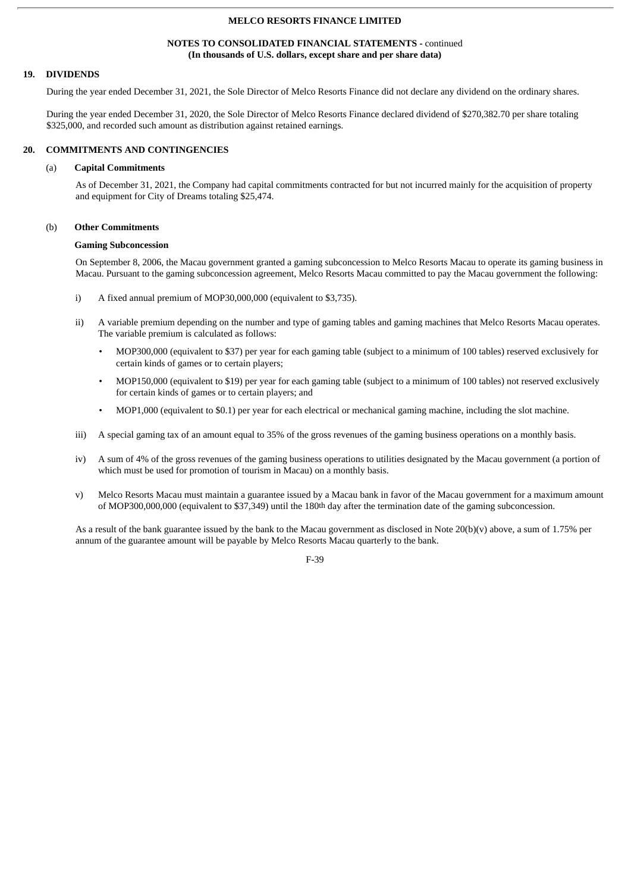## 19. DIVIDENDS

During the year ended December 31, 2021, the Sole Director of Melco Resorts Finance did not declare any dividend on the ordinary shares.

During the year ended December 31, 2020, the Sole Director of Melco Resorts Finance declared dividend of $270,382.70 per share totaling $325,000, and recorded such amount as distribution against retained earnings.

## 20. COMMITMENTS AND CONTINGENCIES

### (a) Capital Commitments

As of December 31, 2021, the Company had capital commitments contracted for but not incurred mainly for the acquisition of property and equipment for City of Dreams totaling $25,474.

### (b) Other Commitments

**Gaming Subconcession**

On September 8, 2006, the Macau government granted a gaming subconcession to Melco Resorts Macau to operate its gaming business in Macau. Pursuant to the gaming subconcession agreement, Melco Resorts Macau committed to pay the Macau government the following:

i) A fixed annual premium of MOP30,000,000 (equivalent to $3,735).

ii) A variable premium depending on the number and type of gaming tables and gaming machines that Melco Resorts Macau operates. The variable premium is calculated as follows:

- MOP300,000 (equivalent to $37) per year for each gaming table (subject to a minimum of 100 tables) reserved exclusively for certain kinds of games or to certain players;
- MOP150,000 (equivalent to $19) per year for each gaming table (subject to a minimum of 100 tables) not reserved exclusively for certain kinds of games or to certain players; and
- MOP1,000 (equivalent to $0.1) per year for each electrical or mechanical gaming machine, including the slot machine.

iii) A special gaming tax of an amount equal to 35% of the gross revenues of the gaming business operations on a monthly basis.

iv) A sum of 4% of the gross revenues of the gaming business operations to utilities designated by the Macau government (a portion of which must be used for promotion of tourism in Macau) on a monthly basis.

v) Melco Resorts Macau must maintain a guarantee issued by a Macau bank in favor of the Macau government for a maximum amount of MOP300,000,000 (equivalent to $37,349) until the 180th day after the termination date of the gaming subconcession.

As a result of the bank guarantee issued by the bank to the Macau government as disclosed in Note 20(b)(v) above, a sum of 1.75% per annum of the guarantee amount will be payable by Melco Resorts Macau quarterly to the bank.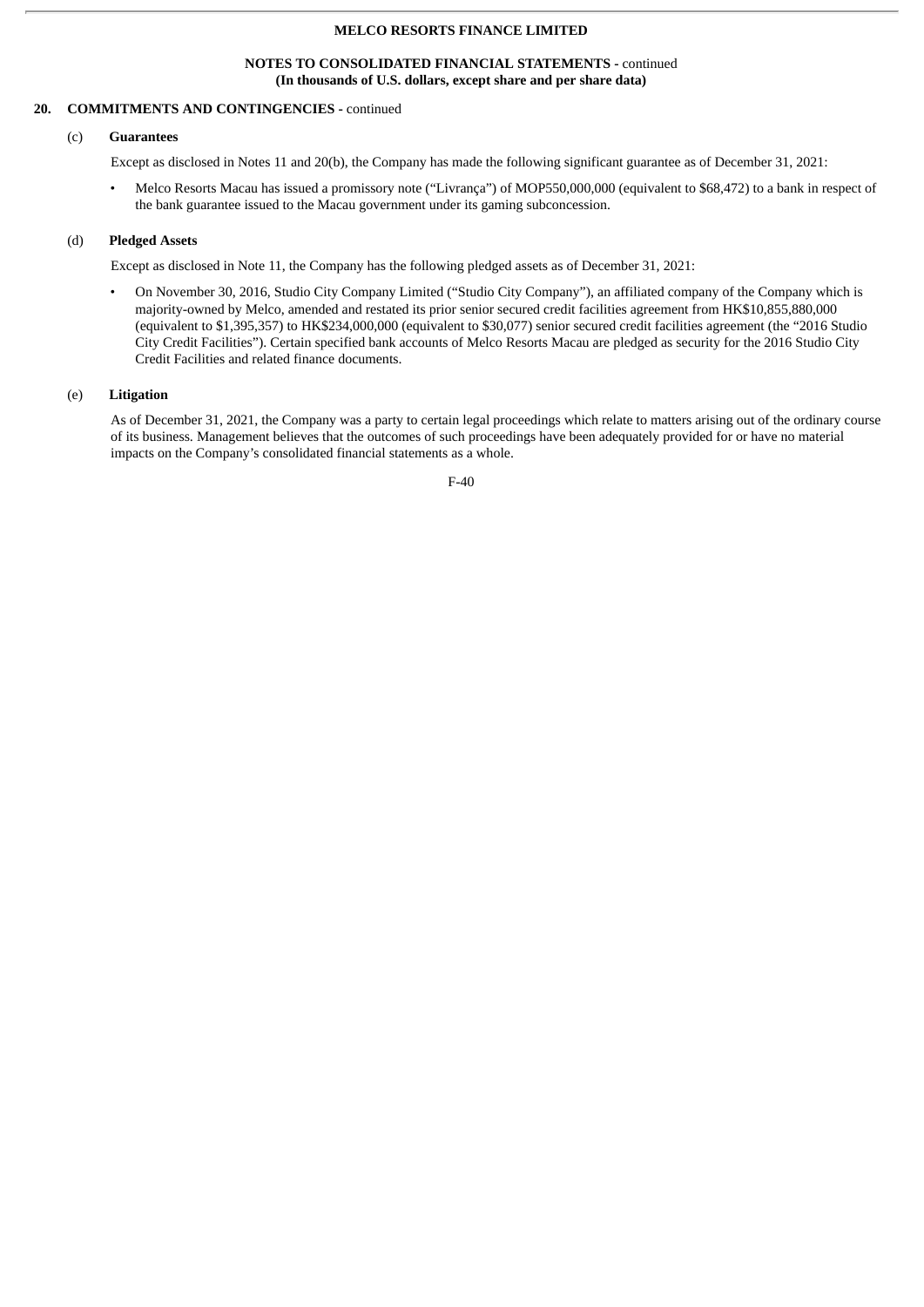## 20. COMMITMENTS AND CONTINGENCIES - continued

### (c) Guarantees

Except as disclosed in Notes 11 and 20(b), the Company has made the following significant guarantee as of December 31, 2021:

- Melco Resorts Macau has issued a promissory note (“Livrança”) of MOP550,000,000 (equivalent to $68,472) to a bank in respect of the bank guarantee issued to the Macau government under its gaming subconcession.

### (d) Pledged Assets

Except as disclosed in Note 11, the Company has the following pledged assets as of December 31, 2021:

- On November 30, 2016, Studio City Company Limited (“Studio City Company”), an affiliated company of the Company which is majority-owned by Melco, amended and restated its prior senior secured credit facilities agreement from HK$10,855,880,000 (equivalent to $1,395,357) to HK$234,000,000 (equivalent to $30,077) senior secured credit facilities agreement (the “2016 Studio City Credit Facilities”). Certain specified bank accounts of Melco Resorts Macau are pledged as security for the 2016 Studio City Credit Facilities and related finance documents.

### (e) Litigation

As of December 31, 2021, the Company was a party to certain legal proceedings which relate to matters arising out of the ordinary course of its business. Management believes that the outcomes of such proceedings have been adequately provided for or have no material impacts on the Company’s consolidated financial statements as a whole.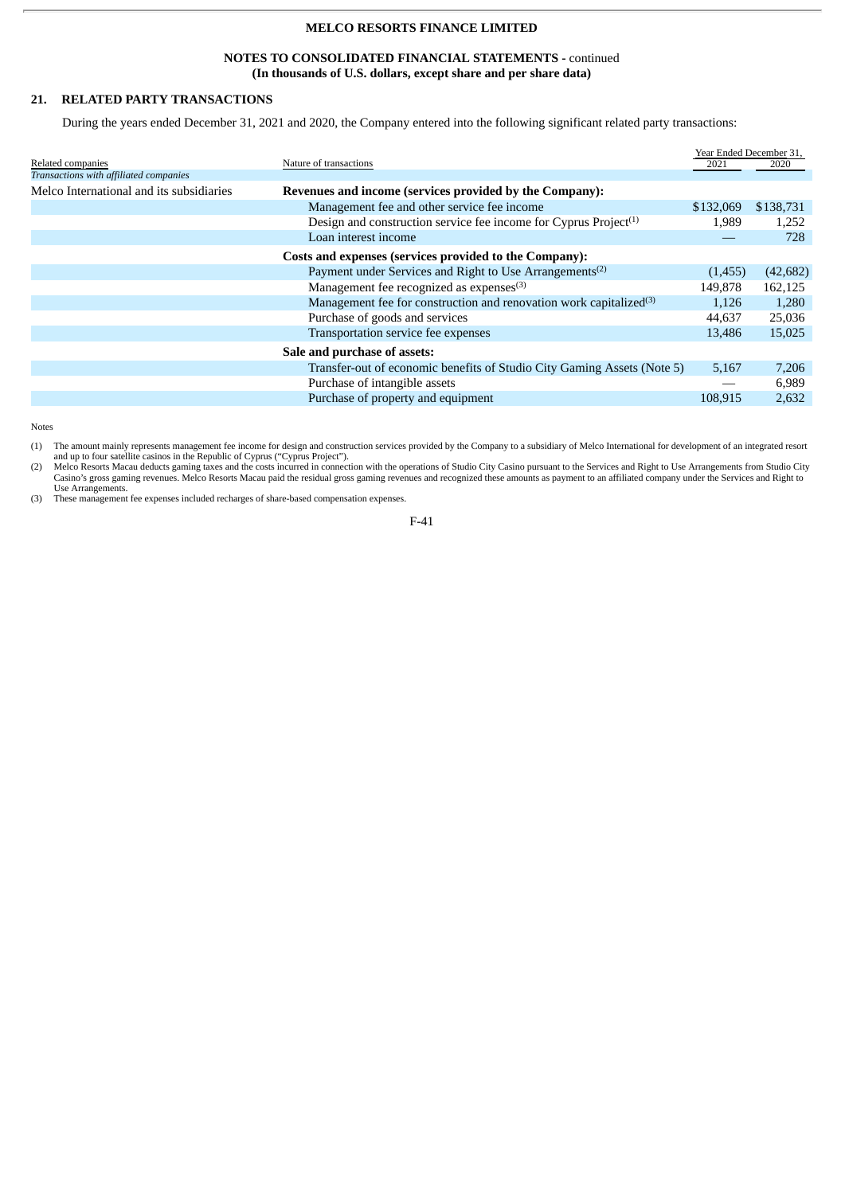MELCO RESORTS FINANCE LIMITED

NOTES TO CONSOLIDATED FINANCIAL STATEMENTS - continued
**(In thousands of U.S. dollars, except share and per share data)**

## 21. RELATED PARTY TRANSACTIONS

During the years ended December 31, 2021 and 2020, the Company entered into the following significant related party transactions:

| Related companies | Nature of transactions | Year Ended December 31, 2021 | 2020 |
|---|---|---|---|
| *Transactions with affiliated companies* | | | |
| Melco International and its subsidiaries | **Revenues and income (services provided by the Company):** | | |
| | Management fee and other service fee income | $132,069 | $138,731 |
| | Design and construction service fee income for Cyprus Project[(1)] | 1,989 | 1,252 |
| | Loan interest income | — | 728 |
| | **Costs and expenses (services provided to the Company):** | | |
| | Payment under Services and Right to Use Arrangements[(2)] | (1,455) | (42,682) |
| | Management fee recognized as expenses[(3)] | 149,878 | 162,125 |
| | Management fee for construction and renovation work capitalized[(3)] | 1,126 | 1,280 |
| | Purchase of goods and services | 44,637 | 25,036 |
| | Transportation service fee expenses | 13,486 | 15,025 |
| | **Sale and purchase of assets:** | | |
| | Transfer-out of economic benefits of Studio City Gaming Assets (Note 5) | 5,167 | 7,206 |
| | Purchase of intangible assets | — | 6,989 |
| | Purchase of property and equipment | 108,915 | 2,632 |

Notes

(1) The amount mainly represents management fee income for design and construction services provided by the Company to a subsidiary of Melco International for development of an integrated resort and up to four satellite casinos in the Republic of Cyprus ("Cyprus Project").

(2) Melco Resorts Macau deducts gaming taxes and the costs incurred in connection with the operations of Studio City Casino pursuant to the Services and Right to Use Arrangements from Studio City Casino's gross gaming revenues. Melco Resorts Macau paid the residual gross gaming revenues and recognized these amounts as payment to an affiliated company under the Services and Right to Use Arrangements.

(3) These management fee expenses included recharges of share-based compensation expenses.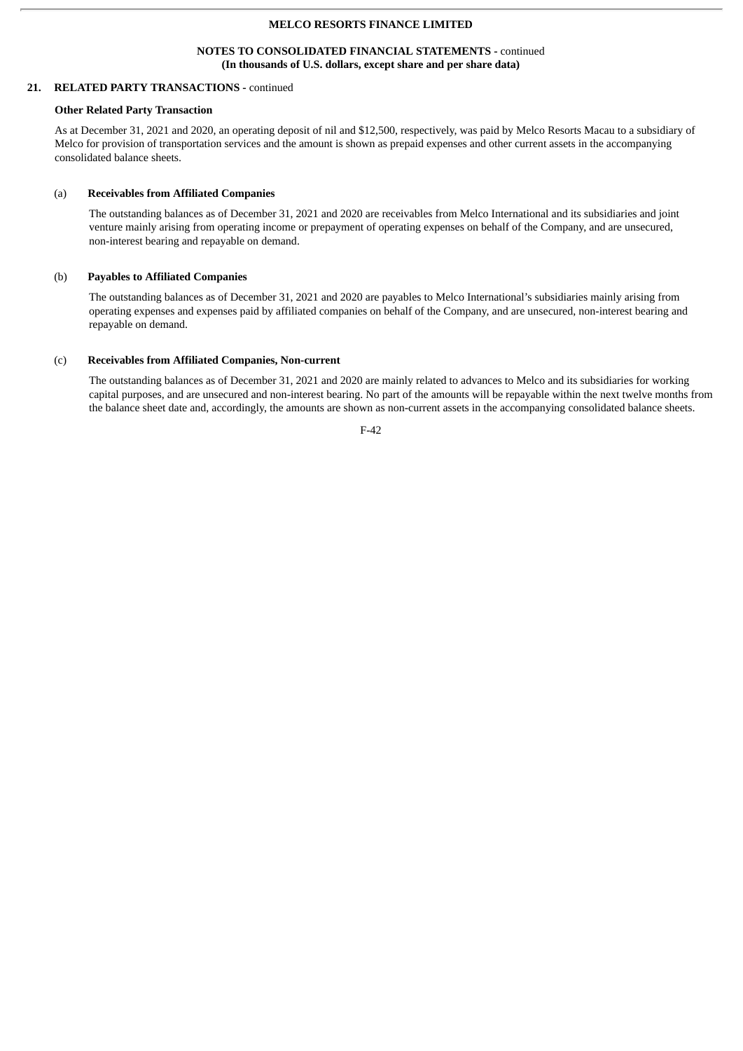## 21. RELATED PARTY TRANSACTIONS - continued

**Other Related Party Transaction**

As at December 31, 2021 and 2020, an operating deposit of nil and $12,500, respectively, was paid by Melco Resorts Macau to a subsidiary of Melco for provision of transportation services and the amount is shown as prepaid expenses and other current assets in the accompanying consolidated balance sheets.

(a) **Receivables from Affiliated Companies**

The outstanding balances as of December 31, 2021 and 2020 are receivables from Melco International and its subsidiaries and joint venture mainly arising from operating income or prepayment of operating expenses on behalf of the Company, and are unsecured, non-interest bearing and repayable on demand.

(b) **Payables to Affiliated Companies**

The outstanding balances as of December 31, 2021 and 2020 are payables to Melco International's subsidiaries mainly arising from operating expenses and expenses paid by affiliated companies on behalf of the Company, and are unsecured, non-interest bearing and repayable on demand.

(c) **Receivables from Affiliated Companies, Non-current**

The outstanding balances as of December 31, 2021 and 2020 are mainly related to advances to Melco and its subsidiaries for working capital purposes, and are unsecured and non-interest bearing. No part of the amounts will be repayable within the next twelve months from the balance sheet date and, accordingly, the amounts are shown as non-current assets in the accompanying consolidated balance sheets.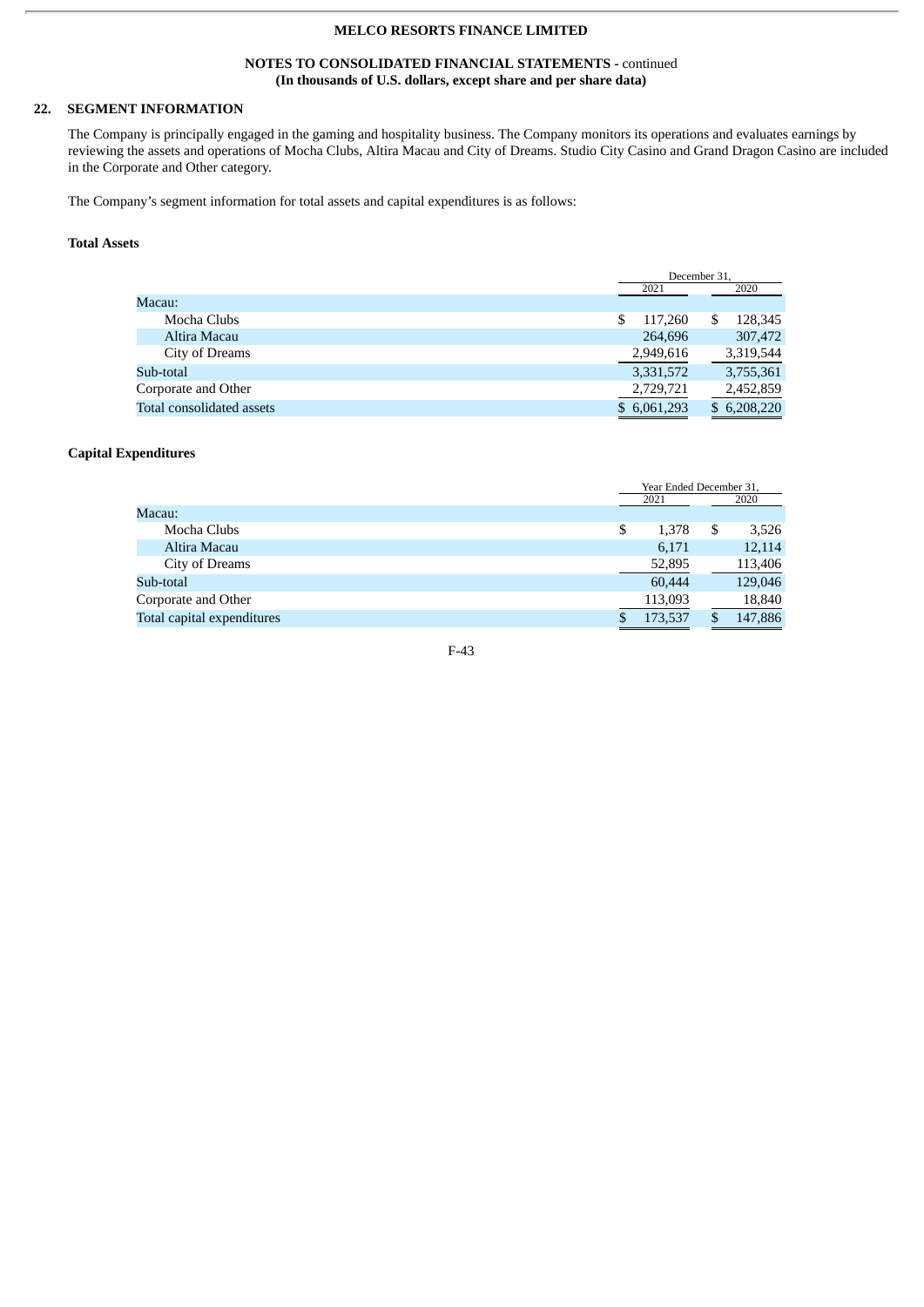**MELCO RESORTS FINANCE LIMITED**

**NOTES TO CONSOLIDATED FINANCIAL STATEMENTS -** continued
**(In thousands of U.S. dollars, except share and per share data)**

## 22. SEGMENT INFORMATION

The Company is principally engaged in the gaming and hospitality business. The Company monitors its operations and evaluates earnings by reviewing the assets and operations of Mocha Clubs, Altira Macau and City of Dreams. Studio City Casino and Grand Dragon Casino are included in the Corporate and Other category.

The Company's segment information for total assets and capital expenditures is as follows:

**Total Assets**

| | December 31, | |
|---|---|---|
| | 2021 | 2020 |
| Macau: | | |
| Mocha Clubs | $ 117,260 | $ 128,345 |
| Altira Macau | 264,696 | 307,472 |
| City of Dreams | 2,949,616 | 3,319,544 |
| Sub-total | 3,331,572 | 3,755,361 |
| Corporate and Other | 2,729,721 | 2,452,859 |
| Total consolidated assets | $ 6,061,293 | $ 6,208,220 |

**Capital Expenditures**

| | Year Ended December 31, | |
|---|---|---|
| | 2021 | 2020 |
| Macau: | | |
| Mocha Clubs | $ 1,378 | $ 3,526 |
| Altira Macau | 6,171 | 12,114 |
| City of Dreams | 52,895 | 113,406 |
| Sub-total | 60,444 | 129,046 |
| Corporate and Other | 113,093 | 18,840 |
| Total capital expenditures | $ 173,537 | $ 147,886 |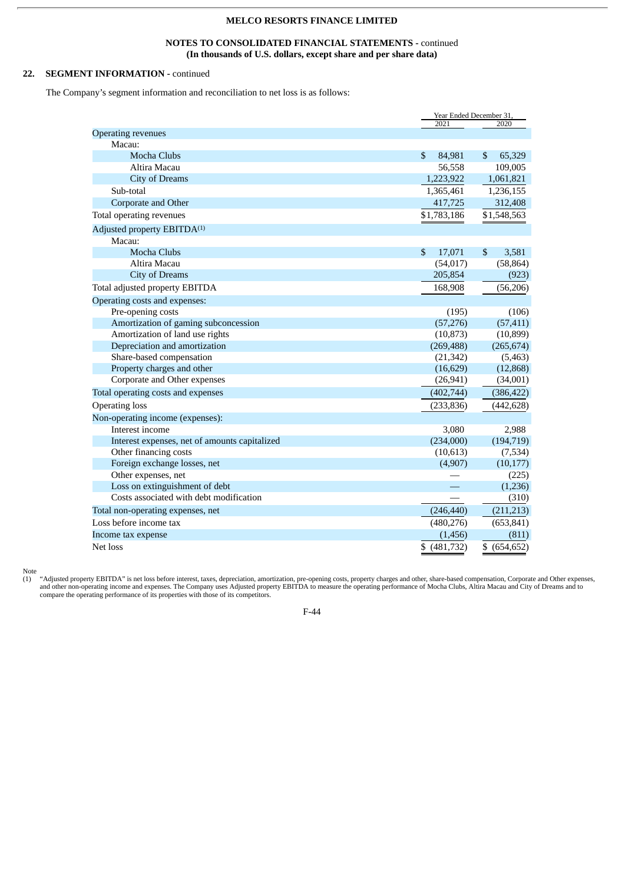MELCO RESORTS FINANCE LIMITED

NOTES TO CONSOLIDATED FINANCIAL STATEMENTS - continued
**(In thousands of U.S. dollars, except share and per share data)**

## 22. SEGMENT INFORMATION - continued

The Company's segment information and reconciliation to net loss is as follows:

| | Year Ended December 31, | |
|---|---|---|
| | 2021 | 2020 |
| Operating revenues | | |
| Macau: | | |
| Mocha Clubs | $ 84,981 | $ 65,329 |
| Altira Macau | 56,558 | 109,005 |
| City of Dreams | 1,223,922 | 1,061,821 |
| Sub-total | 1,365,461 | 1,236,155 |
| Corporate and Other | 417,725 | 312,408 |
| Total operating revenues | $1,783,186 | $1,548,563 |
| Adjusted property EBITDA[(1)] | | |
| Macau: | | |
| Mocha Clubs | $ 17,071 | $ 3,581 |
| Altira Macau | (54,017) | (58,864) |
| City of Dreams | 205,854 | (923) |
| Total adjusted property EBITDA | 168,908 | (56,206) |
| Operating costs and expenses: | | |
| Pre-opening costs | (195) | (106) |
| Amortization of gaming subconcession | (57,276) | (57,411) |
| Amortization of land use rights | (10,873) | (10,899) |
| Depreciation and amortization | (269,488) | (265,674) |
| Share-based compensation | (21,342) | (5,463) |
| Property charges and other | (16,629) | (12,868) |
| Corporate and Other expenses | (26,941) | (34,001) |
| Total operating costs and expenses | (402,744) | (386,422) |
| Operating loss | (233,836) | (442,628) |
| Non-operating income (expenses): | | |
| Interest income | 3,080 | 2,988 |
| Interest expenses, net of amounts capitalized | (234,000) | (194,719) |
| Other financing costs | (10,613) | (7,534) |
| Foreign exchange losses, net | (4,907) | (10,177) |
| Other expenses, net | — | (225) |
| Loss on extinguishment of debt | — | (1,236) |
| Costs associated with debt modification | — | (310) |
| Total non-operating expenses, net | (246,440) | (211,213) |
| Loss before income tax | (480,276) | (653,841) |
| Income tax expense | (1,456) | (811) |
| Net loss | $ (481,732) | $ (654,652) |

Note

(1) "Adjusted property EBITDA" is net loss before interest, taxes, depreciation, amortization, pre-opening costs, property charges and other, share-based compensation, Corporate and Other expenses, and other non-operating income and expenses. The Company uses Adjusted property EBITDA to measure the operating performance of Mocha Clubs, Altira Macau and City of Dreams and to compare the operating performance of its properties with those of its competitors.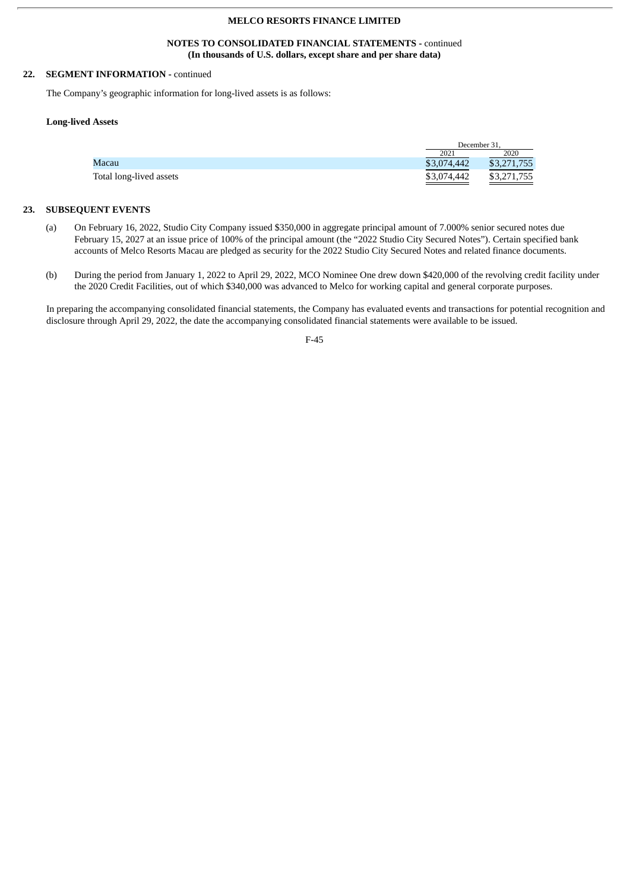# MELCO RESORTS FINANCE LIMITED

## NOTES TO CONSOLIDATED FINANCIAL STATEMENTS - continued
**(In thousands of U.S. dollars, except share and per share data)**

## 22. SEGMENT INFORMATION - continued

The Company's geographic information for long-lived assets is as follows:

**Long-lived Assets**

| | December 31, | |
|---|---|---|
| | 2021 | 2020 |
| Macau | $3,074,442 | $3,271,755 |
| Total long-lived assets | $3,074,442 | $3,271,755 |

## 23. SUBSEQUENT EVENTS

(a) On February 16, 2022, Studio City Company issued $350,000 in aggregate principal amount of 7.000% senior secured notes due February 15, 2027 at an issue price of 100% of the principal amount (the "2022 Studio City Secured Notes"). Certain specified bank accounts of Melco Resorts Macau are pledged as security for the 2022 Studio City Secured Notes and related finance documents.

(b) During the period from January 1, 2022 to April 29, 2022, MCO Nominee One drew down $420,000 of the revolving credit facility under the 2020 Credit Facilities, out of which $340,000 was advanced to Melco for working capital and general corporate purposes.

In preparing the accompanying consolidated financial statements, the Company has evaluated events and transactions for potential recognition and disclosure through April 29, 2022, the date the accompanying consolidated financial statements were available to be issued.